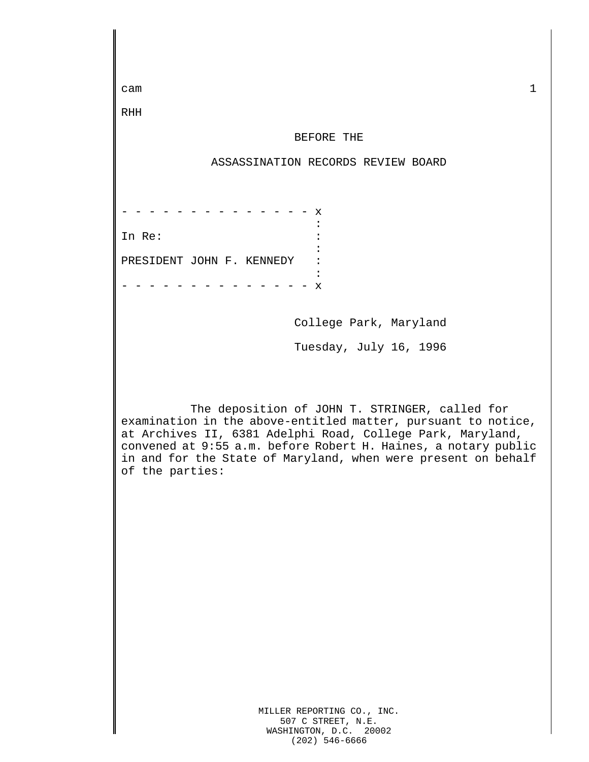cam

RHH

BEFORE THE

ASSASSINATION RECORDS REVIEW BOARD

```
- - - - - - - - - - - - - - - x
                              :
In Re:                        :
                              :
PRESIDENT JOHN F. KENNEDY     :
                              :
- - - - - - - - - - - - - - - x
```

College Park, Maryland

Tuesday, July 16, 1996

The deposition of JOHN T. STRINGER, called for examination in the above-entitled matter, pursuant to notice, at Archives II, 6381 Adelphi Road, College Park, Maryland, convened at 9:55 a.m. before Robert H. Haines, a notary public in and for the State of Maryland, when were present on behalf of the parties:

MILLER REPORTING CO., INC.
507 C STREET, N.E.
WASHINGTON, D.C. 20002
(202) 546-6666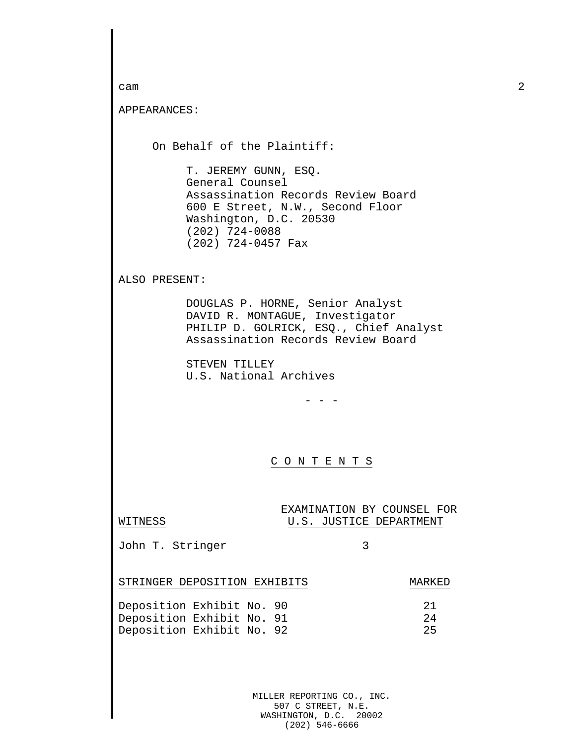APPEARANCES:

On Behalf of the Plaintiff:

T. JEREMY GUNN, ESQ.
General Counsel
Assassination Records Review Board
600 E Street, N.W., Second Floor
Washington, D.C. 20530
(202) 724-0088
(202) 724-0457 Fax

ALSO PRESENT:

DOUGLAS P. HORNE, Senior Analyst
DAVID R. MONTAGUE, Investigator
PHILIP D. GOLRICK, ESQ., Chief Analyst
Assassination Records Review Board

STEVEN TILLEY
U.S. National Archives

\- - -

## C O N T E N T S

| WITNESS | EXAMINATION BY COUNSEL FOR U.S. JUSTICE DEPARTMENT |
|---|---|
| John T. Stringer | 3 |

| STRINGER DEPOSITION EXHIBITS | MARKED |
|---|---|
| Deposition Exhibit No. 90 | 21 |
| Deposition Exhibit No. 91 | 24 |
| Deposition Exhibit No. 92 | 25 |

MILLER REPORTING CO., INC.
507 C STREET, N.E.
WASHINGTON, D.C. 20002
(202) 546-6666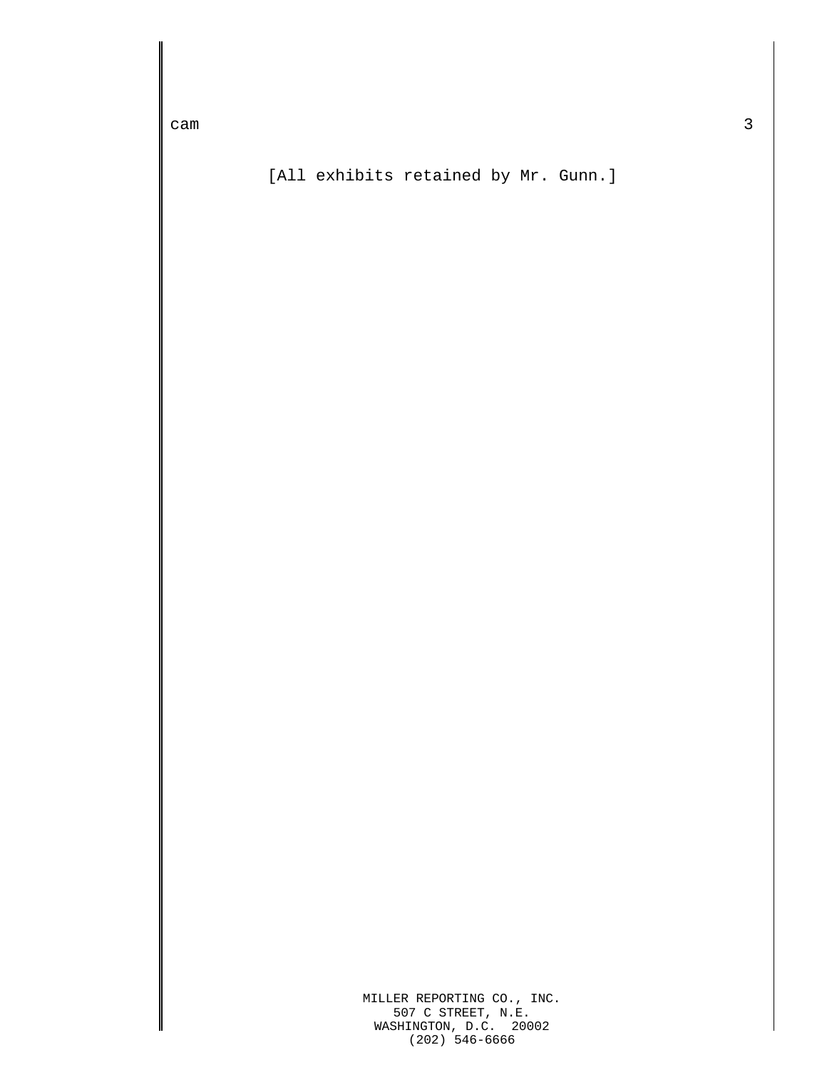[All exhibits retained by Mr. Gunn.]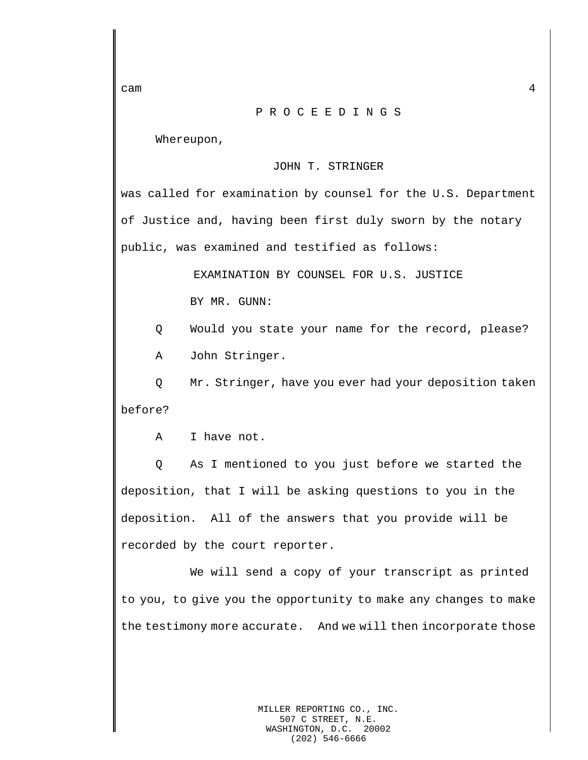P R O C E E D I N G S

Whereupon,

JOHN T. STRINGER

was called for examination by counsel for the U.S. Department of Justice and, having been first duly sworn by the notary public, was examined and testified as follows:

EXAMINATION BY COUNSEL FOR U.S. JUSTICE

BY MR. GUNN:

Q Would you state your name for the record, please?

A John Stringer.

Q Mr. Stringer, have you ever had your deposition taken before?

A I have not.

Q As I mentioned to you just before we started the deposition, that I will be asking questions to you in the deposition. All of the answers that you provide will be recorded by the court reporter.

We will send a copy of your transcript as printed to you, to give you the opportunity to make any changes to make the testimony more accurate. And we will then incorporate those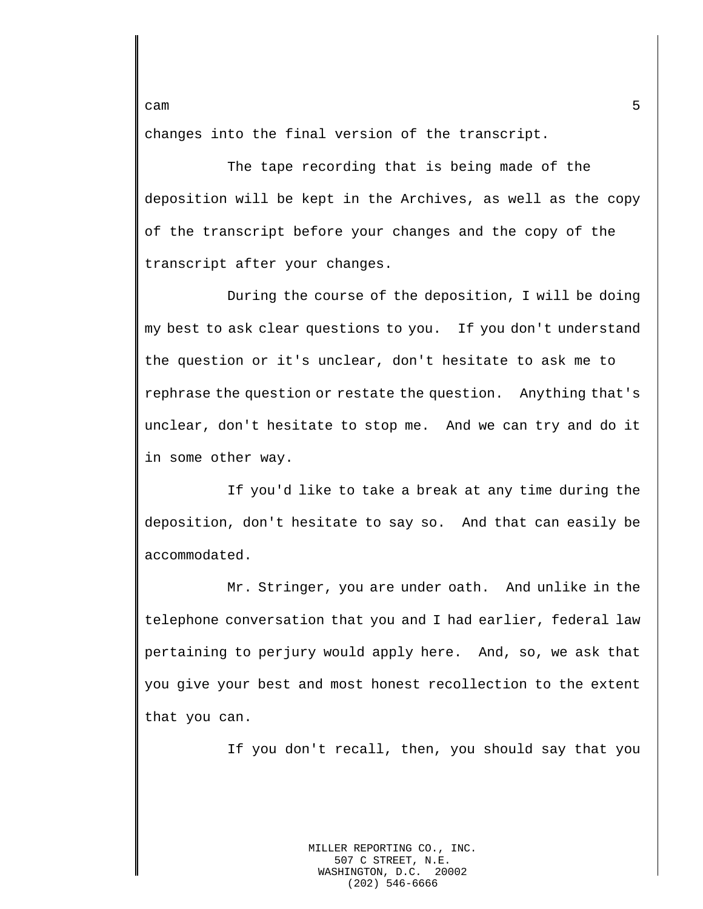changes into the final version of the transcript.

The tape recording that is being made of the deposition will be kept in the Archives, as well as the copy of the transcript before your changes and the copy of the transcript after your changes.

During the course of the deposition, I will be doing my best to ask clear questions to you. If you don't understand the question or it's unclear, don't hesitate to ask me to rephrase the question or restate the question. Anything that's unclear, don't hesitate to stop me. And we can try and do it in some other way.

If you'd like to take a break at any time during the deposition, don't hesitate to say so. And that can easily be accommodated.

Mr. Stringer, you are under oath. And unlike in the telephone conversation that you and I had earlier, federal law pertaining to perjury would apply here. And, so, we ask that you give your best and most honest recollection to the extent that you can.

If you don't recall, then, you should say that you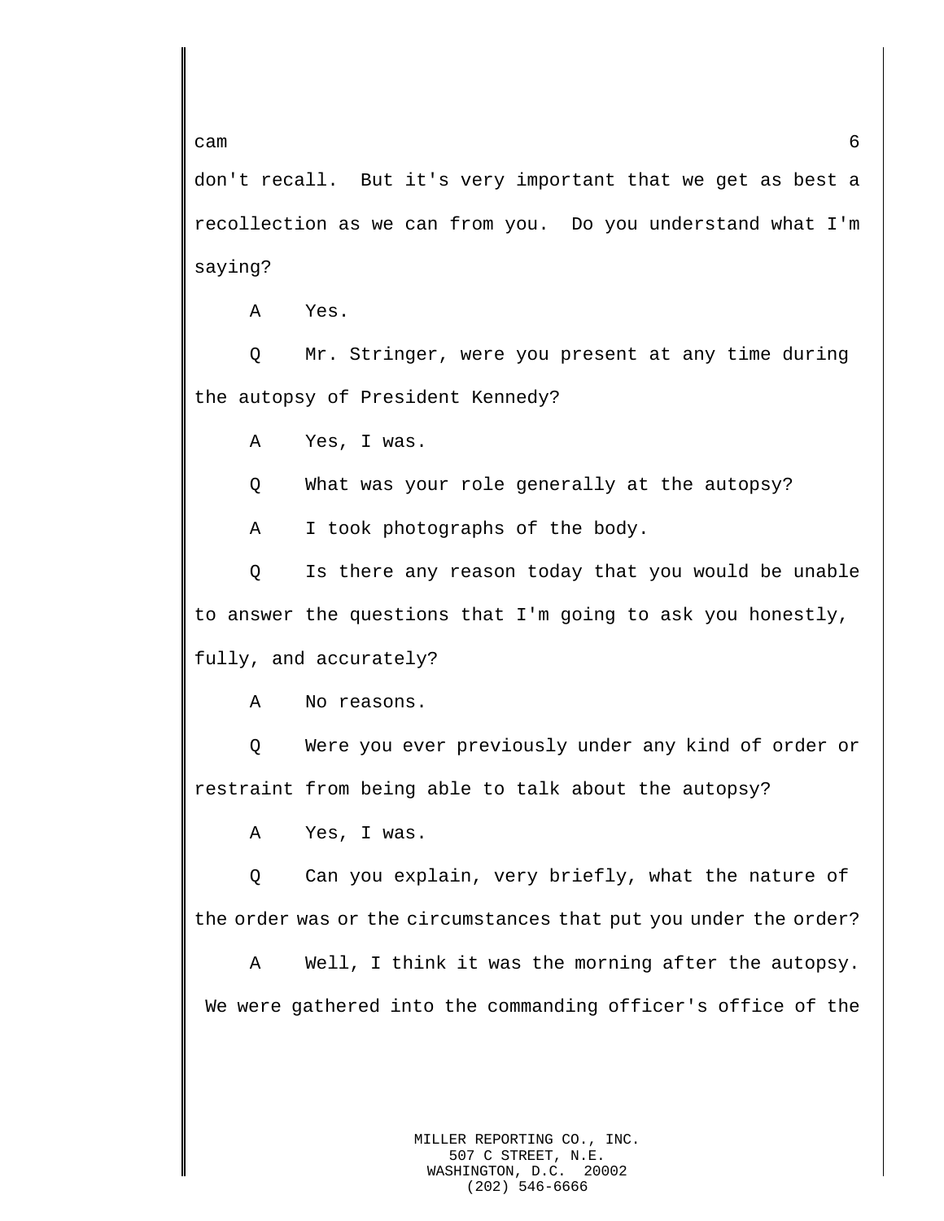don't recall. But it's very important that we get as best a recollection as we can from you. Do you understand what I'm saying?

A Yes.

Q Mr. Stringer, were you present at any time during the autopsy of President Kennedy?

A Yes, I was.

Q What was your role generally at the autopsy?

A I took photographs of the body.

Q Is there any reason today that you would be unable to answer the questions that I'm going to ask you honestly, fully, and accurately?

A No reasons.

Q Were you ever previously under any kind of order or restraint from being able to talk about the autopsy?

A Yes, I was.

Q Can you explain, very briefly, what the nature of the order was or the circumstances that put you under the order?

A Well, I think it was the morning after the autopsy. We were gathered into the commanding officer's office of the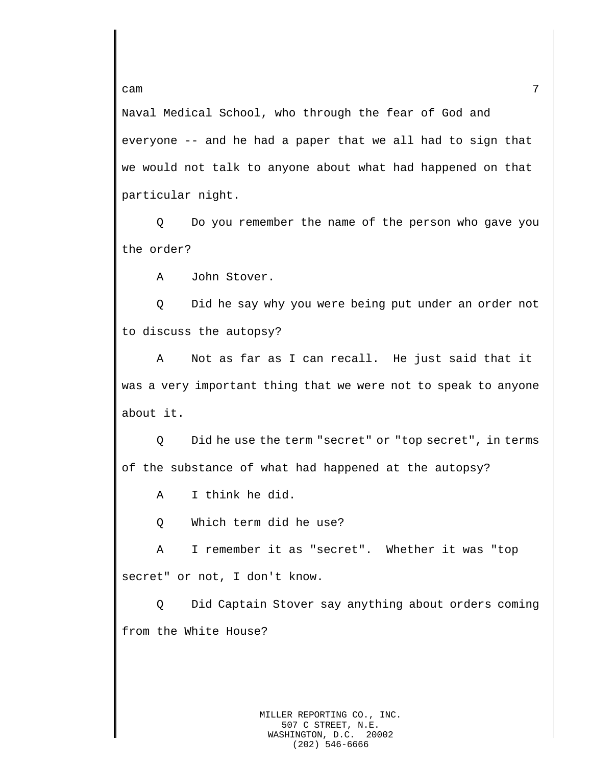Naval Medical School, who through the fear of God and everyone -- and he had a paper that we all had to sign that we would not talk to anyone about what had happened on that particular night.

Q Do you remember the name of the person who gave you the order?

A John Stover.

Q Did he say why you were being put under an order not to discuss the autopsy?

A Not as far as I can recall. He just said that it was a very important thing that we were not to speak to anyone about it.

Q Did he use the term "secret" or "top secret", in terms of the substance of what had happened at the autopsy?

A I think he did.

Q Which term did he use?

A I remember it as "secret". Whether it was "top secret" or not, I don't know.

Q Did Captain Stover say anything about orders coming from the White House?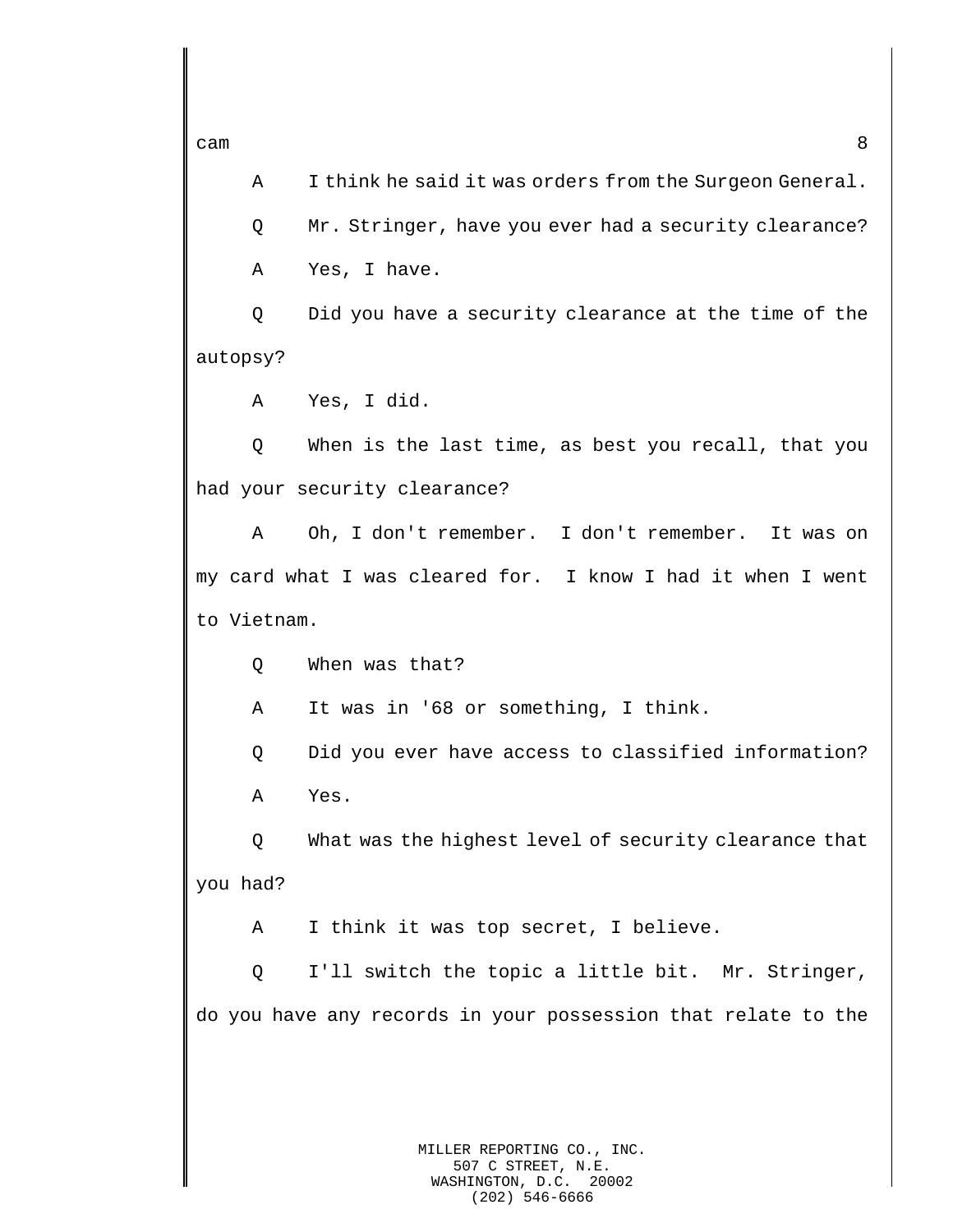A I think he said it was orders from the Surgeon General.

Q Mr. Stringer, have you ever had a security clearance?

A Yes, I have.

Q Did you have a security clearance at the time of the autopsy?

A Yes, I did.

Q When is the last time, as best you recall, that you had your security clearance?

A Oh, I don't remember. I don't remember. It was on my card what I was cleared for. I know I had it when I went to Vietnam.

Q When was that?

A It was in '68 or something, I think.

Q Did you ever have access to classified information?

A Yes.

Q What was the highest level of security clearance that you had?

A I think it was top secret, I believe.

Q I'll switch the topic a little bit. Mr. Stringer, do you have any records in your possession that relate to the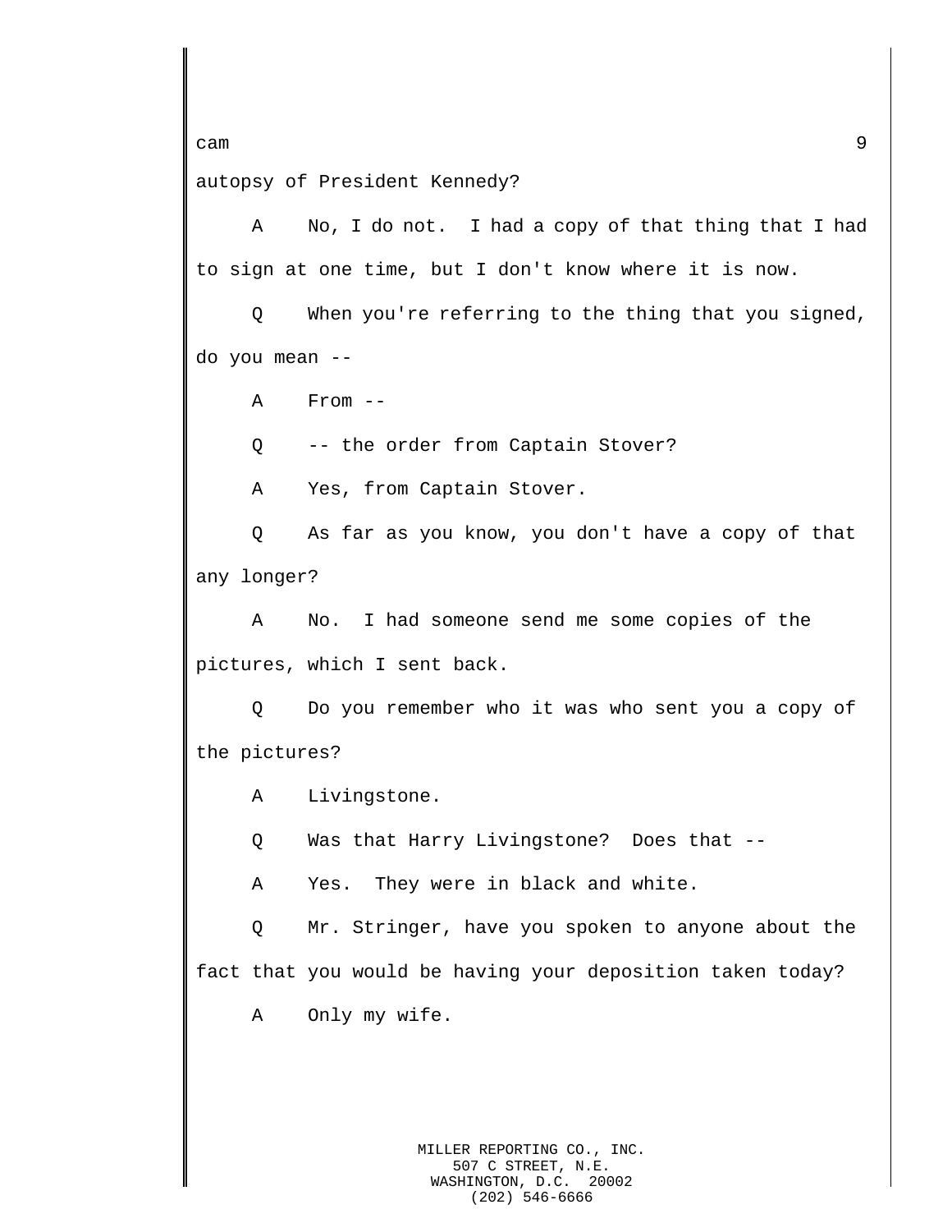autopsy of President Kennedy?

A No, I do not. I had a copy of that thing that I had to sign at one time, but I don't know where it is now.

Q When you're referring to the thing that you signed, do you mean --

A From --

Q -- the order from Captain Stover?

A Yes, from Captain Stover.

Q As far as you know, you don't have a copy of that any longer?

A No. I had someone send me some copies of the pictures, which I sent back.

Q Do you remember who it was who sent you a copy of the pictures?

A Livingstone.

Q Was that Harry Livingstone? Does that --

A Yes. They were in black and white.

Q Mr. Stringer, have you spoken to anyone about the fact that you would be having your deposition taken today?

A Only my wife.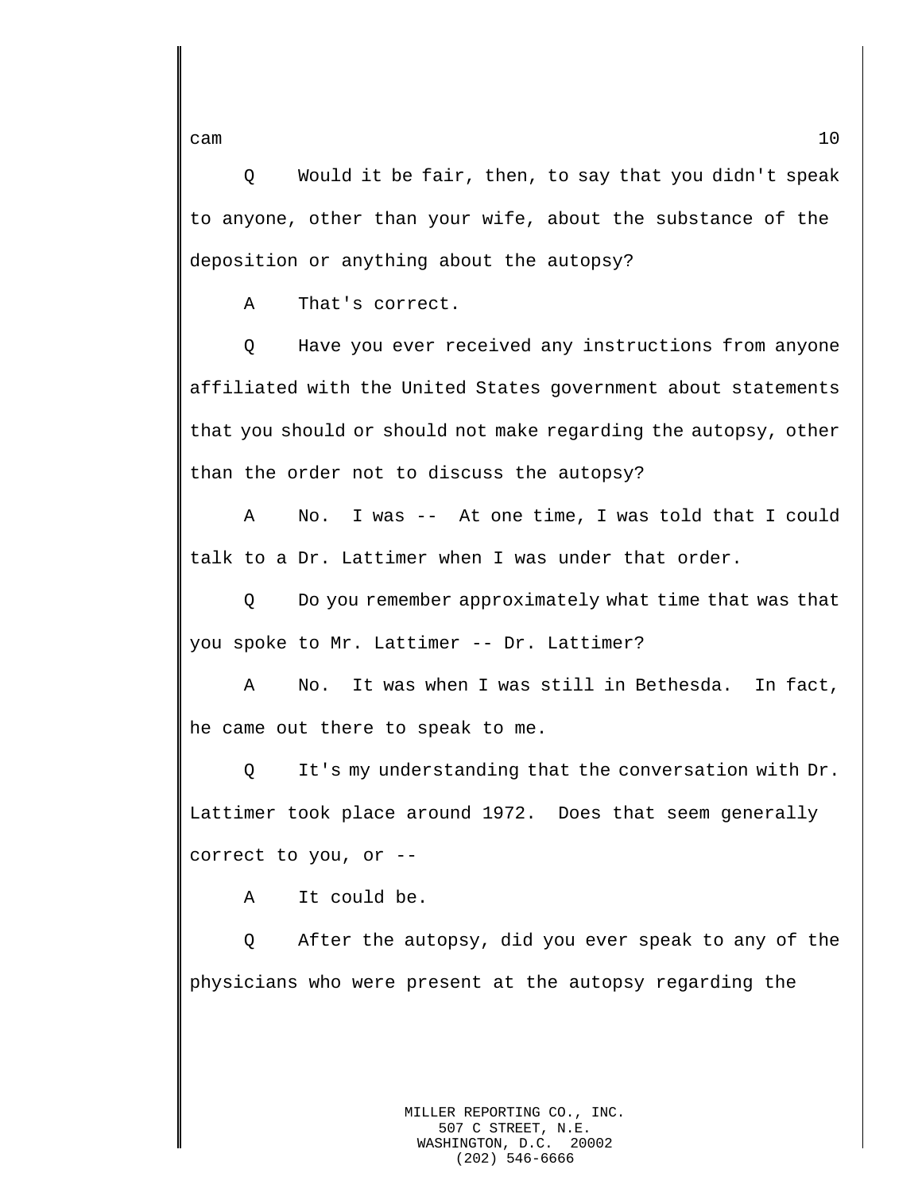Q Would it be fair, then, to say that you didn't speak to anyone, other than your wife, about the substance of the deposition or anything about the autopsy?

A That's correct.

Q Have you ever received any instructions from anyone affiliated with the United States government about statements that you should or should not make regarding the autopsy, other than the order not to discuss the autopsy?

A No. I was -- At one time, I was told that I could talk to a Dr. Lattimer when I was under that order.

Q Do you remember approximately what time that was that you spoke to Mr. Lattimer -- Dr. Lattimer?

A No. It was when I was still in Bethesda. In fact, he came out there to speak to me.

Q It's my understanding that the conversation with Dr. Lattimer took place around 1972. Does that seem generally correct to you, or --

A It could be.

Q After the autopsy, did you ever speak to any of the physicians who were present at the autopsy regarding the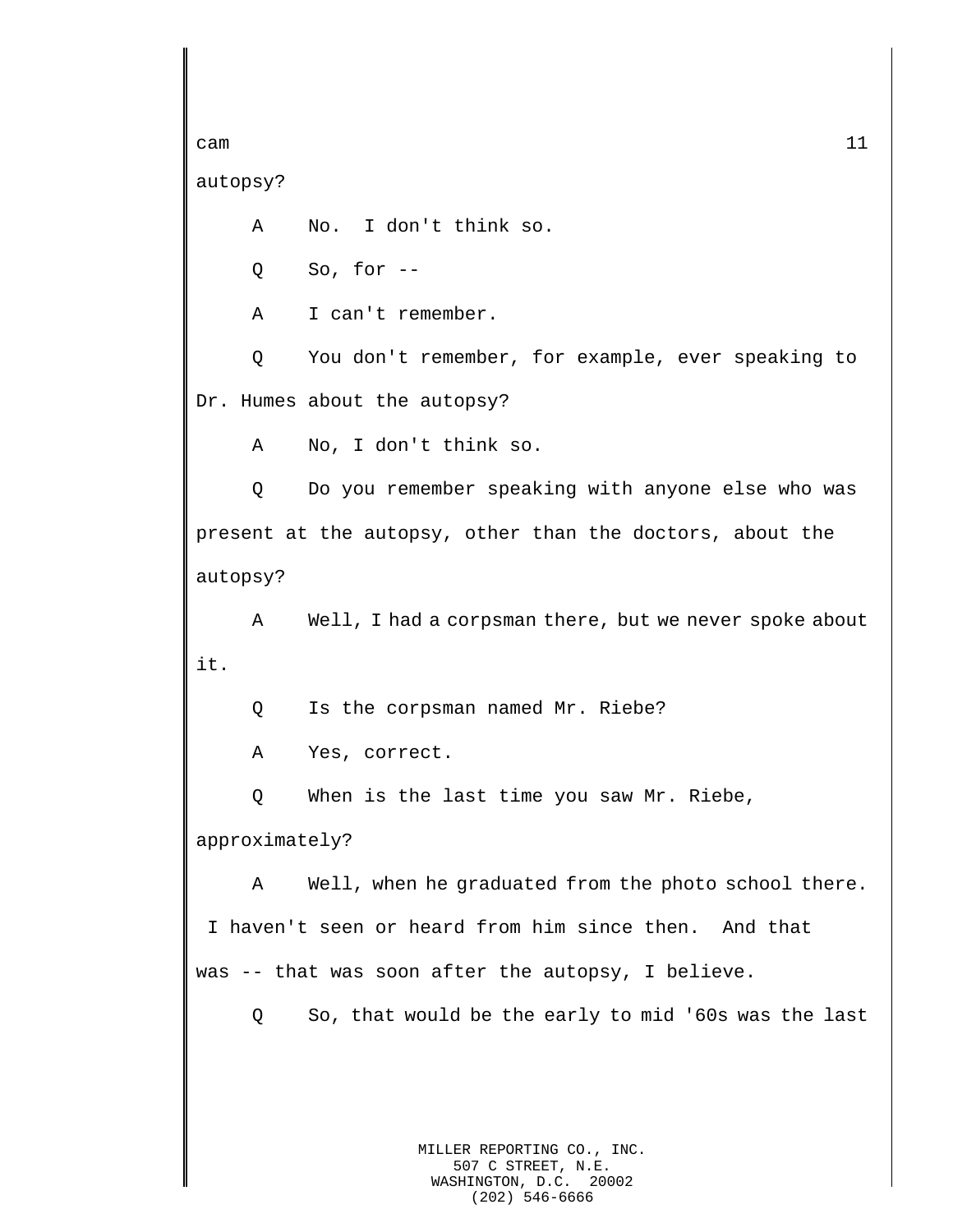autopsy?

A No. I don't think so.

Q So, for --

A I can't remember.

Q You don't remember, for example, ever speaking to Dr. Humes about the autopsy?

A No, I don't think so.

Q Do you remember speaking with anyone else who was present at the autopsy, other than the doctors, about the autopsy?

A Well, I had a corpsman there, but we never spoke about it.

Q Is the corpsman named Mr. Riebe?

A Yes, correct.

Q When is the last time you saw Mr. Riebe, approximately?

A Well, when he graduated from the photo school there. I haven't seen or heard from him since then. And that was -- that was soon after the autopsy, I believe.

Q So, that would be the early to mid '60s was the last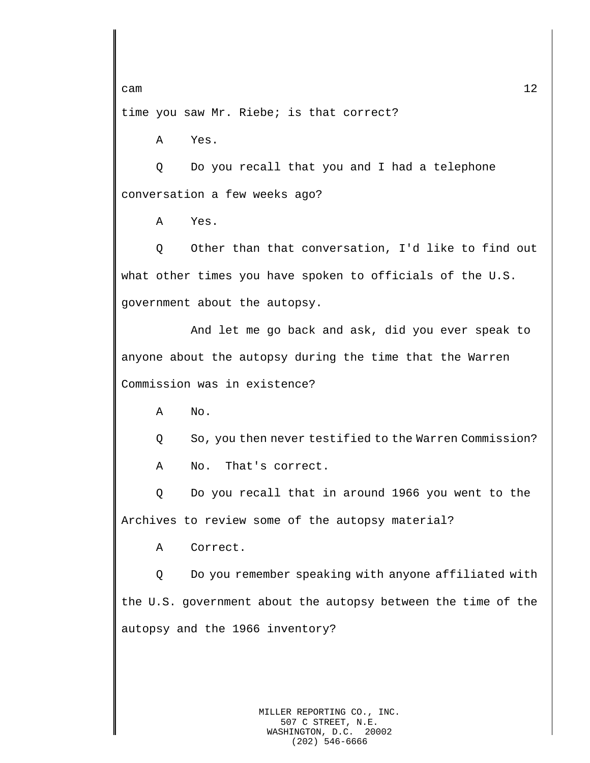time you saw Mr. Riebe; is that correct?

A Yes.

Q Do you recall that you and I had a telephone conversation a few weeks ago?

A Yes.

Q Other than that conversation, I'd like to find out what other times you have spoken to officials of the U.S. government about the autopsy.

And let me go back and ask, did you ever speak to anyone about the autopsy during the time that the Warren Commission was in existence?

A No.

Q So, you then never testified to the Warren Commission?

A No. That's correct.

Q Do you recall that in around 1966 you went to the Archives to review some of the autopsy material?

A Correct.

Q Do you remember speaking with anyone affiliated with the U.S. government about the autopsy between the time of the autopsy and the 1966 inventory?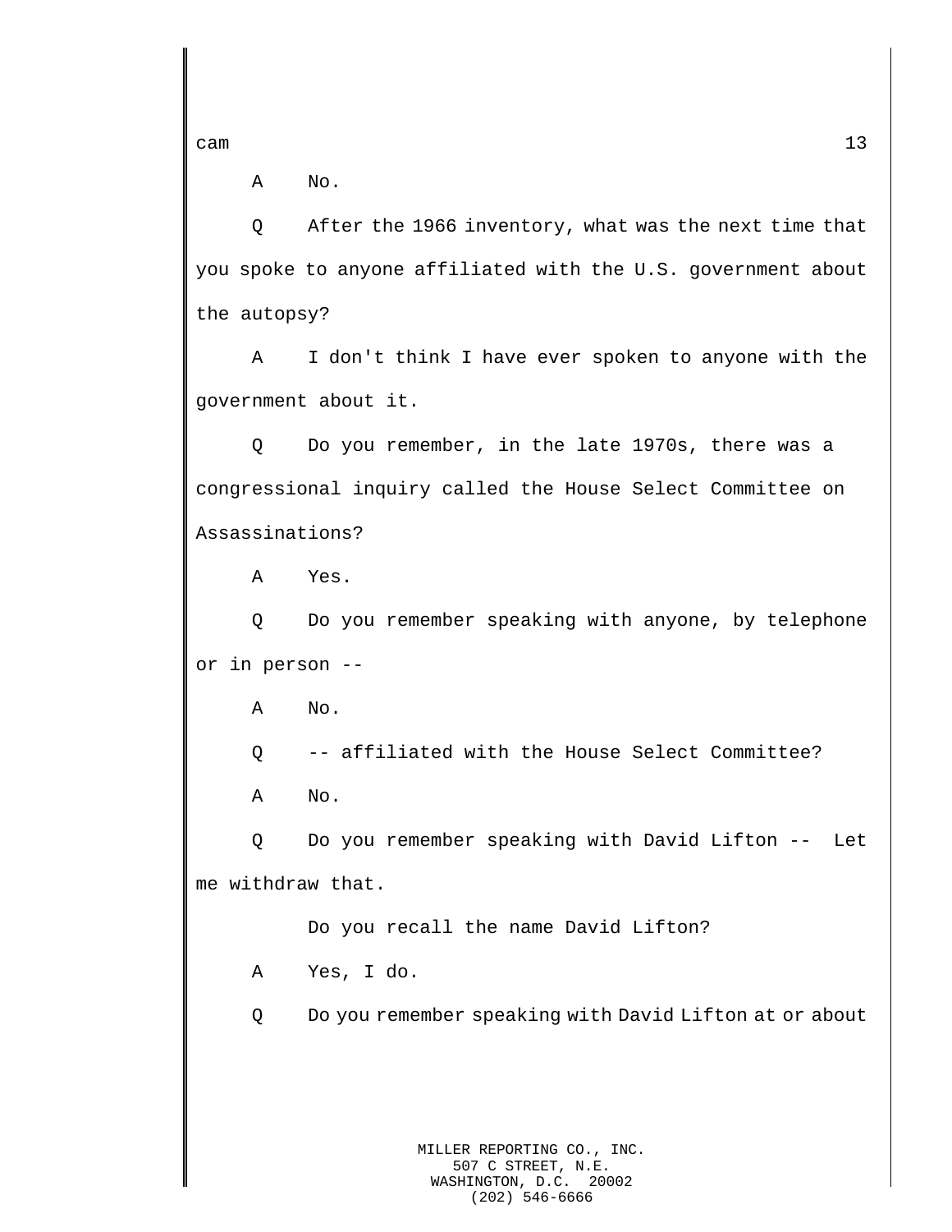A No.

Q After the 1966 inventory, what was the next time that you spoke to anyone affiliated with the U.S. government about the autopsy?

A I don't think I have ever spoken to anyone with the government about it.

Q Do you remember, in the late 1970s, there was a congressional inquiry called the House Select Committee on Assassinations?

A Yes.

Q Do you remember speaking with anyone, by telephone or in person --

A No.

Q -- affiliated with the House Select Committee?

A No.

Q Do you remember speaking with David Lifton -- Let me withdraw that.

Do you recall the name David Lifton?

A Yes, I do.

Q Do you remember speaking with David Lifton at or about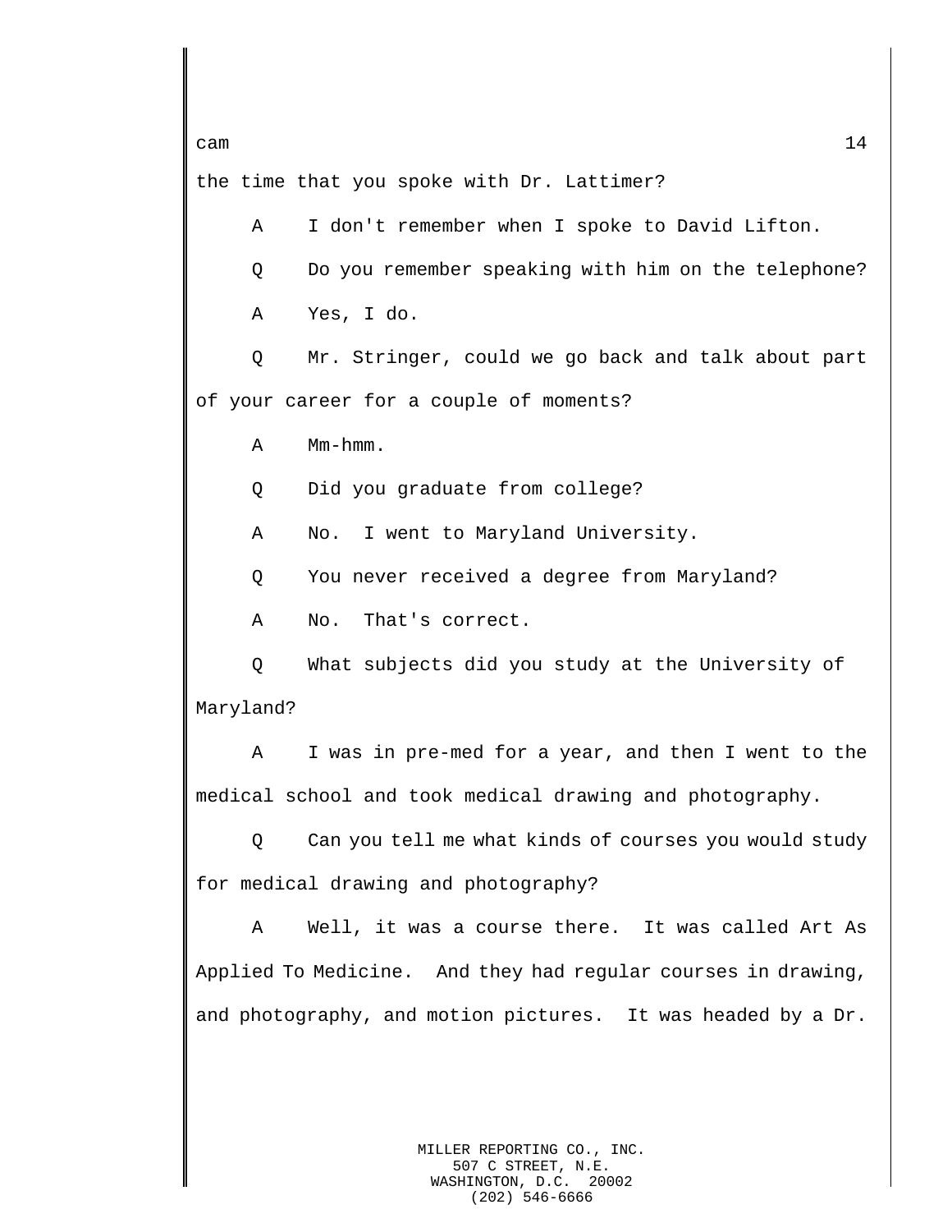the time that you spoke with Dr. Lattimer?

A I don't remember when I spoke to David Lifton.

Q Do you remember speaking with him on the telephone?

A Yes, I do.

Q Mr. Stringer, could we go back and talk about part of your career for a couple of moments?

A Mm-hmm.

Q Did you graduate from college?

A No. I went to Maryland University.

Q You never received a degree from Maryland?

A No. That's correct.

Q What subjects did you study at the University of Maryland?

A I was in pre-med for a year, and then I went to the medical school and took medical drawing and photography.

Q Can you tell me what kinds of courses you would study for medical drawing and photography?

A Well, it was a course there. It was called Art As Applied To Medicine. And they had regular courses in drawing, and photography, and motion pictures. It was headed by a Dr.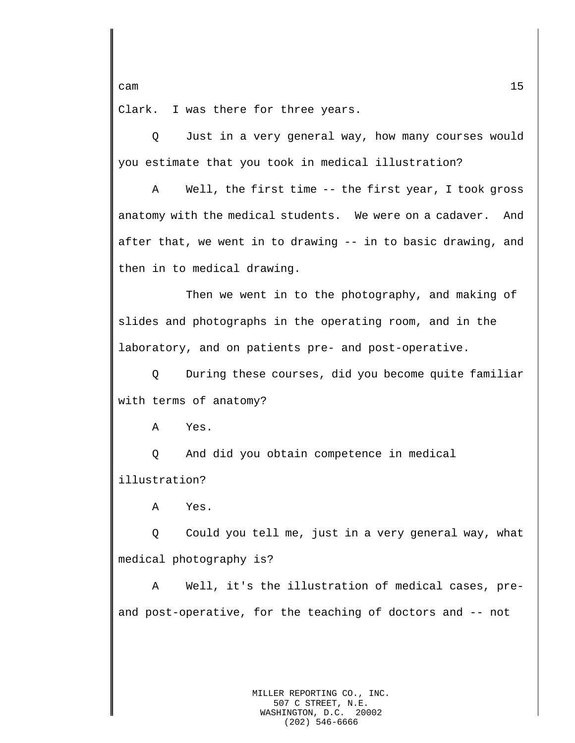Clark. I was there for three years.

Q Just in a very general way, how many courses would you estimate that you took in medical illustration?

A Well, the first time -- the first year, I took gross anatomy with the medical students. We were on a cadaver. And after that, we went in to drawing -- in to basic drawing, and then in to medical drawing.

Then we went in to the photography, and making of slides and photographs in the operating room, and in the laboratory, and on patients pre- and post-operative.

Q During these courses, did you become quite familiar with terms of anatomy?

A Yes.

Q And did you obtain competence in medical illustration?

A Yes.

Q Could you tell me, just in a very general way, what medical photography is?

A Well, it's the illustration of medical cases, pre- and post-operative, for the teaching of doctors and -- not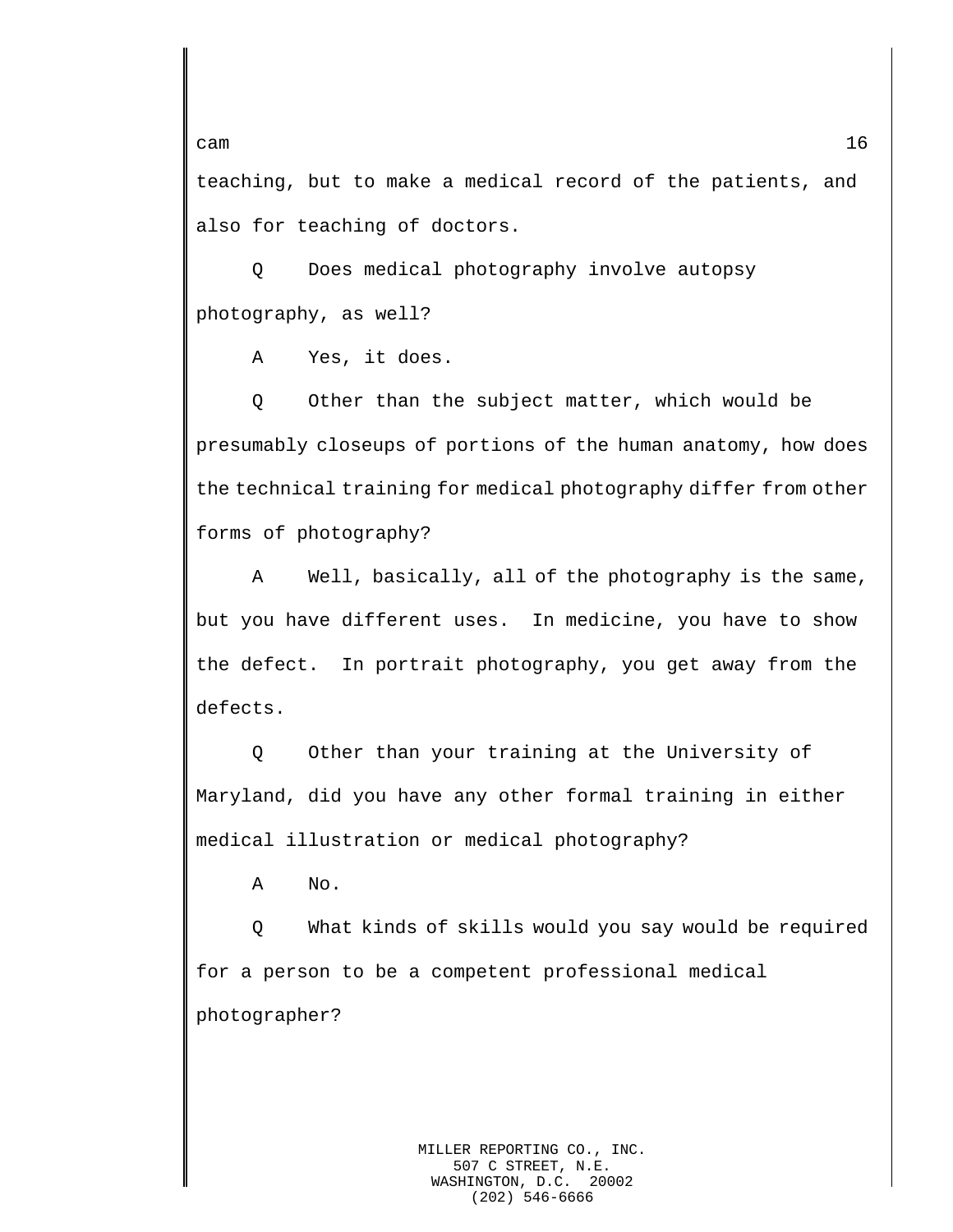teaching, but to make a medical record of the patients, and also for teaching of doctors.

Q Does medical photography involve autopsy photography, as well?

A Yes, it does.

Q Other than the subject matter, which would be presumably closeups of portions of the human anatomy, how does the technical training for medical photography differ from other forms of photography?

A Well, basically, all of the photography is the same, but you have different uses. In medicine, you have to show the defect. In portrait photography, you get away from the defects.

Q Other than your training at the University of Maryland, did you have any other formal training in either medical illustration or medical photography?

A No.

Q What kinds of skills would you say would be required for a person to be a competent professional medical photographer?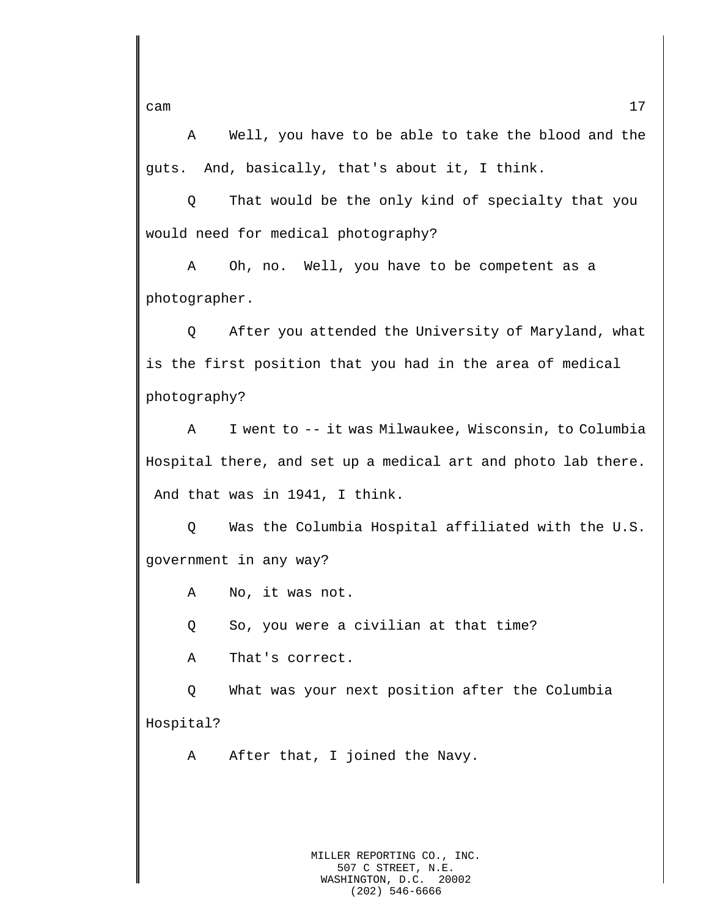A     Well, you have to be able to take the blood and the guts.  And, basically, that's about it, I think.

Q     That would be the only kind of specialty that you would need for medical photography?

A     Oh, no.  Well, you have to be competent as a photographer.

Q     After you attended the University of Maryland, what is the first position that you had in the area of medical photography?

A     I went to -- it was Milwaukee, Wisconsin, to Columbia Hospital there, and set up a medical art and photo lab there.  And that was in 1941, I think.

Q     Was the Columbia Hospital affiliated with the U.S. government in any way?

A     No, it was not.

Q     So, you were a civilian at that time?

A     That's correct.

Q     What was your next position after the Columbia Hospital?

A     After that, I joined the Navy.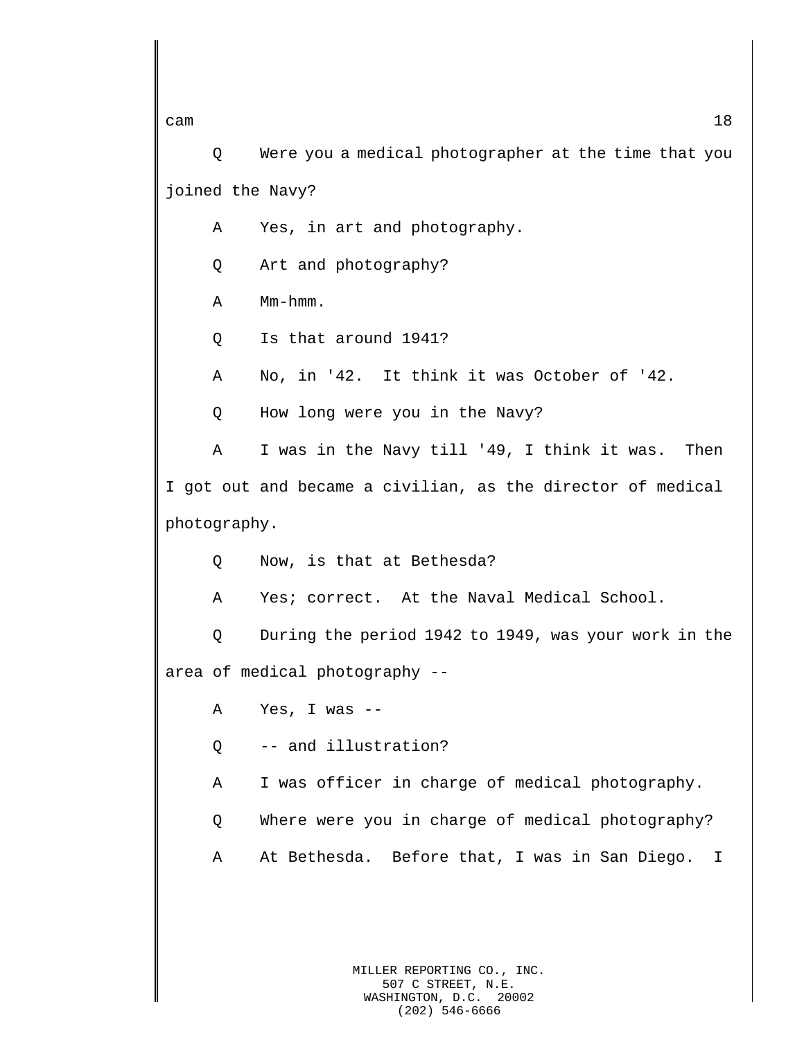Q Were you a medical photographer at the time that you joined the Navy?

A Yes, in art and photography.

Q Art and photography?

A Mm-hmm.

Q Is that around 1941?

A No, in '42. It think it was October of '42.

Q How long were you in the Navy?

A I was in the Navy till '49, I think it was. Then I got out and became a civilian, as the director of medical photography.

Q Now, is that at Bethesda?

A Yes; correct. At the Naval Medical School.

Q During the period 1942 to 1949, was your work in the area of medical photography --

A Yes, I was --

Q -- and illustration?

A I was officer in charge of medical photography.

Q Where were you in charge of medical photography?

A At Bethesda. Before that, I was in San Diego. I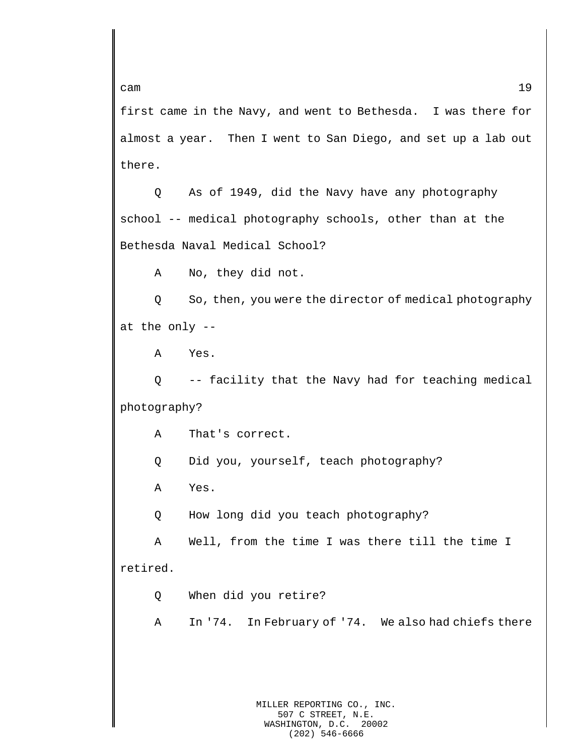first came in the Navy, and went to Bethesda. I was there for almost a year. Then I went to San Diego, and set up a lab out there.

Q As of 1949, did the Navy have any photography school -- medical photography schools, other than at the Bethesda Naval Medical School?

A No, they did not.

Q So, then, you were the director of medical photography at the only --

A Yes.

Q -- facility that the Navy had for teaching medical photography?

A That's correct.

Q Did you, yourself, teach photography?

A Yes.

Q How long did you teach photography?

A Well, from the time I was there till the time I retired.

Q When did you retire?

A In '74. In February of '74. We also had chiefs there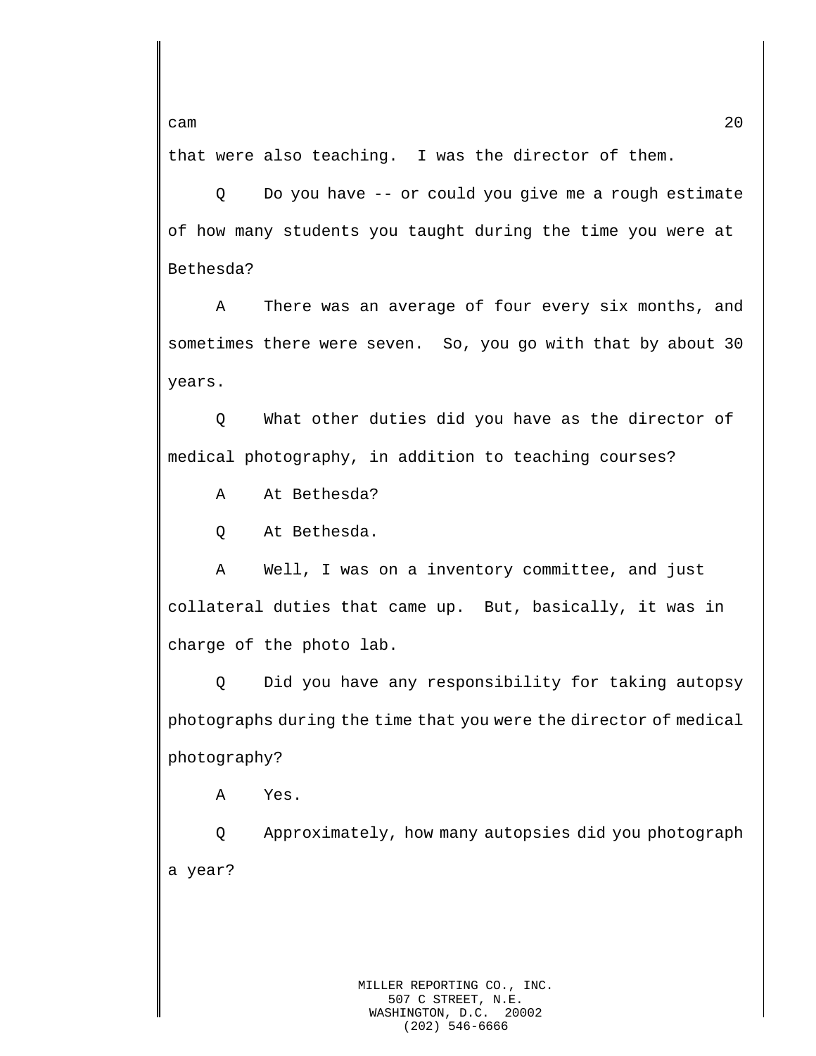that were also teaching.  I was the director of them.

Q     Do you have -- or could you give me a rough estimate of how many students you taught during the time you were at Bethesda?

A     There was an average of four every six months, and sometimes there were seven.  So, you go with that by about 30 years.

Q     What other duties did you have as the director of medical photography, in addition to teaching courses?

A     At Bethesda?

Q     At Bethesda.

A     Well, I was on a inventory committee, and just collateral duties that came up.  But, basically, it was in charge of the photo lab.

Q     Did you have any responsibility for taking autopsy photographs during the time that you were the director of medical photography?

A     Yes.

Q     Approximately, how many autopsies did you photograph a year?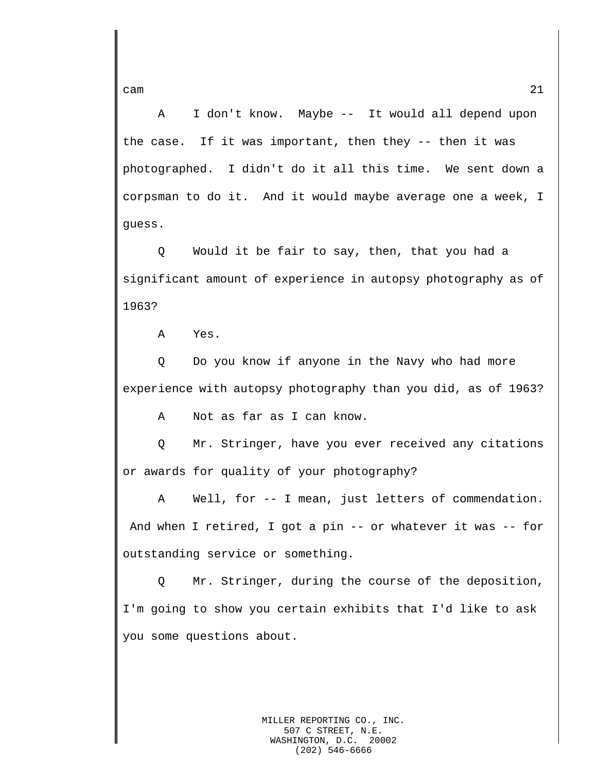A I don't know. Maybe -- It would all depend upon the case. If it was important, then they -- then it was photographed. I didn't do it all this time. We sent down a corpsman to do it. And it would maybe average one a week, I guess.

Q Would it be fair to say, then, that you had a significant amount of experience in autopsy photography as of 1963?

A Yes.

Q Do you know if anyone in the Navy who had more experience with autopsy photography than you did, as of 1963?

A Not as far as I can know.

Q Mr. Stringer, have you ever received any citations or awards for quality of your photography?

A Well, for -- I mean, just letters of commendation. And when I retired, I got a pin -- or whatever it was -- for outstanding service or something.

Q Mr. Stringer, during the course of the deposition, I'm going to show you certain exhibits that I'd like to ask you some questions about.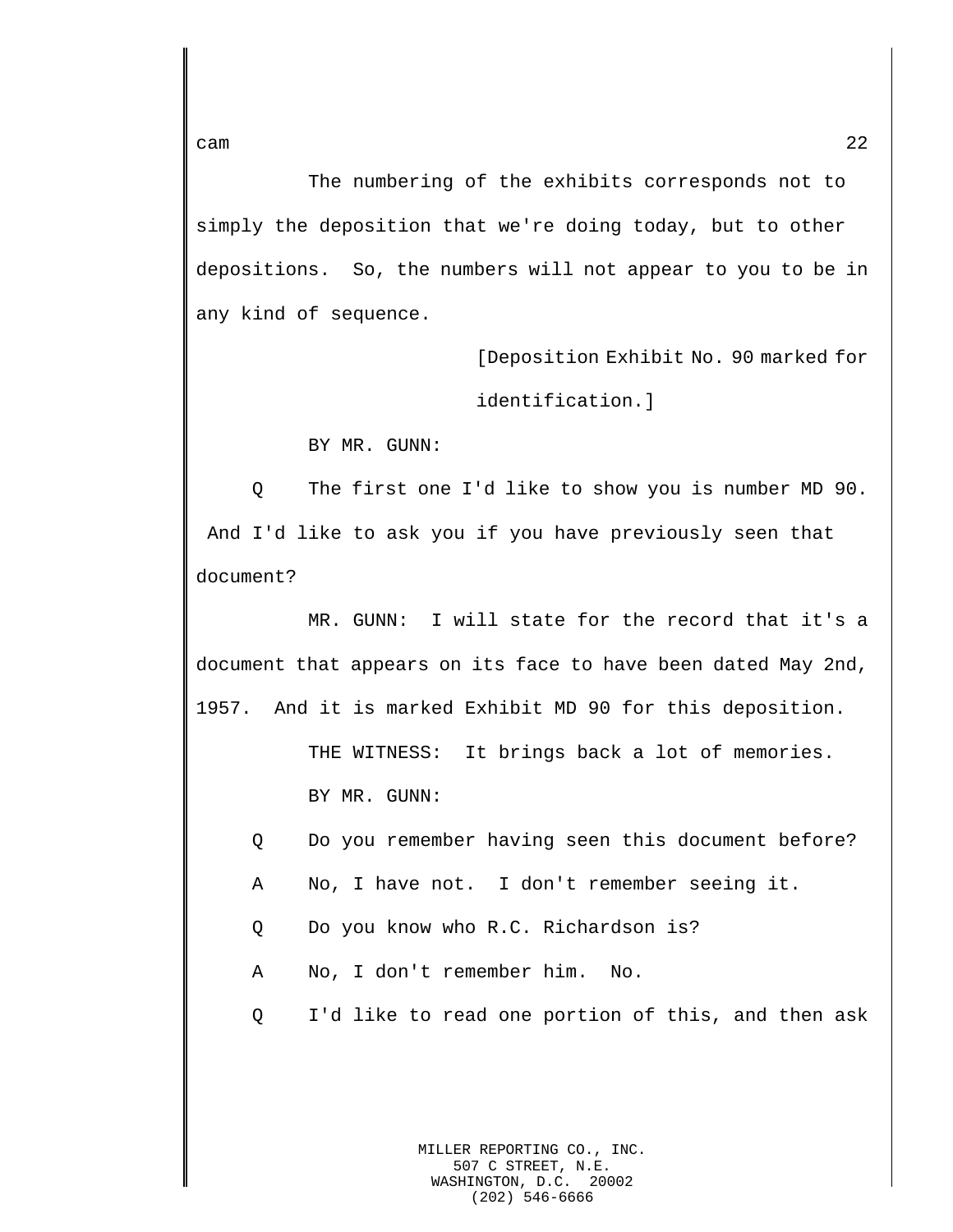The numbering of the exhibits corresponds not to simply the deposition that we're doing today, but to other depositions. So, the numbers will not appear to you to be in any kind of sequence.

[Deposition Exhibit No. 90 marked for identification.]

BY MR. GUNN:

Q The first one I'd like to show you is number MD 90. And I'd like to ask you if you have previously seen that document?

MR. GUNN: I will state for the record that it's a document that appears on its face to have been dated May 2nd, 1957. And it is marked Exhibit MD 90 for this deposition.

THE WITNESS: It brings back a lot of memories.

BY MR. GUNN:

Q Do you remember having seen this document before?

A No, I have not. I don't remember seeing it.

Q Do you know who R.C. Richardson is?

A No, I don't remember him. No.

Q I'd like to read one portion of this, and then ask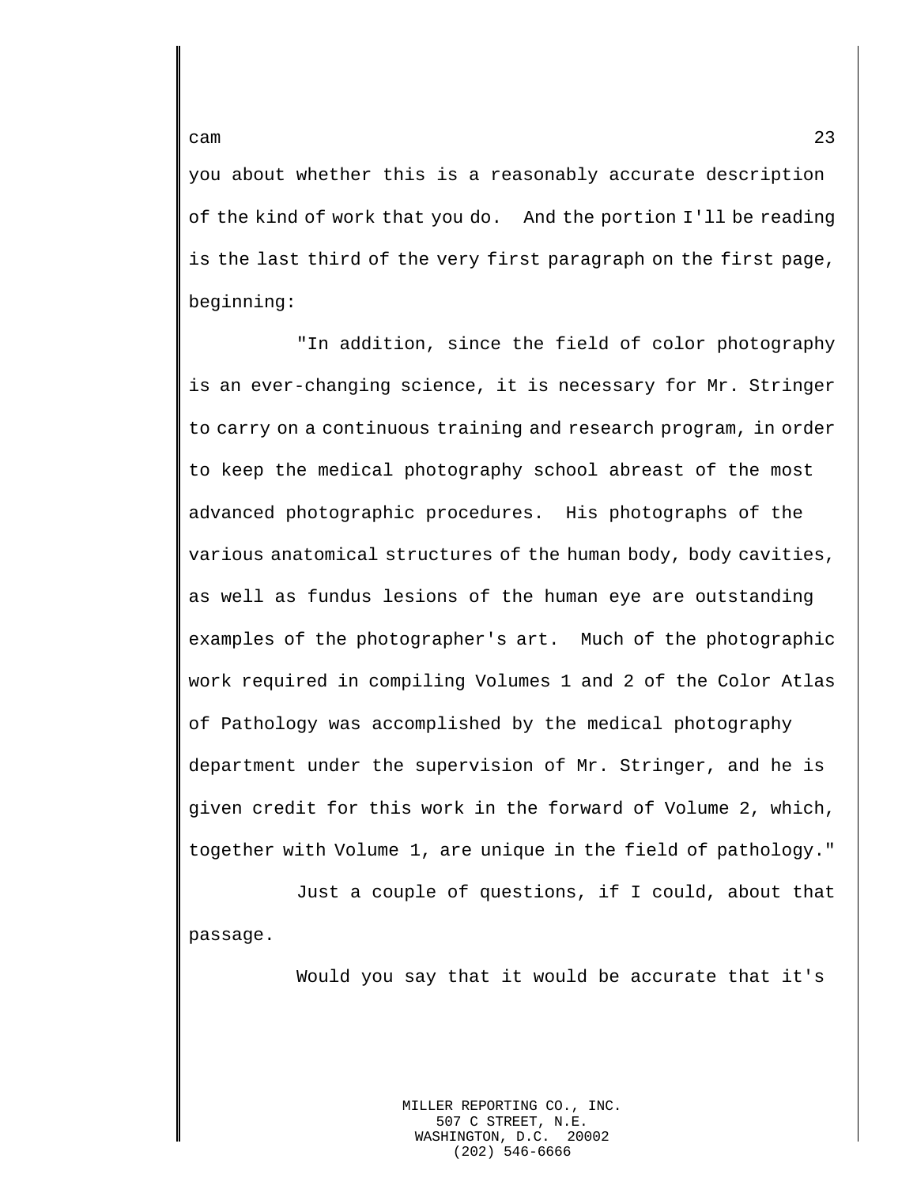you about whether this is a reasonably accurate description of the kind of work that you do. And the portion I'll be reading is the last third of the very first paragraph on the first page, beginning:

"In addition, since the field of color photography is an ever-changing science, it is necessary for Mr. Stringer to carry on a continuous training and research program, in order to keep the medical photography school abreast of the most advanced photographic procedures. His photographs of the various anatomical structures of the human body, body cavities, as well as fundus lesions of the human eye are outstanding examples of the photographer's art. Much of the photographic work required in compiling Volumes 1 and 2 of the Color Atlas of Pathology was accomplished by the medical photography department under the supervision of Mr. Stringer, and he is given credit for this work in the forward of Volume 2, which, together with Volume 1, are unique in the field of pathology."

Just a couple of questions, if I could, about that passage.

Would you say that it would be accurate that it's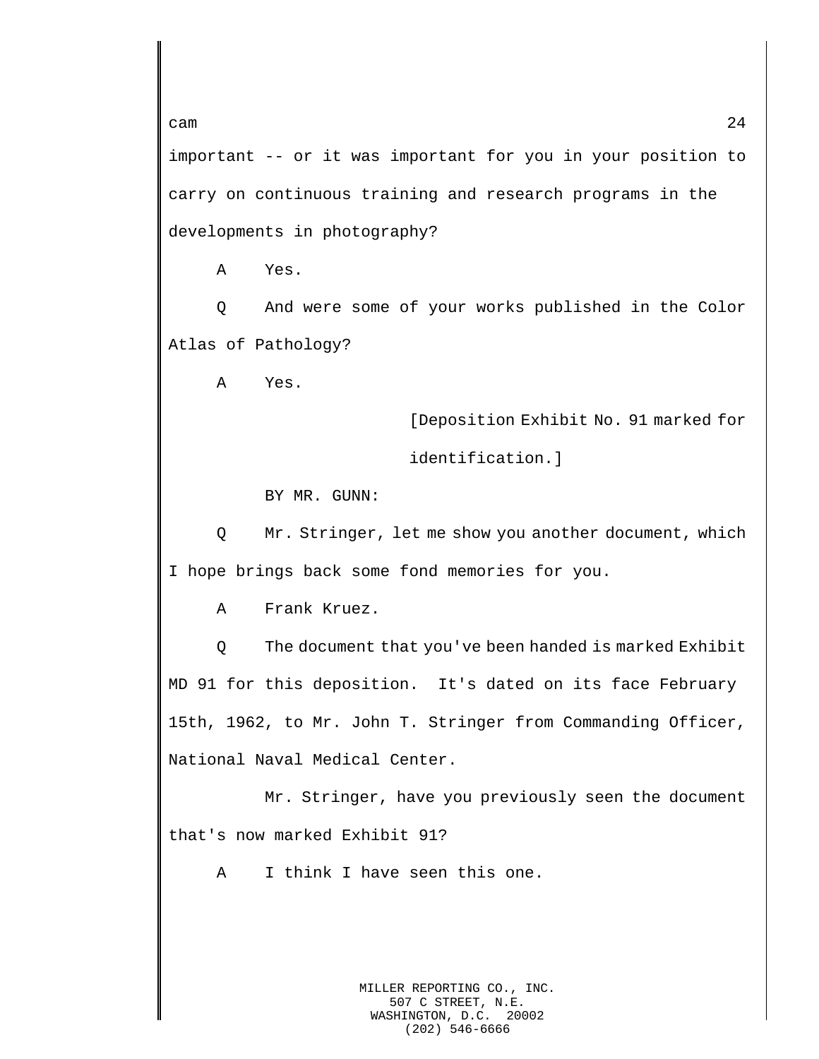important -- or it was important for you in your position to carry on continuous training and research programs in the developments in photography?

A Yes.

Q And were some of your works published in the Color Atlas of Pathology?

A Yes.

[Deposition Exhibit No. 91 marked for identification.]

BY MR. GUNN:

Q Mr. Stringer, let me show you another document, which I hope brings back some fond memories for you.

A Frank Kruez.

Q The document that you've been handed is marked Exhibit MD 91 for this deposition. It's dated on its face February 15th, 1962, to Mr. John T. Stringer from Commanding Officer, National Naval Medical Center.

Mr. Stringer, have you previously seen the document that's now marked Exhibit 91?

A I think I have seen this one.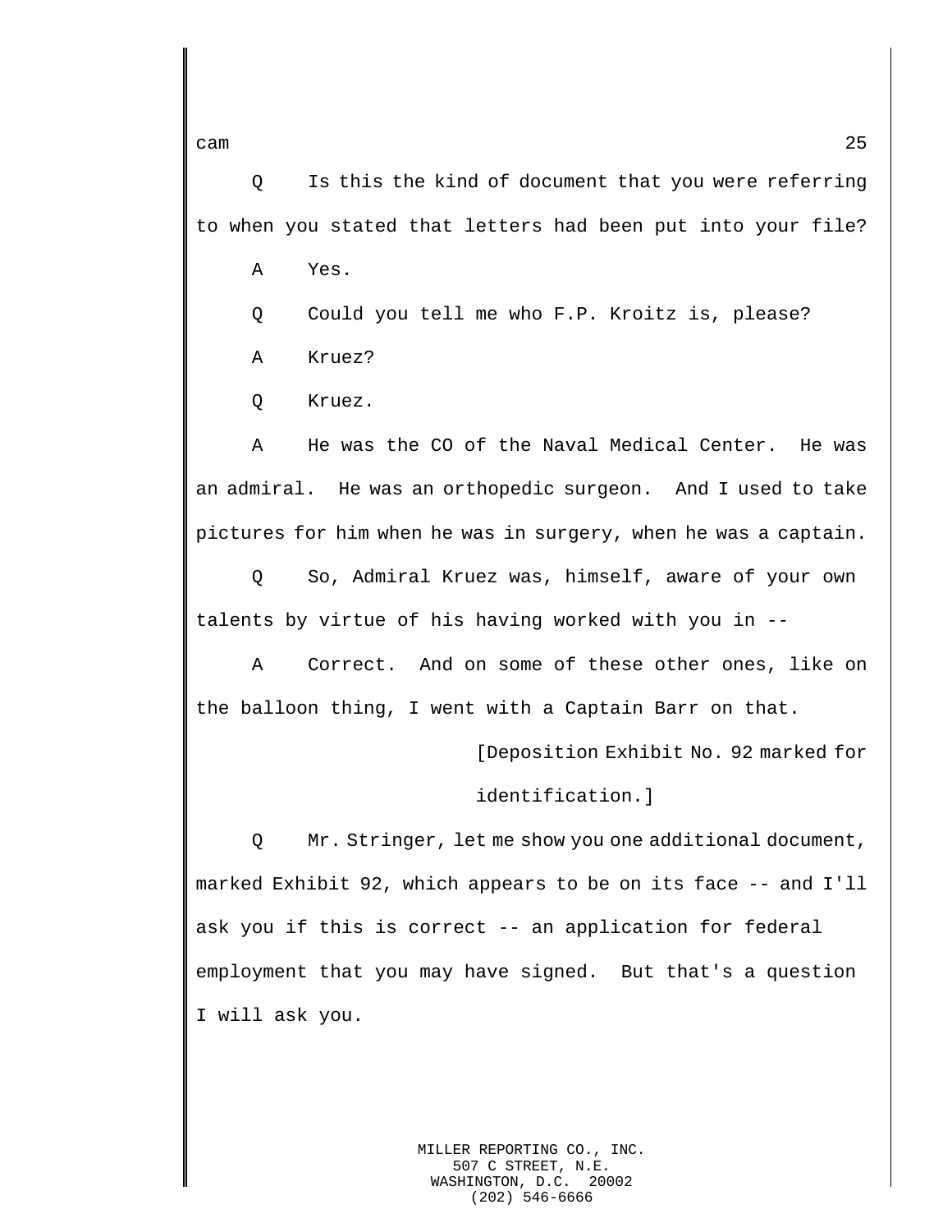Q Is this the kind of document that you were referring to when you stated that letters had been put into your file?

A Yes.

Q Could you tell me who F.P. Kroitz is, please?

A Kruez?

Q Kruez.

A He was the CO of the Naval Medical Center. He was an admiral. He was an orthopedic surgeon. And I used to take pictures for him when he was in surgery, when he was a captain.

Q So, Admiral Kruez was, himself, aware of your own talents by virtue of his having worked with you in --

A Correct. And on some of these other ones, like on the balloon thing, I went with a Captain Barr on that.

[Deposition Exhibit No. 92 marked for identification.]

Q Mr. Stringer, let me show you one additional document, marked Exhibit 92, which appears to be on its face -- and I'll ask you if this is correct -- an application for federal employment that you may have signed. But that's a question I will ask you.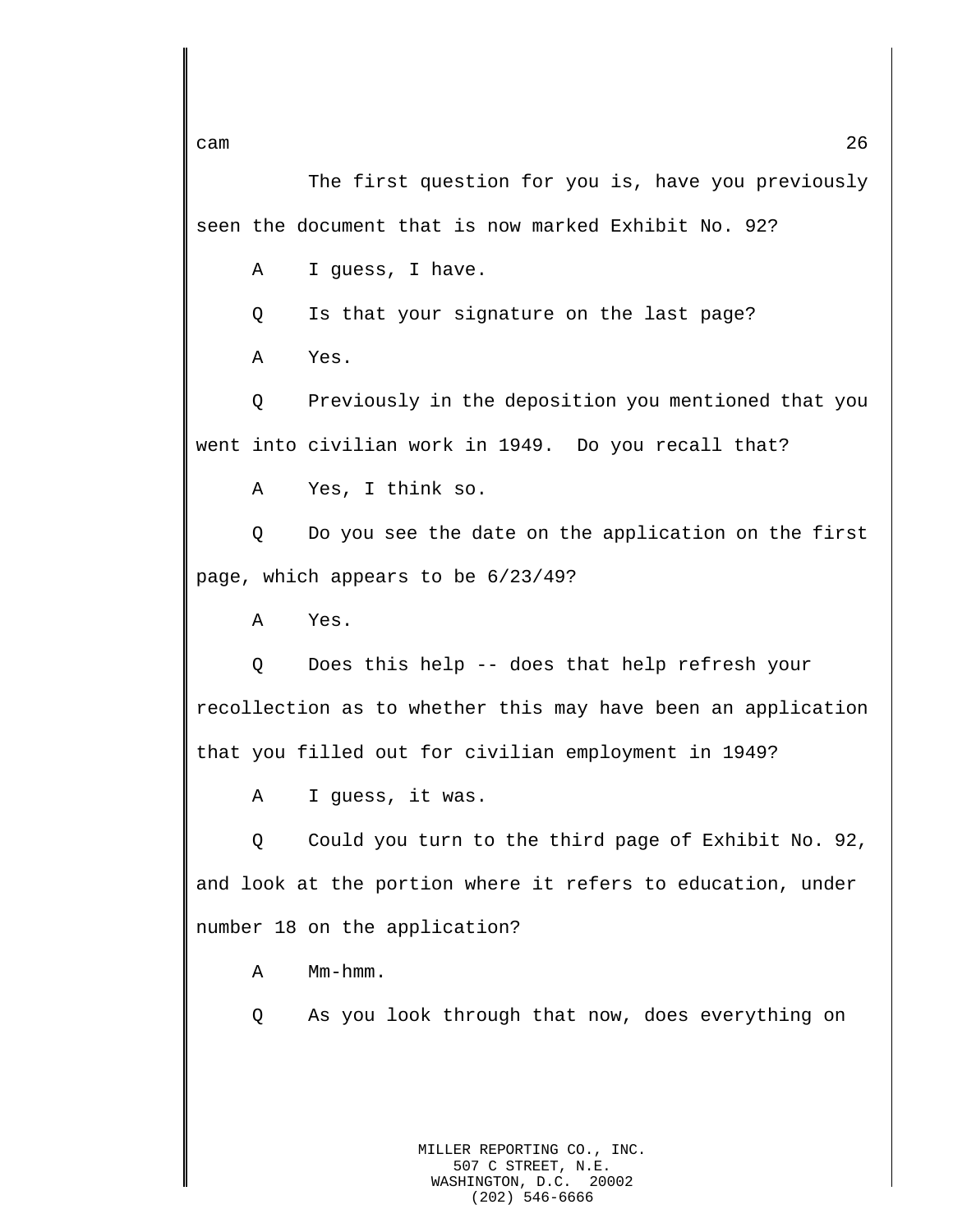The first question for you is, have you previously seen the document that is now marked Exhibit No. 92?

A I guess, I have.

Q Is that your signature on the last page?

A Yes.

Q Previously in the deposition you mentioned that you went into civilian work in 1949. Do you recall that?

A Yes, I think so.

Q Do you see the date on the application on the first page, which appears to be 6/23/49?

A Yes.

Q Does this help -- does that help refresh your recollection as to whether this may have been an application that you filled out for civilian employment in 1949?

A I guess, it was.

Q Could you turn to the third page of Exhibit No. 92, and look at the portion where it refers to education, under number 18 on the application?

A Mm-hmm.

Q As you look through that now, does everything on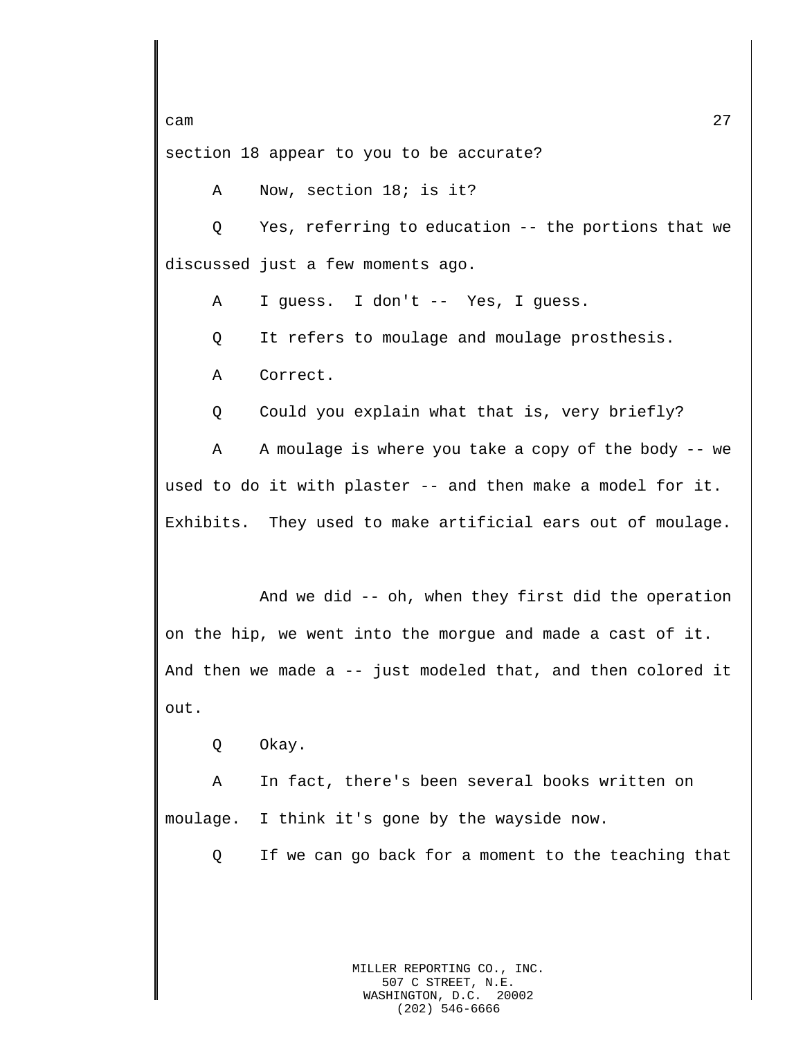section 18 appear to you to be accurate?

A Now, section 18; is it?

Q Yes, referring to education -- the portions that we discussed just a few moments ago.

A I guess. I don't -- Yes, I guess.

Q It refers to moulage and moulage prosthesis.

A Correct.

Q Could you explain what that is, very briefly?

A A moulage is where you take a copy of the body -- we used to do it with plaster -- and then make a model for it. Exhibits. They used to make artificial ears out of moulage.

And we did -- oh, when they first did the operation on the hip, we went into the morgue and made a cast of it. And then we made a -- just modeled that, and then colored it out.

Q Okay.

A In fact, there's been several books written on moulage. I think it's gone by the wayside now.

Q If we can go back for a moment to the teaching that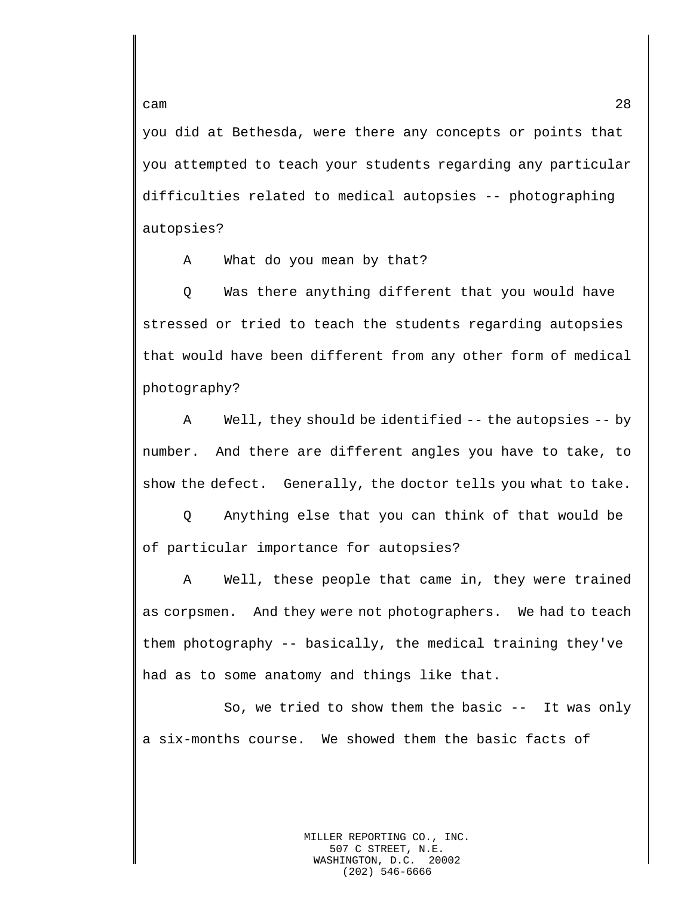you did at Bethesda, were there any concepts or points that you attempted to teach your students regarding any particular difficulties related to medical autopsies -- photographing autopsies?

A What do you mean by that?

Q Was there anything different that you would have stressed or tried to teach the students regarding autopsies that would have been different from any other form of medical photography?

A Well, they should be identified -- the autopsies -- by number. And there are different angles you have to take, to show the defect. Generally, the doctor tells you what to take.

Q Anything else that you can think of that would be of particular importance for autopsies?

A Well, these people that came in, they were trained as corpsmen. And they were not photographers. We had to teach them photography -- basically, the medical training they've had as to some anatomy and things like that.

So, we tried to show them the basic -- It was only a six-months course. We showed them the basic facts of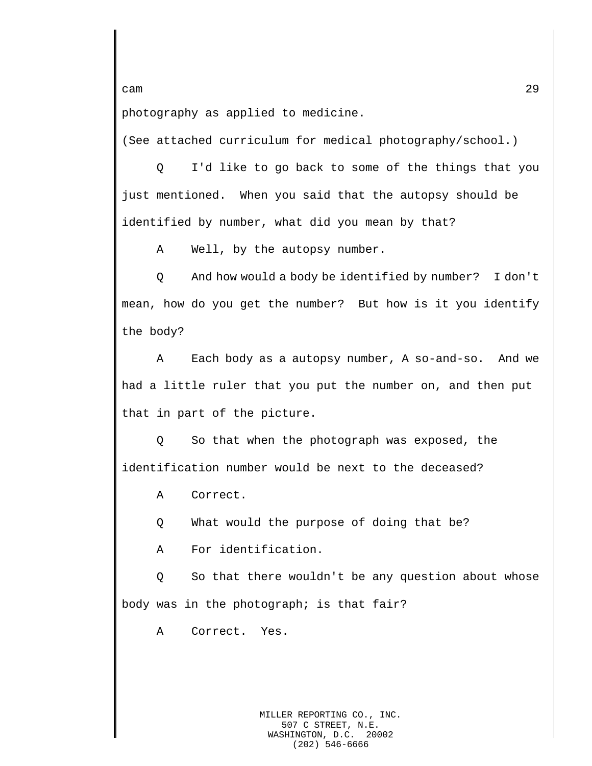photography as applied to medicine.

(See attached curriculum for medical photography/school.)

Q I'd like to go back to some of the things that you just mentioned. When you said that the autopsy should be identified by number, what did you mean by that?

A Well, by the autopsy number.

Q And how would a body be identified by number? I don't mean, how do you get the number? But how is it you identify the body?

A Each body as a autopsy number, A so-and-so. And we had a little ruler that you put the number on, and then put that in part of the picture.

Q So that when the photograph was exposed, the identification number would be next to the deceased?

A Correct.

Q What would the purpose of doing that be?

A For identification.

Q So that there wouldn't be any question about whose body was in the photograph; is that fair?

A Correct. Yes.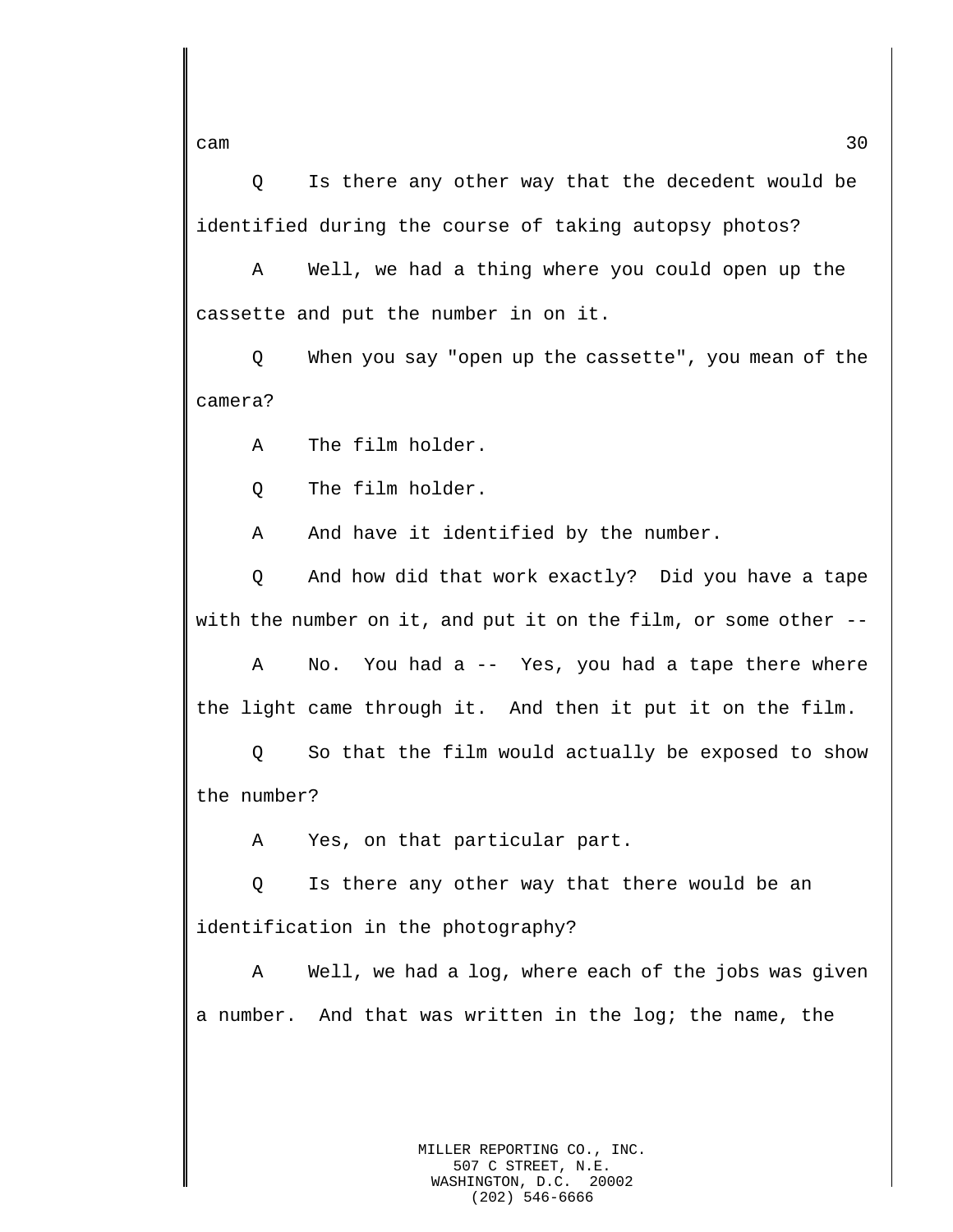Q Is there any other way that the decedent would be identified during the course of taking autopsy photos?

A Well, we had a thing where you could open up the cassette and put the number in on it.

Q When you say "open up the cassette", you mean of the camera?

A The film holder.

Q The film holder.

A And have it identified by the number.

Q And how did that work exactly? Did you have a tape with the number on it, and put it on the film, or some other --

A No. You had a -- Yes, you had a tape there where the light came through it. And then it put it on the film.

Q So that the film would actually be exposed to show the number?

A Yes, on that particular part.

Q Is there any other way that there would be an identification in the photography?

A Well, we had a log, where each of the jobs was given a number. And that was written in the log; the name, the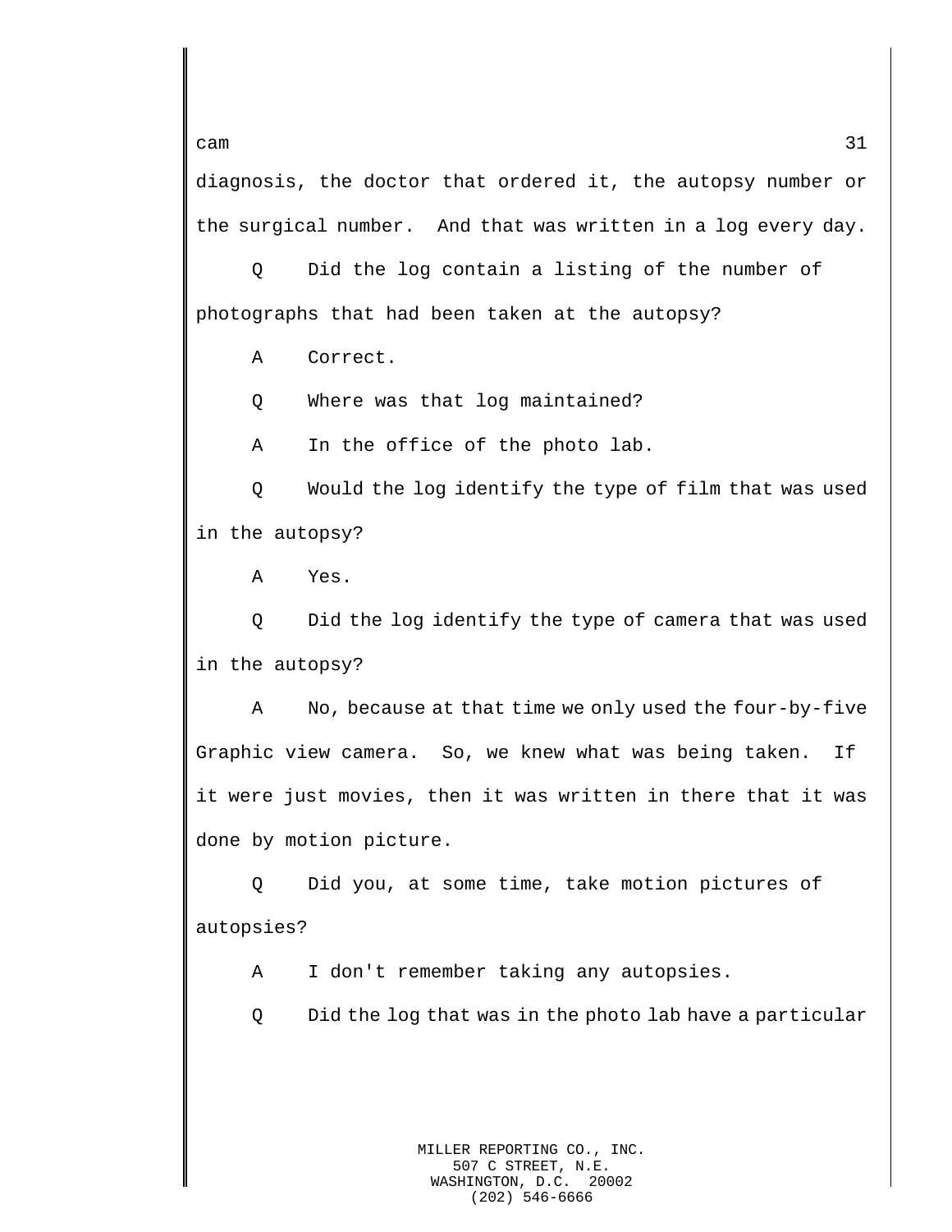diagnosis, the doctor that ordered it, the autopsy number or the surgical number. And that was written in a log every day.

Q Did the log contain a listing of the number of photographs that had been taken at the autopsy?

A Correct.

Q Where was that log maintained?

A In the office of the photo lab.

Q Would the log identify the type of film that was used in the autopsy?

A Yes.

Q Did the log identify the type of camera that was used in the autopsy?

A No, because at that time we only used the four-by-five Graphic view camera. So, we knew what was being taken. If it were just movies, then it was written in there that it was done by motion picture.

Q Did you, at some time, take motion pictures of autopsies?

A I don't remember taking any autopsies.

Q Did the log that was in the photo lab have a particular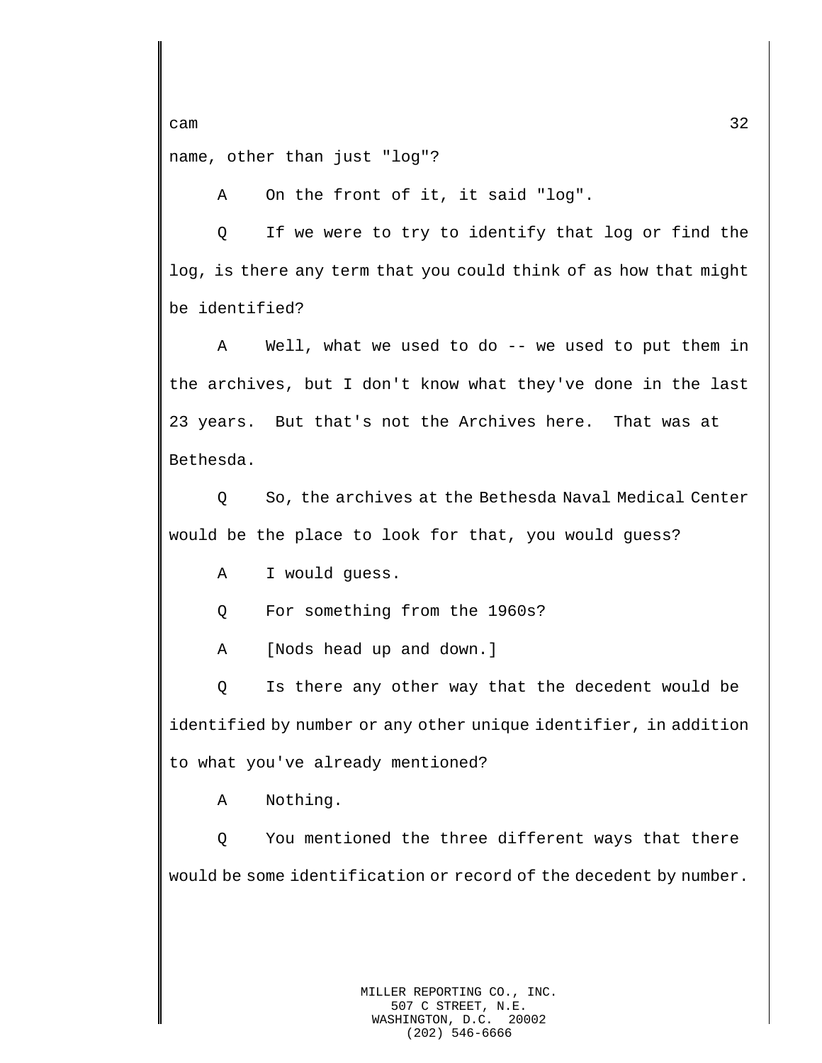name, other than just "log"?

A On the front of it, it said "log".

Q If we were to try to identify that log or find the log, is there any term that you could think of as how that might be identified?

A Well, what we used to do -- we used to put them in the archives, but I don't know what they've done in the last 23 years. But that's not the Archives here. That was at Bethesda.

Q So, the archives at the Bethesda Naval Medical Center would be the place to look for that, you would guess?

A I would guess.

Q For something from the 1960s?

A [Nods head up and down.]

Q Is there any other way that the decedent would be identified by number or any other unique identifier, in addition to what you've already mentioned?

A Nothing.

Q You mentioned the three different ways that there would be some identification or record of the decedent by number.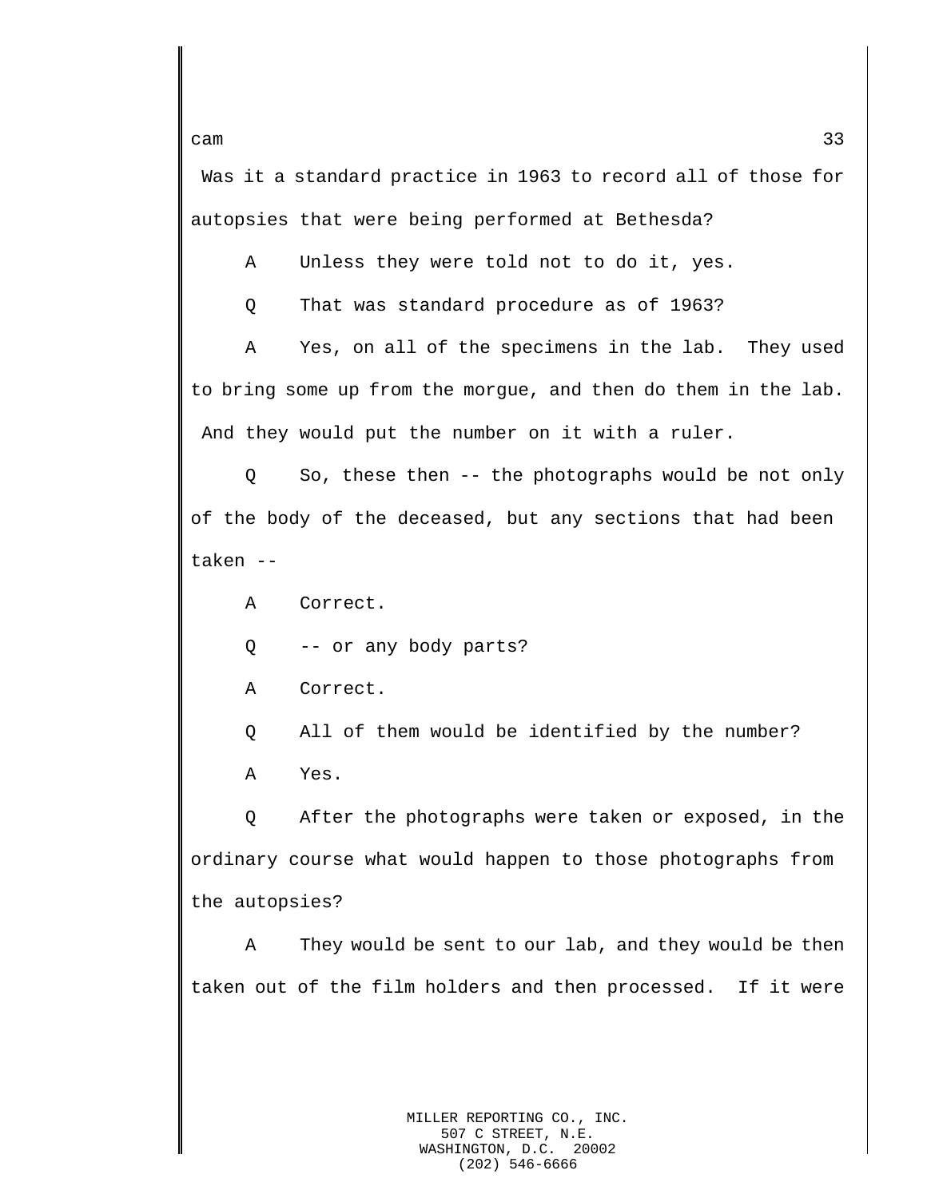Was it a standard practice in 1963 to record all of those for autopsies that were being performed at Bethesda?

A Unless they were told not to do it, yes.

Q That was standard procedure as of 1963?

A Yes, on all of the specimens in the lab. They used to bring some up from the morgue, and then do them in the lab. And they would put the number on it with a ruler.

Q So, these then -- the photographs would be not only of the body of the deceased, but any sections that had been taken --

A Correct.

Q -- or any body parts?

A Correct.

Q All of them would be identified by the number?

A Yes.

Q After the photographs were taken or exposed, in the ordinary course what would happen to those photographs from the autopsies?

A They would be sent to our lab, and they would be then taken out of the film holders and then processed. If it were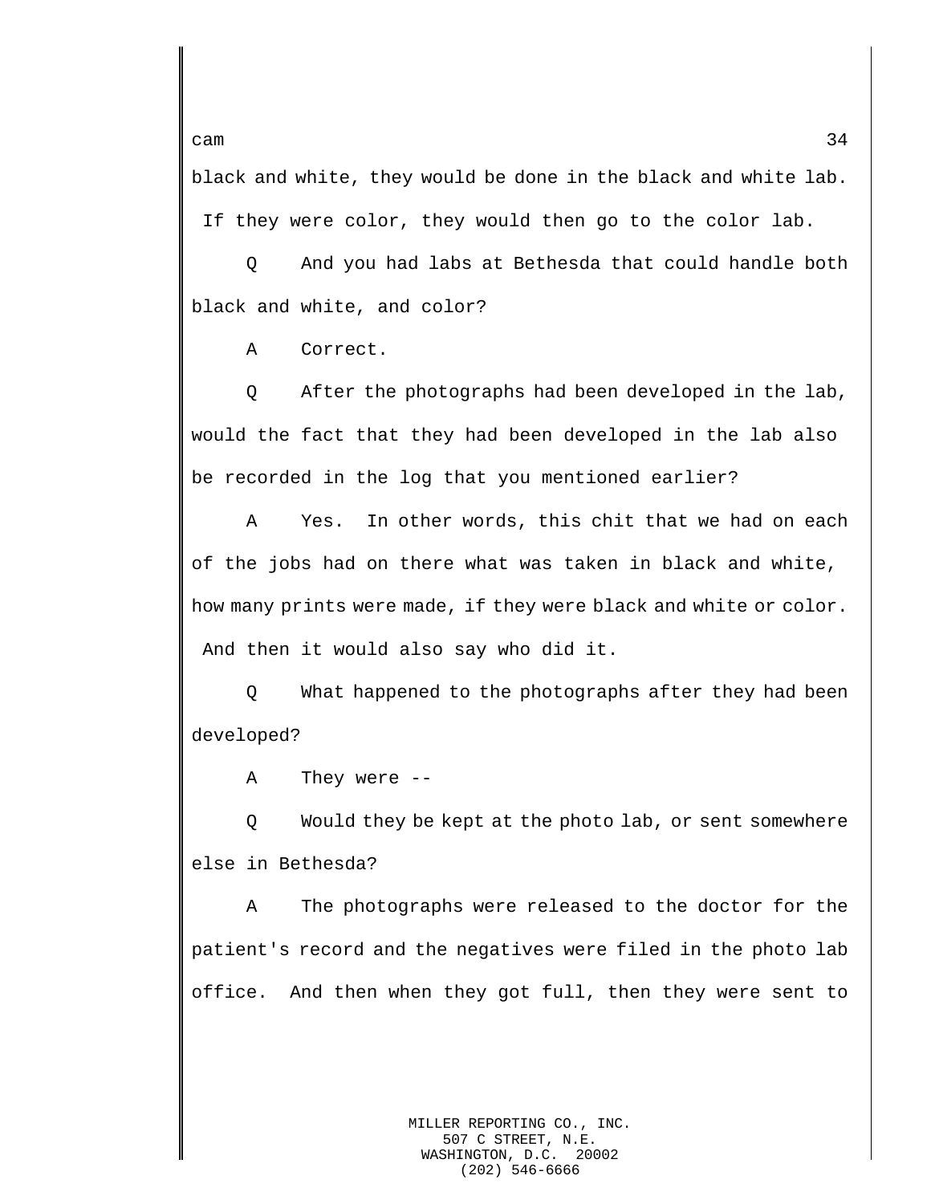black and white, they would be done in the black and white lab. If they were color, they would then go to the color lab.

Q And you had labs at Bethesda that could handle both black and white, and color?

A Correct.

Q After the photographs had been developed in the lab, would the fact that they had been developed in the lab also be recorded in the log that you mentioned earlier?

A Yes. In other words, this chit that we had on each of the jobs had on there what was taken in black and white, how many prints were made, if they were black and white or color. And then it would also say who did it.

Q What happened to the photographs after they had been developed?

A They were --

Q Would they be kept at the photo lab, or sent somewhere else in Bethesda?

A The photographs were released to the doctor for the patient's record and the negatives were filed in the photo lab office. And then when they got full, then they were sent to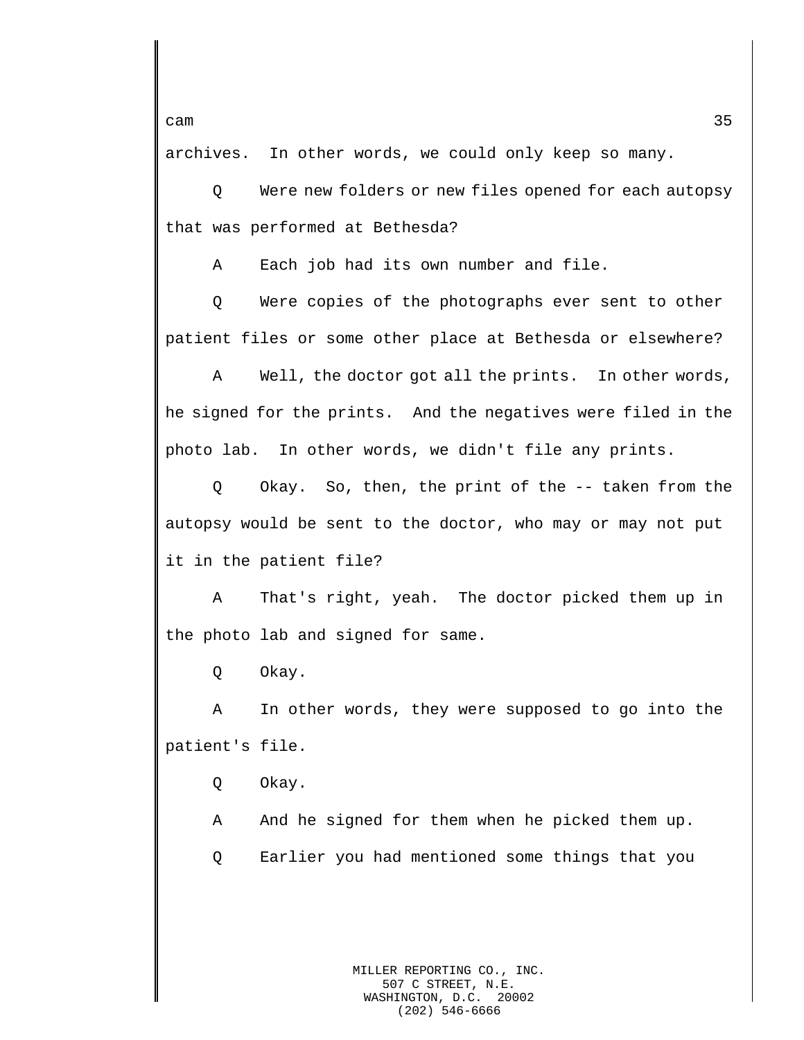archives. In other words, we could only keep so many.

Q Were new folders or new files opened for each autopsy that was performed at Bethesda?

A Each job had its own number and file.

Q Were copies of the photographs ever sent to other patient files or some other place at Bethesda or elsewhere?

A Well, the doctor got all the prints. In other words, he signed for the prints. And the negatives were filed in the photo lab. In other words, we didn't file any prints.

Q Okay. So, then, the print of the -- taken from the autopsy would be sent to the doctor, who may or may not put it in the patient file?

A That's right, yeah. The doctor picked them up in the photo lab and signed for same.

Q Okay.

A In other words, they were supposed to go into the patient's file.

Q Okay.

A And he signed for them when he picked them up.

Q Earlier you had mentioned some things that you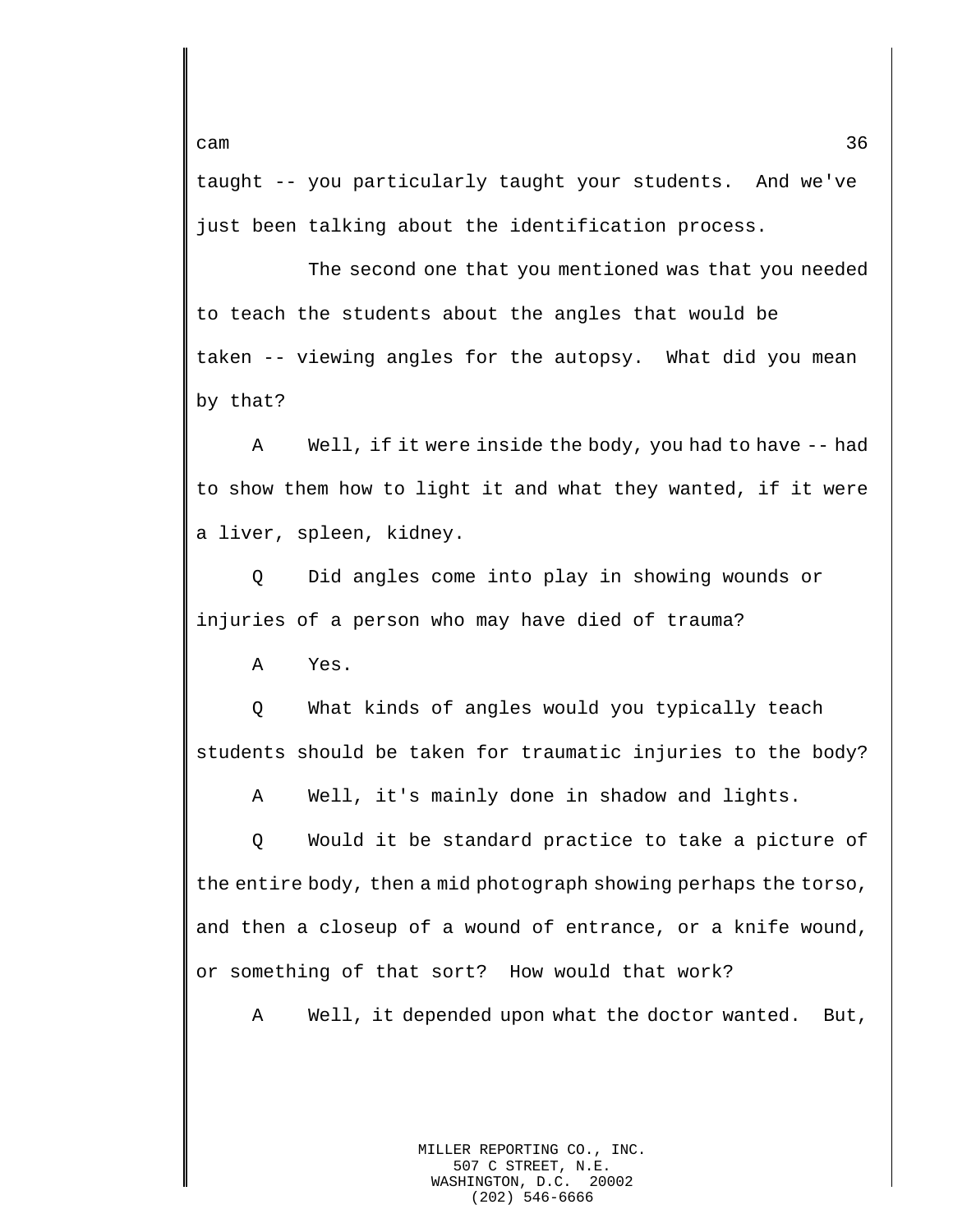taught -- you particularly taught your students. And we've just been talking about the identification process.

The second one that you mentioned was that you needed to teach the students about the angles that would be taken -- viewing angles for the autopsy. What did you mean by that?

A Well, if it were inside the body, you had to have -- had to show them how to light it and what they wanted, if it were a liver, spleen, kidney.

Q Did angles come into play in showing wounds or injuries of a person who may have died of trauma?

A Yes.

Q What kinds of angles would you typically teach students should be taken for traumatic injuries to the body?

A Well, it's mainly done in shadow and lights.

Q Would it be standard practice to take a picture of the entire body, then a mid photograph showing perhaps the torso, and then a closeup of a wound of entrance, or a knife wound, or something of that sort? How would that work?

A Well, it depended upon what the doctor wanted. But,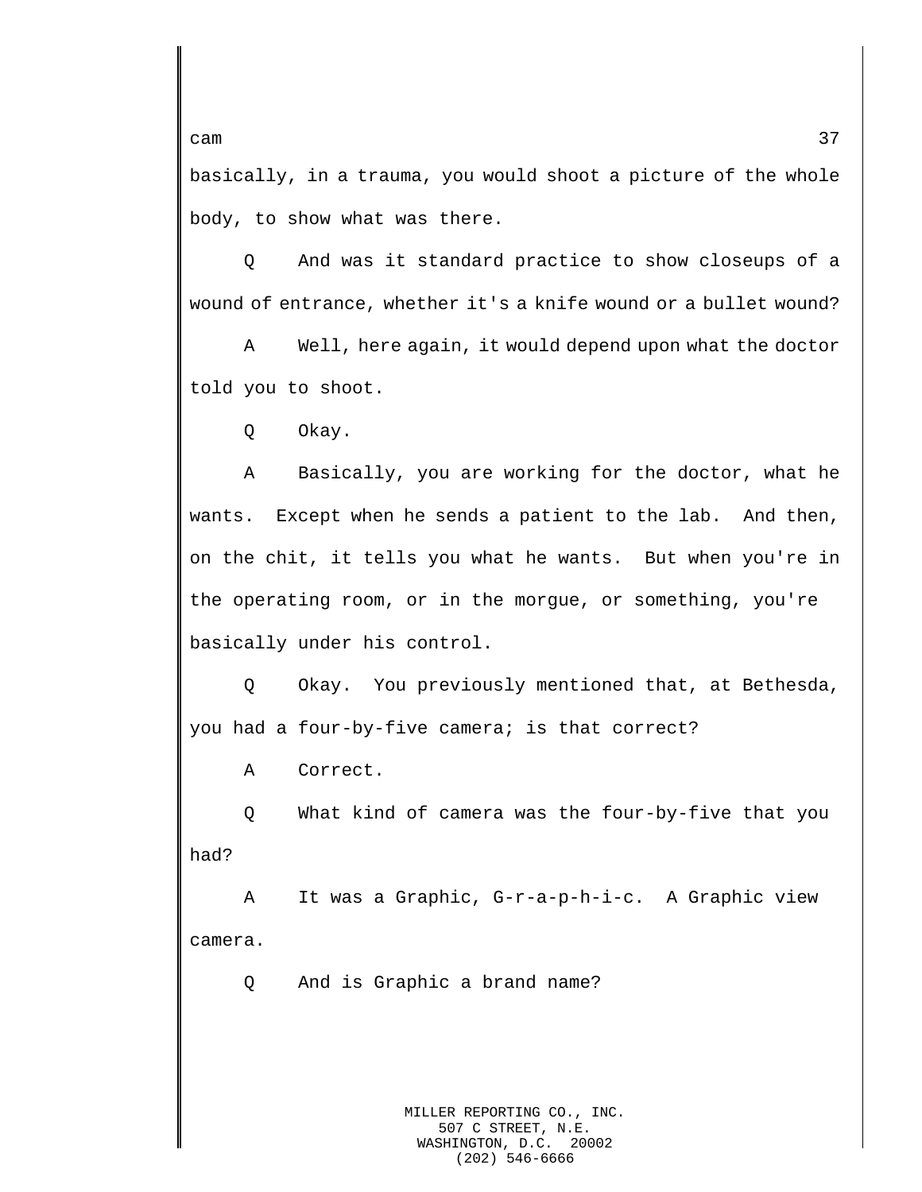basically, in a trauma, you would shoot a picture of the whole body, to show what was there.

Q And was it standard practice to show closeups of a wound of entrance, whether it's a knife wound or a bullet wound?

A Well, here again, it would depend upon what the doctor told you to shoot.

Q Okay.

A Basically, you are working for the doctor, what he wants. Except when he sends a patient to the lab. And then, on the chit, it tells you what he wants. But when you're in the operating room, or in the morgue, or something, you're basically under his control.

Q Okay. You previously mentioned that, at Bethesda, you had a four-by-five camera; is that correct?

A Correct.

Q What kind of camera was the four-by-five that you had?

A It was a Graphic, G-r-a-p-h-i-c. A Graphic view camera.

Q And is Graphic a brand name?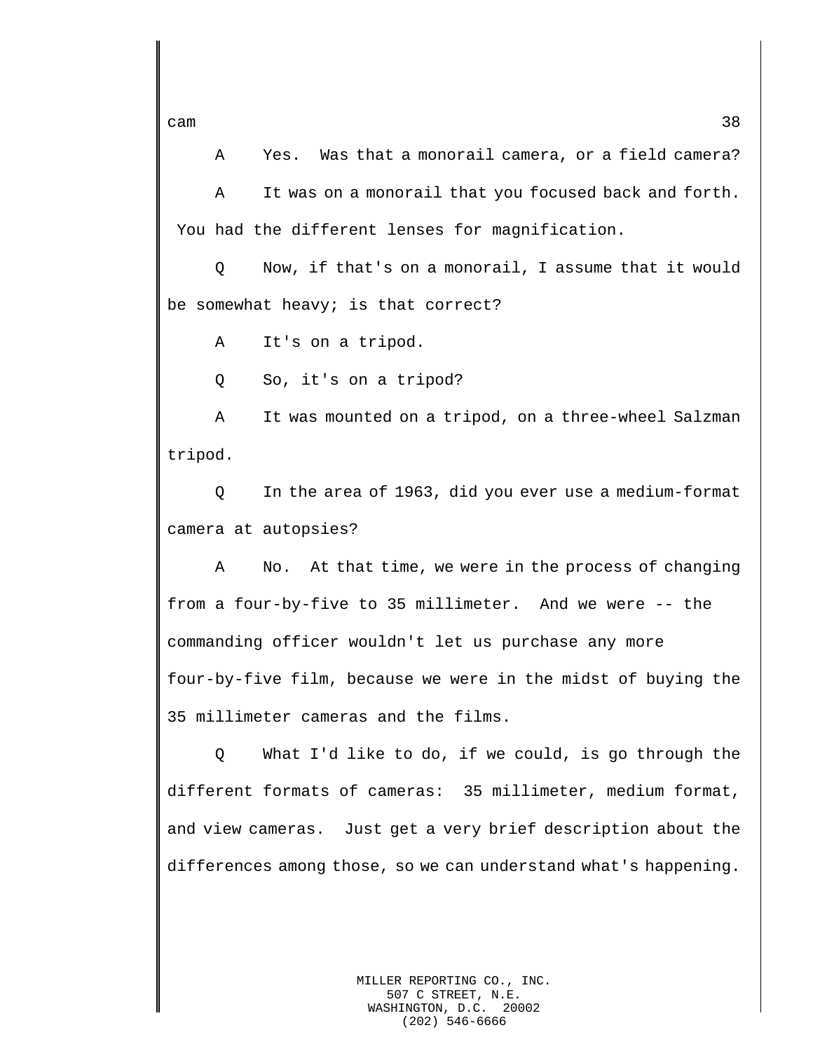A Yes. Was that a monorail camera, or a field camera?

A It was on a monorail that you focused back and forth. You had the different lenses for magnification.

Q Now, if that's on a monorail, I assume that it would be somewhat heavy; is that correct?

A It's on a tripod.

Q So, it's on a tripod?

A It was mounted on a tripod, on a three-wheel Salzman tripod.

Q In the area of 1963, did you ever use a medium-format camera at autopsies?

A No. At that time, we were in the process of changing from a four-by-five to 35 millimeter. And we were -- the commanding officer wouldn't let us purchase any more four-by-five film, because we were in the midst of buying the 35 millimeter cameras and the films.

Q What I'd like to do, if we could, is go through the different formats of cameras: 35 millimeter, medium format, and view cameras. Just get a very brief description about the differences among those, so we can understand what's happening.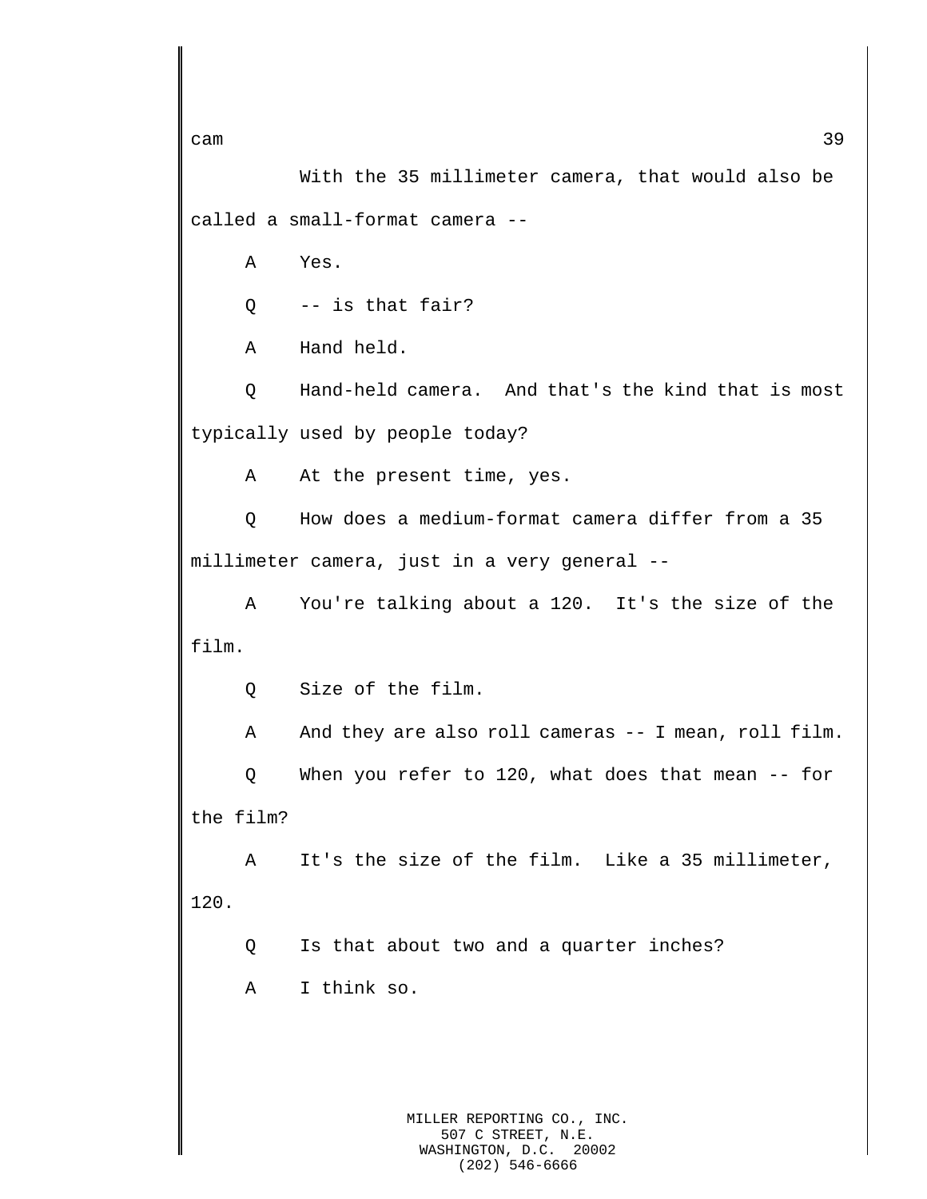With the 35 millimeter camera, that would also be called a small-format camera --

A    Yes.

Q    -- is that fair?

A    Hand held.

Q    Hand-held camera.  And that's the kind that is most typically used by people today?

A    At the present time, yes.

Q    How does a medium-format camera differ from a 35 millimeter camera, just in a very general --

A    You're talking about a 120.  It's the size of the film.

Q    Size of the film.

A    And they are also roll cameras -- I mean, roll film.

Q    When you refer to 120, what does that mean -- for the film?

A    It's the size of the film.  Like a 35 millimeter, 120.

Q    Is that about two and a quarter inches?

A    I think so.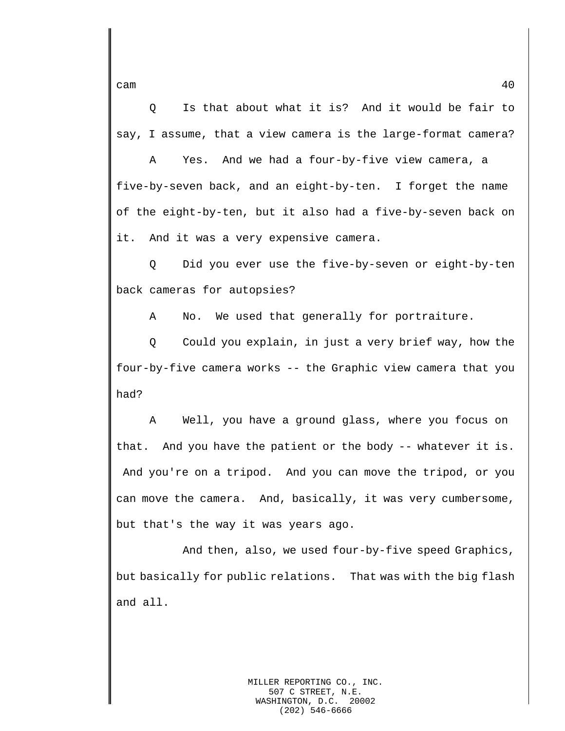Q Is that about what it is? And it would be fair to say, I assume, that a view camera is the large-format camera?

A Yes. And we had a four-by-five view camera, a five-by-seven back, and an eight-by-ten. I forget the name of the eight-by-ten, but it also had a five-by-seven back on it. And it was a very expensive camera.

Q Did you ever use the five-by-seven or eight-by-ten back cameras for autopsies?

A No. We used that generally for portraiture.

Q Could you explain, in just a very brief way, how the four-by-five camera works -- the Graphic view camera that you had?

A Well, you have a ground glass, where you focus on that. And you have the patient or the body -- whatever it is. And you're on a tripod. And you can move the tripod, or you can move the camera. And, basically, it was very cumbersome, but that's the way it was years ago.

And then, also, we used four-by-five speed Graphics, but basically for public relations. That was with the big flash and all.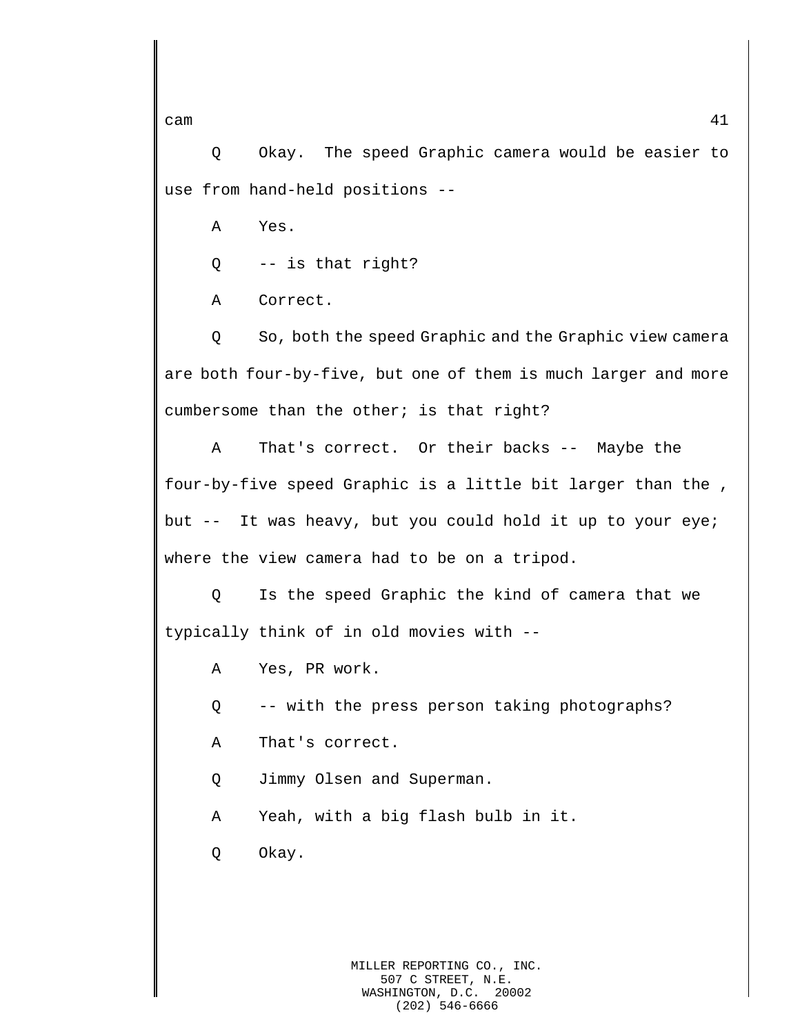Q Okay. The speed Graphic camera would be easier to use from hand-held positions --

A Yes.

Q -- is that right?

A Correct.

Q So, both the speed Graphic and the Graphic view camera are both four-by-five, but one of them is much larger and more cumbersome than the other; is that right?

A That's correct. Or their backs -- Maybe the four-by-five speed Graphic is a little bit larger than the , but -- It was heavy, but you could hold it up to your eye; where the view camera had to be on a tripod.

Q Is the speed Graphic the kind of camera that we typically think of in old movies with --

A Yes, PR work.

Q -- with the press person taking photographs?

A That's correct.

Q Jimmy Olsen and Superman.

A Yeah, with a big flash bulb in it.

Q Okay.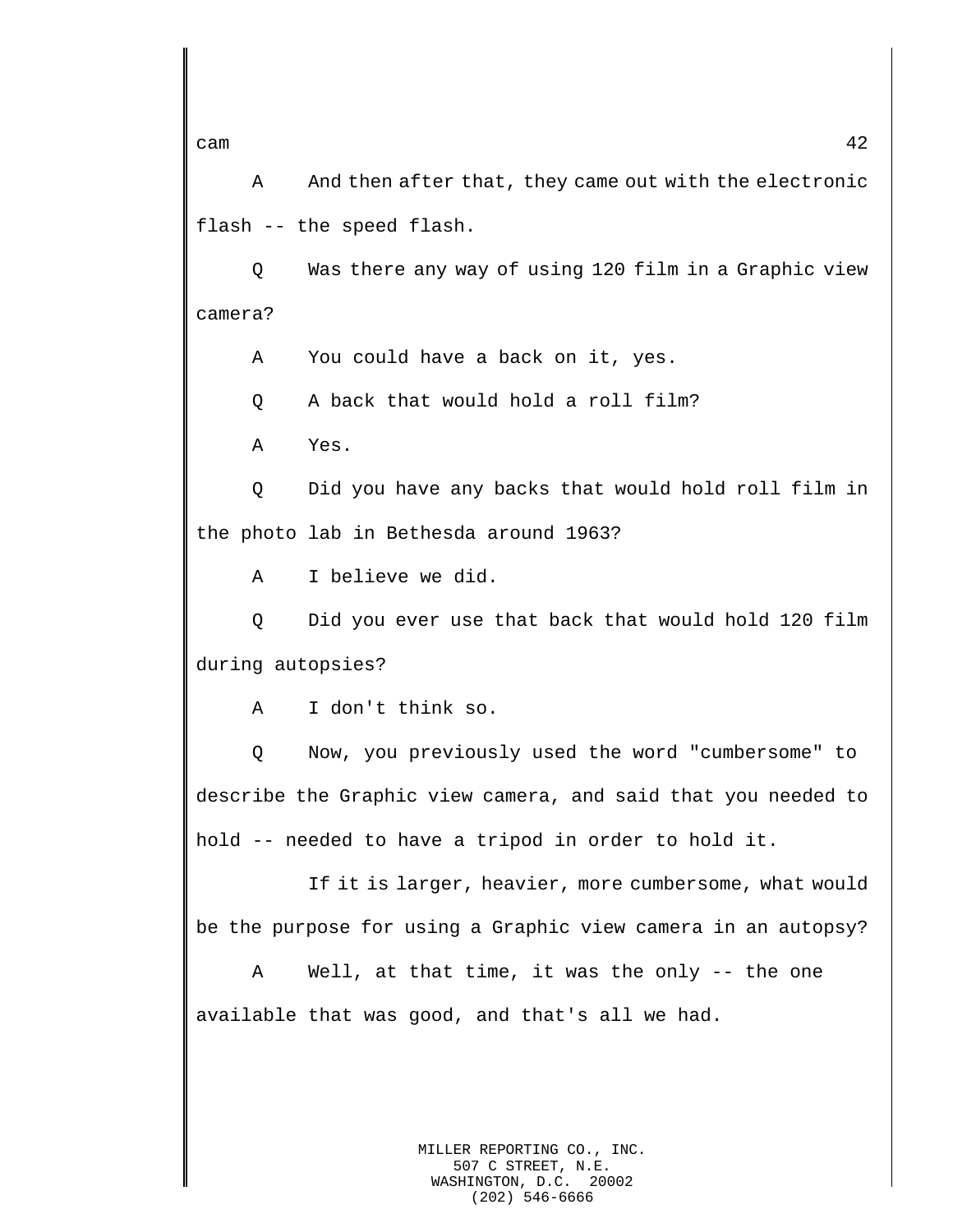A And then after that, they came out with the electronic flash -- the speed flash.

Q Was there any way of using 120 film in a Graphic view camera?

A You could have a back on it, yes.

Q A back that would hold a roll film?

A Yes.

Q Did you have any backs that would hold roll film in the photo lab in Bethesda around 1963?

A I believe we did.

Q Did you ever use that back that would hold 120 film during autopsies?

A I don't think so.

Q Now, you previously used the word "cumbersome" to describe the Graphic view camera, and said that you needed to hold -- needed to have a tripod in order to hold it.

If it is larger, heavier, more cumbersome, what would be the purpose for using a Graphic view camera in an autopsy?

A Well, at that time, it was the only -- the one available that was good, and that's all we had.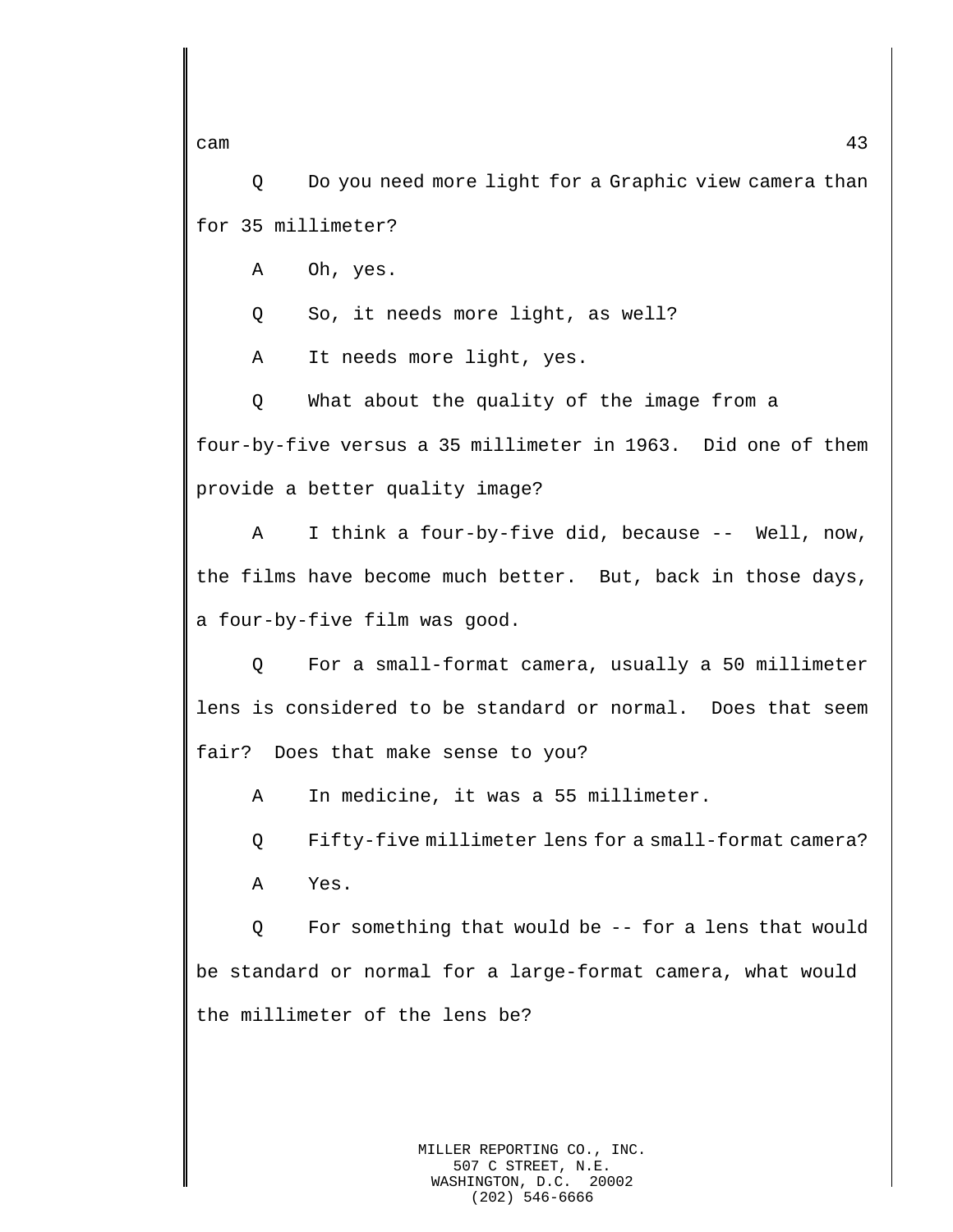Q Do you need more light for a Graphic view camera than for 35 millimeter?

A Oh, yes.

Q So, it needs more light, as well?

A It needs more light, yes.

Q What about the quality of the image from a four-by-five versus a 35 millimeter in 1963. Did one of them provide a better quality image?

A I think a four-by-five did, because -- Well, now, the films have become much better. But, back in those days, a four-by-five film was good.

Q For a small-format camera, usually a 50 millimeter lens is considered to be standard or normal. Does that seem fair? Does that make sense to you?

A In medicine, it was a 55 millimeter.

Q Fifty-five millimeter lens for a small-format camera?

A Yes.

Q For something that would be -- for a lens that would be standard or normal for a large-format camera, what would the millimeter of the lens be?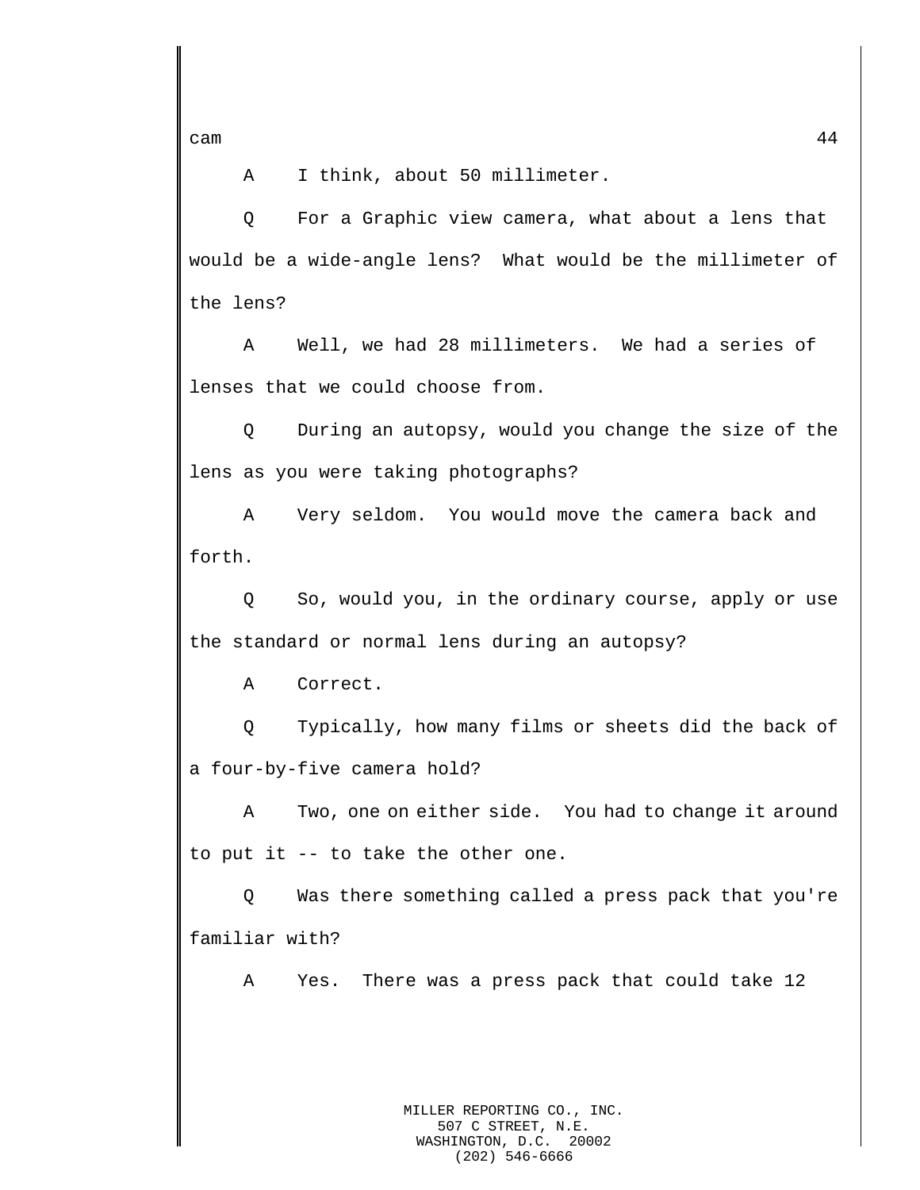A    I think, about 50 millimeter.

Q    For a Graphic view camera, what about a lens that would be a wide-angle lens?  What would be the millimeter of the lens?

A    Well, we had 28 millimeters.  We had a series of lenses that we could choose from.

Q    During an autopsy, would you change the size of the lens as you were taking photographs?

A    Very seldom.  You would move the camera back and forth.

Q    So, would you, in the ordinary course, apply or use the standard or normal lens during an autopsy?

A    Correct.

Q    Typically, how many films or sheets did the back of a four-by-five camera hold?

A    Two, one on either side.  You had to change it around to put it -- to take the other one.

Q    Was there something called a press pack that you're familiar with?

A    Yes.  There was a press pack that could take 12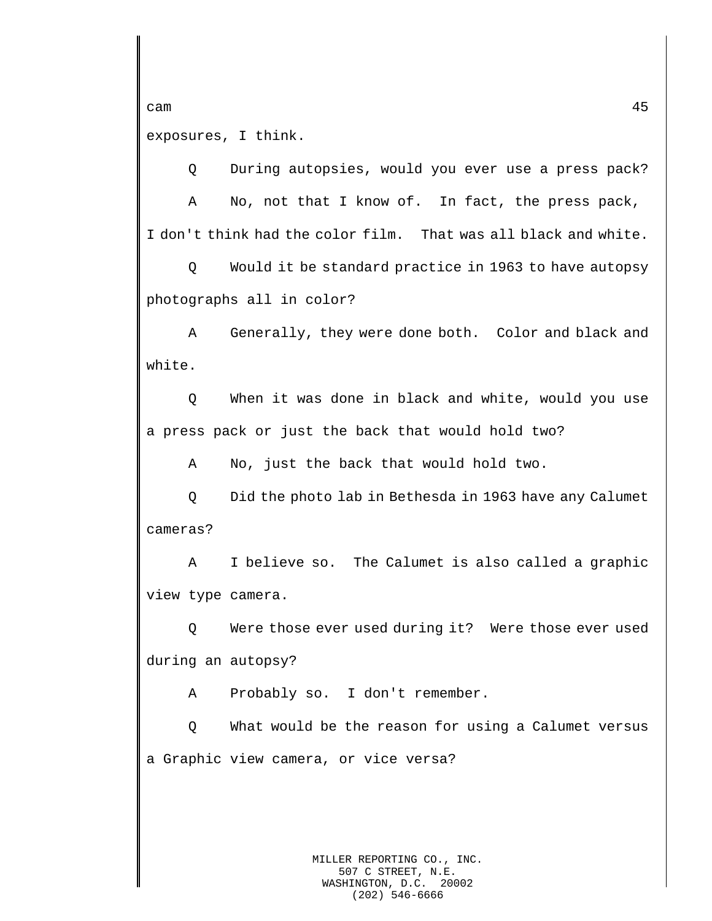exposures, I think.

Q During autopsies, would you ever use a press pack?

A No, not that I know of. In fact, the press pack, I don't think had the color film. That was all black and white.

Q Would it be standard practice in 1963 to have autopsy photographs all in color?

A Generally, they were done both. Color and black and white.

Q When it was done in black and white, would you use a press pack or just the back that would hold two?

A No, just the back that would hold two.

Q Did the photo lab in Bethesda in 1963 have any Calumet cameras?

A I believe so. The Calumet is also called a graphic view type camera.

Q Were those ever used during it? Were those ever used during an autopsy?

A Probably so. I don't remember.

Q What would be the reason for using a Calumet versus a Graphic view camera, or vice versa?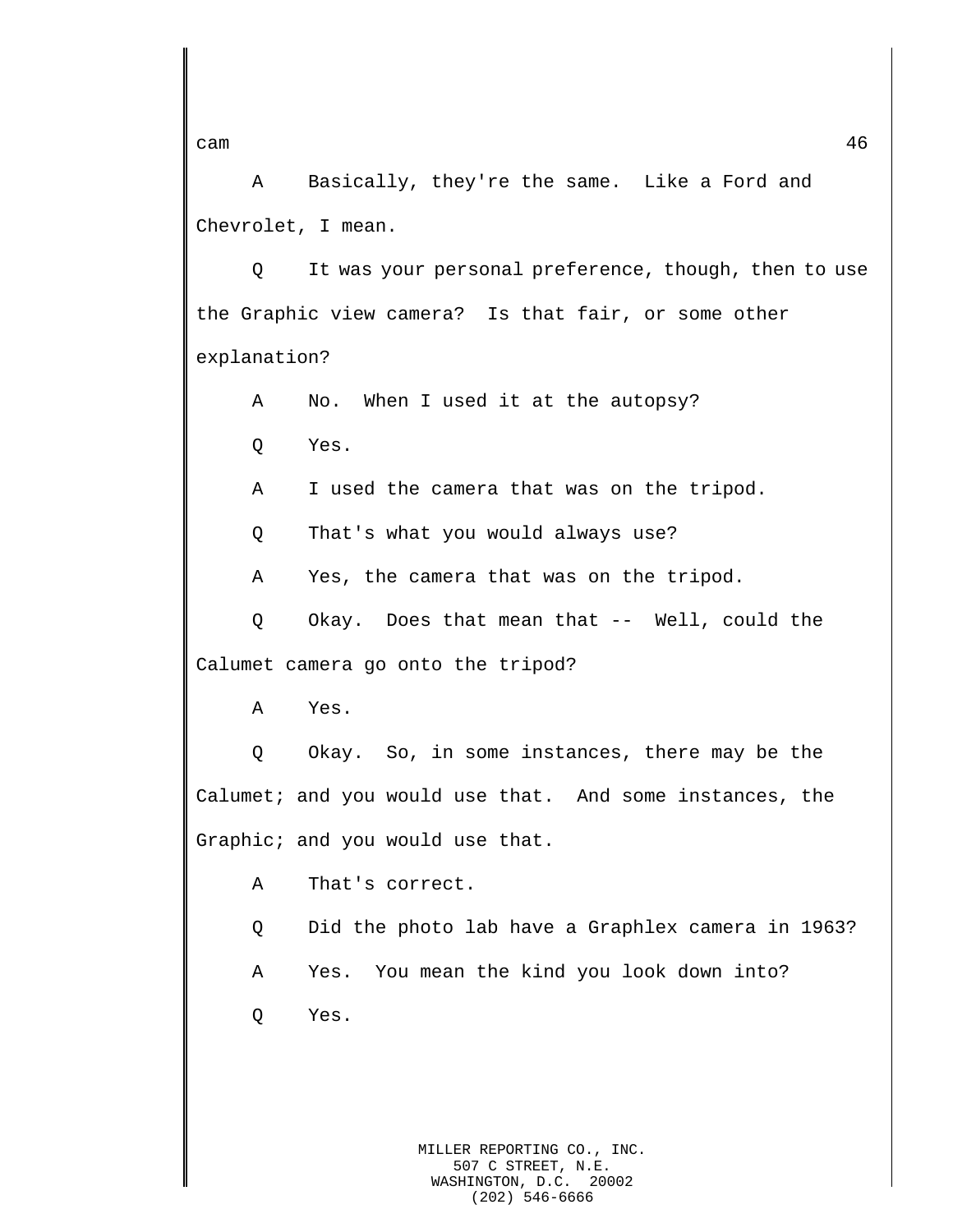A Basically, they're the same. Like a Ford and Chevrolet, I mean.

Q It was your personal preference, though, then to use the Graphic view camera? Is that fair, or some other explanation?

A No. When I used it at the autopsy?

Q Yes.

A I used the camera that was on the tripod.

Q That's what you would always use?

A Yes, the camera that was on the tripod.

Q Okay. Does that mean that -- Well, could the Calumet camera go onto the tripod?

A Yes.

Q Okay. So, in some instances, there may be the Calumet; and you would use that. And some instances, the Graphic; and you would use that.

A That's correct.

Q Did the photo lab have a Graphlex camera in 1963?

A Yes. You mean the kind you look down into?

Q Yes.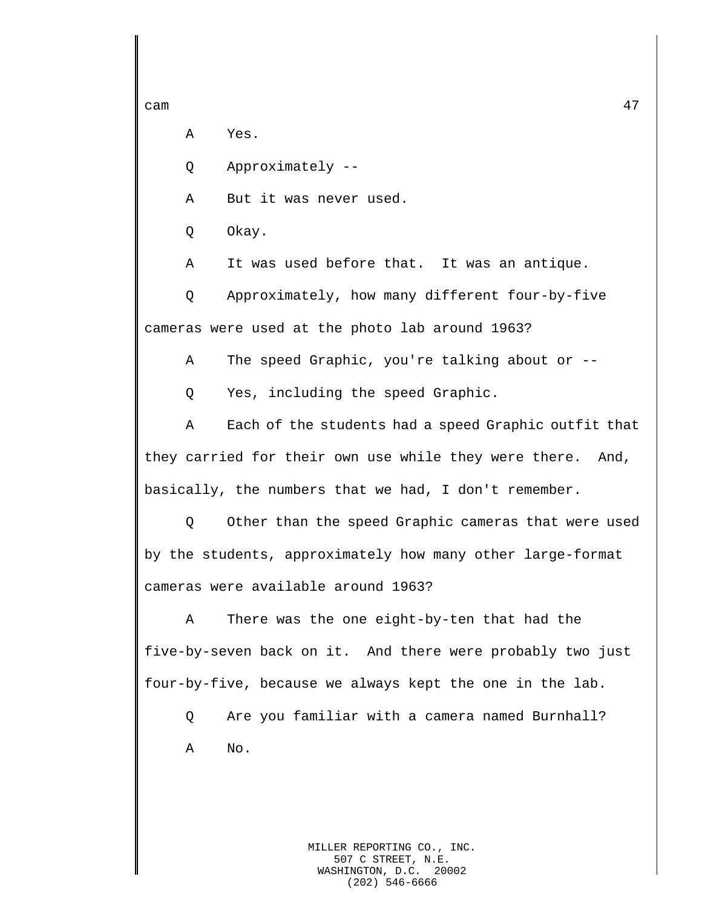A Yes.

Q Approximately --

A But it was never used.

Q Okay.

A It was used before that. It was an antique.

Q Approximately, how many different four-by-five cameras were used at the photo lab around 1963?

A The speed Graphic, you're talking about or --

Q Yes, including the speed Graphic.

A Each of the students had a speed Graphic outfit that they carried for their own use while they were there. And, basically, the numbers that we had, I don't remember.

Q Other than the speed Graphic cameras that were used by the students, approximately how many other large-format cameras were available around 1963?

A There was the one eight-by-ten that had the five-by-seven back on it. And there were probably two just four-by-five, because we always kept the one in the lab.

Q Are you familiar with a camera named Burnhall?

A No.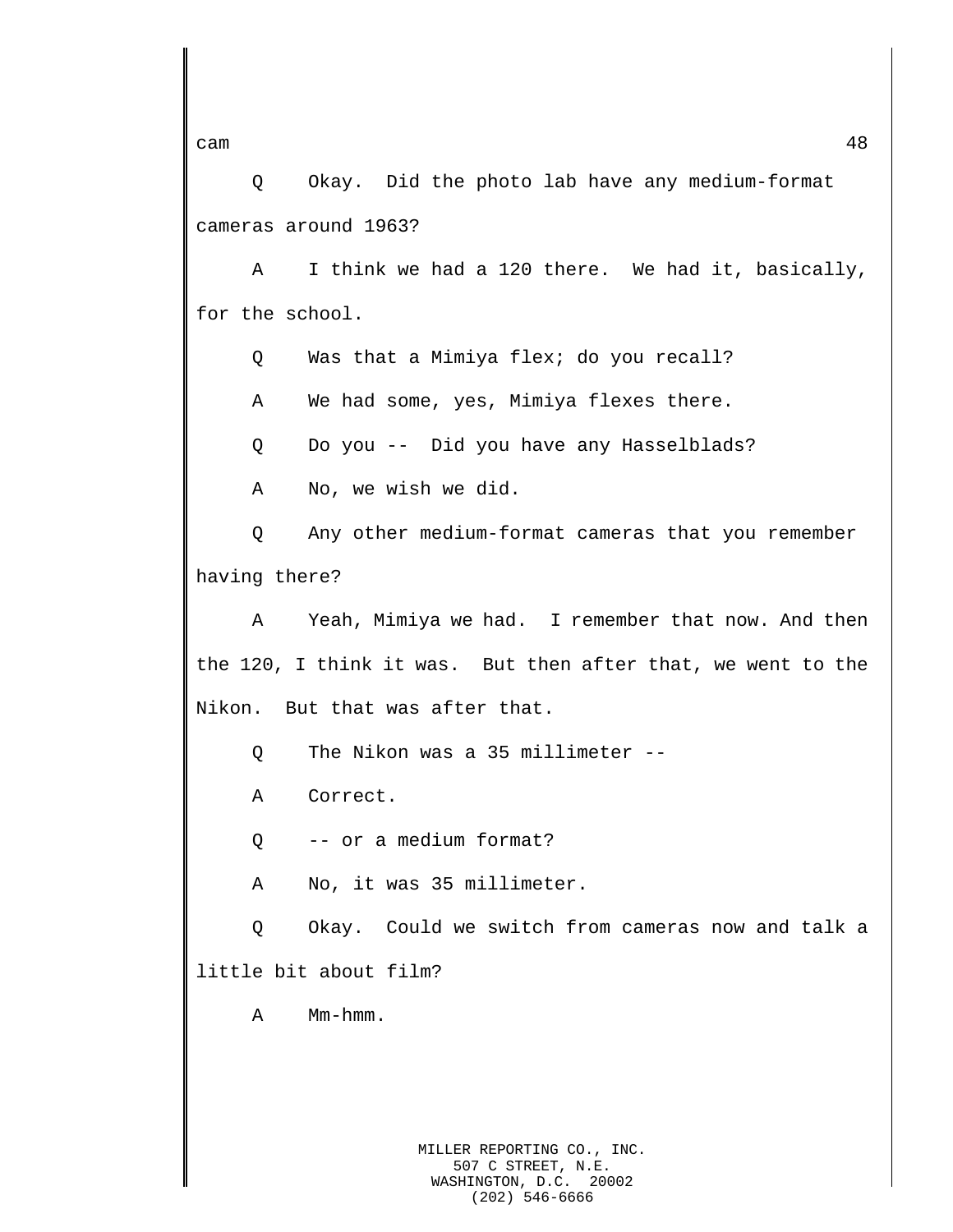Q Okay. Did the photo lab have any medium-format cameras around 1963?

A I think we had a 120 there. We had it, basically, for the school.

Q Was that a Mimiya flex; do you recall?

A We had some, yes, Mimiya flexes there.

Q Do you -- Did you have any Hasselblads?

A No, we wish we did.

Q Any other medium-format cameras that you remember having there?

A Yeah, Mimiya we had. I remember that now. And then the 120, I think it was. But then after that, we went to the Nikon. But that was after that.

Q The Nikon was a 35 millimeter --

A Correct.

Q -- or a medium format?

A No, it was 35 millimeter.

Q Okay. Could we switch from cameras now and talk a little bit about film?

A Mm-hmm.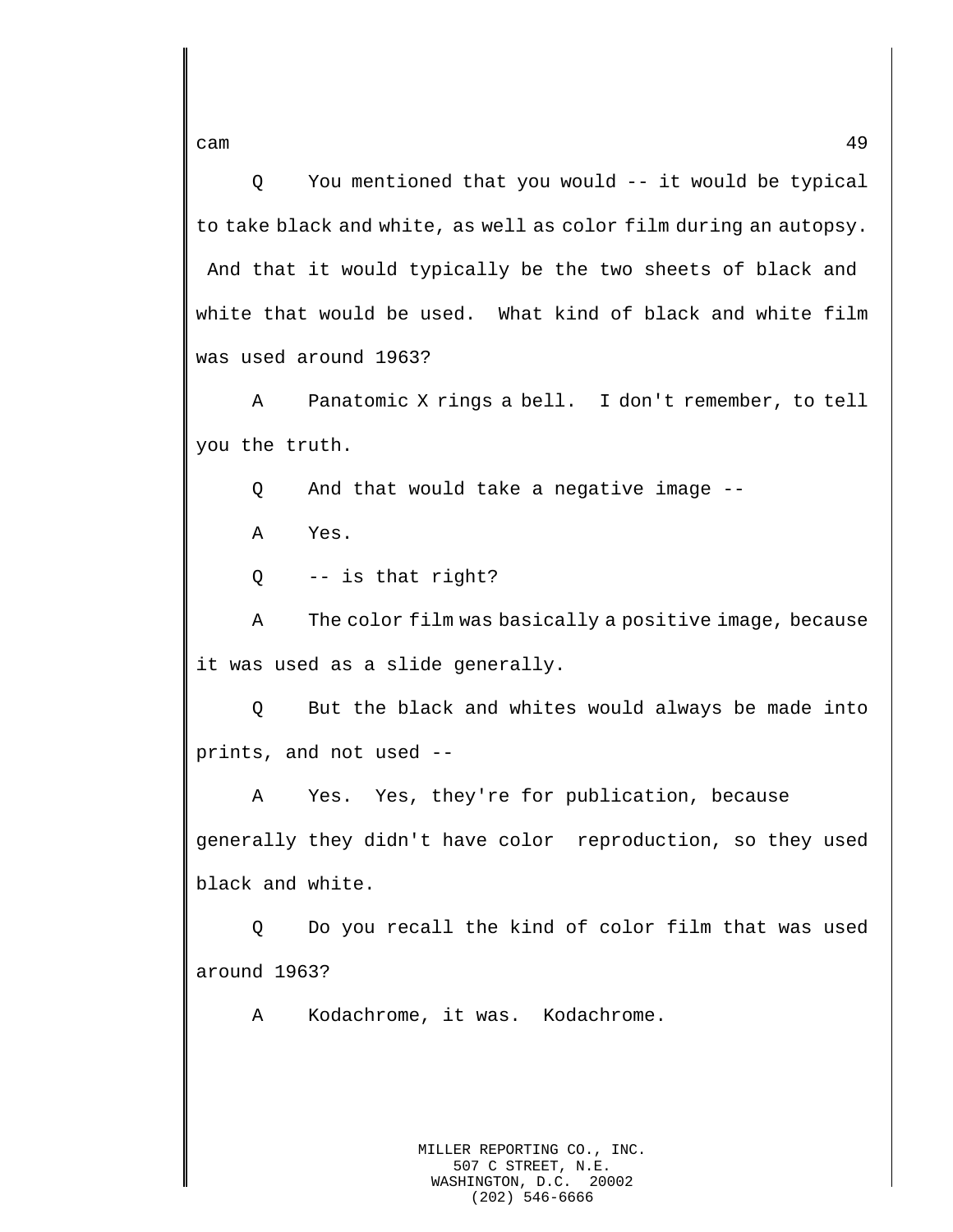Q You mentioned that you would -- it would be typical to take black and white, as well as color film during an autopsy. And that it would typically be the two sheets of black and white that would be used. What kind of black and white film was used around 1963?

A Panatomic X rings a bell. I don't remember, to tell you the truth.

Q And that would take a negative image --

A Yes.

Q -- is that right?

A The color film was basically a positive image, because it was used as a slide generally.

Q But the black and whites would always be made into prints, and not used --

A Yes. Yes, they're for publication, because generally they didn't have color reproduction, so they used black and white.

Q Do you recall the kind of color film that was used around 1963?

A Kodachrome, it was. Kodachrome.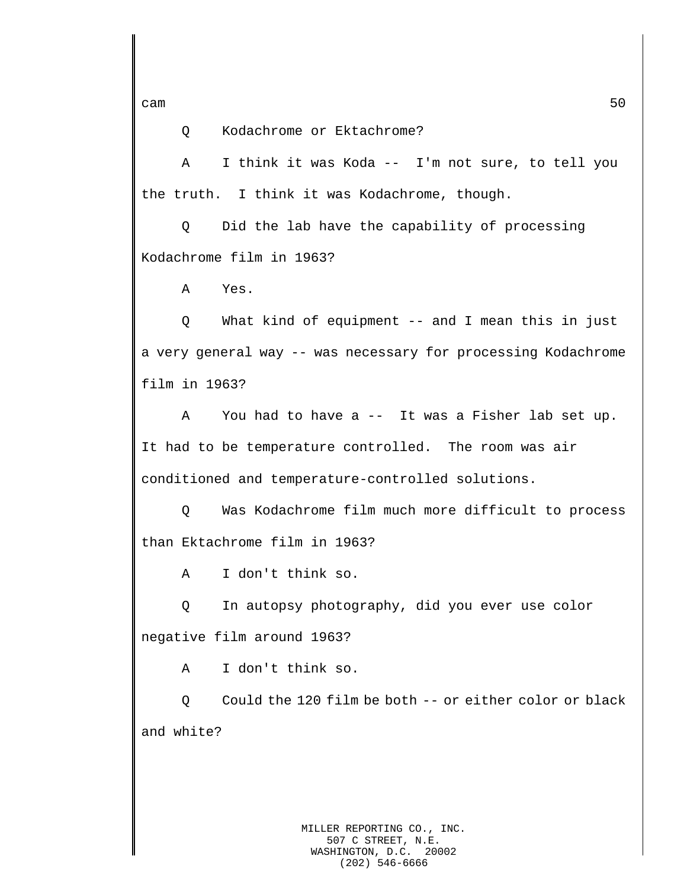Q Kodachrome or Ektachrome?

A I think it was Koda -- I'm not sure, to tell you the truth. I think it was Kodachrome, though.

Q Did the lab have the capability of processing Kodachrome film in 1963?

A Yes.

Q What kind of equipment -- and I mean this in just a very general way -- was necessary for processing Kodachrome film in 1963?

A You had to have a -- It was a Fisher lab set up. It had to be temperature controlled. The room was air conditioned and temperature-controlled solutions.

Q Was Kodachrome film much more difficult to process than Ektachrome film in 1963?

A I don't think so.

Q In autopsy photography, did you ever use color negative film around 1963?

A I don't think so.

Q Could the 120 film be both -- or either color or black and white?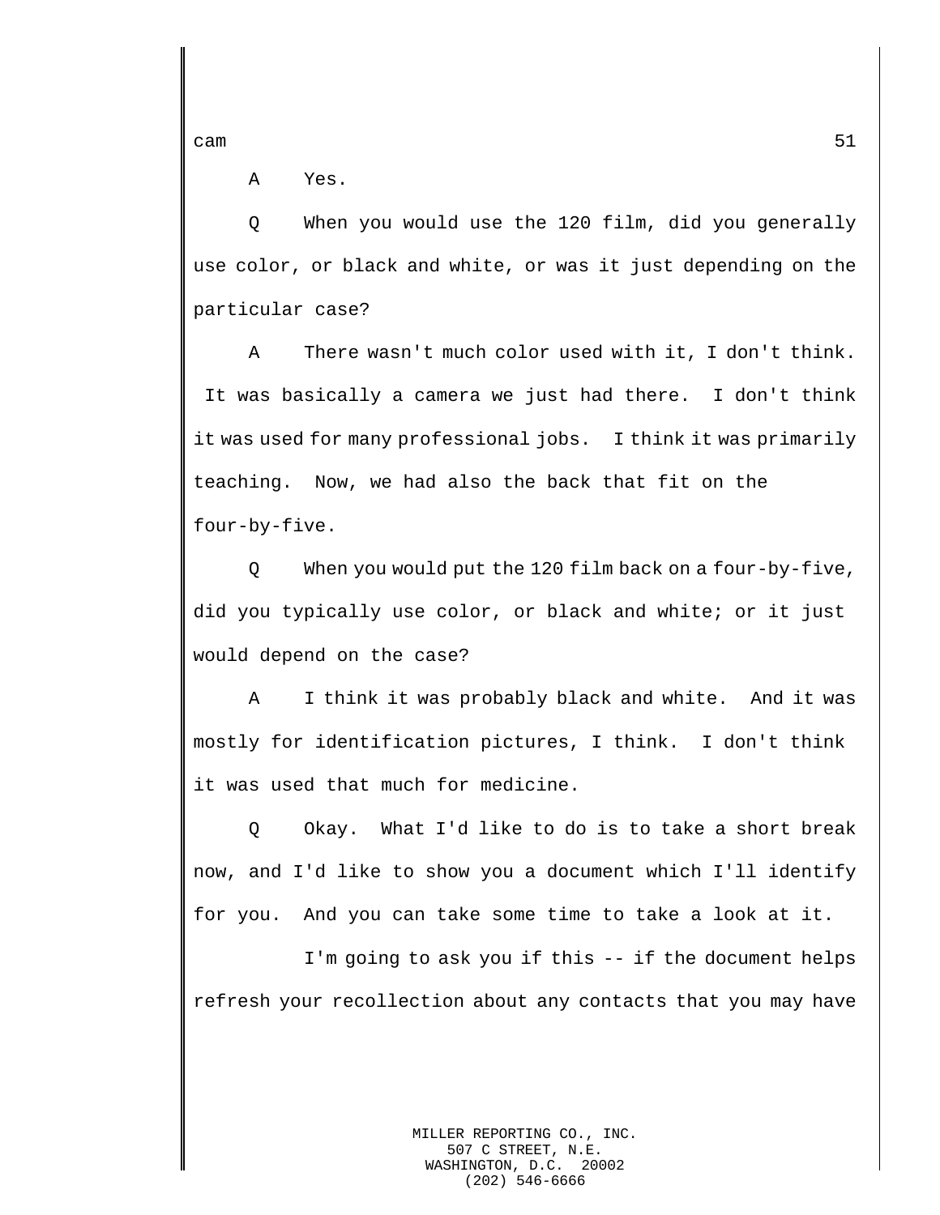A Yes.

Q When you would use the 120 film, did you generally use color, or black and white, or was it just depending on the particular case?

A There wasn't much color used with it, I don't think. It was basically a camera we just had there. I don't think it was used for many professional jobs. I think it was primarily teaching. Now, we had also the back that fit on the four-by-five.

Q When you would put the 120 film back on a four-by-five, did you typically use color, or black and white; or it just would depend on the case?

A I think it was probably black and white. And it was mostly for identification pictures, I think. I don't think it was used that much for medicine.

Q Okay. What I'd like to do is to take a short break now, and I'd like to show you a document which I'll identify for you. And you can take some time to take a look at it.

I'm going to ask you if this -- if the document helps refresh your recollection about any contacts that you may have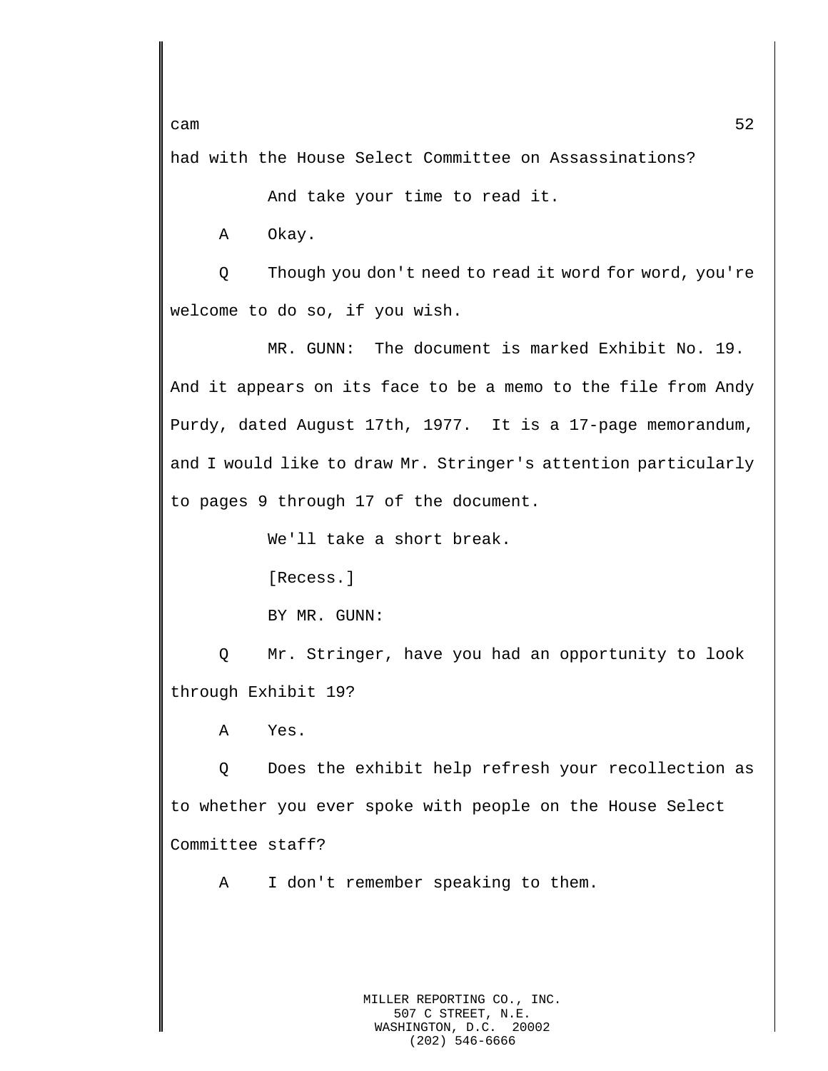had with the House Select Committee on Assassinations?

And take your time to read it.

A Okay.

Q Though you don't need to read it word for word, you're welcome to do so, if you wish.

MR. GUNN: The document is marked Exhibit No. 19. And it appears on its face to be a memo to the file from Andy Purdy, dated August 17th, 1977. It is a 17-page memorandum, and I would like to draw Mr. Stringer's attention particularly to pages 9 through 17 of the document.

We'll take a short break.

[Recess.]

BY MR. GUNN:

Q Mr. Stringer, have you had an opportunity to look through Exhibit 19?

A Yes.

Q Does the exhibit help refresh your recollection as to whether you ever spoke with people on the House Select Committee staff?

A I don't remember speaking to them.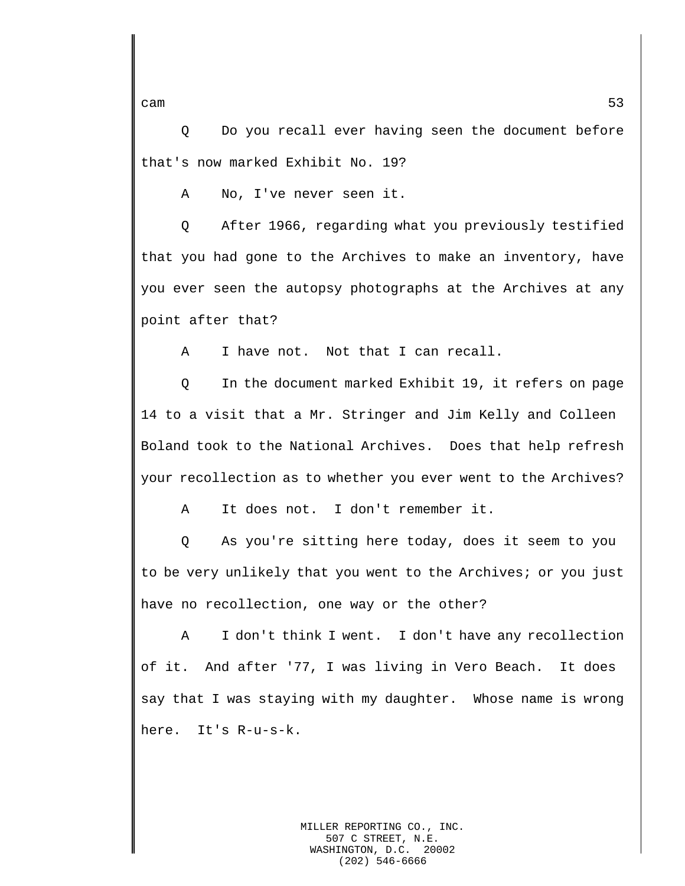Q Do you recall ever having seen the document before that's now marked Exhibit No. 19?

A No, I've never seen it.

Q After 1966, regarding what you previously testified that you had gone to the Archives to make an inventory, have you ever seen the autopsy photographs at the Archives at any point after that?

A I have not. Not that I can recall.

Q In the document marked Exhibit 19, it refers on page 14 to a visit that a Mr. Stringer and Jim Kelly and Colleen Boland took to the National Archives. Does that help refresh your recollection as to whether you ever went to the Archives?

A It does not. I don't remember it.

Q As you're sitting here today, does it seem to you to be very unlikely that you went to the Archives; or you just have no recollection, one way or the other?

A I don't think I went. I don't have any recollection of it. And after '77, I was living in Vero Beach. It does say that I was staying with my daughter. Whose name is wrong here. It's R-u-s-k.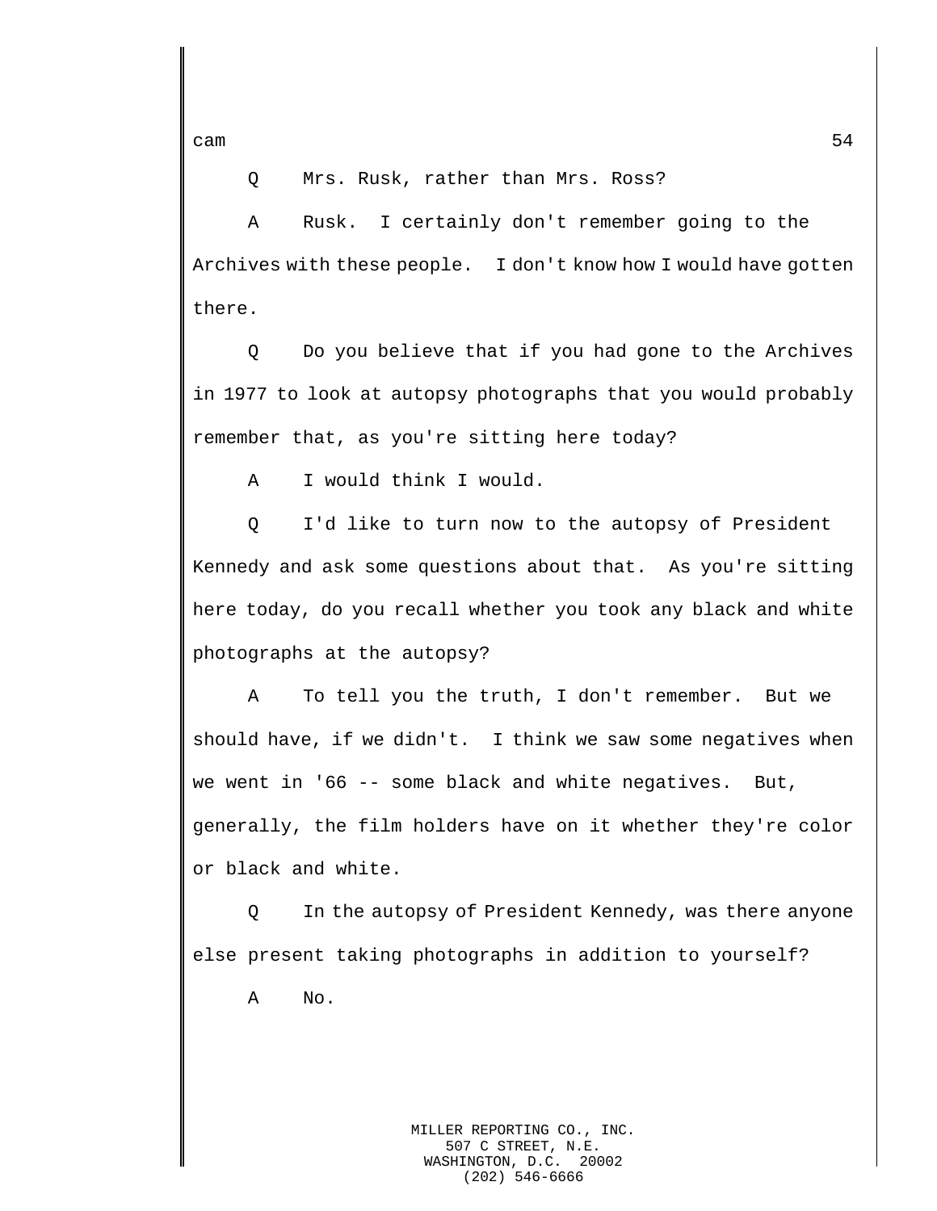Q Mrs. Rusk, rather than Mrs. Ross?

A Rusk. I certainly don't remember going to the Archives with these people. I don't know how I would have gotten there.

Q Do you believe that if you had gone to the Archives in 1977 to look at autopsy photographs that you would probably remember that, as you're sitting here today?

A I would think I would.

Q I'd like to turn now to the autopsy of President Kennedy and ask some questions about that. As you're sitting here today, do you recall whether you took any black and white photographs at the autopsy?

A To tell you the truth, I don't remember. But we should have, if we didn't. I think we saw some negatives when we went in '66 -- some black and white negatives. But, generally, the film holders have on it whether they're color or black and white.

Q In the autopsy of President Kennedy, was there anyone else present taking photographs in addition to yourself?

A No.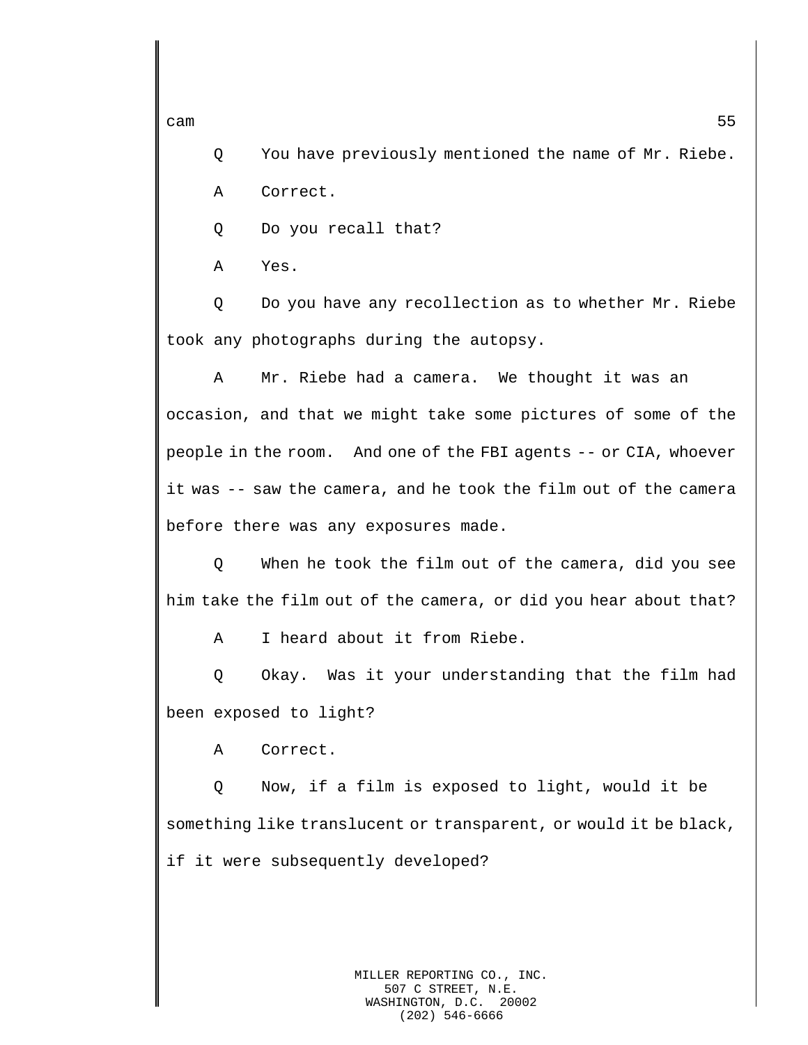Q You have previously mentioned the name of Mr. Riebe.

A Correct.

Q Do you recall that?

A Yes.

Q Do you have any recollection as to whether Mr. Riebe took any photographs during the autopsy.

A Mr. Riebe had a camera. We thought it was an occasion, and that we might take some pictures of some of the people in the room. And one of the FBI agents -- or CIA, whoever it was -- saw the camera, and he took the film out of the camera before there was any exposures made.

Q When he took the film out of the camera, did you see him take the film out of the camera, or did you hear about that?

A I heard about it from Riebe.

Q Okay. Was it your understanding that the film had been exposed to light?

A Correct.

Q Now, if a film is exposed to light, would it be something like translucent or transparent, or would it be black, if it were subsequently developed?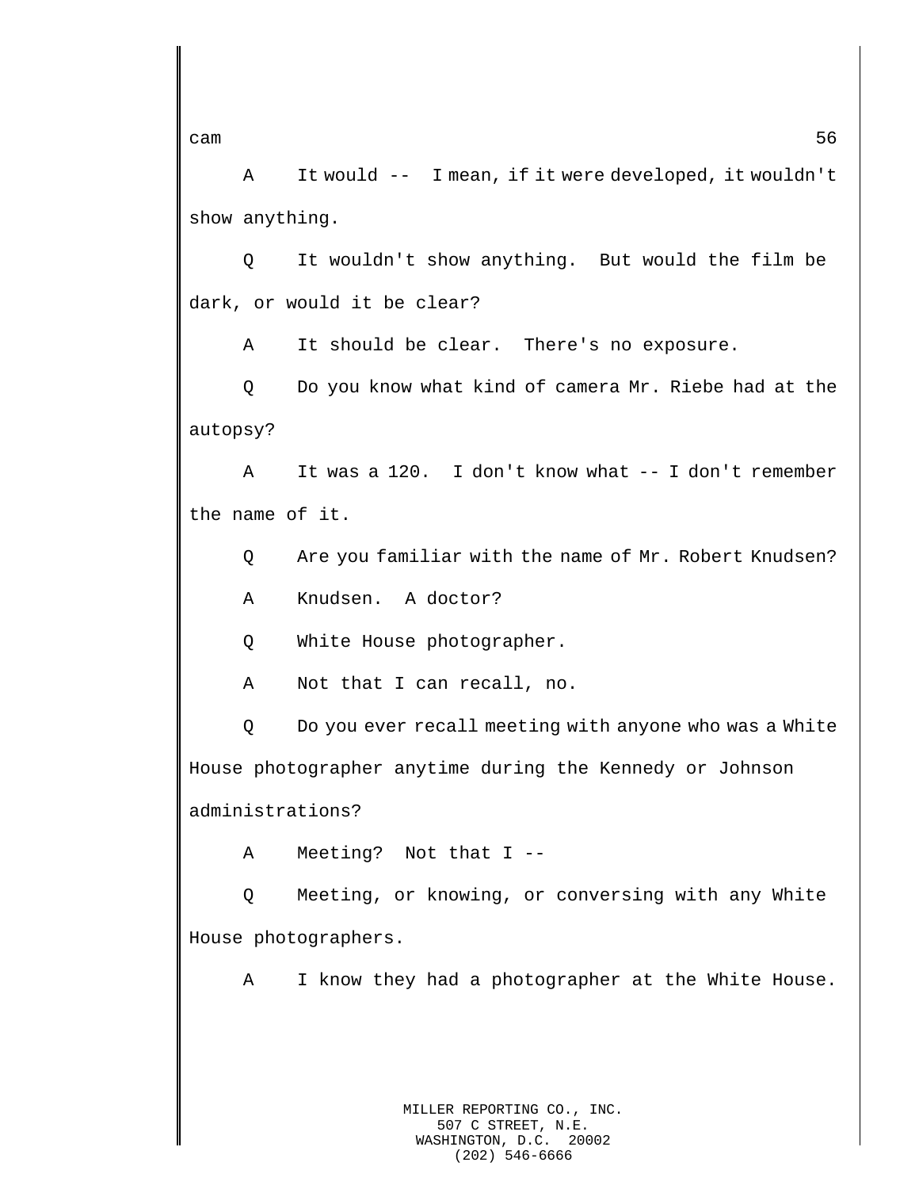A It would -- I mean, if it were developed, it wouldn't show anything.

Q It wouldn't show anything. But would the film be dark, or would it be clear?

A It should be clear. There's no exposure.

Q Do you know what kind of camera Mr. Riebe had at the autopsy?

A It was a 120. I don't know what -- I don't remember the name of it.

Q Are you familiar with the name of Mr. Robert Knudsen?

A Knudsen. A doctor?

Q White House photographer.

A Not that I can recall, no.

Q Do you ever recall meeting with anyone who was a White House photographer anytime during the Kennedy or Johnson administrations?

A Meeting? Not that I --

Q Meeting, or knowing, or conversing with any White House photographers.

A I know they had a photographer at the White House.

MILLER REPORTING CO., INC.
507 C STREET, N.E.
WASHINGTON, D.C. 20002
(202) 546-6666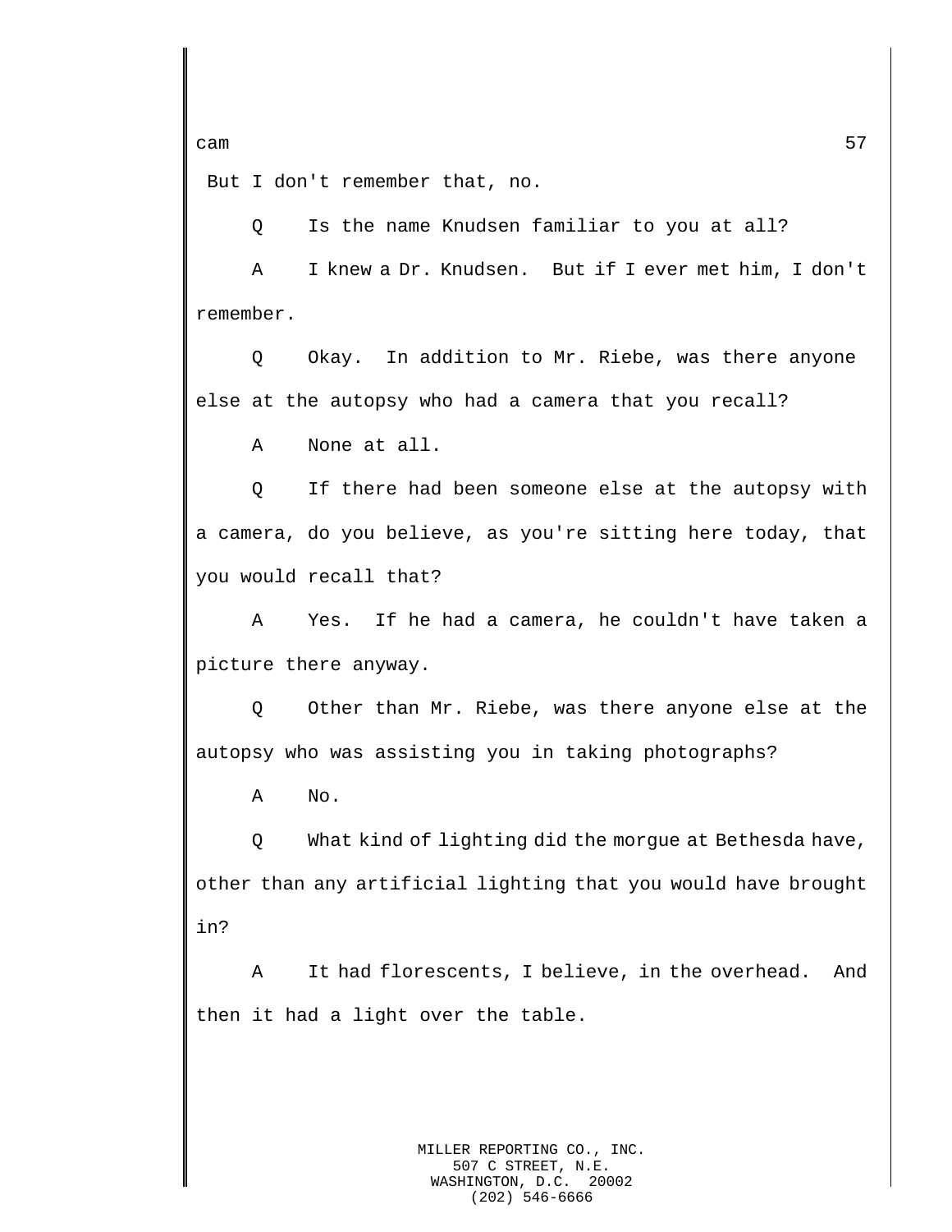But I don't remember that, no.

Q Is the name Knudsen familiar to you at all?

A I knew a Dr. Knudsen. But if I ever met him, I don't remember.

Q Okay. In addition to Mr. Riebe, was there anyone else at the autopsy who had a camera that you recall?

A None at all.

Q If there had been someone else at the autopsy with a camera, do you believe, as you're sitting here today, that you would recall that?

A Yes. If he had a camera, he couldn't have taken a picture there anyway.

Q Other than Mr. Riebe, was there anyone else at the autopsy who was assisting you in taking photographs?

A No.

Q What kind of lighting did the morgue at Bethesda have, other than any artificial lighting that you would have brought in?

A It had florescents, I believe, in the overhead. And then it had a light over the table.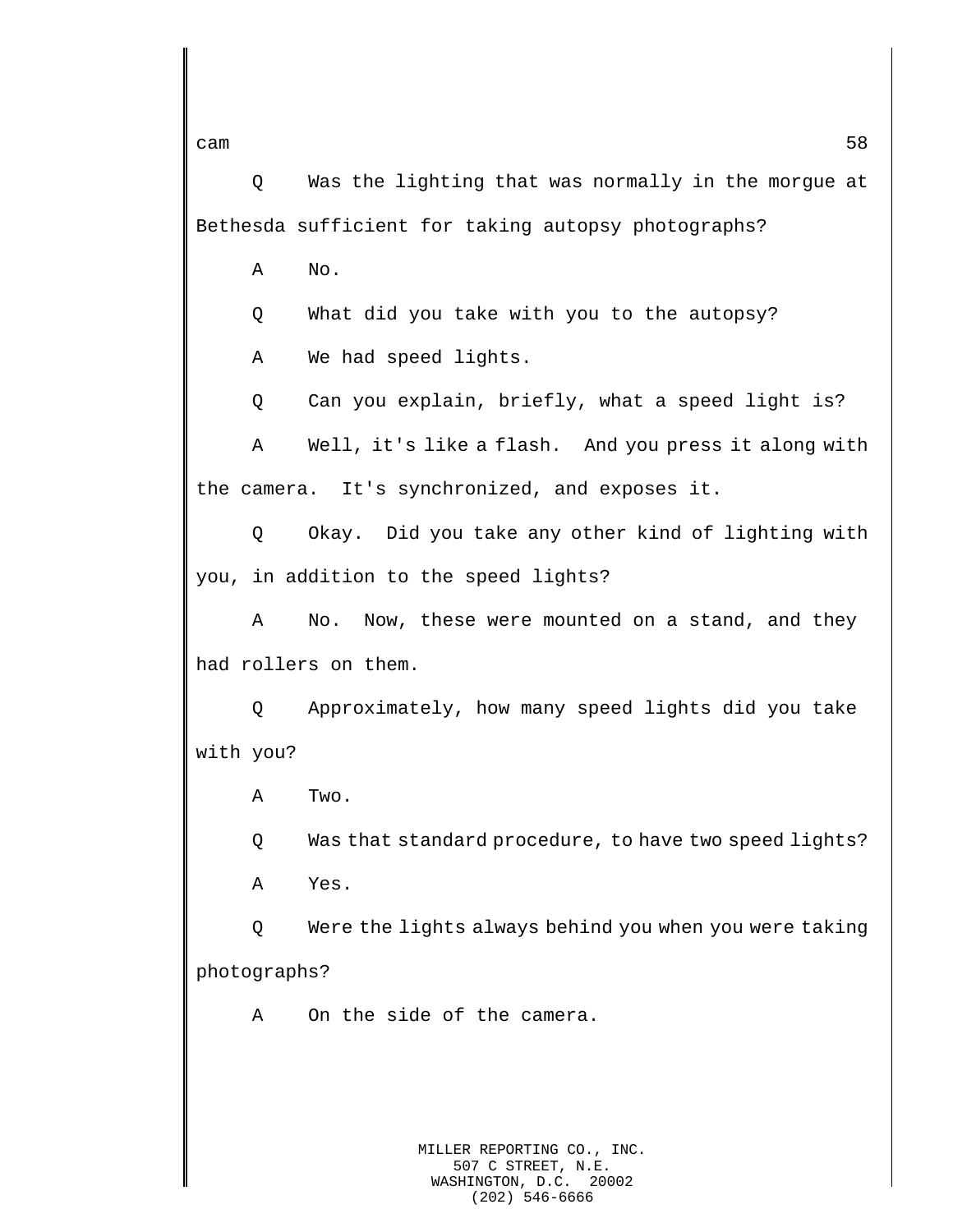Q Was the lighting that was normally in the morgue at Bethesda sufficient for taking autopsy photographs?

A No.

Q What did you take with you to the autopsy?

A We had speed lights.

Q Can you explain, briefly, what a speed light is?

A Well, it's like a flash. And you press it along with the camera. It's synchronized, and exposes it.

Q Okay. Did you take any other kind of lighting with you, in addition to the speed lights?

A No. Now, these were mounted on a stand, and they had rollers on them.

Q Approximately, how many speed lights did you take with you?

A Two.

Q Was that standard procedure, to have two speed lights?

A Yes.

Q Were the lights always behind you when you were taking photographs?

A On the side of the camera.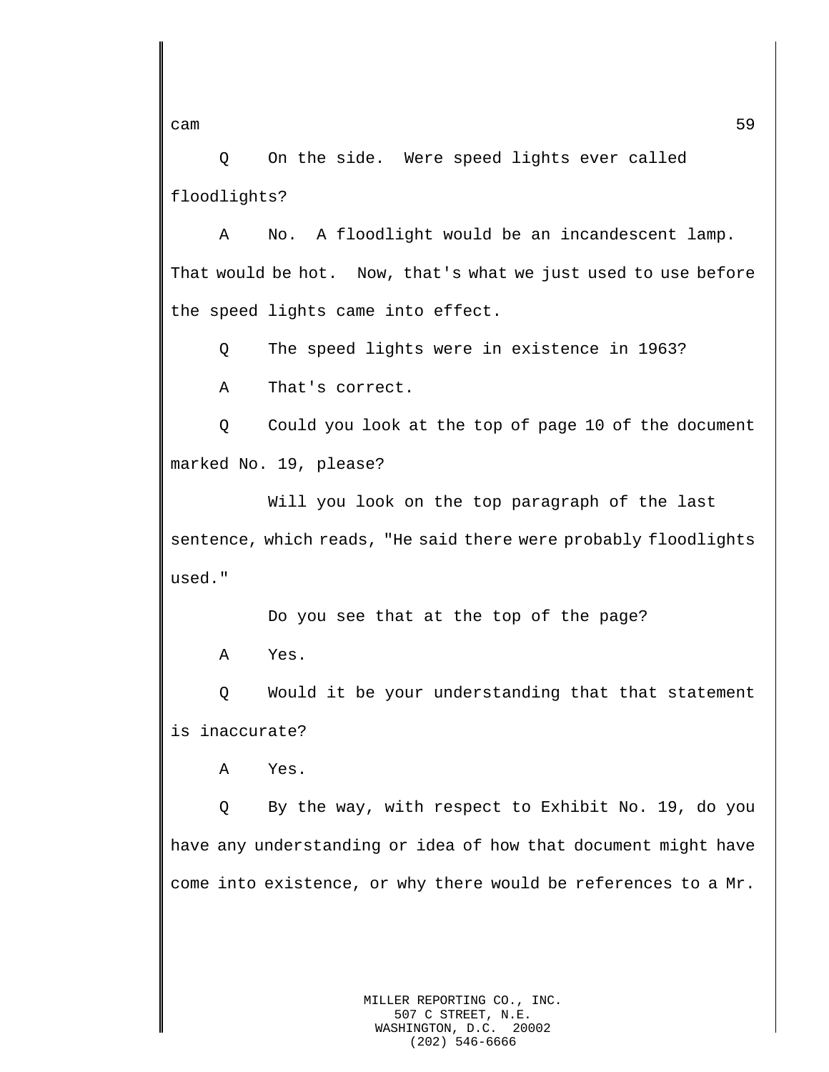Q On the side. Were speed lights ever called floodlights?

A No. A floodlight would be an incandescent lamp. That would be hot. Now, that's what we just used to use before the speed lights came into effect.

Q The speed lights were in existence in 1963?

A That's correct.

Q Could you look at the top of page 10 of the document marked No. 19, please?

Will you look on the top paragraph of the last sentence, which reads, "He said there were probably floodlights used."

Do you see that at the top of the page?

A Yes.

Q Would it be your understanding that that statement is inaccurate?

A Yes.

Q By the way, with respect to Exhibit No. 19, do you have any understanding or idea of how that document might have come into existence, or why there would be references to a Mr.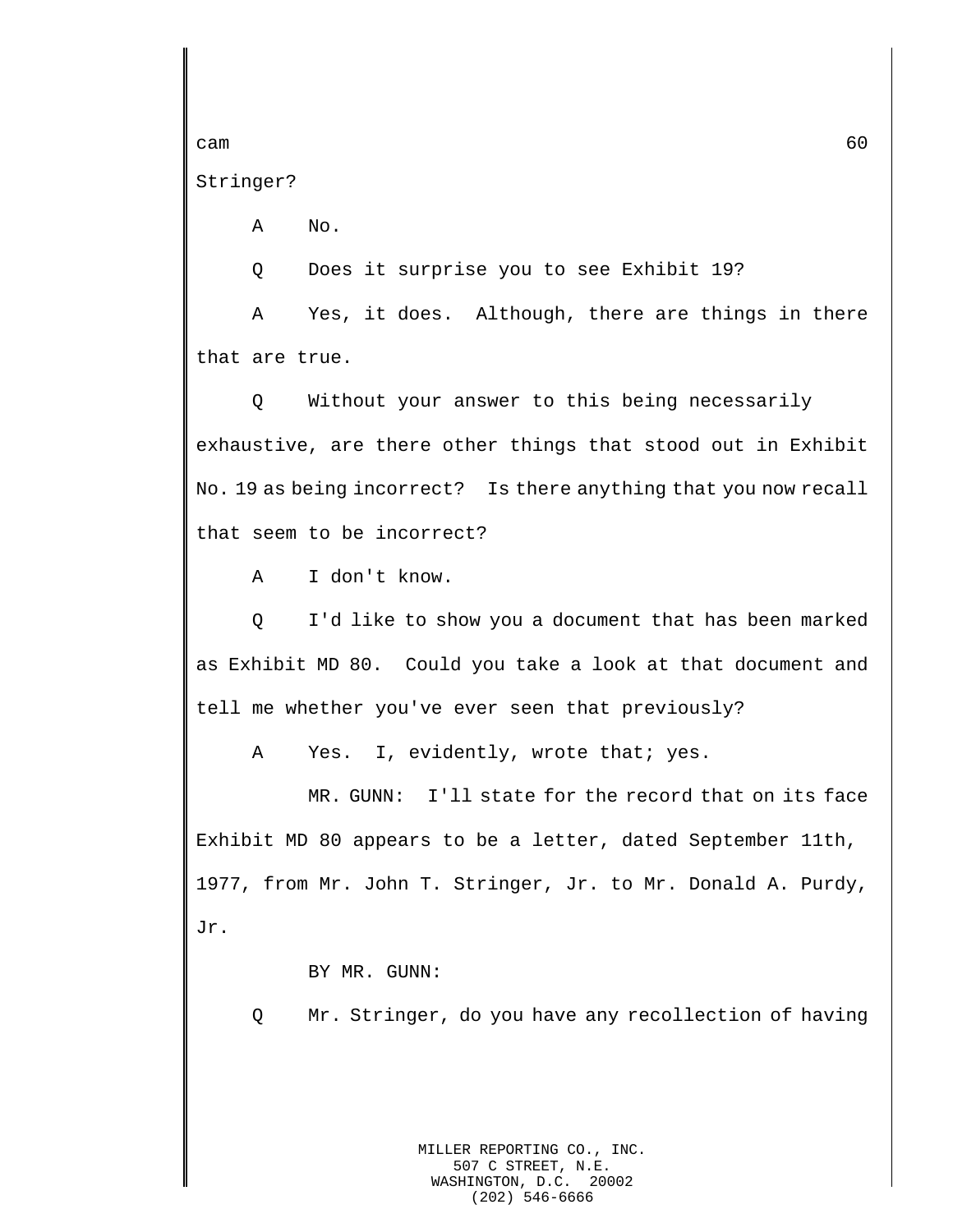Stringer?

A No.

Q Does it surprise you to see Exhibit 19?

A Yes, it does. Although, there are things in there that are true.

Q Without your answer to this being necessarily exhaustive, are there other things that stood out in Exhibit No. 19 as being incorrect? Is there anything that you now recall that seem to be incorrect?

A I don't know.

Q I'd like to show you a document that has been marked as Exhibit MD 80. Could you take a look at that document and tell me whether you've ever seen that previously?

A Yes. I, evidently, wrote that; yes.

MR. GUNN: I'll state for the record that on its face Exhibit MD 80 appears to be a letter, dated September 11th, 1977, from Mr. John T. Stringer, Jr. to Mr. Donald A. Purdy, Jr.

BY MR. GUNN:

Q Mr. Stringer, do you have any recollection of having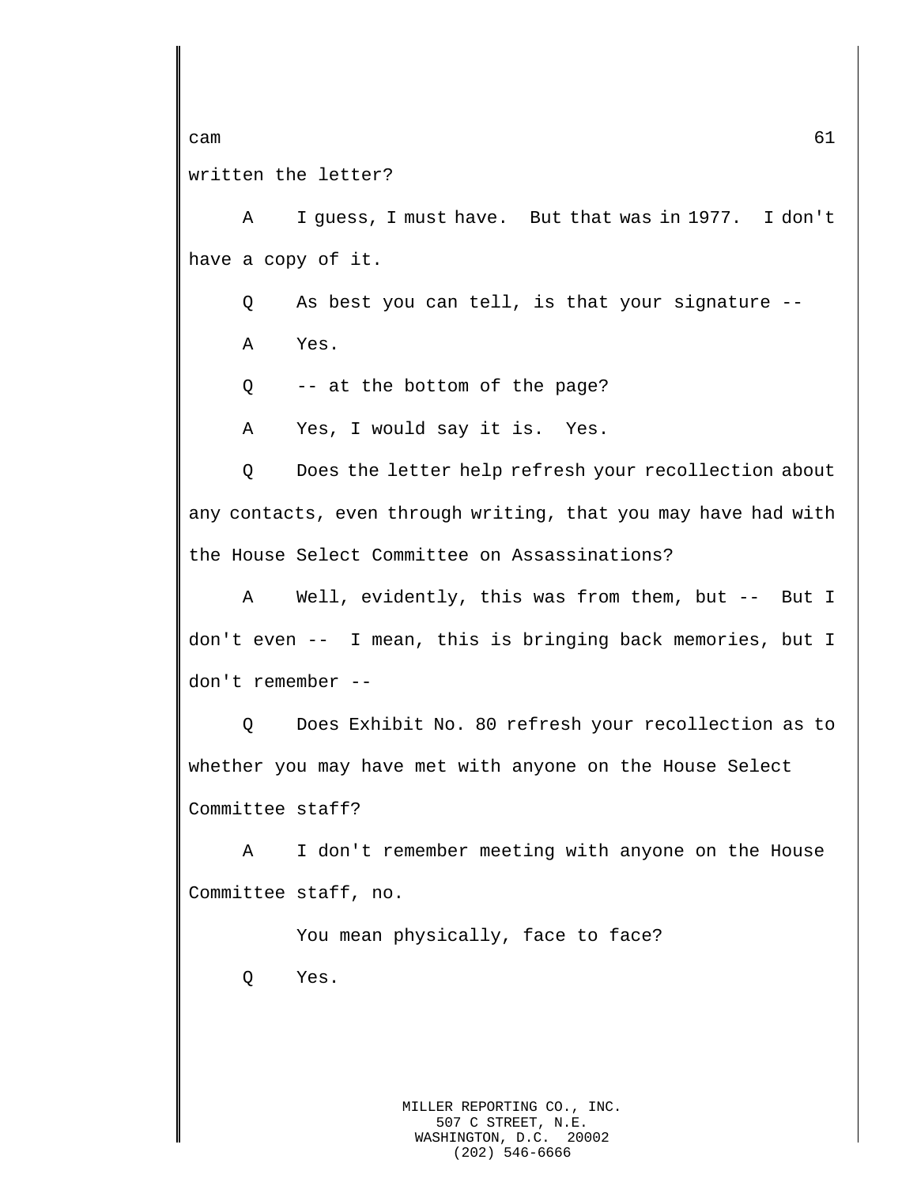written the letter?

A I guess, I must have. But that was in 1977. I don't have a copy of it.

Q As best you can tell, is that your signature --

A Yes.

Q -- at the bottom of the page?

A Yes, I would say it is. Yes.

Q Does the letter help refresh your recollection about any contacts, even through writing, that you may have had with the House Select Committee on Assassinations?

A Well, evidently, this was from them, but -- But I don't even -- I mean, this is bringing back memories, but I don't remember --

Q Does Exhibit No. 80 refresh your recollection as to whether you may have met with anyone on the House Select Committee staff?

A I don't remember meeting with anyone on the House Committee staff, no.

You mean physically, face to face?

Q Yes.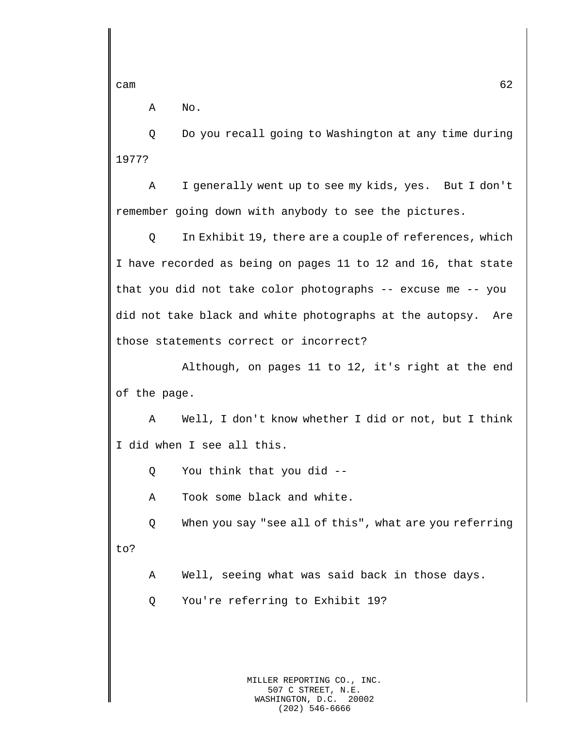A No.

Q Do you recall going to Washington at any time during 1977?

A I generally went up to see my kids, yes. But I don't remember going down with anybody to see the pictures.

Q In Exhibit 19, there are a couple of references, which I have recorded as being on pages 11 to 12 and 16, that state that you did not take color photographs -- excuse me -- you did not take black and white photographs at the autopsy. Are those statements correct or incorrect?

Although, on pages 11 to 12, it's right at the end of the page.

A Well, I don't know whether I did or not, but I think I did when I see all this.

Q You think that you did --

A Took some black and white.

Q When you say "see all of this", what are you referring to?

A Well, seeing what was said back in those days.

Q You're referring to Exhibit 19?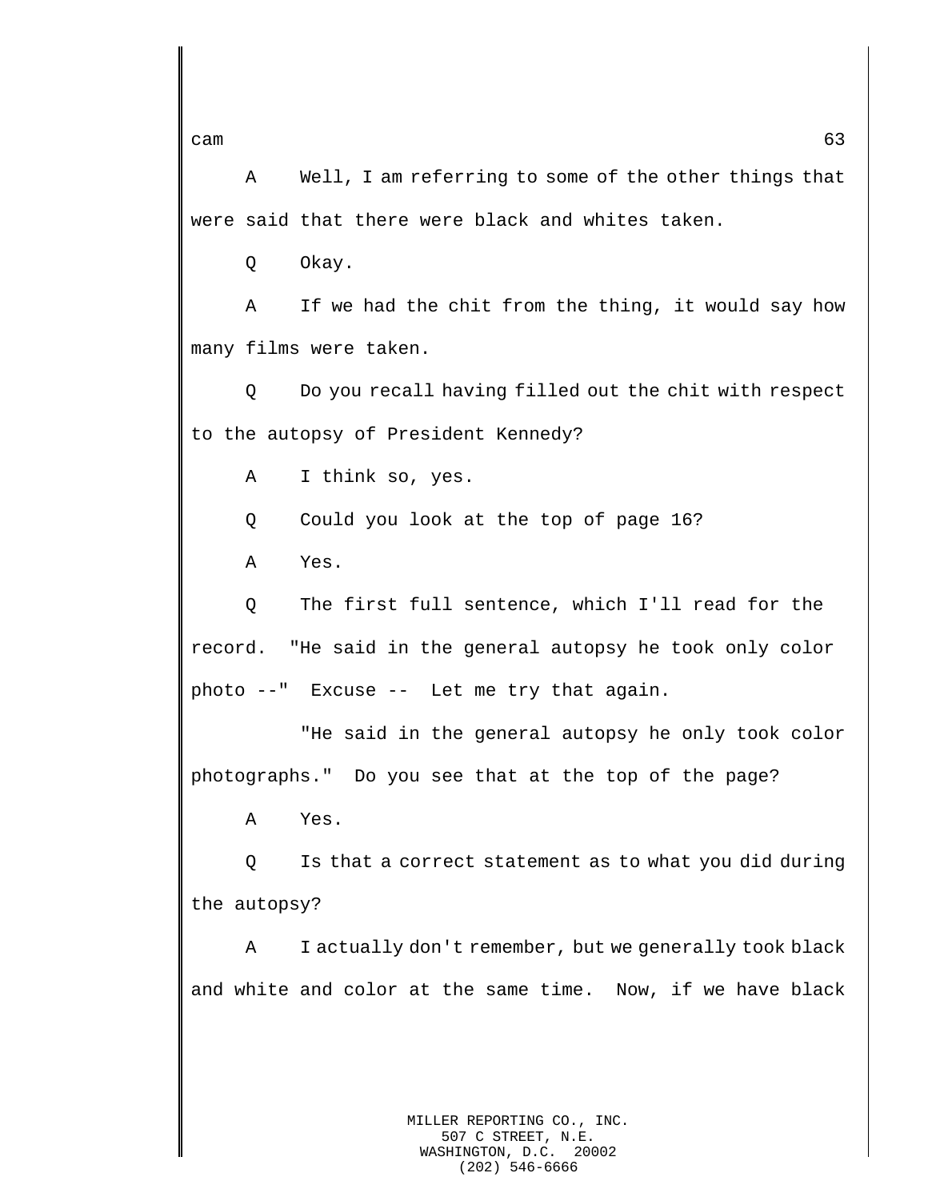A Well, I am referring to some of the other things that were said that there were black and whites taken.

Q Okay.

A If we had the chit from the thing, it would say how many films were taken.

Q Do you recall having filled out the chit with respect to the autopsy of President Kennedy?

A I think so, yes.

Q Could you look at the top of page 16?

A Yes.

Q The first full sentence, which I'll read for the record. "He said in the general autopsy he took only color photo --" Excuse -- Let me try that again.

"He said in the general autopsy he only took color photographs." Do you see that at the top of the page?

A Yes.

Q Is that a correct statement as to what you did during the autopsy?

A I actually don't remember, but we generally took black and white and color at the same time. Now, if we have black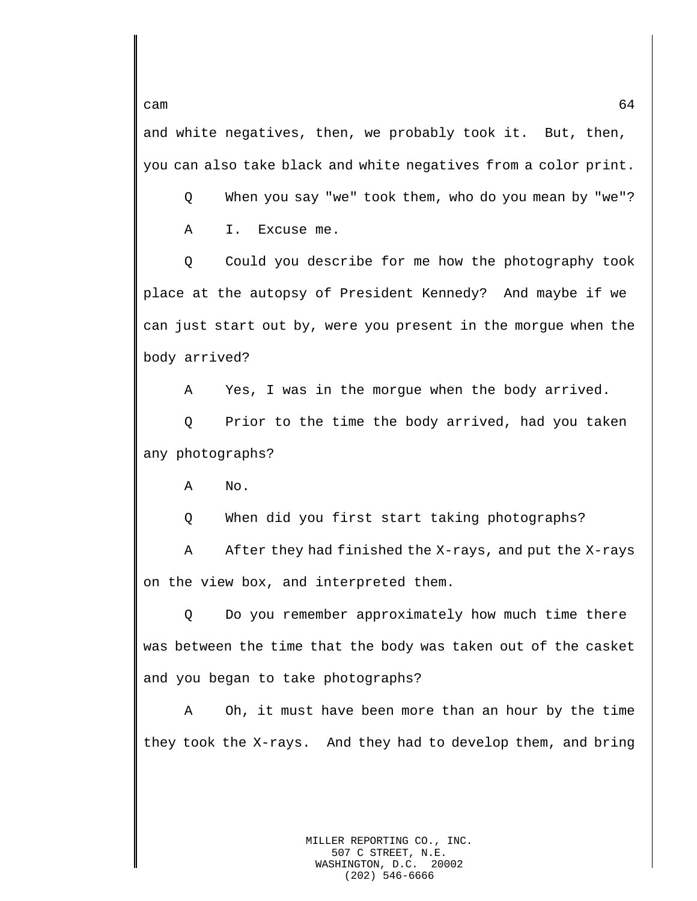and white negatives, then, we probably took it. But, then, you can also take black and white negatives from a color print.

Q When you say "we" took them, who do you mean by "we"?

A I. Excuse me.

Q Could you describe for me how the photography took place at the autopsy of President Kennedy? And maybe if we can just start out by, were you present in the morgue when the body arrived?

A Yes, I was in the morgue when the body arrived.

Q Prior to the time the body arrived, had you taken any photographs?

A No.

Q When did you first start taking photographs?

A After they had finished the X-rays, and put the X-rays on the view box, and interpreted them.

Q Do you remember approximately how much time there was between the time that the body was taken out of the casket and you began to take photographs?

A Oh, it must have been more than an hour by the time they took the X-rays. And they had to develop them, and bring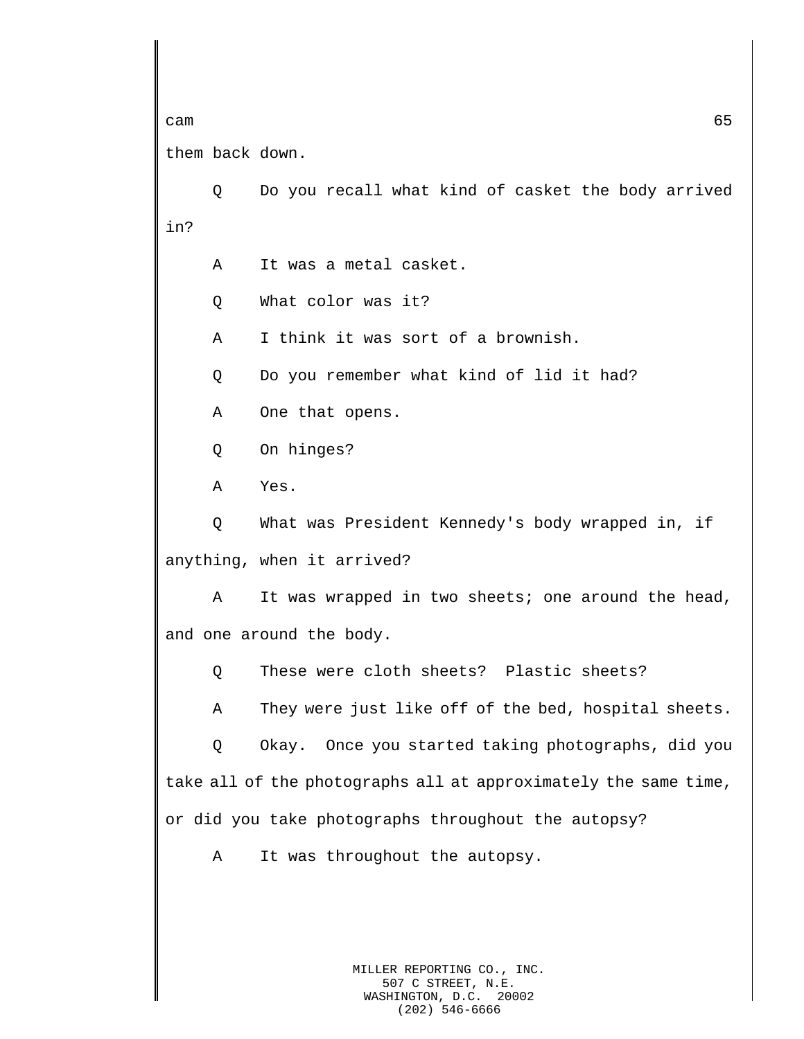them back down.

Q    Do you recall what kind of casket the body arrived in?

A    It was a metal casket.

Q    What color was it?

A    I think it was sort of a brownish.

Q    Do you remember what kind of lid it had?

A    One that opens.

Q    On hinges?

A    Yes.

Q    What was President Kennedy's body wrapped in, if anything, when it arrived?

A    It was wrapped in two sheets; one around the head, and one around the body.

Q    These were cloth sheets?  Plastic sheets?

A    They were just like off of the bed, hospital sheets.

Q    Okay.  Once you started taking photographs, did you take all of the photographs all at approximately the same time, or did you take photographs throughout the autopsy?

A    It was throughout the autopsy.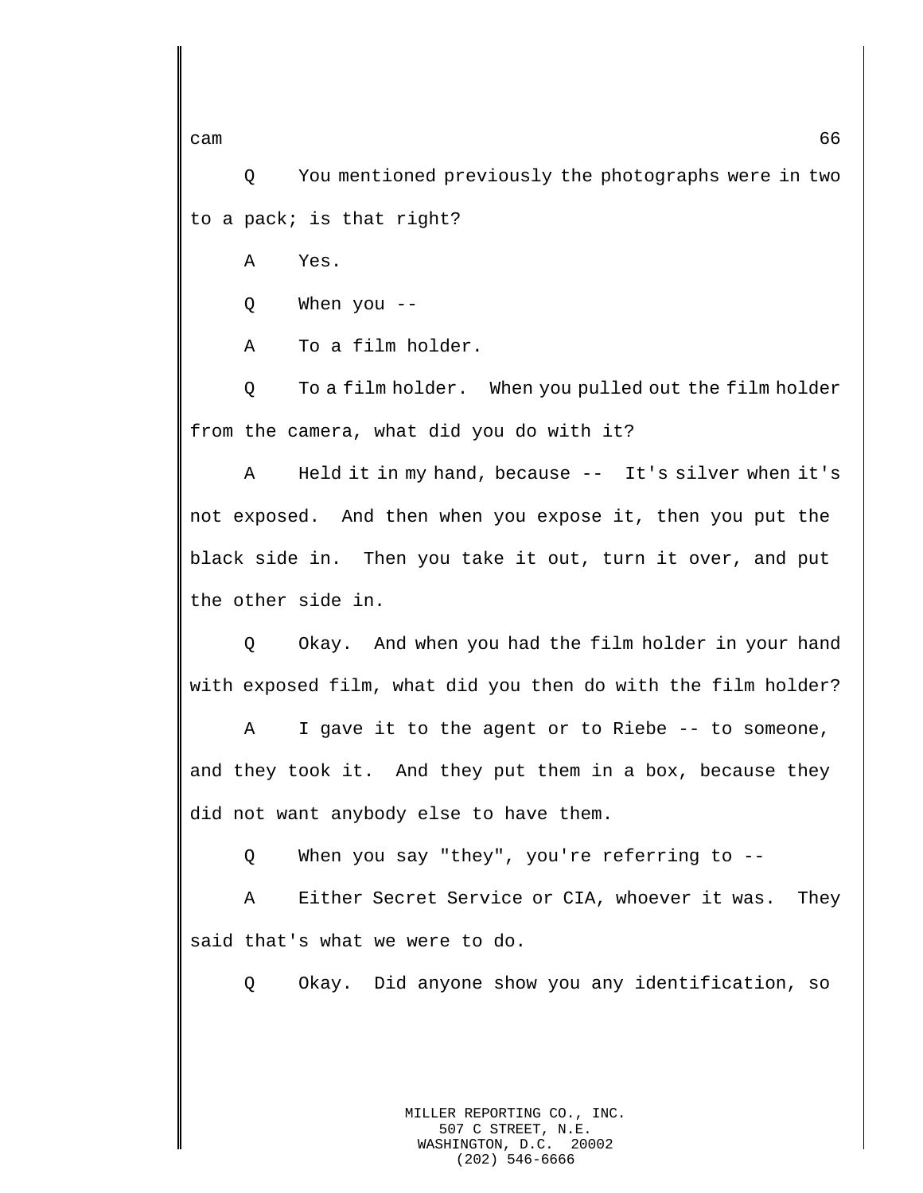Q You mentioned previously the photographs were in two to a pack; is that right?

A Yes.

Q When you --

A To a film holder.

Q To a film holder. When you pulled out the film holder from the camera, what did you do with it?

A Held it in my hand, because -- It's silver when it's not exposed. And then when you expose it, then you put the black side in. Then you take it out, turn it over, and put the other side in.

Q Okay. And when you had the film holder in your hand with exposed film, what did you then do with the film holder?

A I gave it to the agent or to Riebe -- to someone, and they took it. And they put them in a box, because they did not want anybody else to have them.

Q When you say "they", you're referring to --

A Either Secret Service or CIA, whoever it was. They said that's what we were to do.

Q Okay. Did anyone show you any identification, so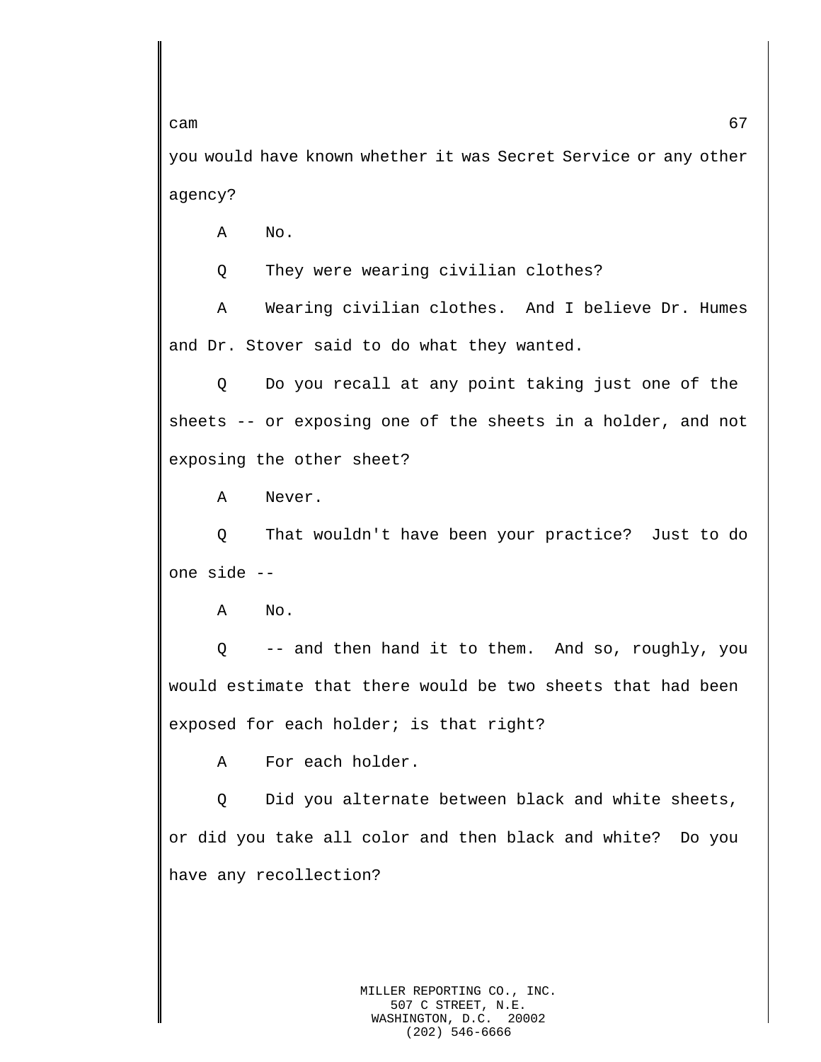you would have known whether it was Secret Service or any other agency?

A No.

Q They were wearing civilian clothes?

A Wearing civilian clothes. And I believe Dr. Humes and Dr. Stover said to do what they wanted.

Q Do you recall at any point taking just one of the sheets -- or exposing one of the sheets in a holder, and not exposing the other sheet?

A Never.

Q That wouldn't have been your practice? Just to do one side --

A No.

Q -- and then hand it to them. And so, roughly, you would estimate that there would be two sheets that had been exposed for each holder; is that right?

A For each holder.

Q Did you alternate between black and white sheets, or did you take all color and then black and white? Do you have any recollection?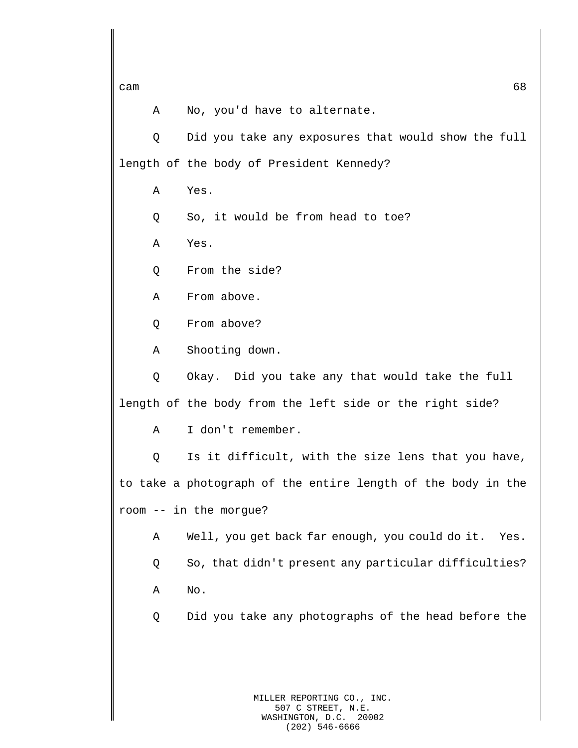A No, you'd have to alternate.

Q Did you take any exposures that would show the full length of the body of President Kennedy?

A Yes.

Q So, it would be from head to toe?

A Yes.

Q From the side?

A From above.

Q From above?

A Shooting down.

Q Okay. Did you take any that would take the full length of the body from the left side or the right side?

A I don't remember.

Q Is it difficult, with the size lens that you have, to take a photograph of the entire length of the body in the room -- in the morgue?

A Well, you get back far enough, you could do it. Yes.

Q So, that didn't present any particular difficulties?

A No.

Q Did you take any photographs of the head before the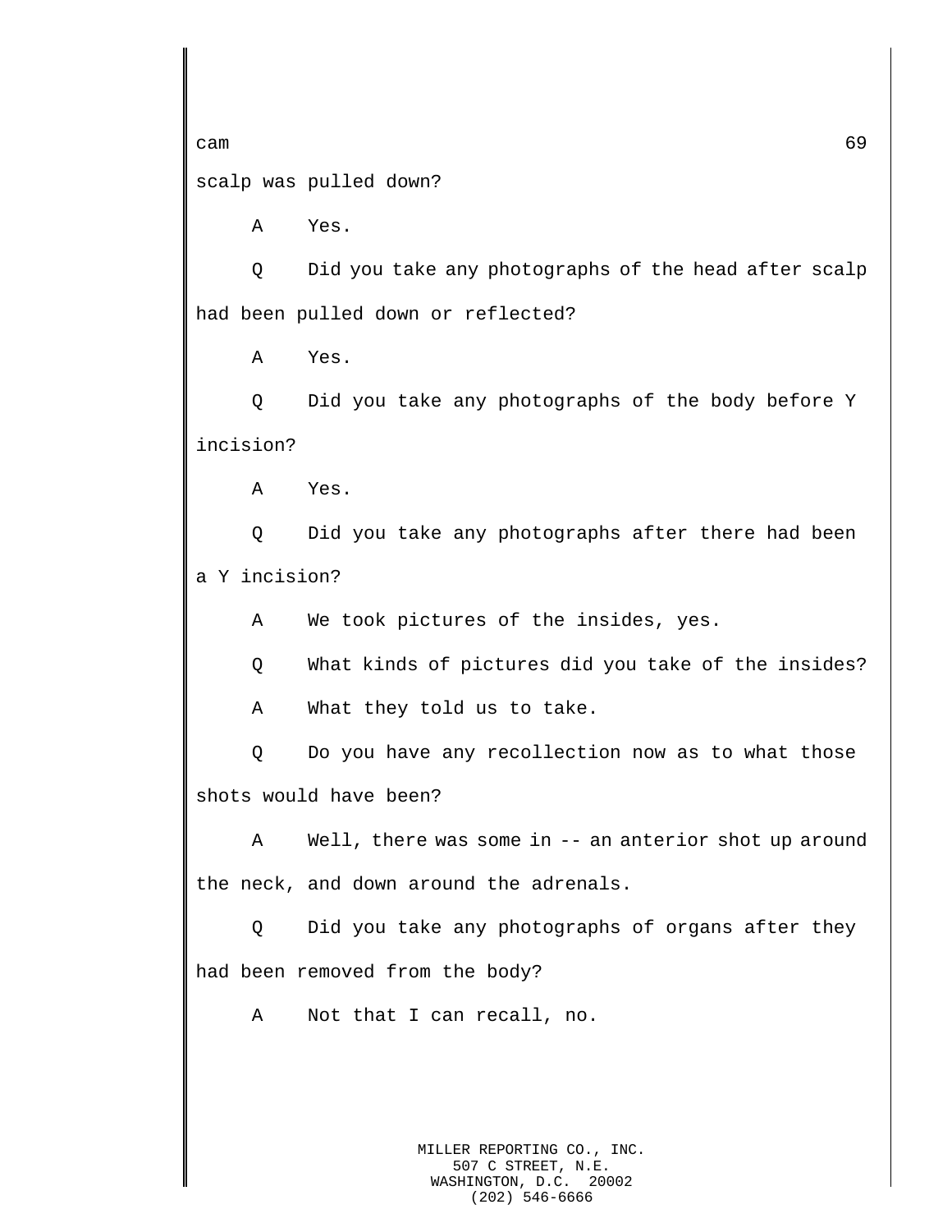scalp was pulled down?

A Yes.

Q Did you take any photographs of the head after scalp had been pulled down or reflected?

A Yes.

Q Did you take any photographs of the body before Y incision?

A Yes.

Q Did you take any photographs after there had been a Y incision?

A We took pictures of the insides, yes.

Q What kinds of pictures did you take of the insides?

A What they told us to take.

Q Do you have any recollection now as to what those shots would have been?

A Well, there was some in -- an anterior shot up around the neck, and down around the adrenals.

Q Did you take any photographs of organs after they had been removed from the body?

A Not that I can recall, no.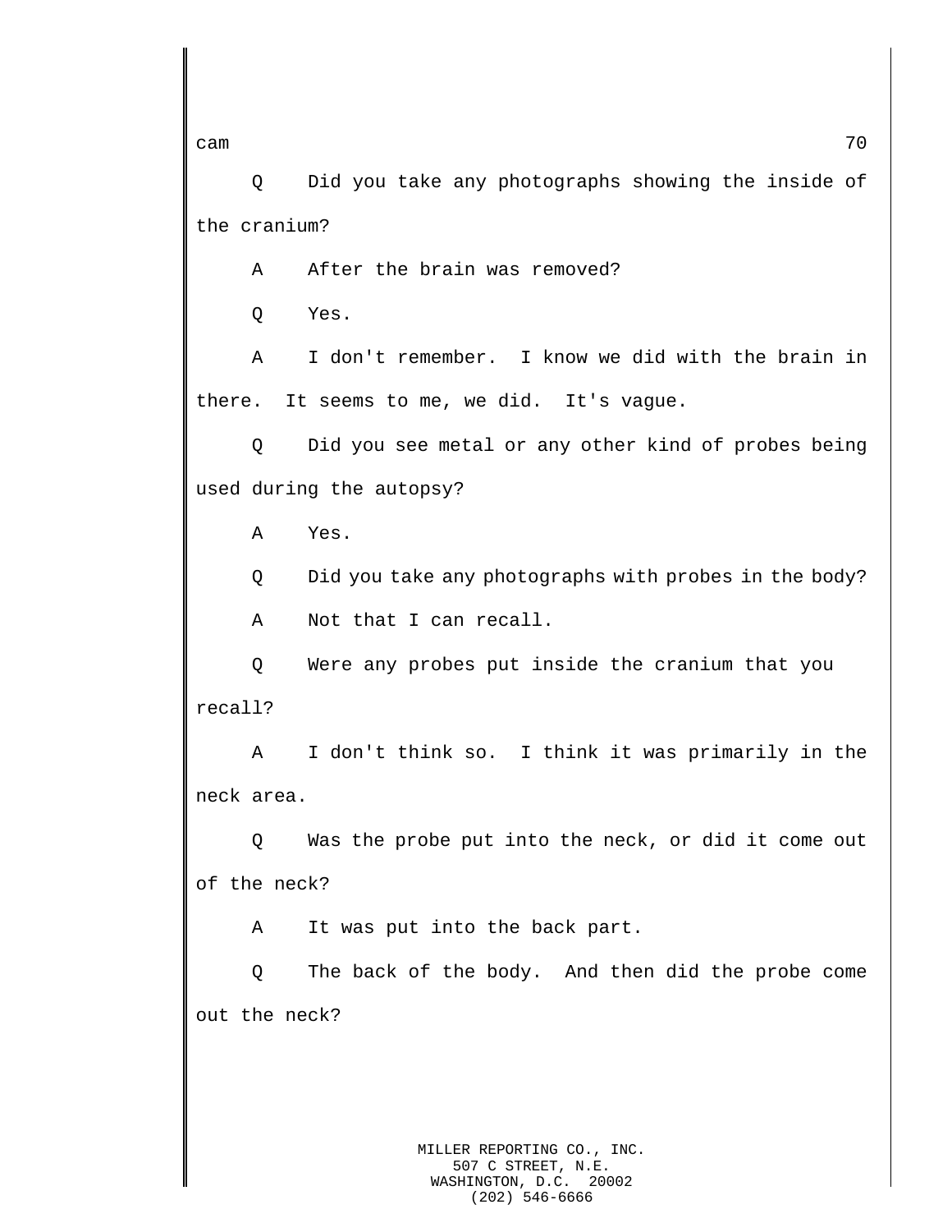Q Did you take any photographs showing the inside of the cranium?

A After the brain was removed?

Q Yes.

A I don't remember. I know we did with the brain in there. It seems to me, we did. It's vague.

Q Did you see metal or any other kind of probes being used during the autopsy?

A Yes.

Q Did you take any photographs with probes in the body?

A Not that I can recall.

Q Were any probes put inside the cranium that you recall?

A I don't think so. I think it was primarily in the neck area.

Q Was the probe put into the neck, or did it come out of the neck?

A It was put into the back part.

Q The back of the body. And then did the probe come out the neck?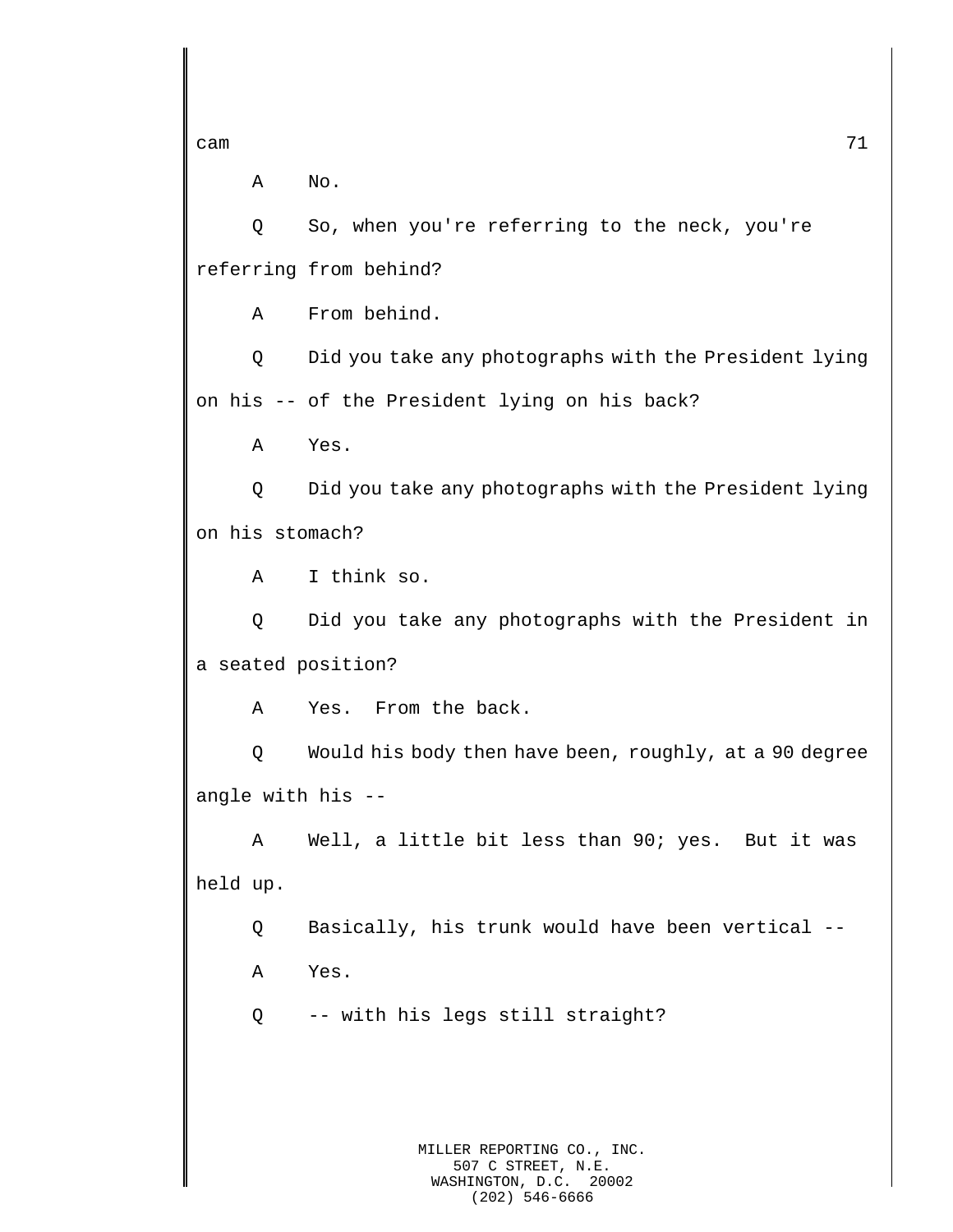A No.

Q So, when you're referring to the neck, you're referring from behind?

A From behind.

Q Did you take any photographs with the President lying on his -- of the President lying on his back?

A Yes.

Q Did you take any photographs with the President lying on his stomach?

A I think so.

Q Did you take any photographs with the President in a seated position?

A Yes. From the back.

Q Would his body then have been, roughly, at a 90 degree angle with his --

A Well, a little bit less than 90; yes. But it was held up.

Q Basically, his trunk would have been vertical --

A Yes.

Q -- with his legs still straight?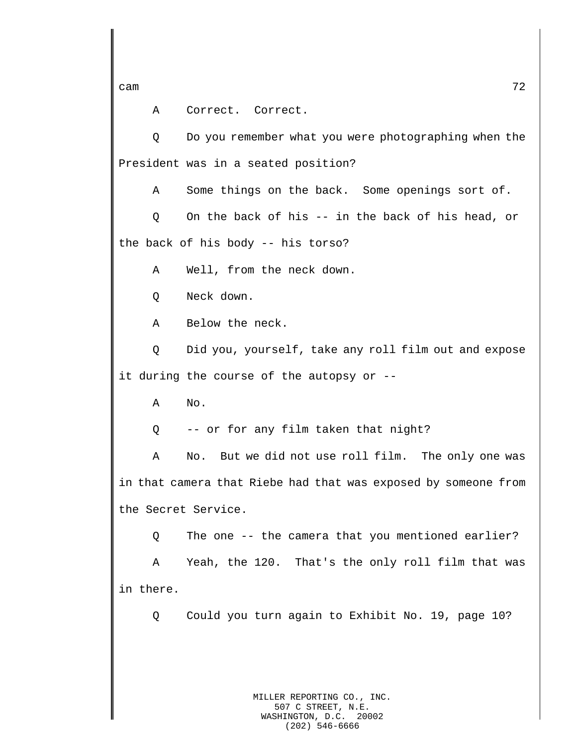A Correct. Correct.

Q Do you remember what you were photographing when the President was in a seated position?

A Some things on the back. Some openings sort of.

Q On the back of his -- in the back of his head, or the back of his body -- his torso?

A Well, from the neck down.

Q Neck down.

A Below the neck.

Q Did you, yourself, take any roll film out and expose it during the course of the autopsy or --

A No.

Q -- or for any film taken that night?

A No. But we did not use roll film. The only one was in that camera that Riebe had that was exposed by someone from the Secret Service.

Q The one -- the camera that you mentioned earlier?

A Yeah, the 120. That's the only roll film that was in there.

Q Could you turn again to Exhibit No. 19, page 10?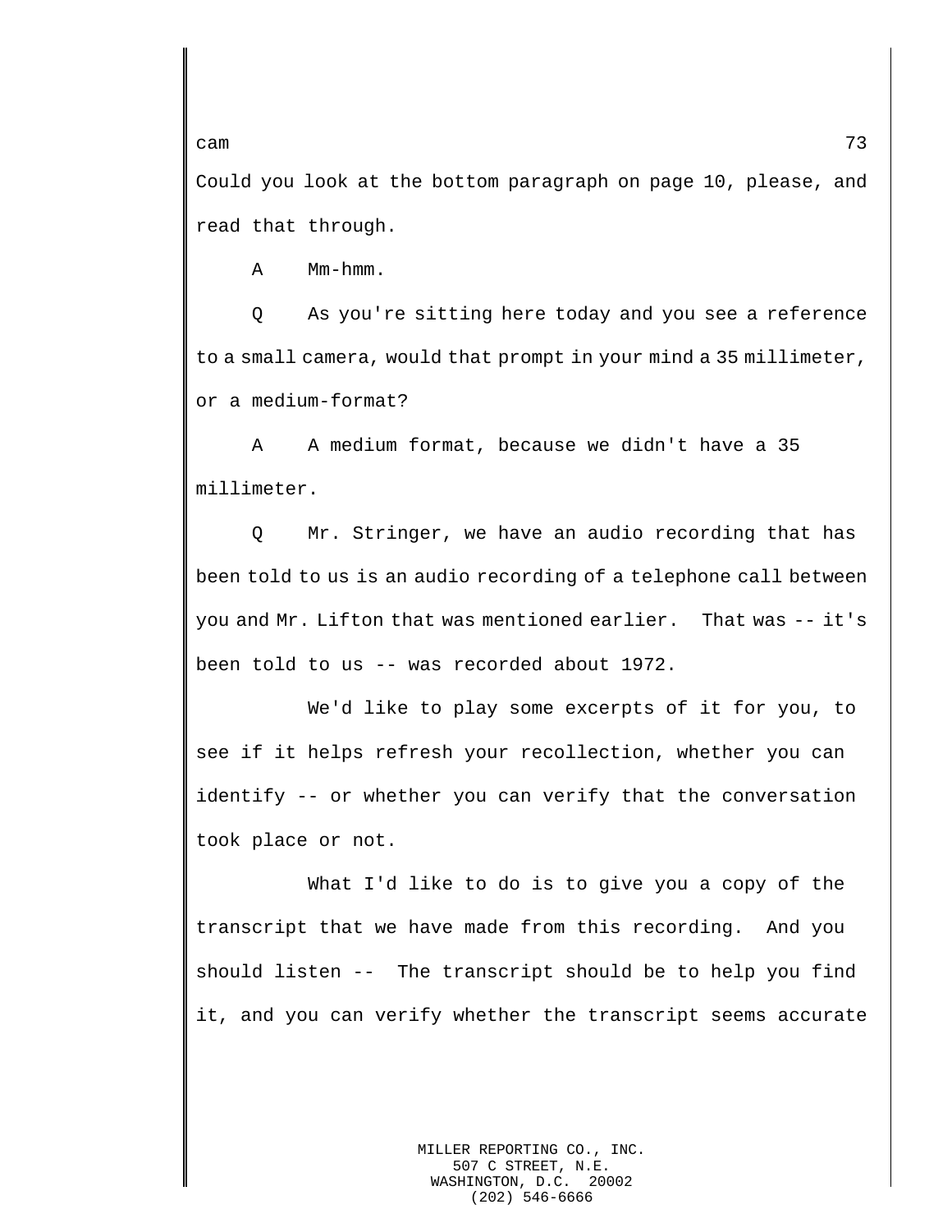Could you look at the bottom paragraph on page 10, please, and read that through.

A Mm-hmm.

Q As you're sitting here today and you see a reference to a small camera, would that prompt in your mind a 35 millimeter, or a medium-format?

A A medium format, because we didn't have a 35 millimeter.

Q Mr. Stringer, we have an audio recording that has been told to us is an audio recording of a telephone call between you and Mr. Lifton that was mentioned earlier. That was -- it's been told to us -- was recorded about 1972.

We'd like to play some excerpts of it for you, to see if it helps refresh your recollection, whether you can identify -- or whether you can verify that the conversation took place or not.

What I'd like to do is to give you a copy of the transcript that we have made from this recording. And you should listen -- The transcript should be to help you find it, and you can verify whether the transcript seems accurate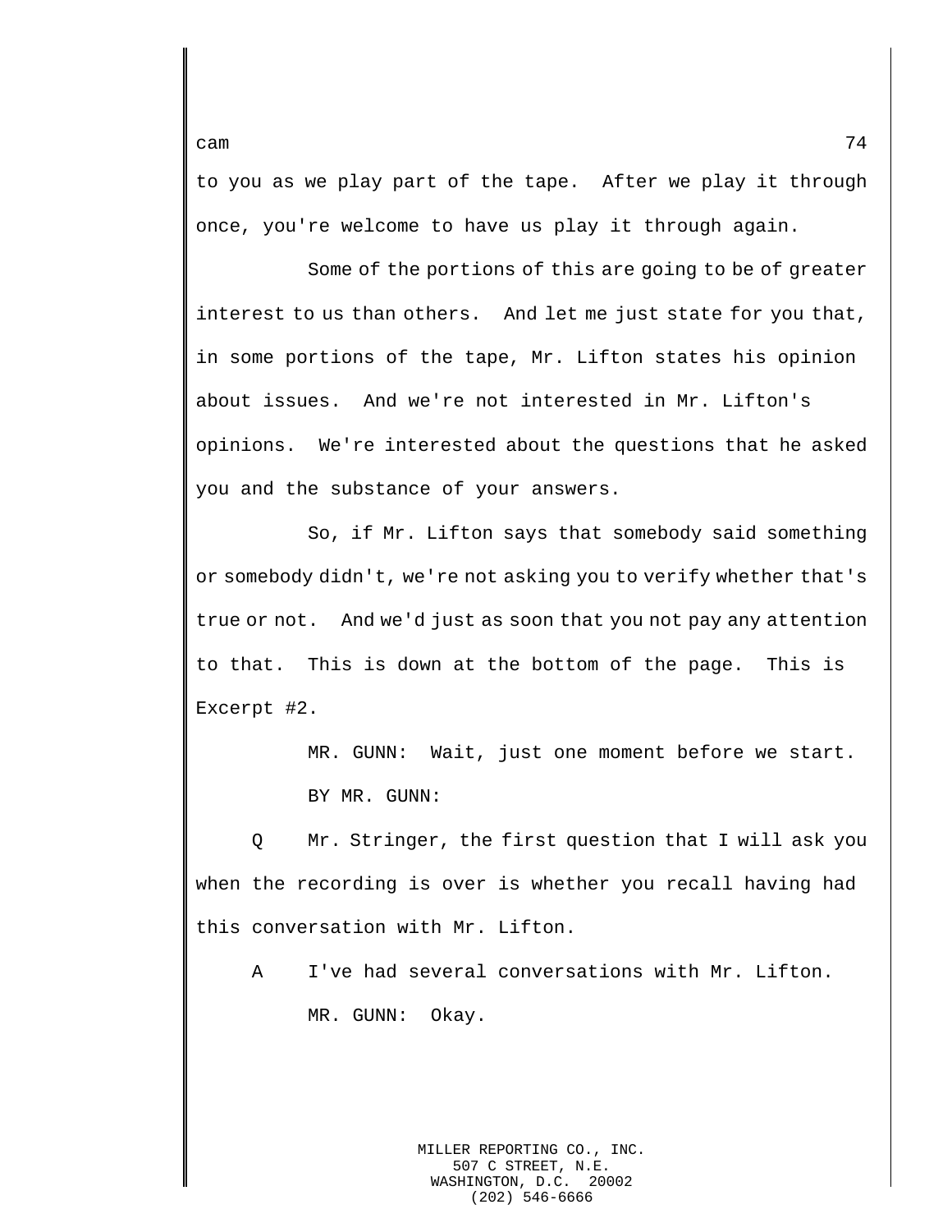to you as we play part of the tape. After we play it through once, you're welcome to have us play it through again.

Some of the portions of this are going to be of greater interest to us than others. And let me just state for you that, in some portions of the tape, Mr. Lifton states his opinion about issues. And we're not interested in Mr. Lifton's opinions. We're interested about the questions that he asked you and the substance of your answers.

So, if Mr. Lifton says that somebody said something or somebody didn't, we're not asking you to verify whether that's true or not. And we'd just as soon that you not pay any attention to that. This is down at the bottom of the page. This is Excerpt #2.

MR. GUNN: Wait, just one moment before we start.

BY MR. GUNN:

Q Mr. Stringer, the first question that I will ask you when the recording is over is whether you recall having had this conversation with Mr. Lifton.

A I've had several conversations with Mr. Lifton.

MR. GUNN: Okay.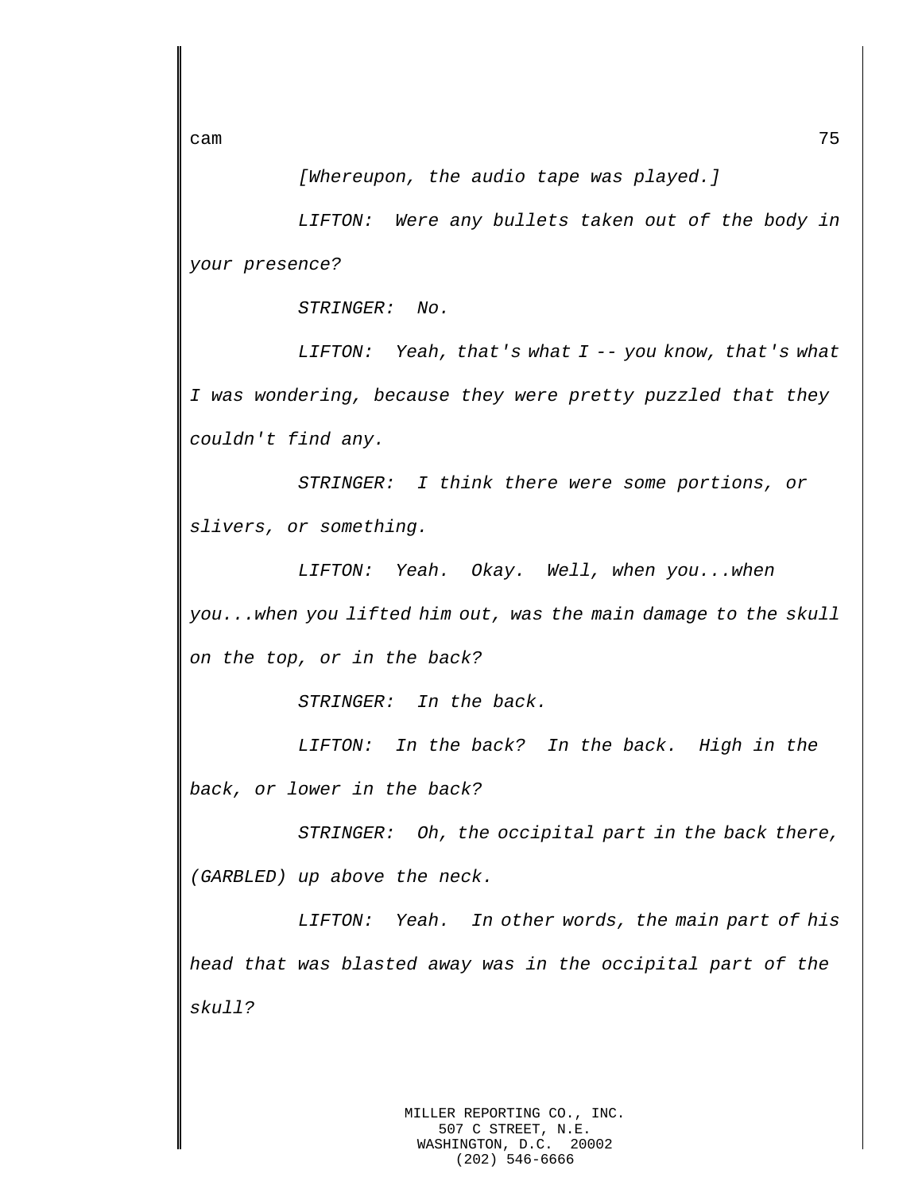*[Whereupon, the audio tape was played.]*

*LIFTON: Were any bullets taken out of the body in your presence?*

*STRINGER: No.*

*LIFTON: Yeah, that's what I -- you know, that's what I was wondering, because they were pretty puzzled that they couldn't find any.*

*STRINGER: I think there were some portions, or slivers, or something.*

*LIFTON: Yeah. Okay. Well, when you...when you...when you lifted him out, was the main damage to the skull on the top, or in the back?*

*STRINGER: In the back.*

*LIFTON: In the back? In the back. High in the back, or lower in the back?*

*STRINGER: Oh, the occipital part in the back there, (GARBLED) up above the neck.*

*LIFTON: Yeah. In other words, the main part of his head that was blasted away was in the occipital part of the skull?*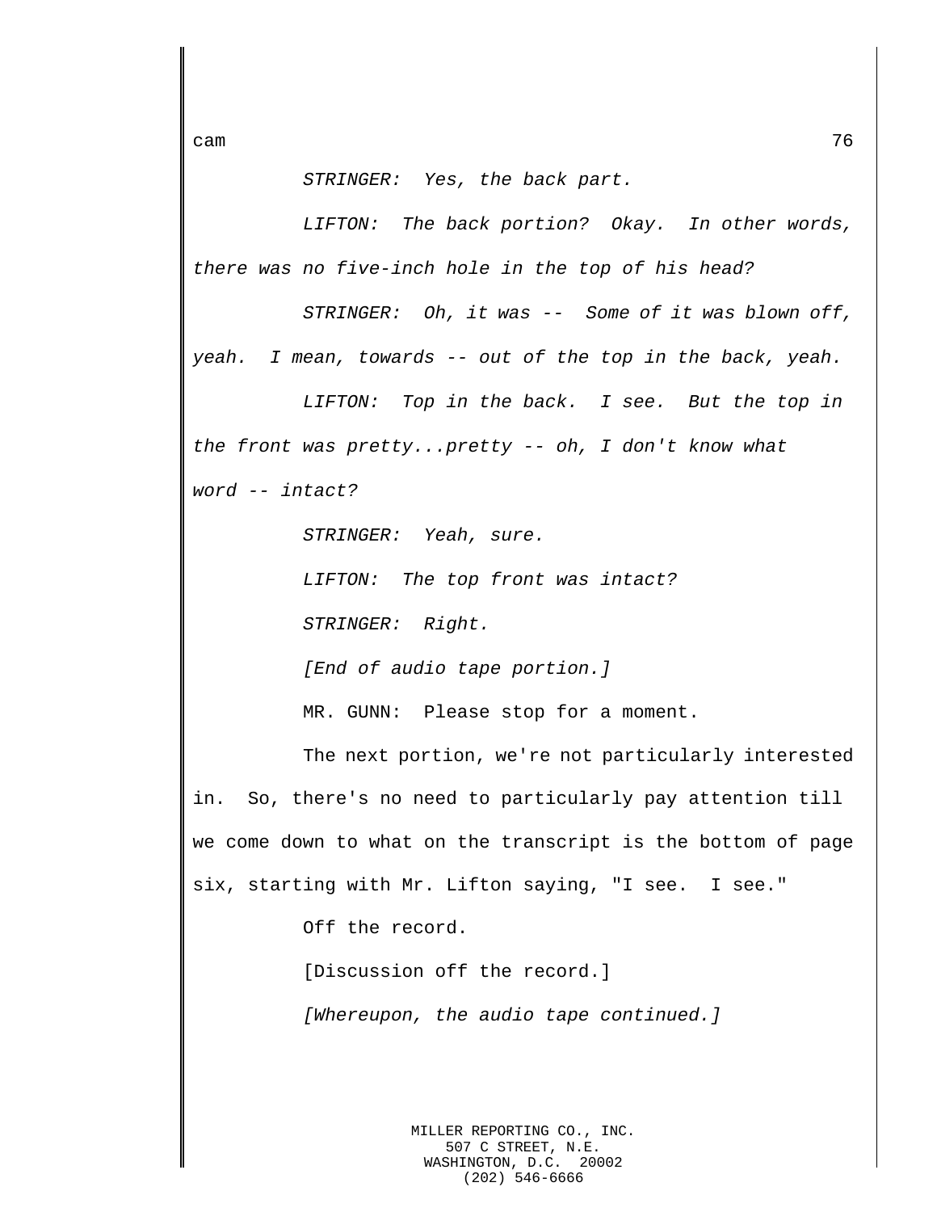*STRINGER: Yes, the back part.*

*LIFTON: The back portion? Okay. In other words, there was no five-inch hole in the top of his head?*

*STRINGER: Oh, it was -- Some of it was blown off, yeah. I mean, towards -- out of the top in the back, yeah.*

*LIFTON: Top in the back. I see. But the top in the front was pretty...pretty -- oh, I don't know what word -- intact?*

*STRINGER: Yeah, sure.*

*LIFTON: The top front was intact?*

*STRINGER: Right.*

*[End of audio tape portion.]*

MR. GUNN: Please stop for a moment.

The next portion, we're not particularly interested in. So, there's no need to particularly pay attention till we come down to what on the transcript is the bottom of page six, starting with Mr. Lifton saying, "I see. I see."

Off the record.

[Discussion off the record.]

*[Whereupon, the audio tape continued.]*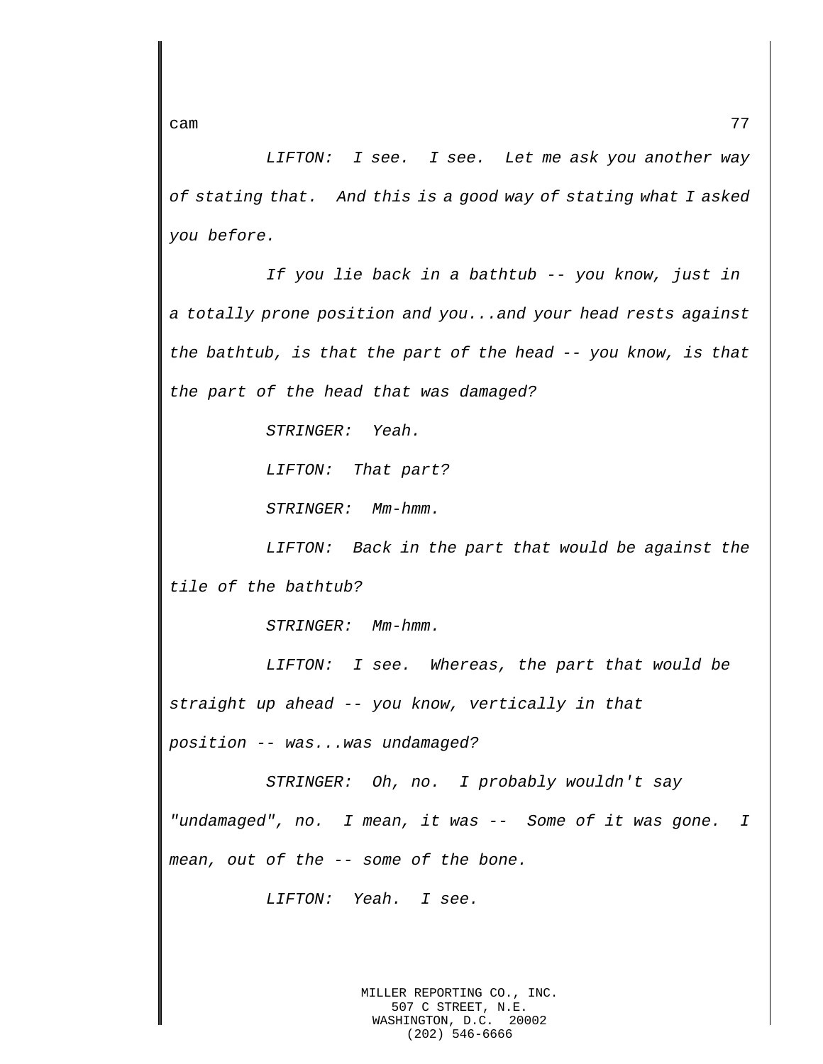*LIFTON: I see. I see. Let me ask you another way of stating that. And this is a good way of stating what I asked you before.*

*If you lie back in a bathtub -- you know, just in a totally prone position and you...and your head rests against the bathtub, is that the part of the head -- you know, is that the part of the head that was damaged?*

*STRINGER: Yeah.*

*LIFTON: That part?*

*STRINGER: Mm-hmm.*

*LIFTON: Back in the part that would be against the tile of the bathtub?*

*STRINGER: Mm-hmm.*

*LIFTON: I see. Whereas, the part that would be straight up ahead -- you know, vertically in that position -- was...was undamaged?*

*STRINGER: Oh, no. I probably wouldn't say "undamaged", no. I mean, it was -- Some of it was gone. I mean, out of the -- some of the bone.*

*LIFTON: Yeah. I see.*

MILLER REPORTING CO., INC.
507 C STREET, N.E.
WASHINGTON, D.C. 20002
(202) 546-6666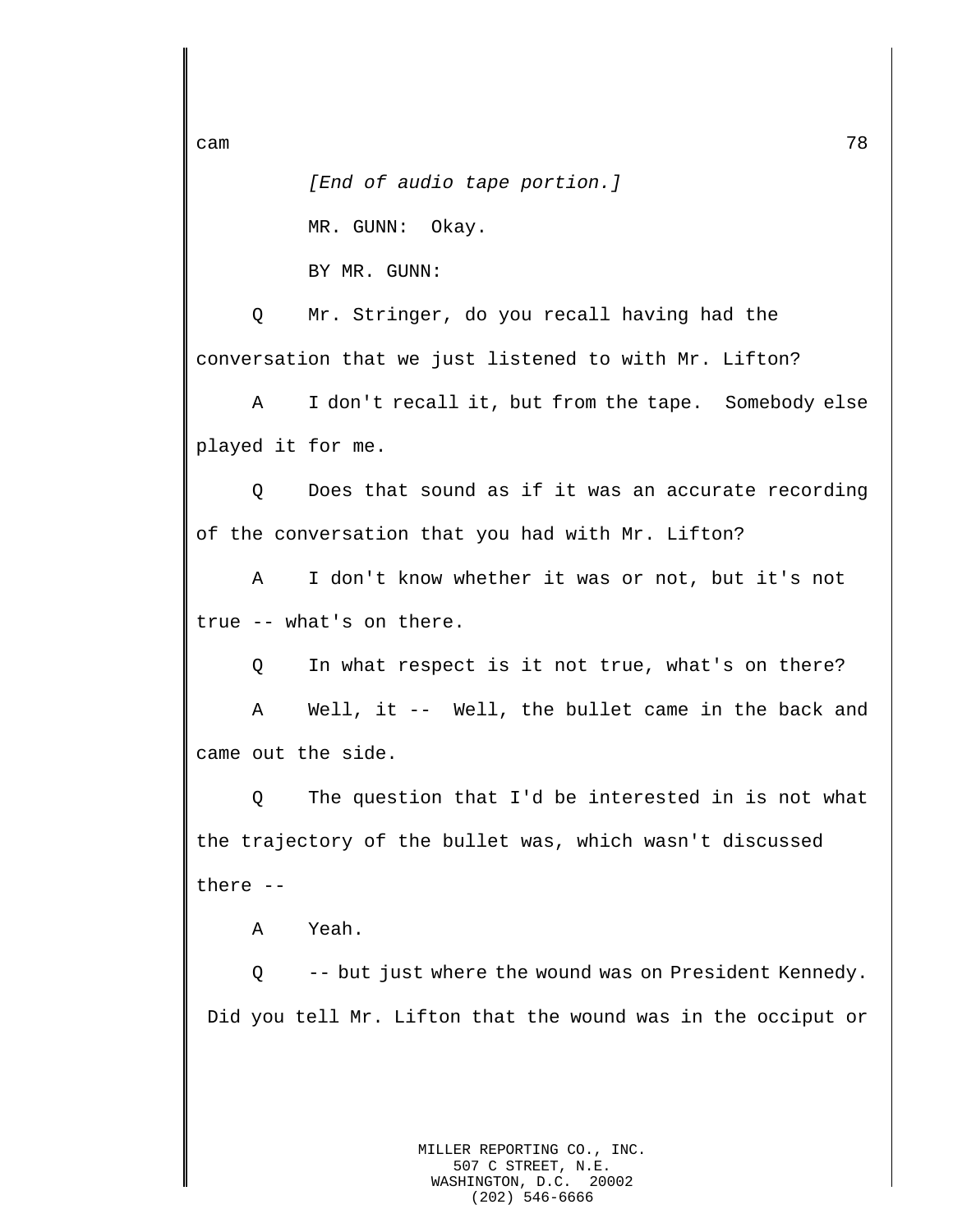*[End of audio tape portion.]*

MR. GUNN: Okay.

BY MR. GUNN:

Q Mr. Stringer, do you recall having had the conversation that we just listened to with Mr. Lifton?

A I don't recall it, but from the tape. Somebody else played it for me.

Q Does that sound as if it was an accurate recording of the conversation that you had with Mr. Lifton?

A I don't know whether it was or not, but it's not true -- what's on there.

Q In what respect is it not true, what's on there?

A Well, it -- Well, the bullet came in the back and came out the side.

Q The question that I'd be interested in is not what the trajectory of the bullet was, which wasn't discussed there --

A Yeah.

Q -- but just where the wound was on President Kennedy. Did you tell Mr. Lifton that the wound was in the occiput or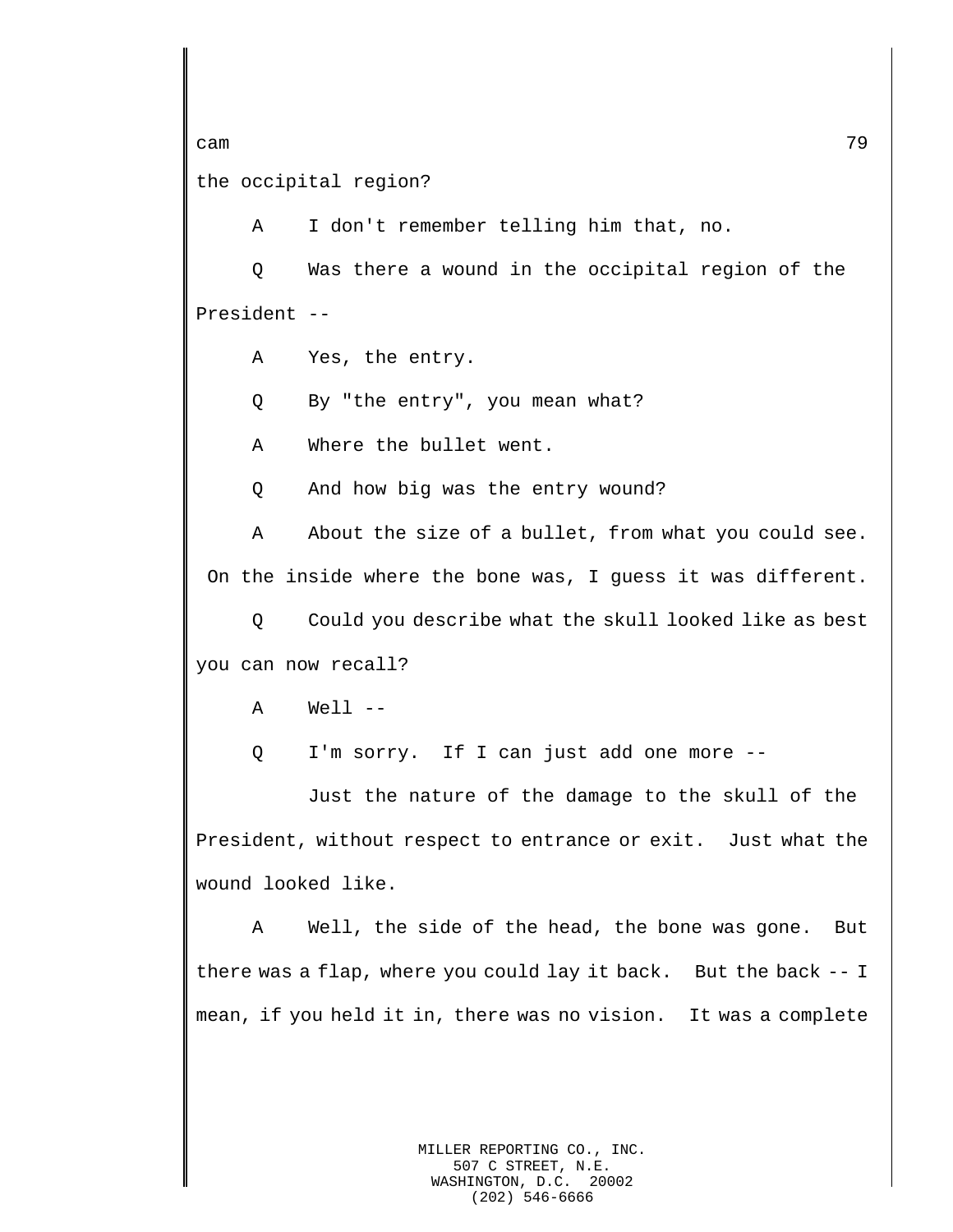the occipital region?

A    I don't remember telling him that, no.

Q    Was there a wound in the occipital region of the President --

A    Yes, the entry.

Q    By "the entry", you mean what?

A    Where the bullet went.

Q    And how big was the entry wound?

A    About the size of a bullet, from what you could see. On the inside where the bone was, I guess it was different.

Q    Could you describe what the skull looked like as best you can now recall?

A    Well --

Q    I'm sorry.  If I can just add one more --

Just the nature of the damage to the skull of the President, without respect to entrance or exit.  Just what the wound looked like.

A    Well, the side of the head, the bone was gone.  But there was a flap, where you could lay it back.  But the back -- I mean, if you held it in, there was no vision.  It was a complete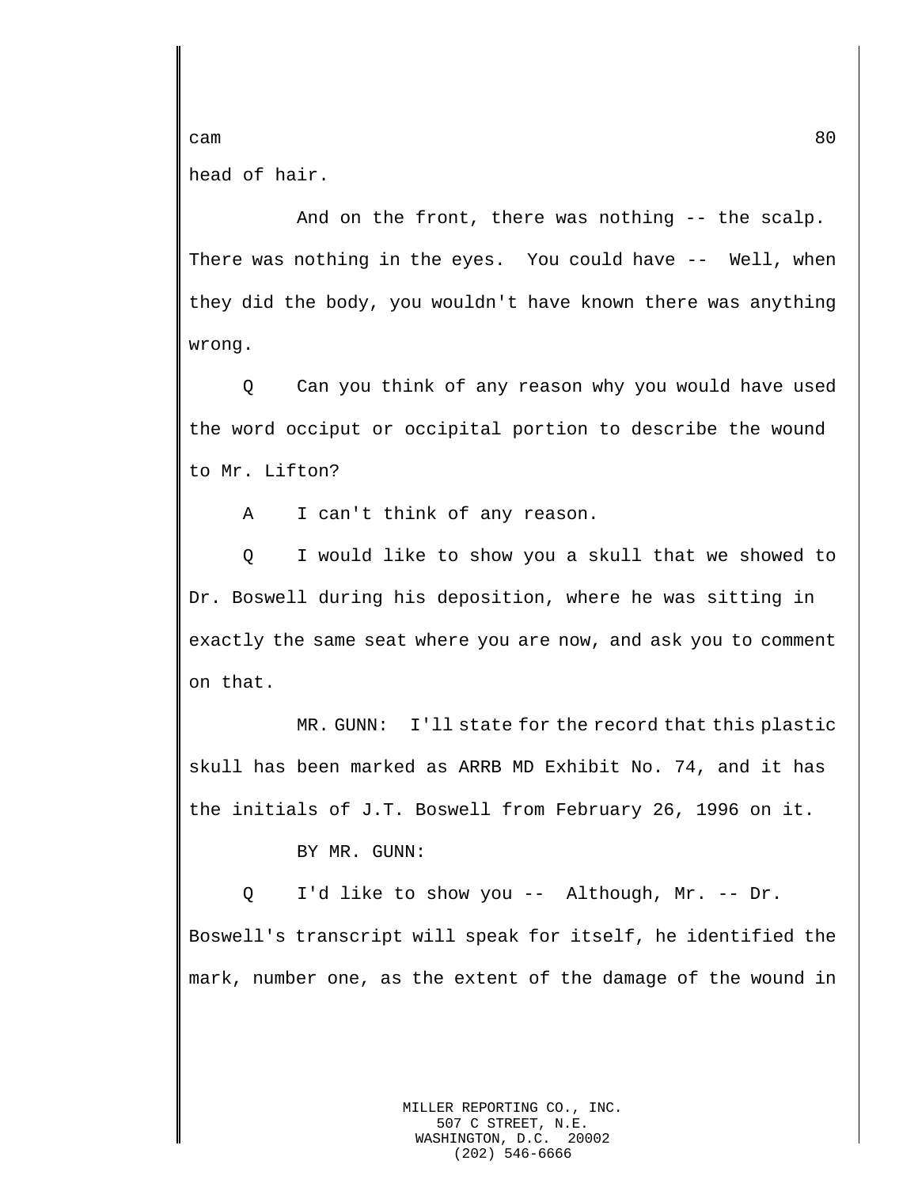head of hair.

And on the front, there was nothing -- the scalp. There was nothing in the eyes. You could have -- Well, when they did the body, you wouldn't have known there was anything wrong.

Q Can you think of any reason why you would have used the word occiput or occipital portion to describe the wound to Mr. Lifton?

A I can't think of any reason.

Q I would like to show you a skull that we showed to Dr. Boswell during his deposition, where he was sitting in exactly the same seat where you are now, and ask you to comment on that.

MR. GUNN: I'll state for the record that this plastic skull has been marked as ARRB MD Exhibit No. 74, and it has the initials of J.T. Boswell from February 26, 1996 on it.

BY MR. GUNN:

Q I'd like to show you -- Although, Mr. -- Dr. Boswell's transcript will speak for itself, he identified the mark, number one, as the extent of the damage of the wound in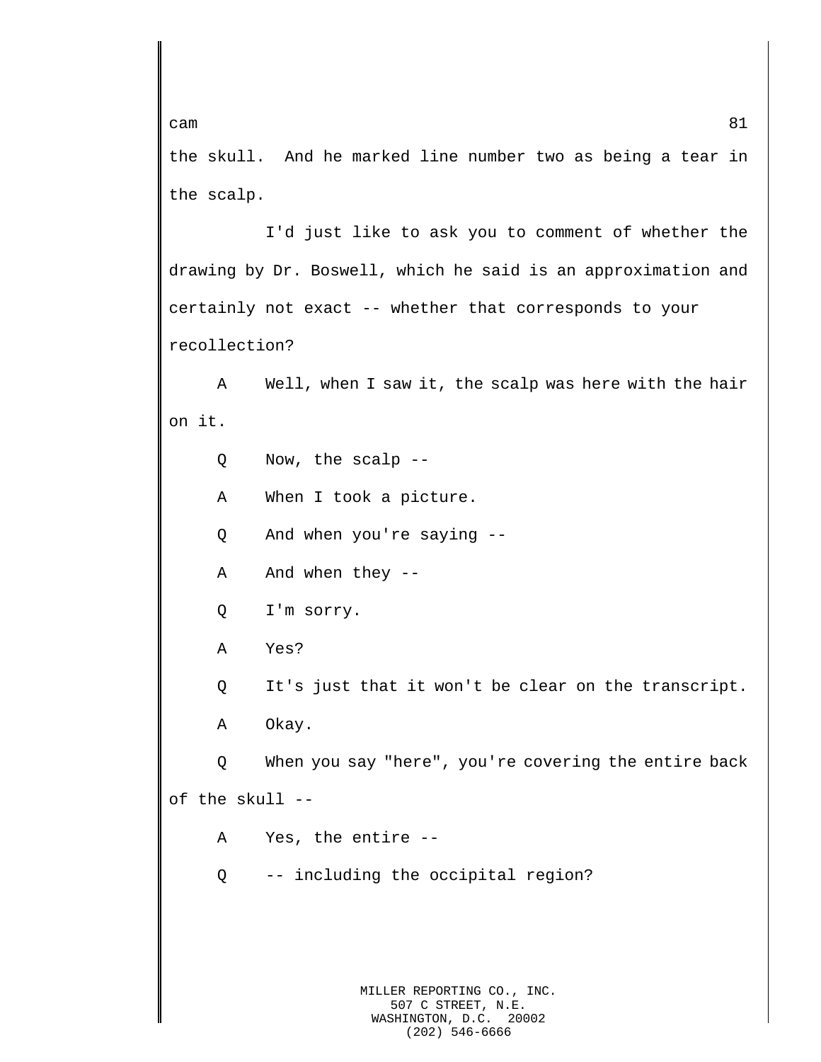the skull. And he marked line number two as being a tear in the scalp.

I'd just like to ask you to comment of whether the drawing by Dr. Boswell, which he said is an approximation and certainly not exact -- whether that corresponds to your recollection?

A Well, when I saw it, the scalp was here with the hair on it.

Q Now, the scalp --

A When I took a picture.

Q And when you're saying --

A And when they --

Q I'm sorry.

A Yes?

Q It's just that it won't be clear on the transcript.

A Okay.

Q When you say "here", you're covering the entire back of the skull --

A Yes, the entire --

Q -- including the occipital region?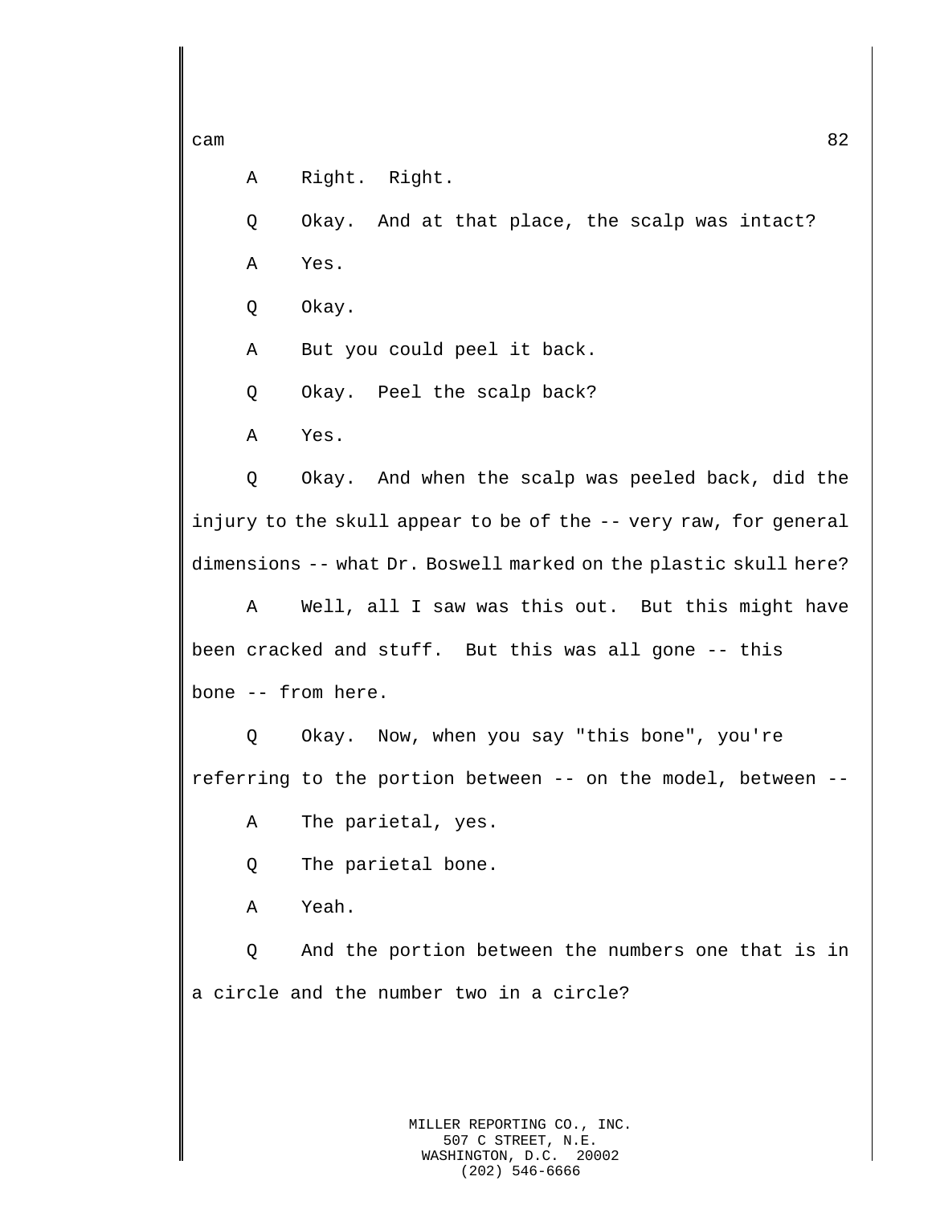A Right. Right.

Q Okay. And at that place, the scalp was intact?

A Yes.

Q Okay.

A But you could peel it back.

Q Okay. Peel the scalp back?

A Yes.

Q Okay. And when the scalp was peeled back, did the injury to the skull appear to be of the -- very raw, for general dimensions -- what Dr. Boswell marked on the plastic skull here?

A Well, all I saw was this out. But this might have been cracked and stuff. But this was all gone -- this bone -- from here.

Q Okay. Now, when you say "this bone", you're referring to the portion between -- on the model, between --

A The parietal, yes.

Q The parietal bone.

A Yeah.

Q And the portion between the numbers one that is in a circle and the number two in a circle?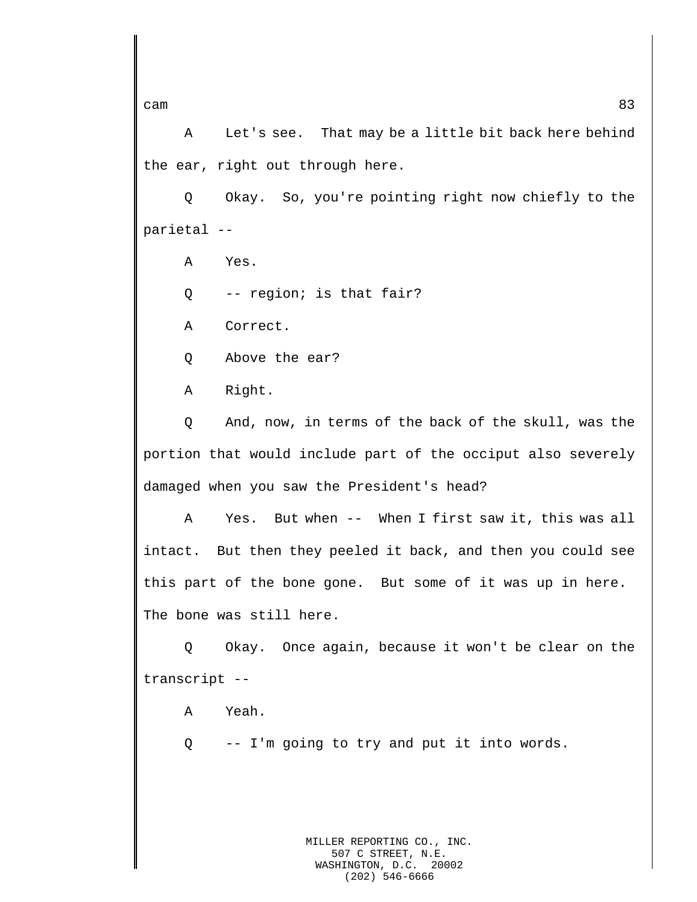A Let's see. That may be a little bit back here behind the ear, right out through here.

Q Okay. So, you're pointing right now chiefly to the parietal --

A Yes.

Q -- region; is that fair?

A Correct.

Q Above the ear?

A Right.

Q And, now, in terms of the back of the skull, was the portion that would include part of the occiput also severely damaged when you saw the President's head?

A Yes. But when -- When I first saw it, this was all intact. But then they peeled it back, and then you could see this part of the bone gone. But some of it was up in here. The bone was still here.

Q Okay. Once again, because it won't be clear on the transcript --

A Yeah.

Q -- I'm going to try and put it into words.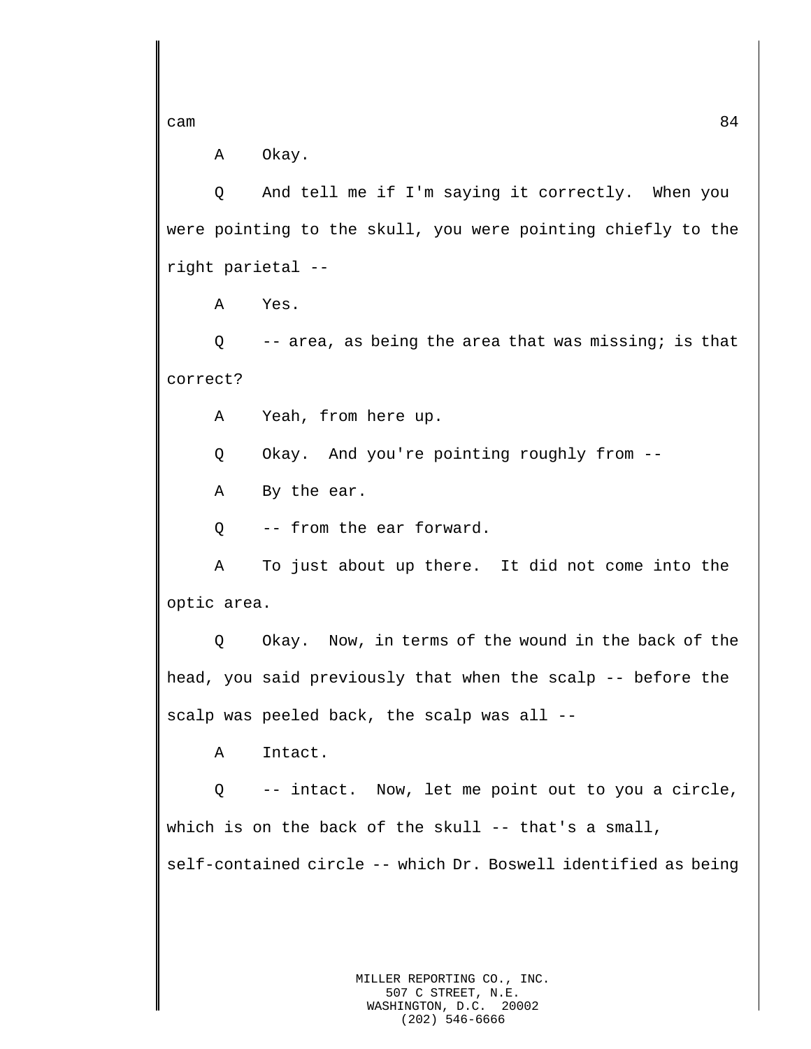A Okay.

Q And tell me if I'm saying it correctly. When you were pointing to the skull, you were pointing chiefly to the right parietal --

A Yes.

Q -- area, as being the area that was missing; is that correct?

A Yeah, from here up.

Q Okay. And you're pointing roughly from --

A By the ear.

Q -- from the ear forward.

A To just about up there. It did not come into the optic area.

Q Okay. Now, in terms of the wound in the back of the head, you said previously that when the scalp -- before the scalp was peeled back, the scalp was all --

A Intact.

Q -- intact. Now, let me point out to you a circle, which is on the back of the skull -- that's a small, self-contained circle -- which Dr. Boswell identified as being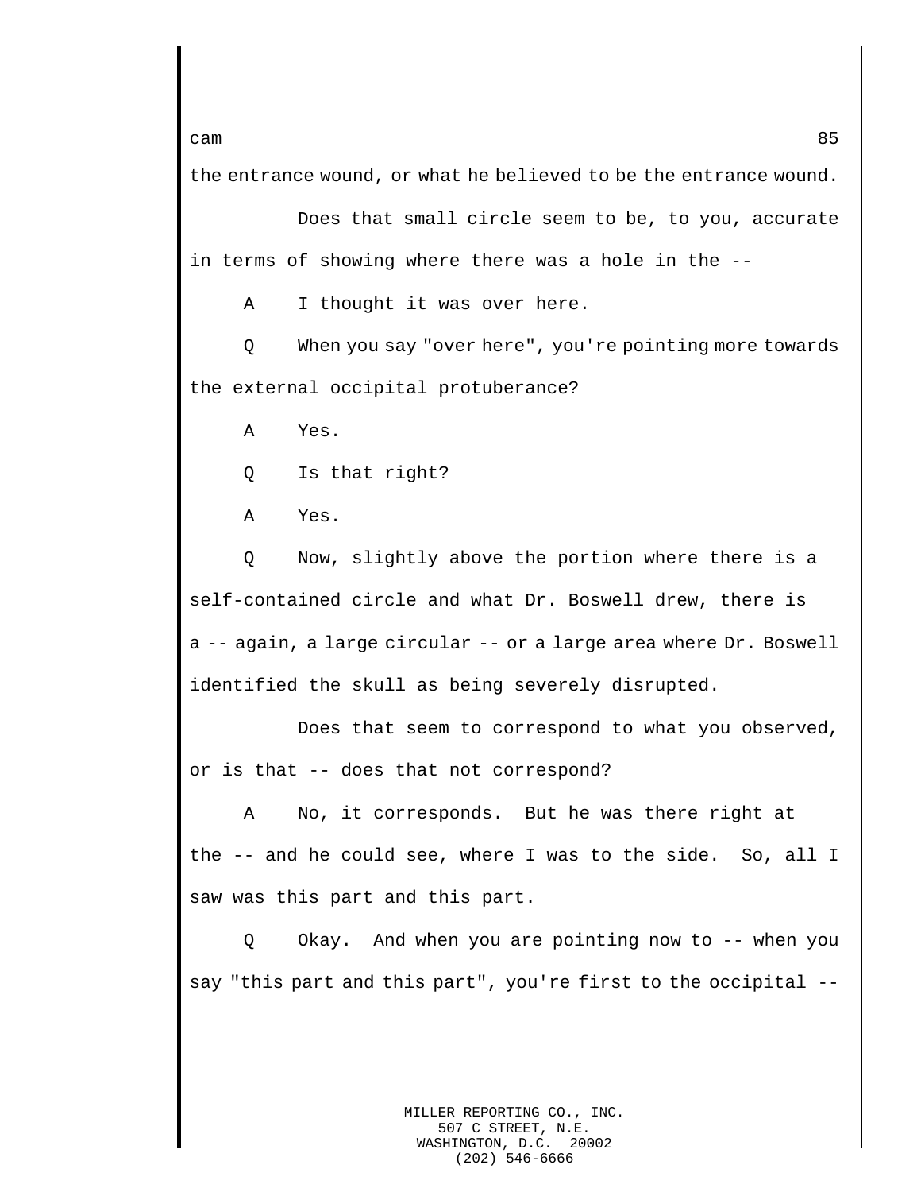the entrance wound, or what he believed to be the entrance wound.

Does that small circle seem to be, to you, accurate in terms of showing where there was a hole in the --

A I thought it was over here.

Q When you say "over here", you're pointing more towards the external occipital protuberance?

A Yes.

Q Is that right?

A Yes.

Q Now, slightly above the portion where there is a self-contained circle and what Dr. Boswell drew, there is a -- again, a large circular -- or a large area where Dr. Boswell identified the skull as being severely disrupted.

Does that seem to correspond to what you observed, or is that -- does that not correspond?

A No, it corresponds. But he was there right at the -- and he could see, where I was to the side. So, all I saw was this part and this part.

Q Okay. And when you are pointing now to -- when you say "this part and this part", you're first to the occipital --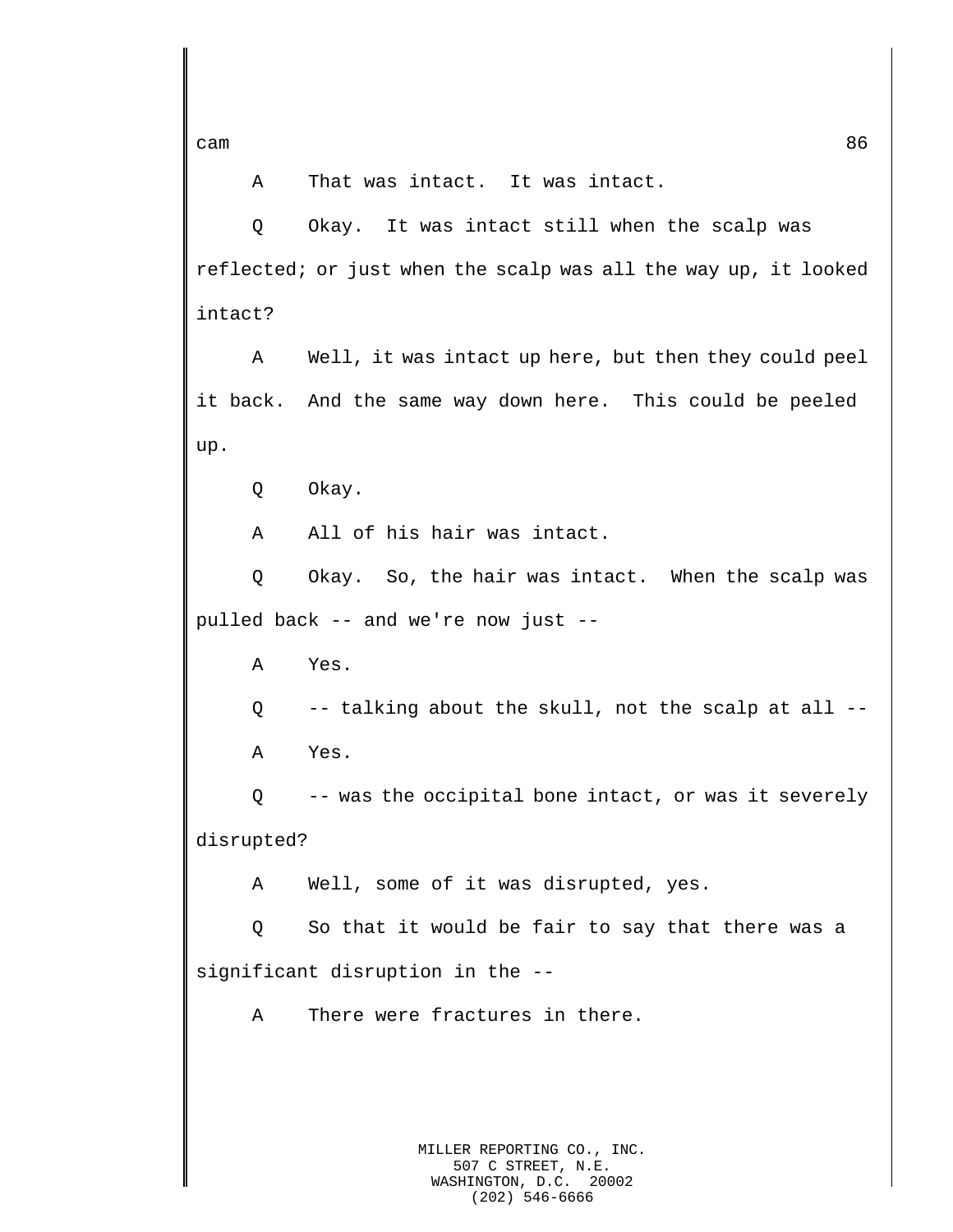A That was intact. It was intact.

Q Okay. It was intact still when the scalp was reflected; or just when the scalp was all the way up, it looked intact?

A Well, it was intact up here, but then they could peel it back. And the same way down here. This could be peeled up.

Q Okay.

A All of his hair was intact.

Q Okay. So, the hair was intact. When the scalp was pulled back -- and we're now just --

A Yes.

Q -- talking about the skull, not the scalp at all --

A Yes.

Q -- was the occipital bone intact, or was it severely disrupted?

A Well, some of it was disrupted, yes.

Q So that it would be fair to say that there was a significant disruption in the --

A There were fractures in there.

MILLER REPORTING CO., INC.
507 C STREET, N.E.
WASHINGTON, D.C. 20002
(202) 546-6666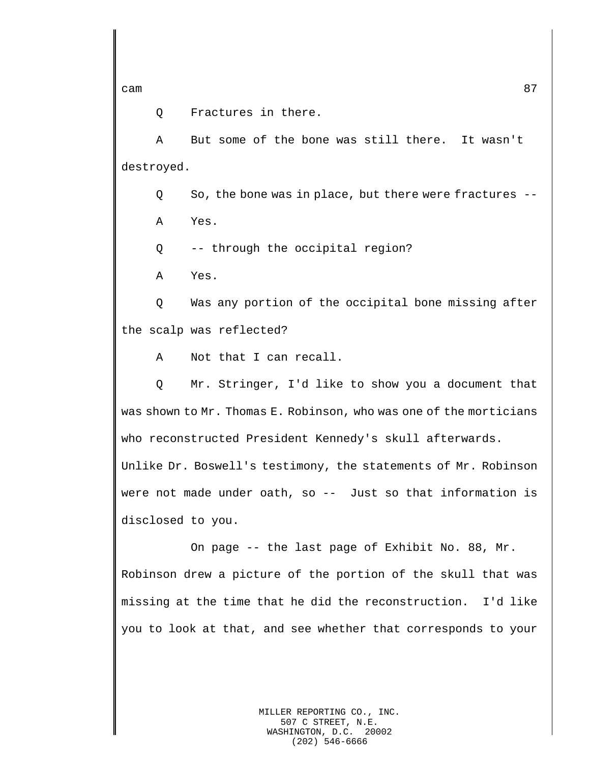Q Fractures in there.

A But some of the bone was still there. It wasn't destroyed.

Q So, the bone was in place, but there were fractures --

A Yes.

Q -- through the occipital region?

A Yes.

Q Was any portion of the occipital bone missing after the scalp was reflected?

A Not that I can recall.

Q Mr. Stringer, I'd like to show you a document that was shown to Mr. Thomas E. Robinson, who was one of the morticians who reconstructed President Kennedy's skull afterwards. Unlike Dr. Boswell's testimony, the statements of Mr. Robinson were not made under oath, so -- Just so that information is disclosed to you.

On page -- the last page of Exhibit No. 88, Mr. Robinson drew a picture of the portion of the skull that was missing at the time that he did the reconstruction. I'd like you to look at that, and see whether that corresponds to your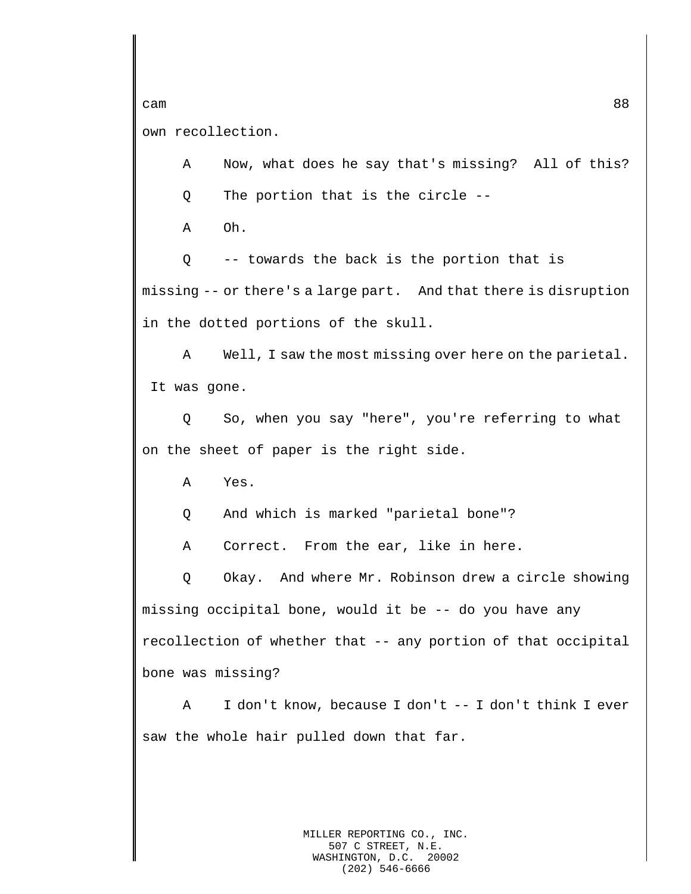own recollection.

A Now, what does he say that's missing? All of this?

Q The portion that is the circle --

A Oh.

Q -- towards the back is the portion that is missing -- or there's a large part. And that there is disruption in the dotted portions of the skull.

A Well, I saw the most missing over here on the parietal. It was gone.

Q So, when you say "here", you're referring to what on the sheet of paper is the right side.

A Yes.

Q And which is marked "parietal bone"?

A Correct. From the ear, like in here.

Q Okay. And where Mr. Robinson drew a circle showing missing occipital bone, would it be -- do you have any recollection of whether that -- any portion of that occipital bone was missing?

A I don't know, because I don't -- I don't think I ever saw the whole hair pulled down that far.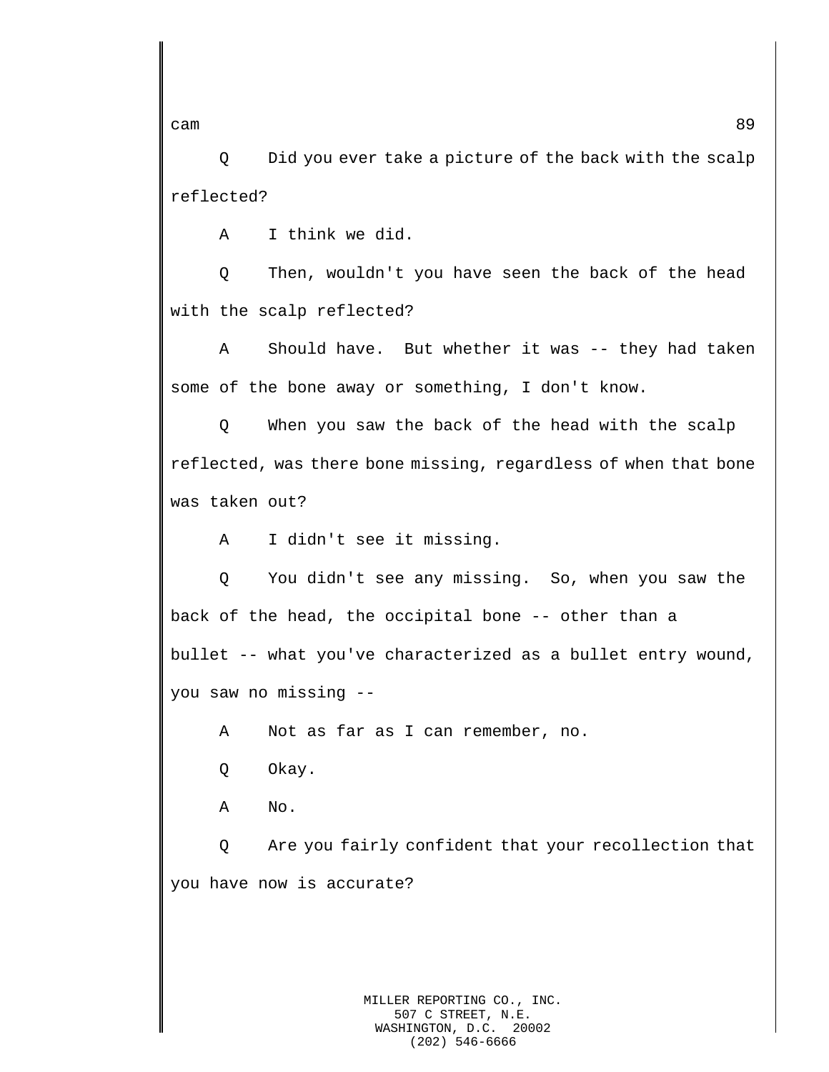Q Did you ever take a picture of the back with the scalp reflected?

A I think we did.

Q Then, wouldn't you have seen the back of the head with the scalp reflected?

A Should have. But whether it was -- they had taken some of the bone away or something, I don't know.

Q When you saw the back of the head with the scalp reflected, was there bone missing, regardless of when that bone was taken out?

A I didn't see it missing.

Q You didn't see any missing. So, when you saw the back of the head, the occipital bone -- other than a bullet -- what you've characterized as a bullet entry wound, you saw no missing --

A Not as far as I can remember, no.

Q Okay.

A No.

Q Are you fairly confident that your recollection that you have now is accurate?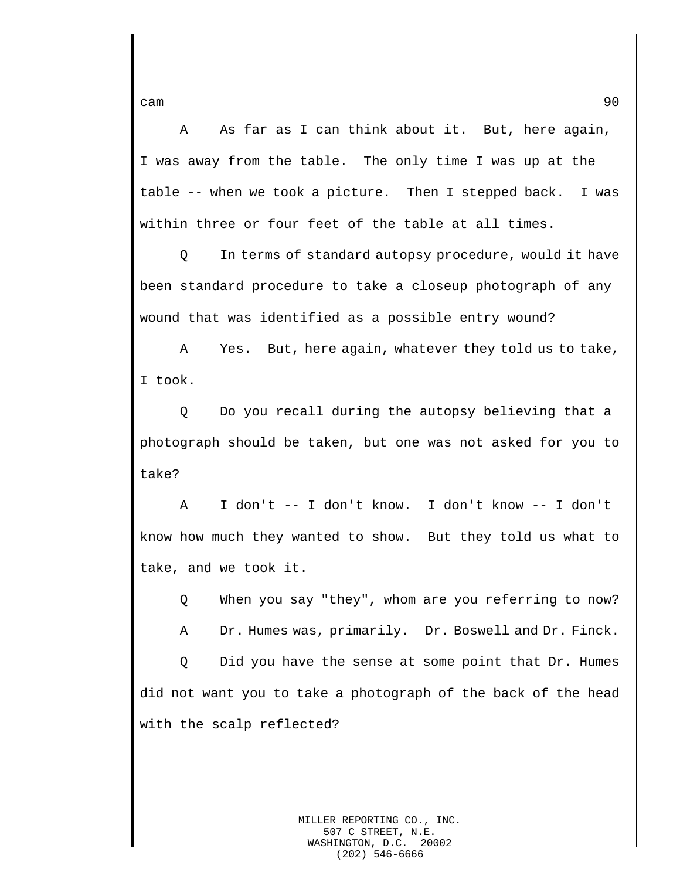A As far as I can think about it. But, here again, I was away from the table. The only time I was up at the table -- when we took a picture. Then I stepped back. I was within three or four feet of the table at all times.

Q In terms of standard autopsy procedure, would it have been standard procedure to take a closeup photograph of any wound that was identified as a possible entry wound?

A Yes. But, here again, whatever they told us to take, I took.

Q Do you recall during the autopsy believing that a photograph should be taken, but one was not asked for you to take?

A I don't -- I don't know. I don't know -- I don't know how much they wanted to show. But they told us what to take, and we took it.

Q When you say "they", whom are you referring to now?

A Dr. Humes was, primarily. Dr. Boswell and Dr. Finck.

Q Did you have the sense at some point that Dr. Humes did not want you to take a photograph of the back of the head with the scalp reflected?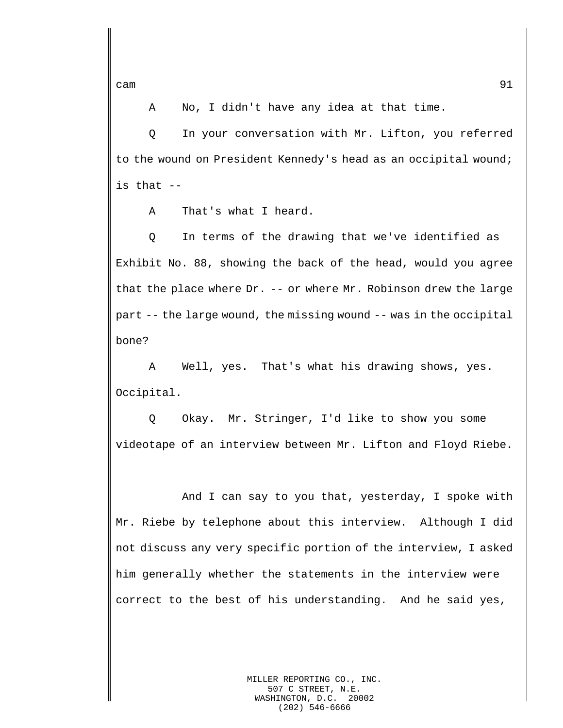A No, I didn't have any idea at that time.

Q In your conversation with Mr. Lifton, you referred to the wound on President Kennedy's head as an occipital wound; is that --

A That's what I heard.

Q In terms of the drawing that we've identified as Exhibit No. 88, showing the back of the head, would you agree that the place where Dr. -- or where Mr. Robinson drew the large part -- the large wound, the missing wound -- was in the occipital bone?

A Well, yes. That's what his drawing shows, yes. Occipital.

Q Okay. Mr. Stringer, I'd like to show you some videotape of an interview between Mr. Lifton and Floyd Riebe.

And I can say to you that, yesterday, I spoke with Mr. Riebe by telephone about this interview. Although I did not discuss any very specific portion of the interview, I asked him generally whether the statements in the interview were correct to the best of his understanding. And he said yes,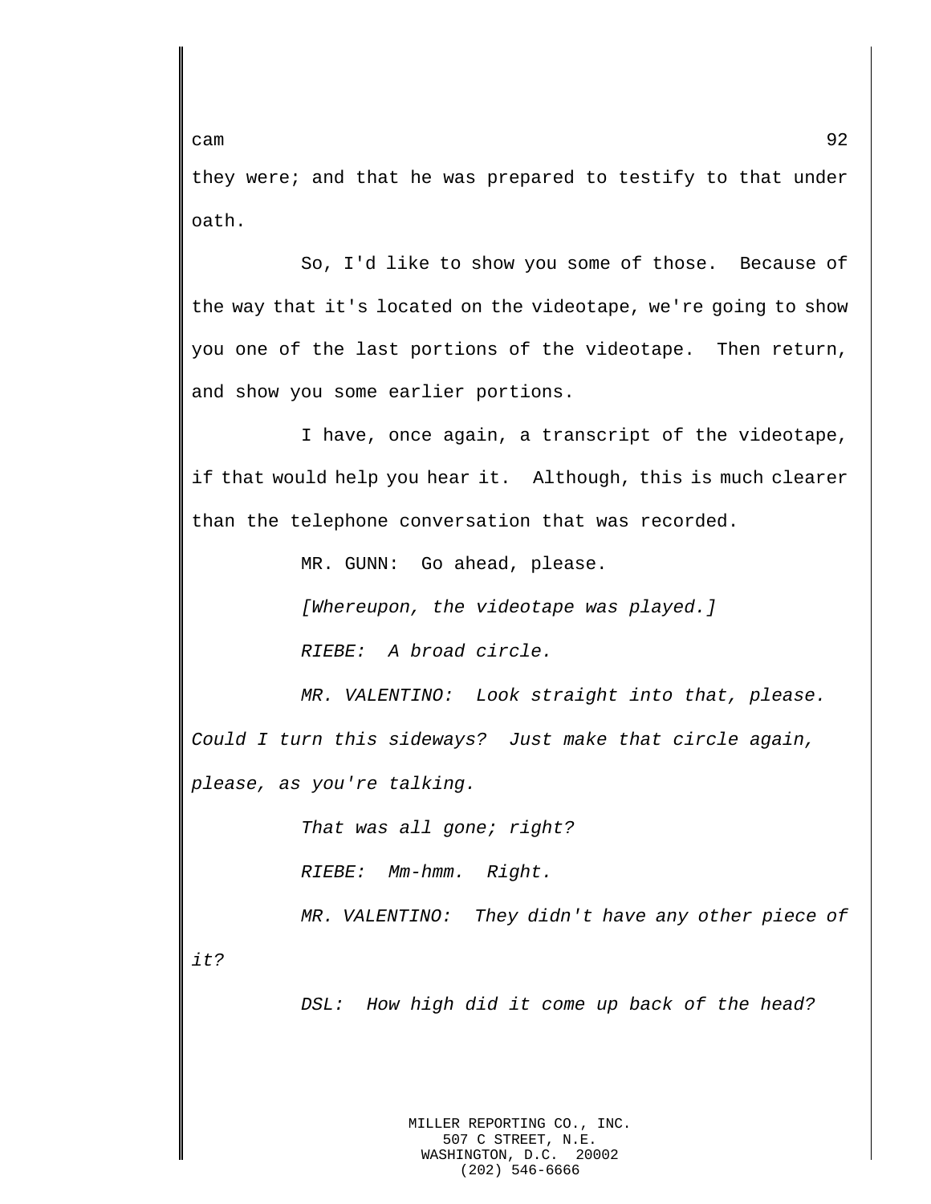they were; and that he was prepared to testify to that under oath.

So, I'd like to show you some of those. Because of the way that it's located on the videotape, we're going to show you one of the last portions of the videotape. Then return, and show you some earlier portions.

I have, once again, a transcript of the videotape, if that would help you hear it. Although, this is much clearer than the telephone conversation that was recorded.

MR. GUNN: Go ahead, please.

*[Whereupon, the videotape was played.]*

*RIEBE: A broad circle.*

*MR. VALENTINO: Look straight into that, please. Could I turn this sideways? Just make that circle again, please, as you're talking.*

*That was all gone; right?*

*RIEBE: Mm-hmm. Right.*

*MR. VALENTINO: They didn't have any other piece of it?*

*DSL: How high did it come up back of the head?*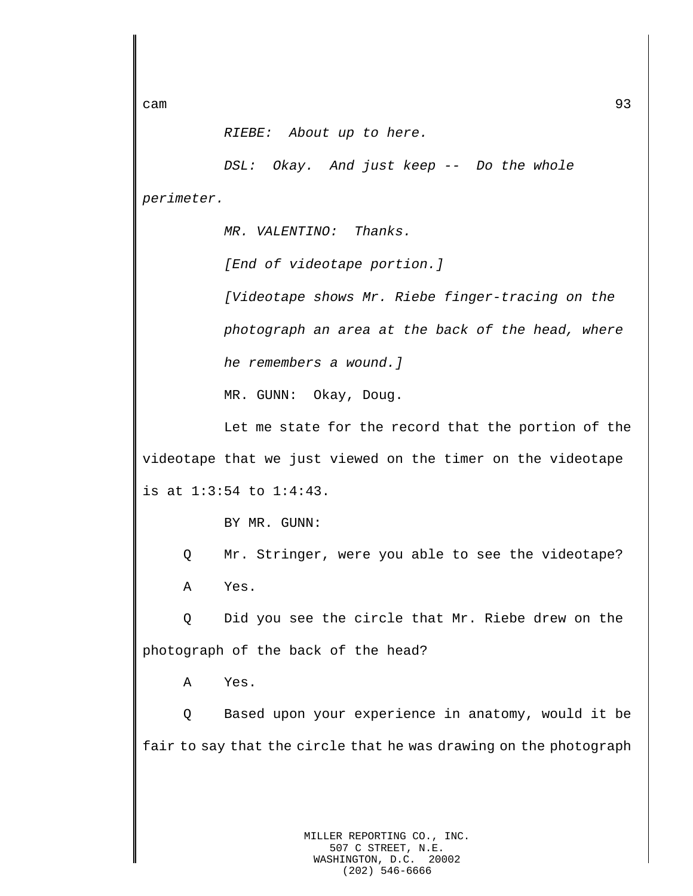*RIEBE: About up to here.*

*DSL: Okay. And just keep -- Do the whole perimeter.*

*MR. VALENTINO: Thanks.*

*[End of videotape portion.]*

*[Videotape shows Mr. Riebe finger-tracing on the photograph an area at the back of the head, where he remembers a wound.]*

MR. GUNN: Okay, Doug.

Let me state for the record that the portion of the videotape that we just viewed on the timer on the videotape is at 1:3:54 to 1:4:43.

BY MR. GUNN:

Q Mr. Stringer, were you able to see the videotape?

A Yes.

Q Did you see the circle that Mr. Riebe drew on the photograph of the back of the head?

A Yes.

Q Based upon your experience in anatomy, would it be fair to say that the circle that he was drawing on the photograph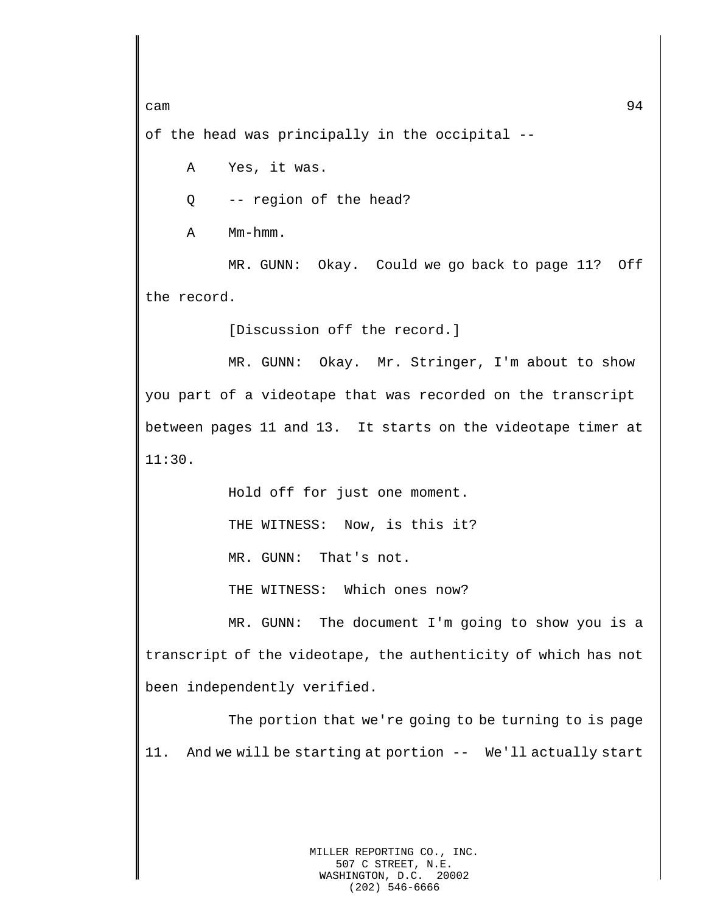of the head was principally in the occipital --

A Yes, it was.

Q -- region of the head?

A Mm-hmm.

MR. GUNN: Okay. Could we go back to page 11? Off the record.

[Discussion off the record.]

MR. GUNN: Okay. Mr. Stringer, I'm about to show you part of a videotape that was recorded on the transcript between pages 11 and 13. It starts on the videotape timer at 11:30.

Hold off for just one moment.

THE WITNESS: Now, is this it?

MR. GUNN: That's not.

THE WITNESS: Which ones now?

MR. GUNN: The document I'm going to show you is a transcript of the videotape, the authenticity of which has not been independently verified.

The portion that we're going to be turning to is page 11. And we will be starting at portion -- We'll actually start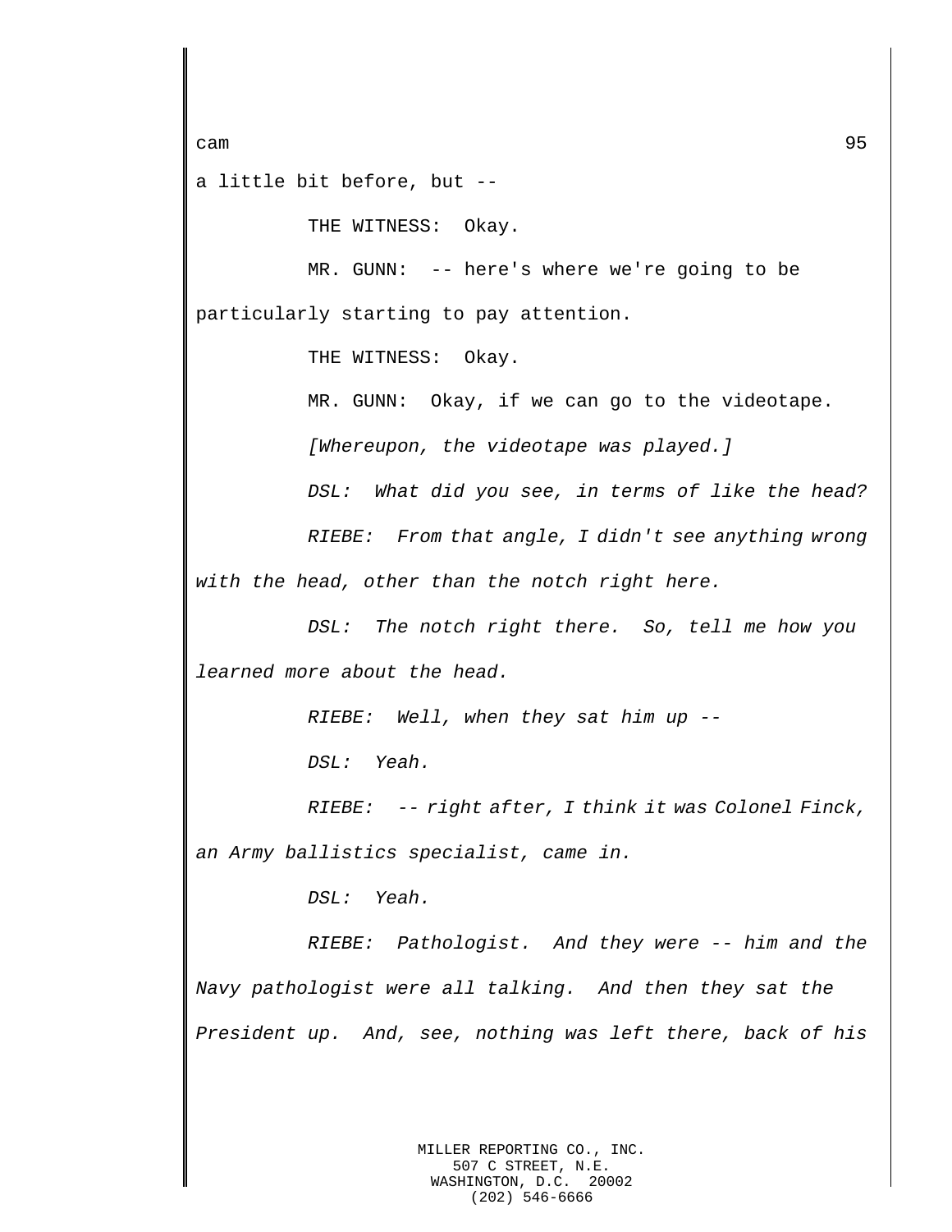a little bit before, but --

THE WITNESS: Okay.

MR. GUNN: -- here's where we're going to be particularly starting to pay attention.

THE WITNESS: Okay.

MR. GUNN: Okay, if we can go to the videotape.

*[Whereupon, the videotape was played.]*

*DSL: What did you see, in terms of like the head?*

*RIEBE: From that angle, I didn't see anything wrong with the head, other than the notch right here.*

*DSL: The notch right there. So, tell me how you learned more about the head.*

*RIEBE: Well, when they sat him up --*

*DSL: Yeah.*

*RIEBE: -- right after, I think it was Colonel Finck, an Army ballistics specialist, came in.*

*DSL: Yeah.*

*RIEBE: Pathologist. And they were -- him and the Navy pathologist were all talking. And then they sat the President up. And, see, nothing was left there, back of his*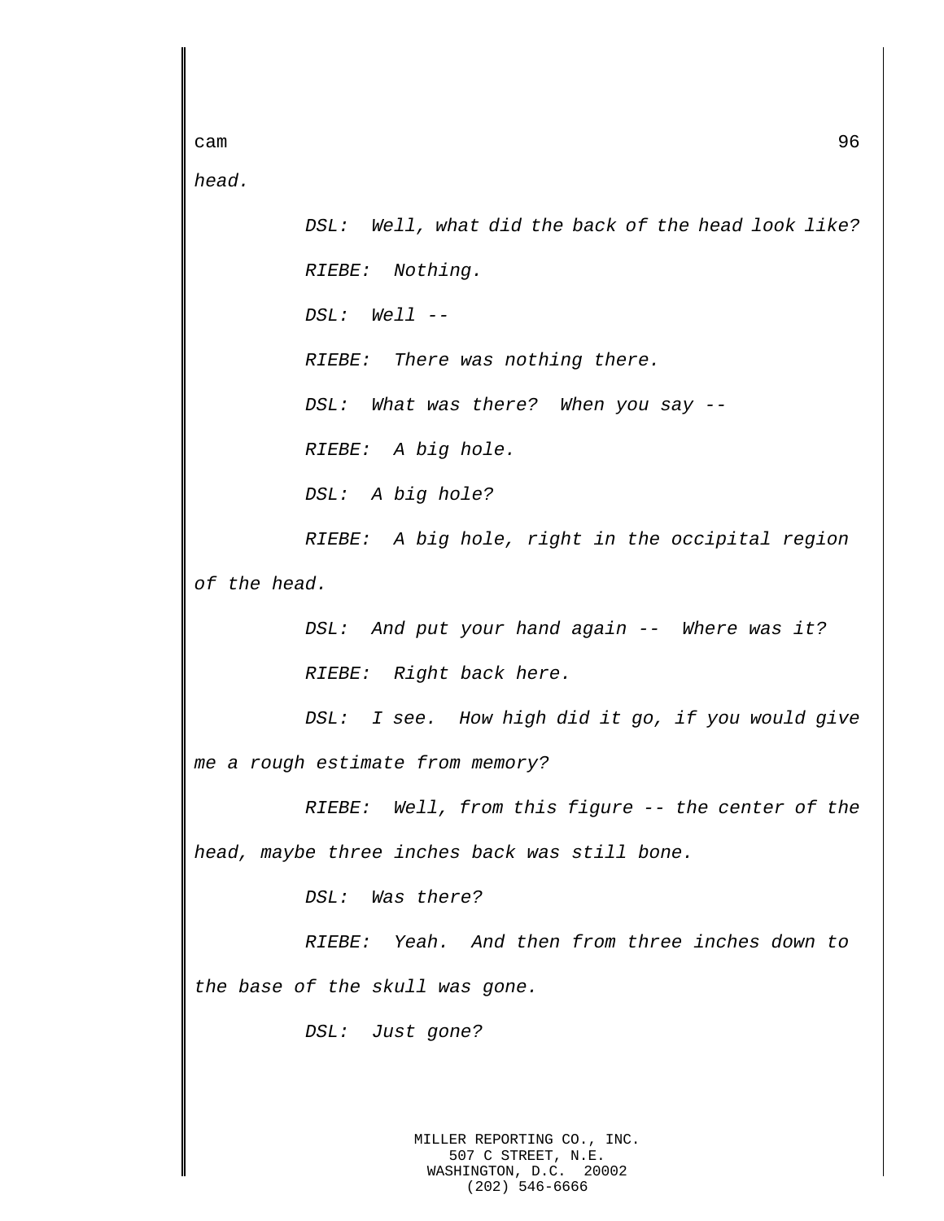*head.*

*DSL: Well, what did the back of the head look like?*

*RIEBE: Nothing.*

*DSL: Well --*

*RIEBE: There was nothing there.*

*DSL: What was there? When you say --*

*RIEBE: A big hole.*

*DSL: A big hole?*

*RIEBE: A big hole, right in the occipital region of the head.*

*DSL: And put your hand again -- Where was it?*

*RIEBE: Right back here.*

*DSL: I see. How high did it go, if you would give me a rough estimate from memory?*

*RIEBE: Well, from this figure -- the center of the head, maybe three inches back was still bone.*

*DSL: Was there?*

*RIEBE: Yeah. And then from three inches down to the base of the skull was gone.*

*DSL: Just gone?*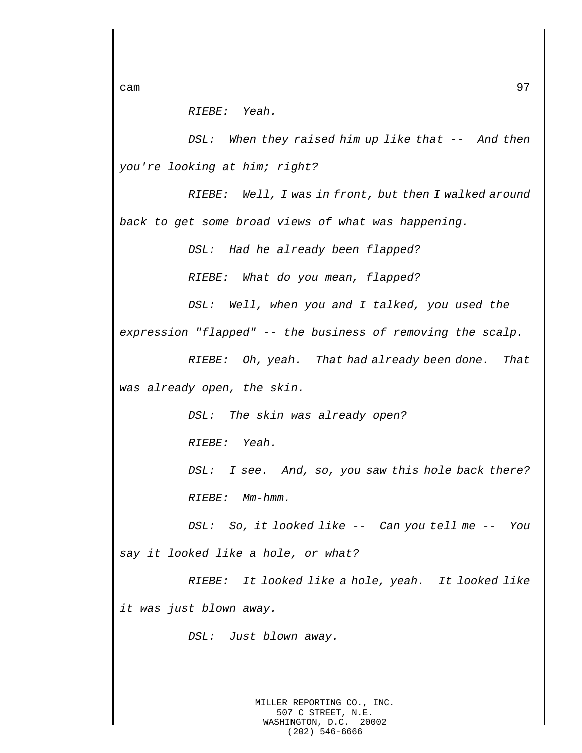*RIEBE: Yeah.*

*DSL: When they raised him up like that -- And then you're looking at him; right?*

*RIEBE: Well, I was in front, but then I walked around back to get some broad views of what was happening.*

*DSL: Had he already been flapped?*

*RIEBE: What do you mean, flapped?*

*DSL: Well, when you and I talked, you used the expression "flapped" -- the business of removing the scalp.*

*RIEBE: Oh, yeah. That had already been done. That was already open, the skin.*

*DSL: The skin was already open?*

*RIEBE: Yeah.*

*DSL: I see. And, so, you saw this hole back there?*

*RIEBE: Mm-hmm.*

*DSL: So, it looked like -- Can you tell me -- You say it looked like a hole, or what?*

*RIEBE: It looked like a hole, yeah. It looked like it was just blown away.*

*DSL: Just blown away.*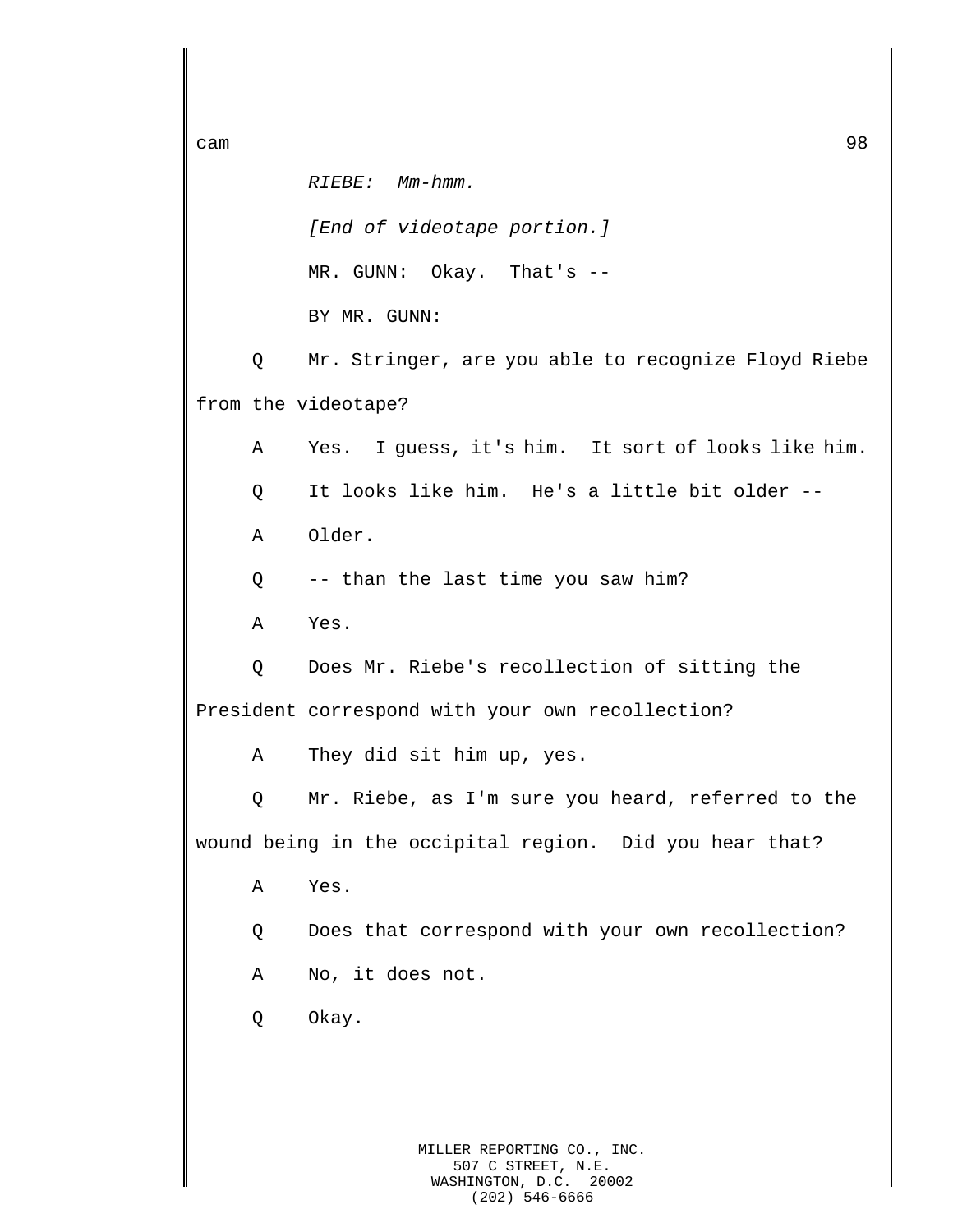*RIEBE: Mm-hmm.*

*[End of videotape portion.]*

MR. GUNN: Okay. That's --

BY MR. GUNN:

Q Mr. Stringer, are you able to recognize Floyd Riebe from the videotape?

A Yes. I guess, it's him. It sort of looks like him.

Q It looks like him. He's a little bit older --

A Older.

Q -- than the last time you saw him?

A Yes.

Q Does Mr. Riebe's recollection of sitting the President correspond with your own recollection?

A They did sit him up, yes.

Q Mr. Riebe, as I'm sure you heard, referred to the wound being in the occipital region. Did you hear that?

A Yes.

Q Does that correspond with your own recollection?

A No, it does not.

Q Okay.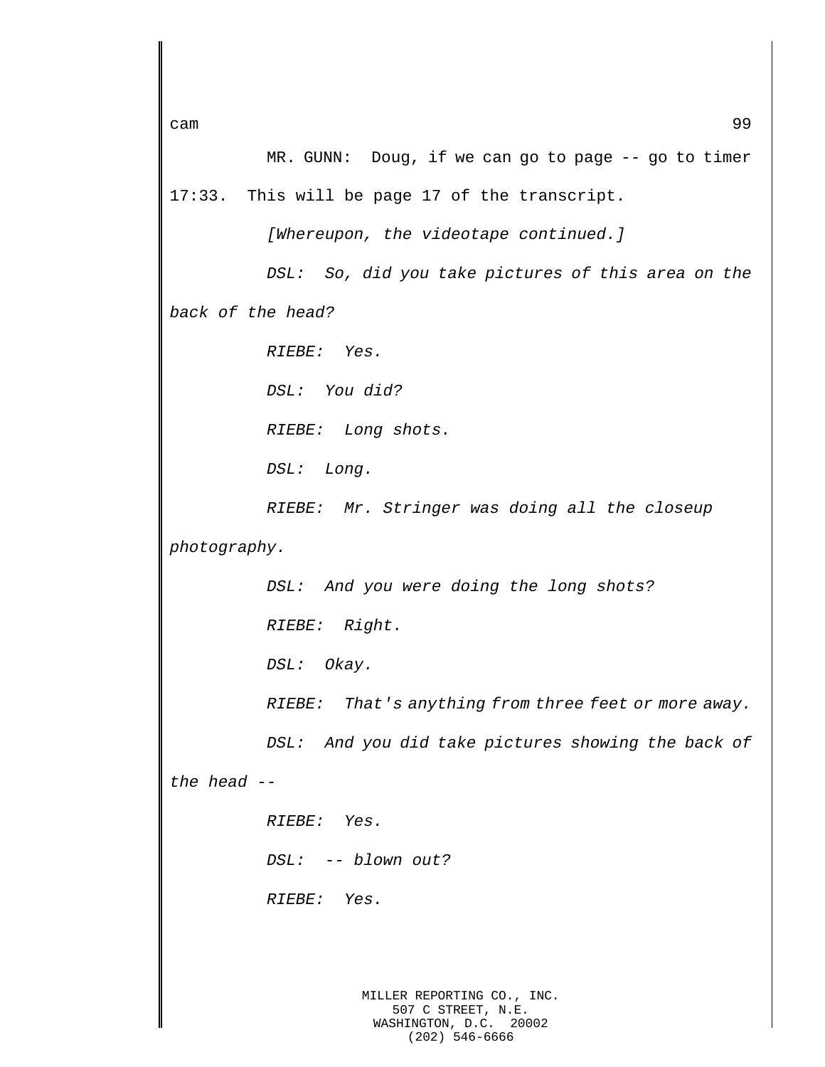MR. GUNN: Doug, if we can go to page -- go to timer 17:33. This will be page 17 of the transcript.

*[Whereupon, the videotape continued.]*

*DSL: So, did you take pictures of this area on the back of the head?*

*RIEBE: Yes.*

*DSL: You did?*

*RIEBE: Long shots.*

*DSL: Long.*

*RIEBE: Mr. Stringer was doing all the closeup photography.*

*DSL: And you were doing the long shots?*

*RIEBE: Right.*

*DSL: Okay.*

*RIEBE: That's anything from three feet or more away.*

*DSL: And you did take pictures showing the back of the head --*

*RIEBE: Yes.*

*DSL: -- blown out?*

*RIEBE: Yes.*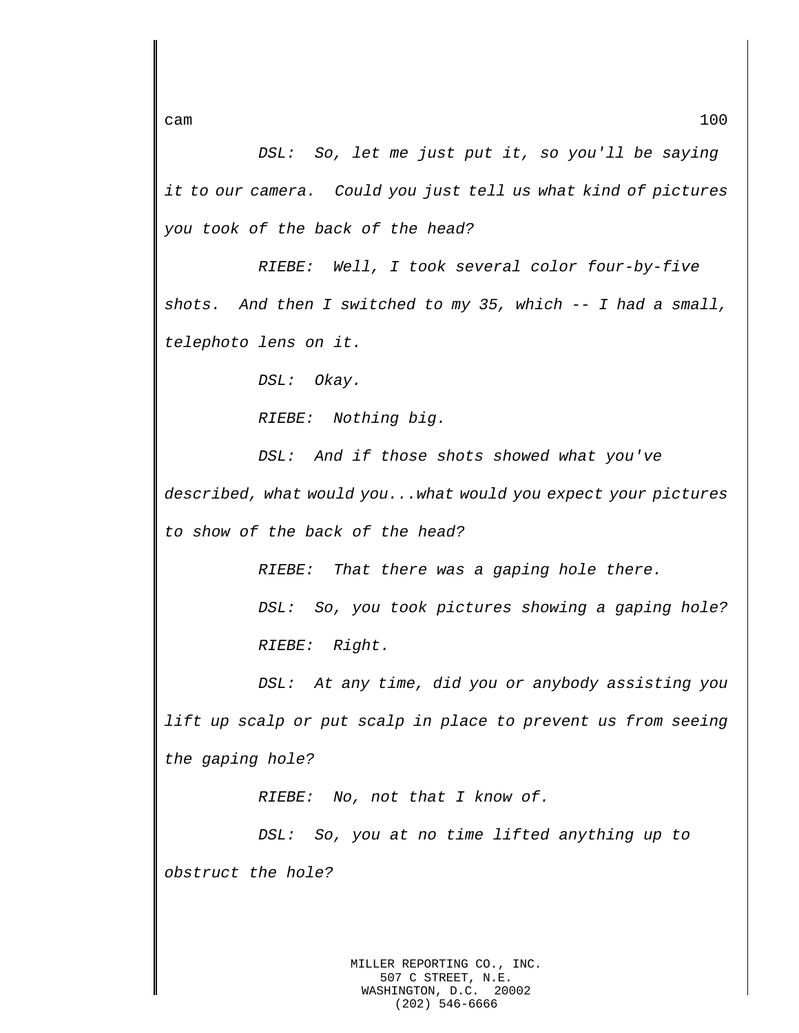*DSL: So, let me just put it, so you'll be saying it to our camera. Could you just tell us what kind of pictures you took of the back of the head?*

*RIEBE: Well, I took several color four-by-five shots. And then I switched to my 35, which -- I had a small, telephoto lens on it.*

*DSL: Okay.*

*RIEBE: Nothing big.*

*DSL: And if those shots showed what you've described, what would you...what would you expect your pictures to show of the back of the head?*

*RIEBE: That there was a gaping hole there.*

*DSL: So, you took pictures showing a gaping hole?*

*RIEBE: Right.*

*DSL: At any time, did you or anybody assisting you lift up scalp or put scalp in place to prevent us from seeing the gaping hole?*

*RIEBE: No, not that I know of.*

*DSL: So, you at no time lifted anything up to obstruct the hole?*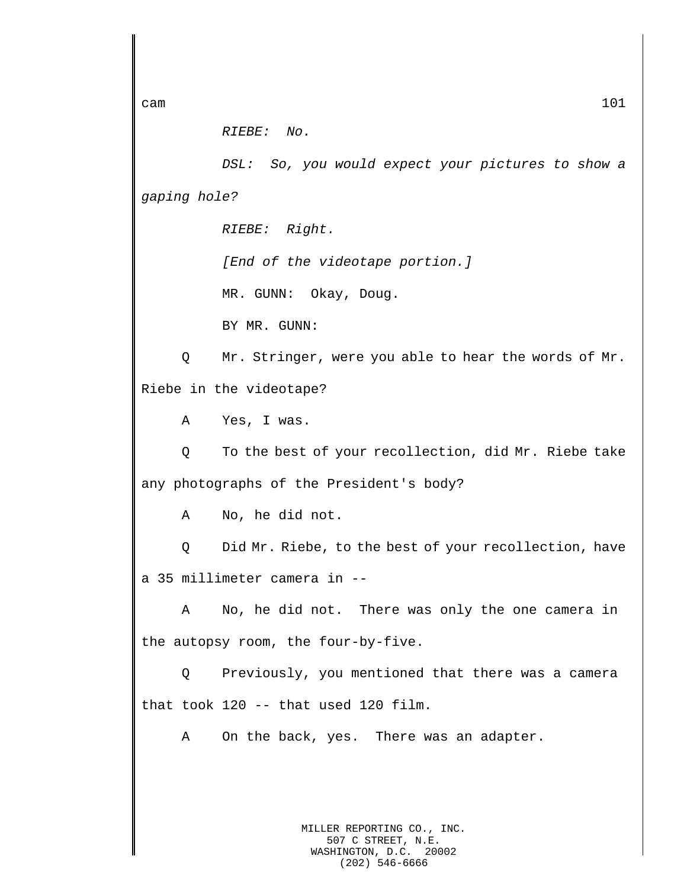*RIEBE: No.*

*DSL: So, you would expect your pictures to show a gaping hole?*

*RIEBE: Right.*

*[End of the videotape portion.]*

MR. GUNN: Okay, Doug.

BY MR. GUNN:

Q Mr. Stringer, were you able to hear the words of Mr. Riebe in the videotape?

A Yes, I was.

Q To the best of your recollection, did Mr. Riebe take any photographs of the President's body?

A No, he did not.

Q Did Mr. Riebe, to the best of your recollection, have a 35 millimeter camera in --

A No, he did not. There was only the one camera in the autopsy room, the four-by-five.

Q Previously, you mentioned that there was a camera that took 120 -- that used 120 film.

A On the back, yes. There was an adapter.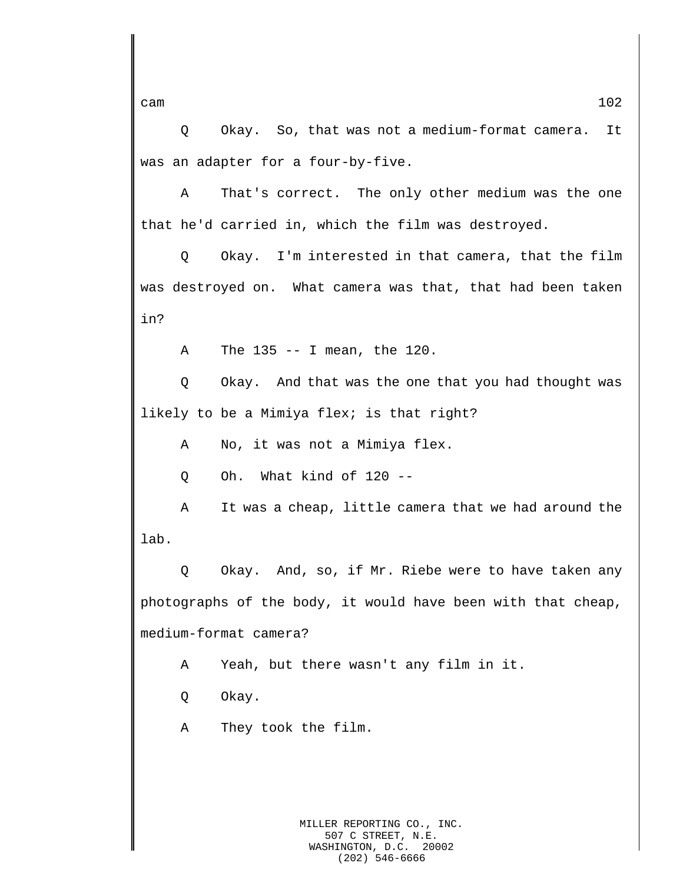Q Okay. So, that was not a medium-format camera. It was an adapter for a four-by-five.

A That's correct. The only other medium was the one that he'd carried in, which the film was destroyed.

Q Okay. I'm interested in that camera, that the film was destroyed on. What camera was that, that had been taken in?

A The 135 -- I mean, the 120.

Q Okay. And that was the one that you had thought was likely to be a Mimiya flex; is that right?

A No, it was not a Mimiya flex.

Q Oh. What kind of 120 --

A It was a cheap, little camera that we had around the lab.

Q Okay. And, so, if Mr. Riebe were to have taken any photographs of the body, it would have been with that cheap, medium-format camera?

A Yeah, but there wasn't any film in it.

Q Okay.

A They took the film.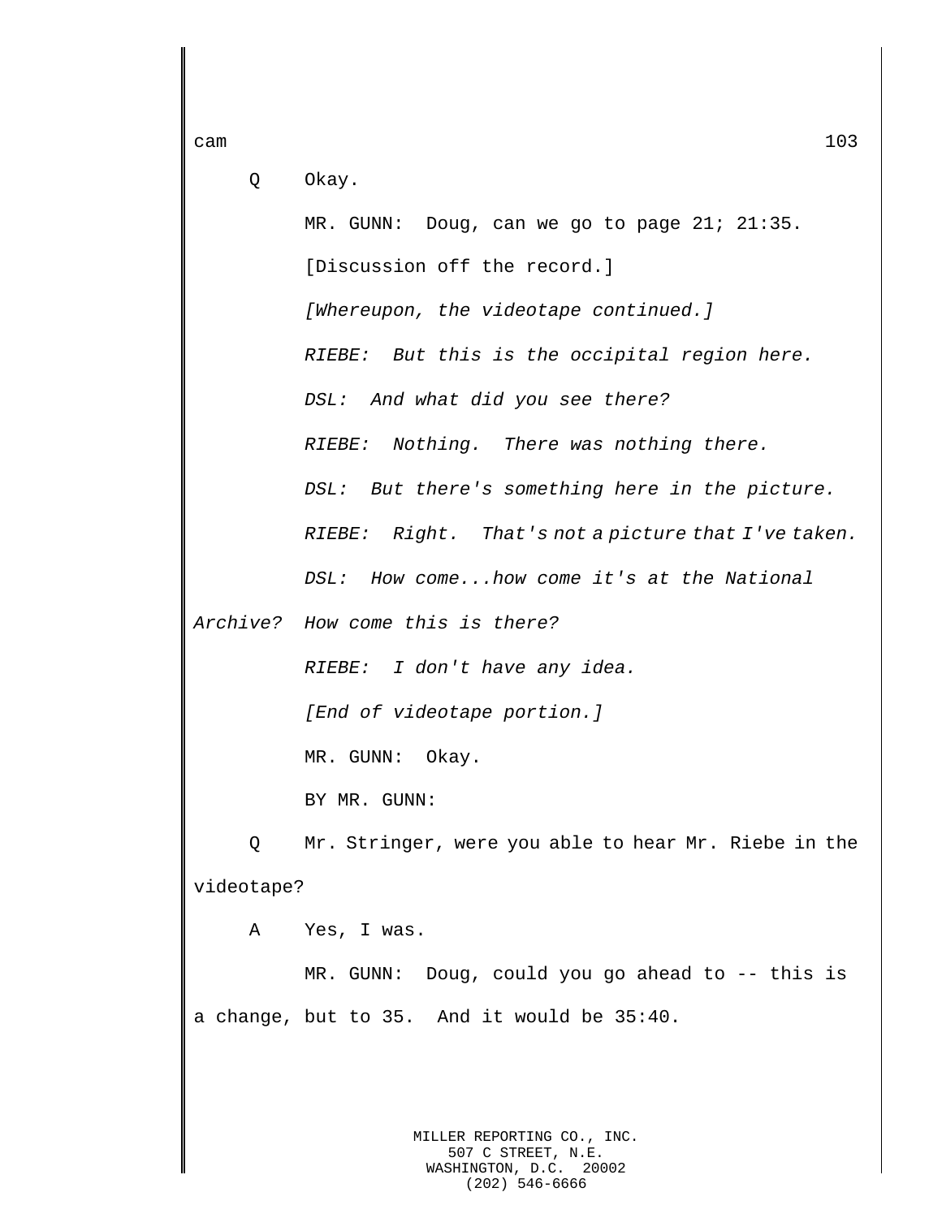Q Okay.

MR. GUNN: Doug, can we go to page 21; 21:35.

[Discussion off the record.]

*[Whereupon, the videotape continued.]*

*RIEBE: But this is the occipital region here.*

*DSL: And what did you see there?*

*RIEBE: Nothing. There was nothing there.*

*DSL: But there's something here in the picture.*

*RIEBE: Right. That's not a picture that I've taken.*

*DSL: How come...how come it's at the National Archive? How come this is there?*

*RIEBE: I don't have any idea.*

*[End of videotape portion.]*

MR. GUNN: Okay.

BY MR. GUNN:

Q Mr. Stringer, were you able to hear Mr. Riebe in the videotape?

A Yes, I was.

MR. GUNN: Doug, could you go ahead to -- this is a change, but to 35. And it would be 35:40.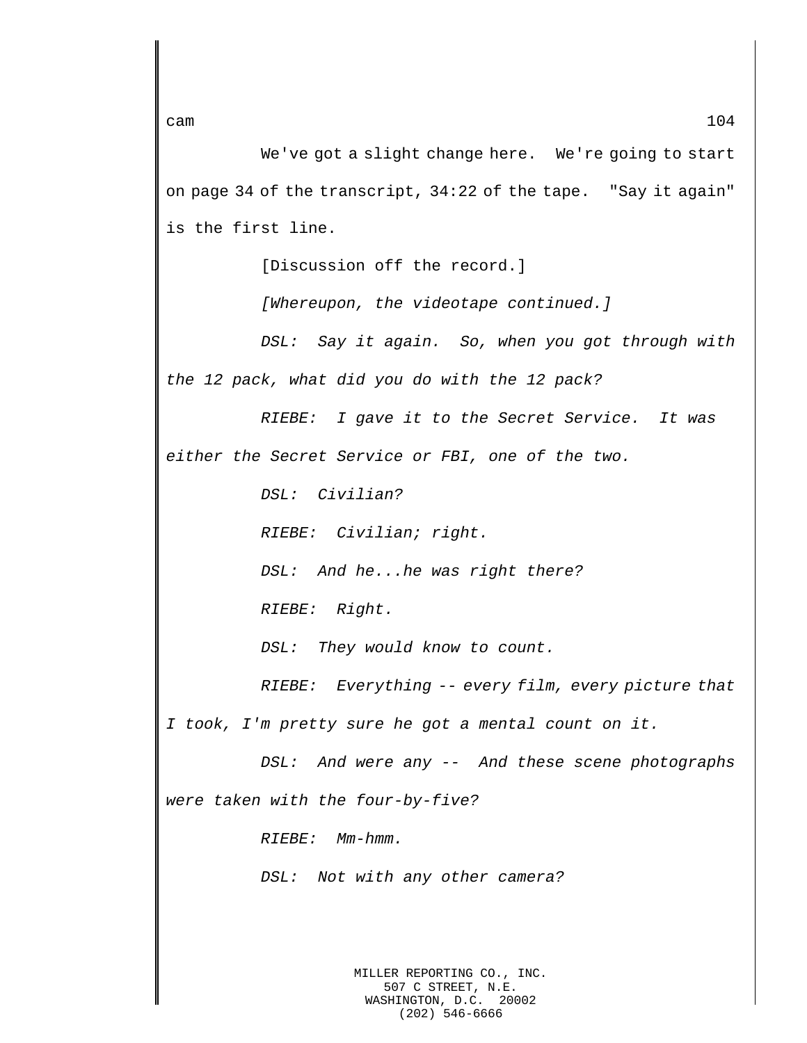We've got a slight change here. We're going to start on page 34 of the transcript, 34:22 of the tape. "Say it again" is the first line.

[Discussion off the record.]

*[Whereupon, the videotape continued.]*

*DSL: Say it again. So, when you got through with the 12 pack, what did you do with the 12 pack?*

*RIEBE: I gave it to the Secret Service. It was either the Secret Service or FBI, one of the two.*

*DSL: Civilian?*

*RIEBE: Civilian; right.*

*DSL: And he...he was right there?*

*RIEBE: Right.*

*DSL: They would know to count.*

*RIEBE: Everything -- every film, every picture that I took, I'm pretty sure he got a mental count on it.*

*DSL: And were any -- And these scene photographs were taken with the four-by-five?*

*RIEBE: Mm-hmm.*

*DSL: Not with any other camera?*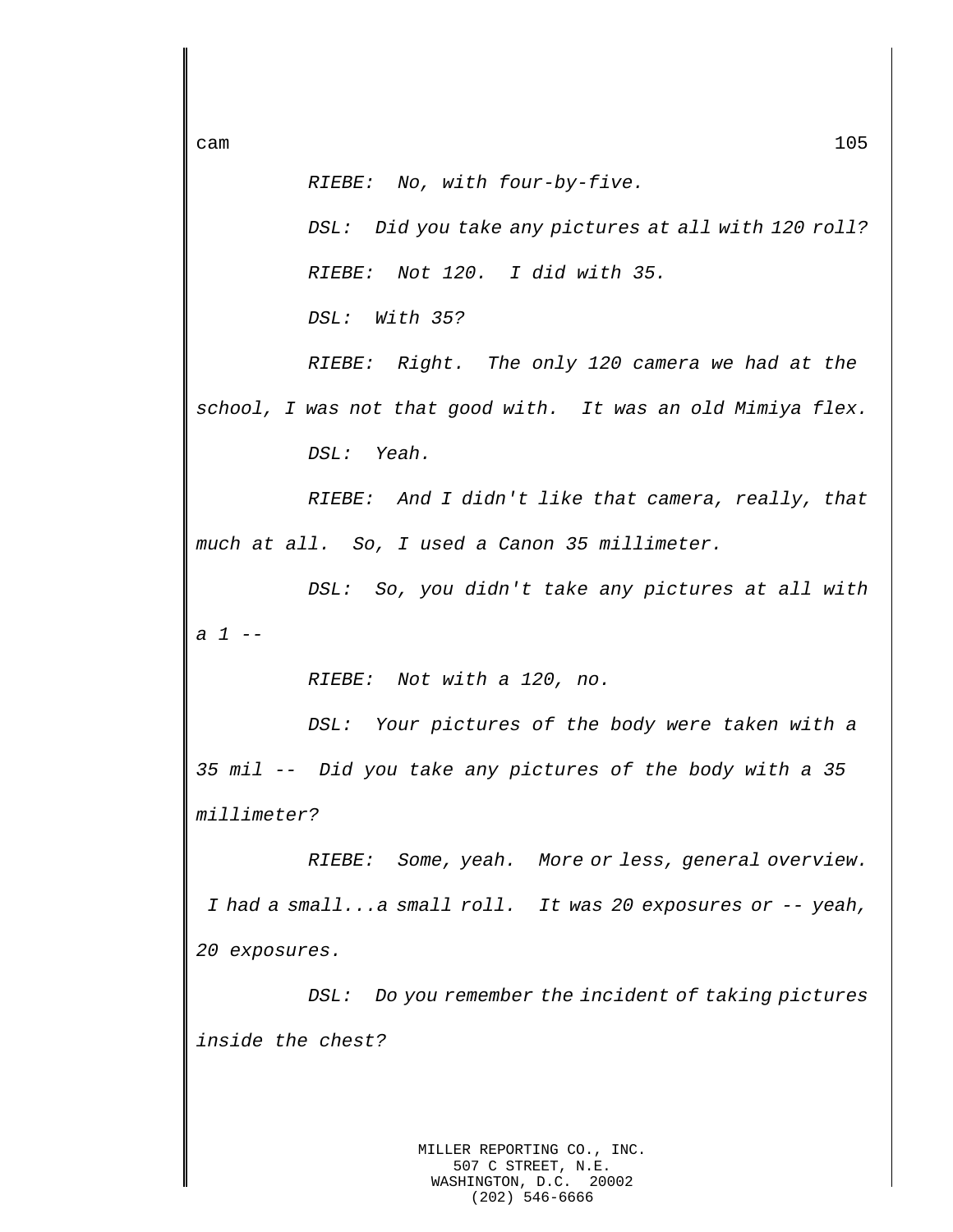*RIEBE: No, with four-by-five.*

*DSL: Did you take any pictures at all with 120 roll?*

*RIEBE: Not 120. I did with 35.*

*DSL: With 35?*

*RIEBE: Right. The only 120 camera we had at the school, I was not that good with. It was an old Mimiya flex.*

*DSL: Yeah.*

*RIEBE: And I didn't like that camera, really, that much at all. So, I used a Canon 35 millimeter.*

*DSL: So, you didn't take any pictures at all with a 1 --*

*RIEBE: Not with a 120, no.*

*DSL: Your pictures of the body were taken with a 35 mil -- Did you take any pictures of the body with a 35 millimeter?*

*RIEBE: Some, yeah. More or less, general overview. I had a small...a small roll. It was 20 exposures or -- yeah, 20 exposures.*

*DSL: Do you remember the incident of taking pictures inside the chest?*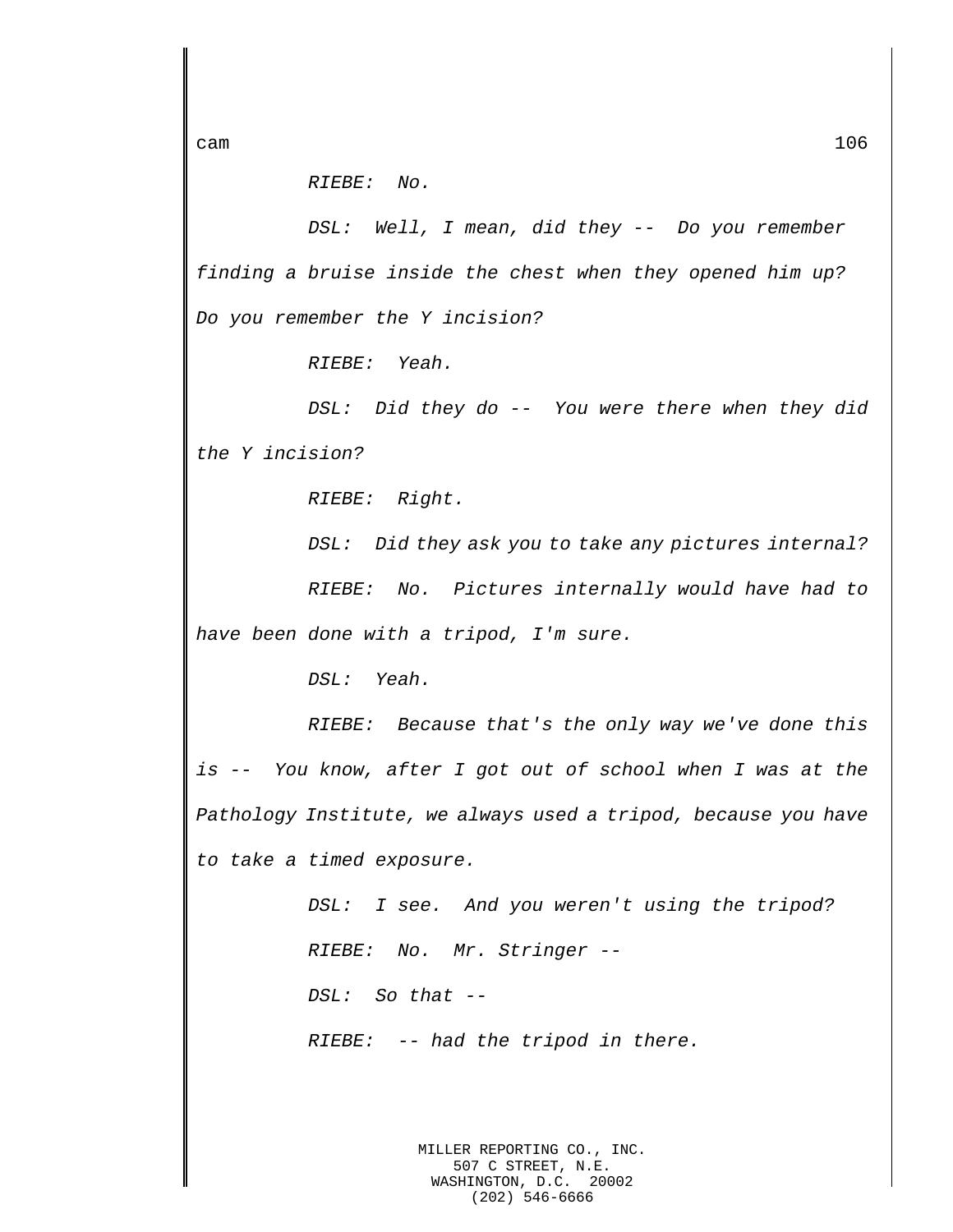*RIEBE: No.*

*DSL: Well, I mean, did they -- Do you remember finding a bruise inside the chest when they opened him up? Do you remember the Y incision?*

*RIEBE: Yeah.*

*DSL: Did they do -- You were there when they did the Y incision?*

*RIEBE: Right.*

*DSL: Did they ask you to take any pictures internal?*

*RIEBE: No. Pictures internally would have had to have been done with a tripod, I'm sure.*

*DSL: Yeah.*

*RIEBE: Because that's the only way we've done this is -- You know, after I got out of school when I was at the Pathology Institute, we always used a tripod, because you have to take a timed exposure.*

*DSL: I see. And you weren't using the tripod?*

*RIEBE: No. Mr. Stringer --*

*DSL: So that --*

*RIEBE: -- had the tripod in there.*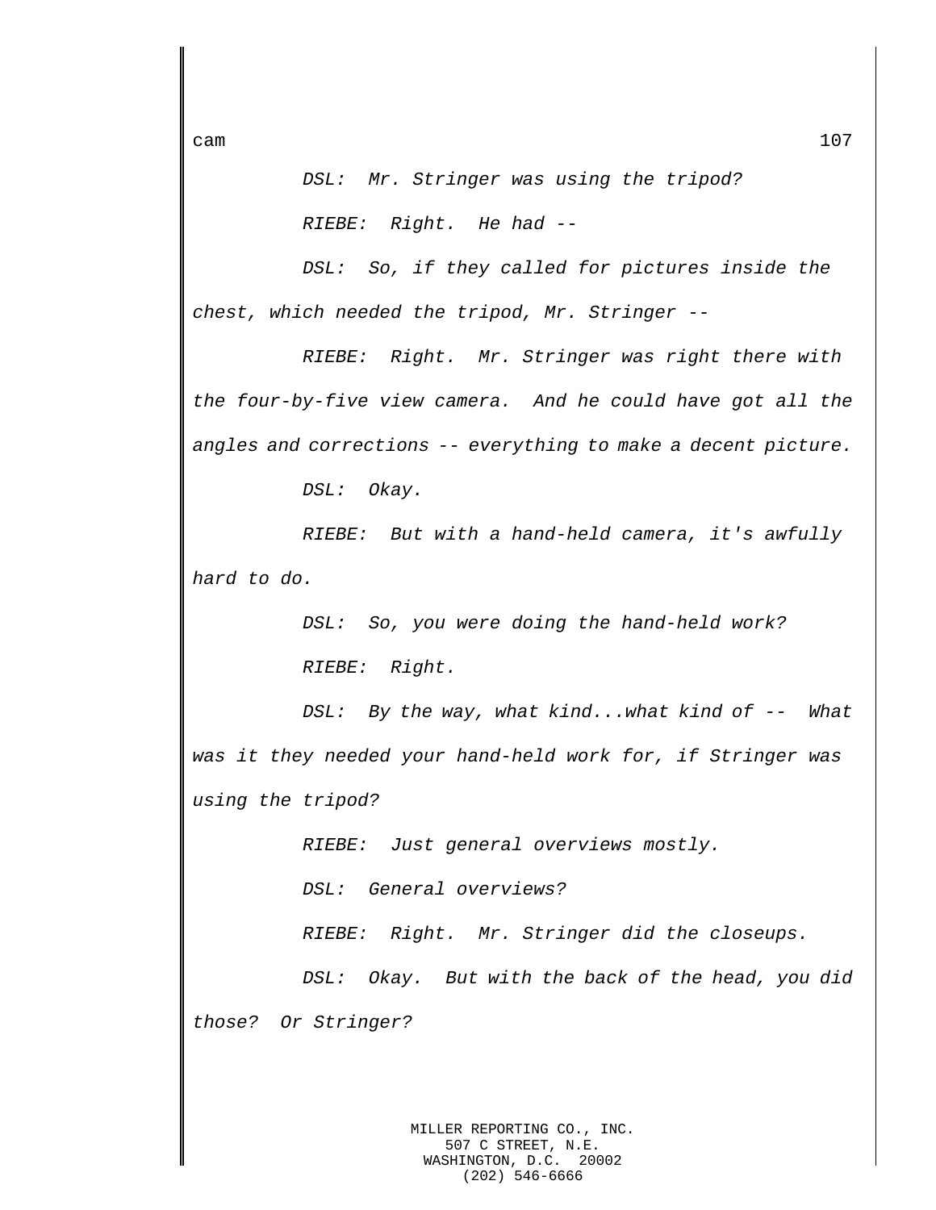*DSL: Mr. Stringer was using the tripod?*

*RIEBE: Right. He had --*

*DSL: So, if they called for pictures inside the chest, which needed the tripod, Mr. Stringer --*

*RIEBE: Right. Mr. Stringer was right there with the four-by-five view camera. And he could have got all the angles and corrections -- everything to make a decent picture.*

*DSL: Okay.*

*RIEBE: But with a hand-held camera, it's awfully hard to do.*

*DSL: So, you were doing the hand-held work?*

*RIEBE: Right.*

*DSL: By the way, what kind...what kind of -- What was it they needed your hand-held work for, if Stringer was using the tripod?*

*RIEBE: Just general overviews mostly.*

*DSL: General overviews?*

*RIEBE: Right. Mr. Stringer did the closeups.*

*DSL: Okay. But with the back of the head, you did those? Or Stringer?*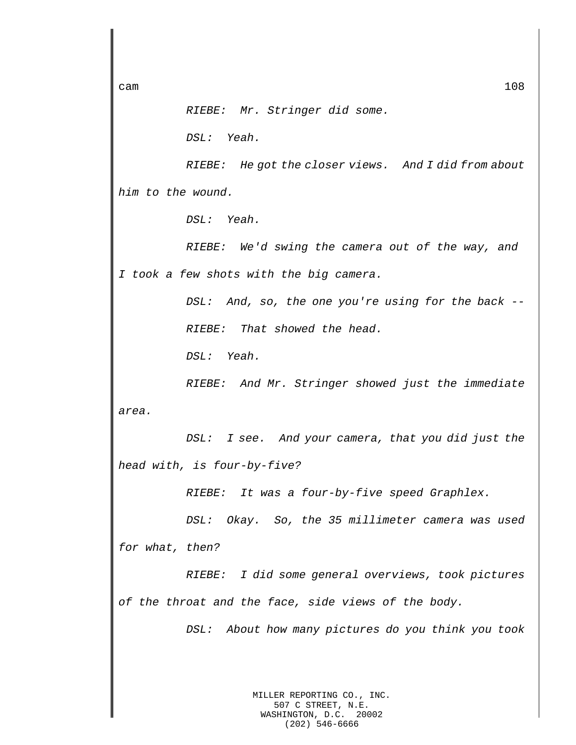*RIEBE: Mr. Stringer did some.*

*DSL: Yeah.*

*RIEBE: He got the closer views. And I did from about him to the wound.*

*DSL: Yeah.*

*RIEBE: We'd swing the camera out of the way, and I took a few shots with the big camera.*

*DSL: And, so, the one you're using for the back --*

*RIEBE: That showed the head.*

*DSL: Yeah.*

*RIEBE: And Mr. Stringer showed just the immediate area.*

*DSL: I see. And your camera, that you did just the head with, is four-by-five?*

*RIEBE: It was a four-by-five speed Graphlex.*

*DSL: Okay. So, the 35 millimeter camera was used for what, then?*

*RIEBE: I did some general overviews, took pictures of the throat and the face, side views of the body.*

*DSL: About how many pictures do you think you took*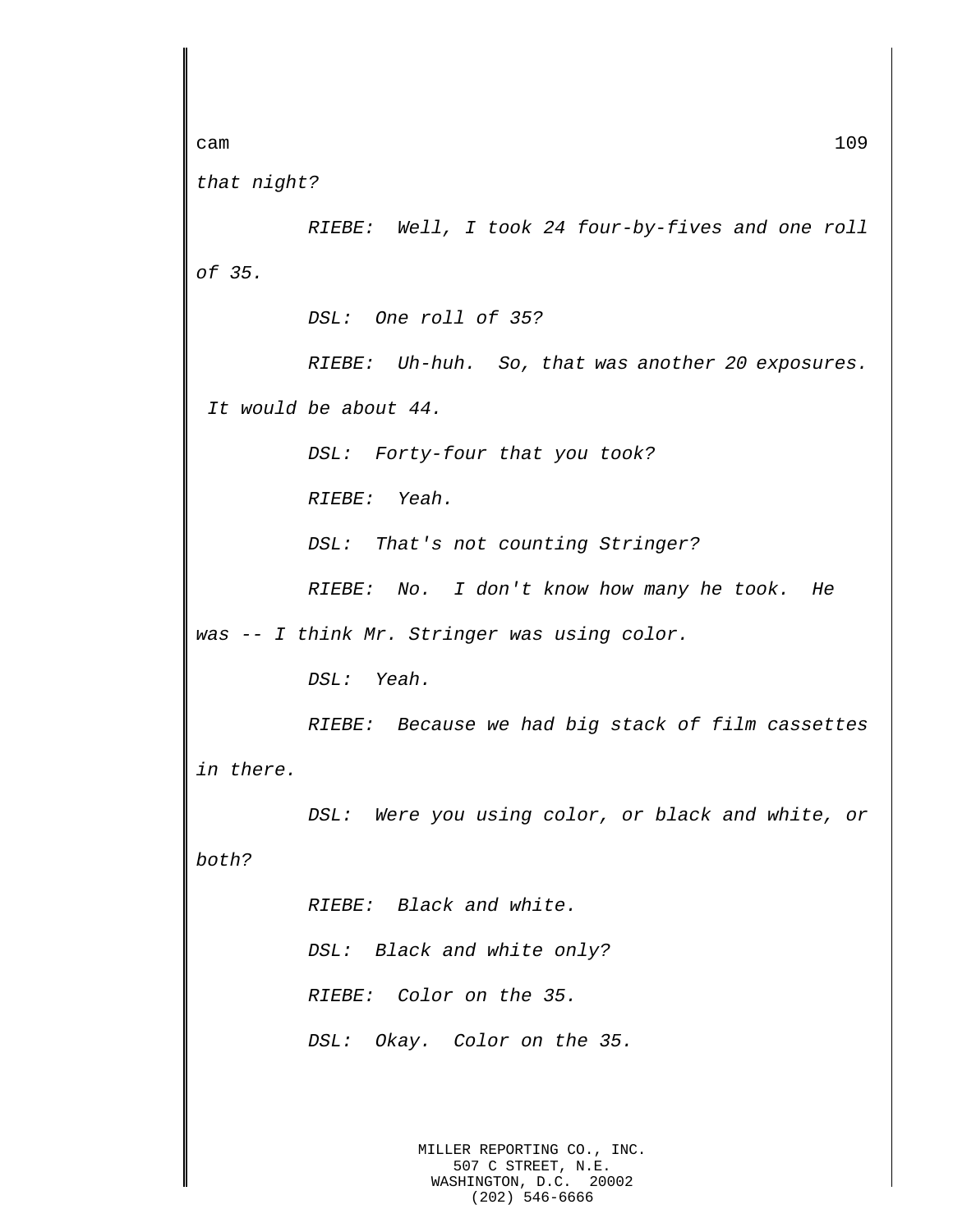*that night?*

*RIEBE: Well, I took 24 four-by-fives and one roll of 35.*

*DSL: One roll of 35?*

*RIEBE: Uh-huh. So, that was another 20 exposures. It would be about 44.*

*DSL: Forty-four that you took?*

*RIEBE: Yeah.*

*DSL: That's not counting Stringer?*

*RIEBE: No. I don't know how many he took. He was -- I think Mr. Stringer was using color.*

*DSL: Yeah.*

*RIEBE: Because we had big stack of film cassettes in there.*

*DSL: Were you using color, or black and white, or both?*

*RIEBE: Black and white.*

*DSL: Black and white only?*

*RIEBE: Color on the 35.*

*DSL: Okay. Color on the 35.*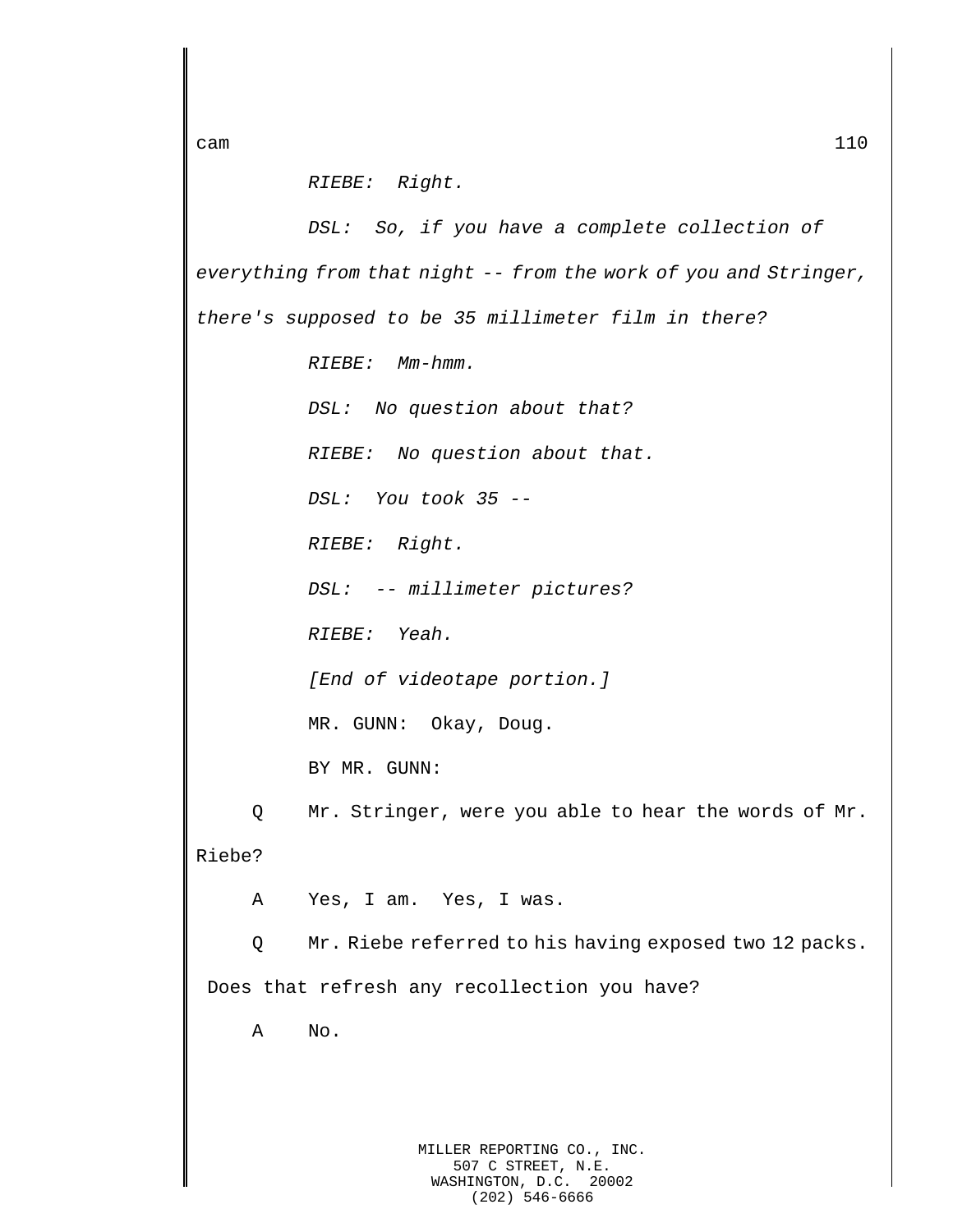*RIEBE: Right.*

*DSL: So, if you have a complete collection of everything from that night -- from the work of you and Stringer, there's supposed to be 35 millimeter film in there?*

*RIEBE: Mm-hmm.*

*DSL: No question about that?*

*RIEBE: No question about that.*

*DSL: You took 35 --*

*RIEBE: Right.*

*DSL: -- millimeter pictures?*

*RIEBE: Yeah.*

*[End of videotape portion.]*

MR. GUNN: Okay, Doug.

BY MR. GUNN:

Q Mr. Stringer, were you able to hear the words of Mr. Riebe?

A Yes, I am. Yes, I was.

Q Mr. Riebe referred to his having exposed two 12 packs. Does that refresh any recollection you have?

A No.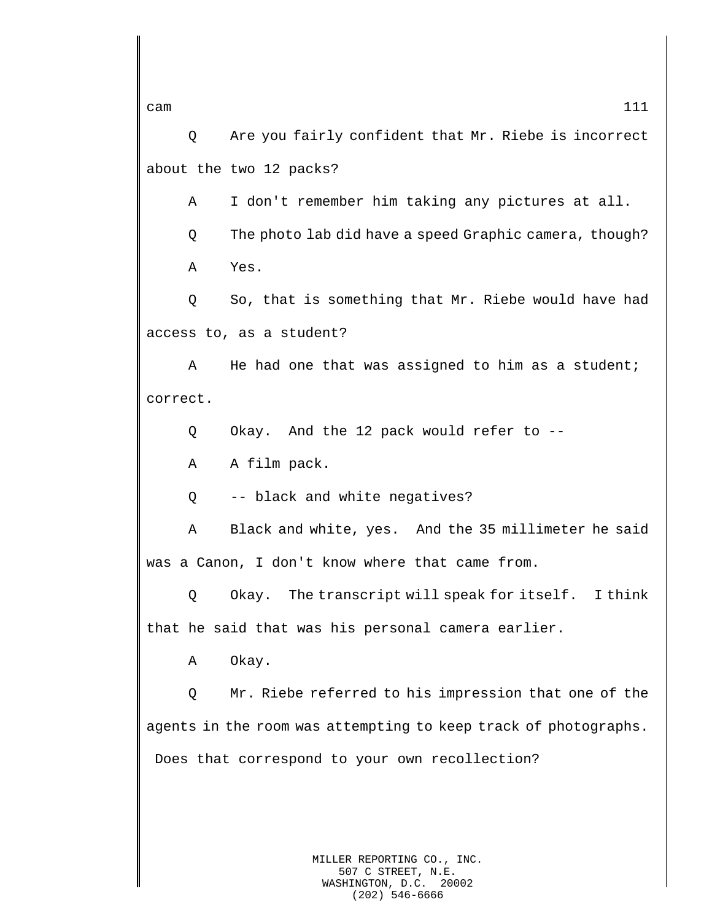Q Are you fairly confident that Mr. Riebe is incorrect about the two 12 packs?

A I don't remember him taking any pictures at all.

Q The photo lab did have a speed Graphic camera, though?

A Yes.

Q So, that is something that Mr. Riebe would have had access to, as a student?

A He had one that was assigned to him as a student; correct.

Q Okay. And the 12 pack would refer to --

A A film pack.

Q -- black and white negatives?

A Black and white, yes. And the 35 millimeter he said was a Canon, I don't know where that came from.

Q Okay. The transcript will speak for itself. I think that he said that was his personal camera earlier.

A Okay.

Q Mr. Riebe referred to his impression that one of the agents in the room was attempting to keep track of photographs. Does that correspond to your own recollection?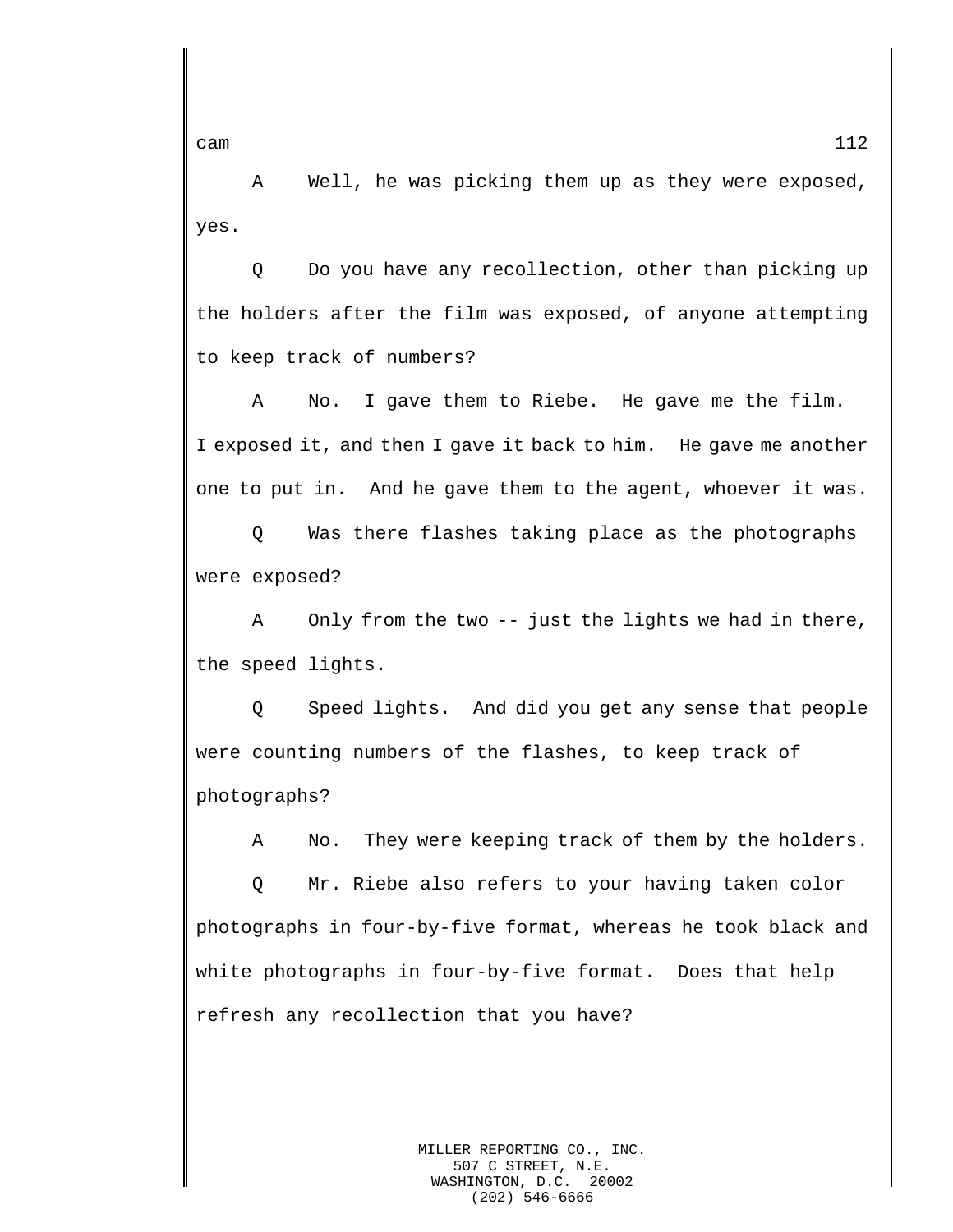A Well, he was picking them up as they were exposed, yes.

Q Do you have any recollection, other than picking up the holders after the film was exposed, of anyone attempting to keep track of numbers?

A No. I gave them to Riebe. He gave me the film. I exposed it, and then I gave it back to him. He gave me another one to put in. And he gave them to the agent, whoever it was.

Q Was there flashes taking place as the photographs were exposed?

A Only from the two -- just the lights we had in there, the speed lights.

Q Speed lights. And did you get any sense that people were counting numbers of the flashes, to keep track of photographs?

A No. They were keeping track of them by the holders.

Q Mr. Riebe also refers to your having taken color photographs in four-by-five format, whereas he took black and white photographs in four-by-five format. Does that help refresh any recollection that you have?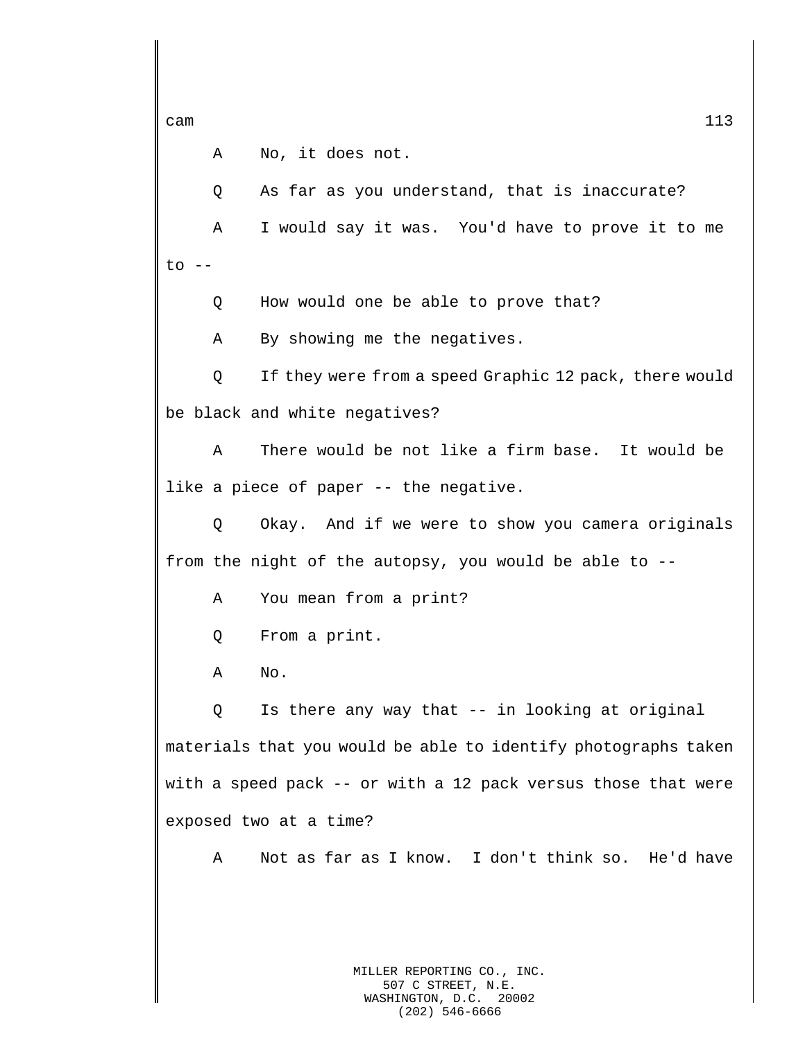A No, it does not.

Q As far as you understand, that is inaccurate?

A I would say it was. You'd have to prove it to me to --

Q How would one be able to prove that?

A By showing me the negatives.

Q If they were from a speed Graphic 12 pack, there would be black and white negatives?

A There would be not like a firm base. It would be like a piece of paper -- the negative.

Q Okay. And if we were to show you camera originals from the night of the autopsy, you would be able to --

A You mean from a print?

Q From a print.

A No.

Q Is there any way that -- in looking at original materials that you would be able to identify photographs taken with a speed pack -- or with a 12 pack versus those that were exposed two at a time?

A Not as far as I know. I don't think so. He'd have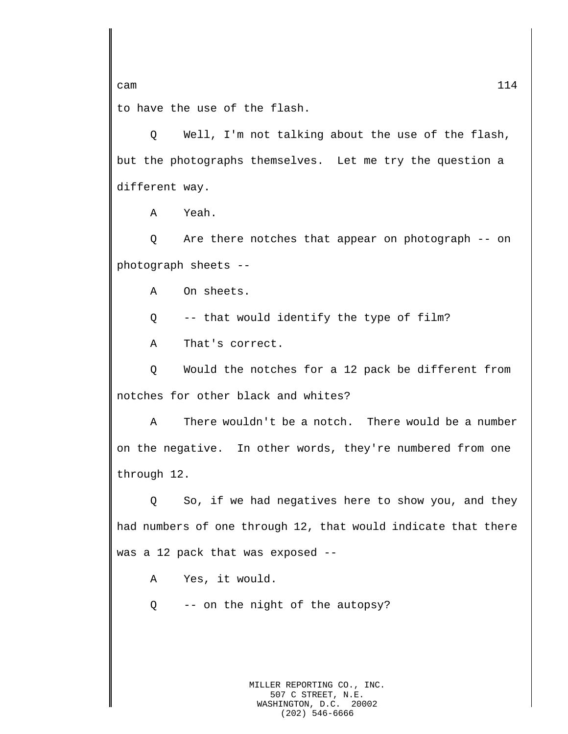to have the use of the flash.

Q Well, I'm not talking about the use of the flash, but the photographs themselves. Let me try the question a different way.

A Yeah.

Q Are there notches that appear on photograph -- on photograph sheets --

A On sheets.

Q -- that would identify the type of film?

A That's correct.

Q Would the notches for a 12 pack be different from notches for other black and whites?

A There wouldn't be a notch. There would be a number on the negative. In other words, they're numbered from one through 12.

Q So, if we had negatives here to show you, and they had numbers of one through 12, that would indicate that there was a 12 pack that was exposed --

A Yes, it would.

Q -- on the night of the autopsy?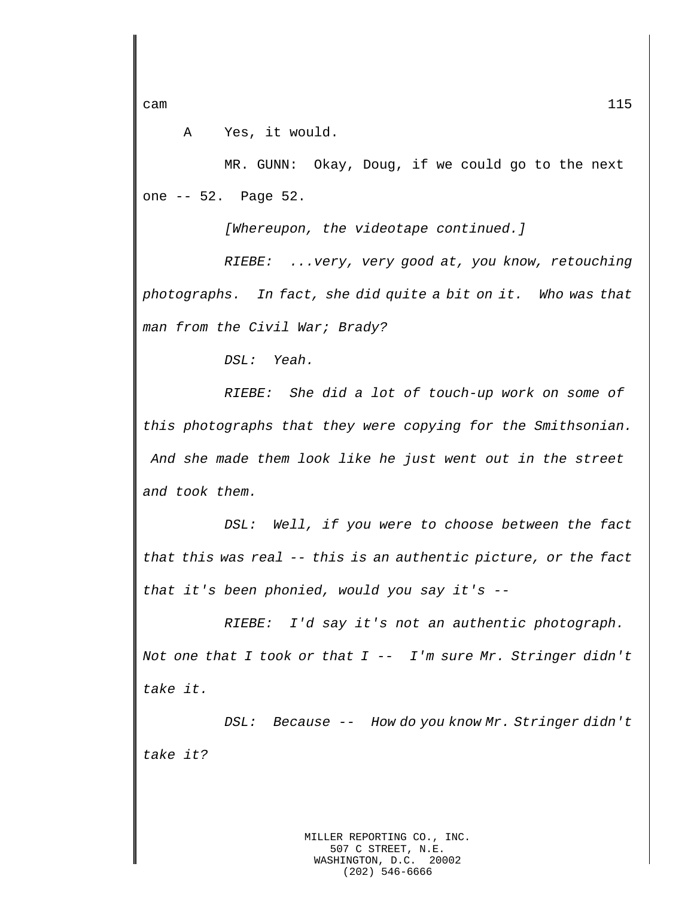A Yes, it would.

MR. GUNN: Okay, Doug, if we could go to the next one -- 52. Page 52.

*[Whereupon, the videotape continued.]*

*RIEBE: ...very, very good at, you know, retouching photographs. In fact, she did quite a bit on it. Who was that man from the Civil War; Brady?*

*DSL: Yeah.*

*RIEBE: She did a lot of touch-up work on some of this photographs that they were copying for the Smithsonian. And she made them look like he just went out in the street and took them.*

*DSL: Well, if you were to choose between the fact that this was real -- this is an authentic picture, or the fact that it's been phonied, would you say it's --*

*RIEBE: I'd say it's not an authentic photograph. Not one that I took or that I -- I'm sure Mr. Stringer didn't take it.*

*DSL: Because -- How do you know Mr. Stringer didn't take it?*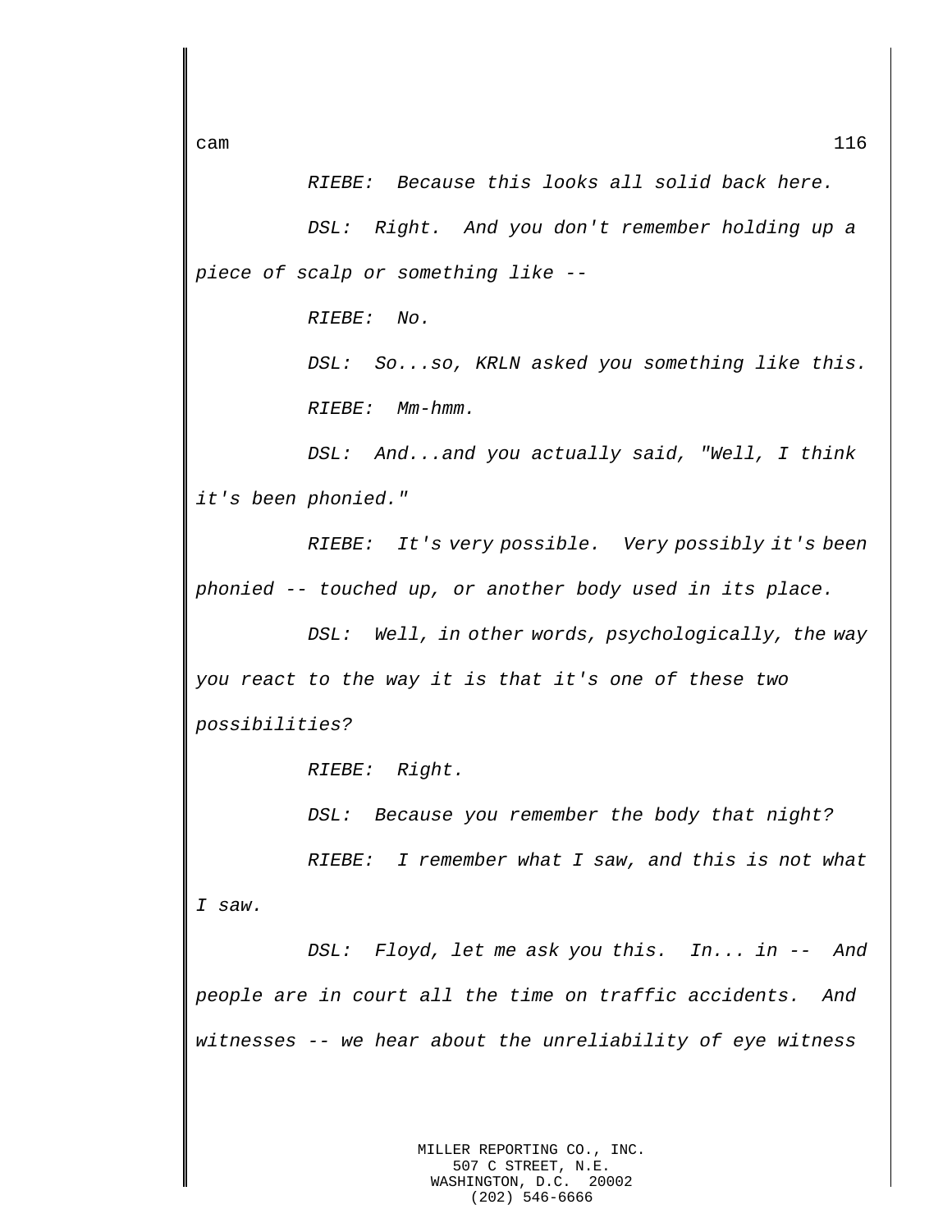*RIEBE: Because this looks all solid back here.*

*DSL: Right. And you don't remember holding up a piece of scalp or something like --*

*RIEBE: No.*

*DSL: So...so, KRLN asked you something like this.*

*RIEBE: Mm-hmm.*

*DSL: And...and you actually said, "Well, I think it's been phonied."*

*RIEBE: It's very possible. Very possibly it's been phonied -- touched up, or another body used in its place.*

*DSL: Well, in other words, psychologically, the way you react to the way it is that it's one of these two possibilities?*

*RIEBE: Right.*

*DSL: Because you remember the body that night?*

*RIEBE: I remember what I saw, and this is not what I saw.*

*DSL: Floyd, let me ask you this. In... in -- And people are in court all the time on traffic accidents. And witnesses -- we hear about the unreliability of eye witness*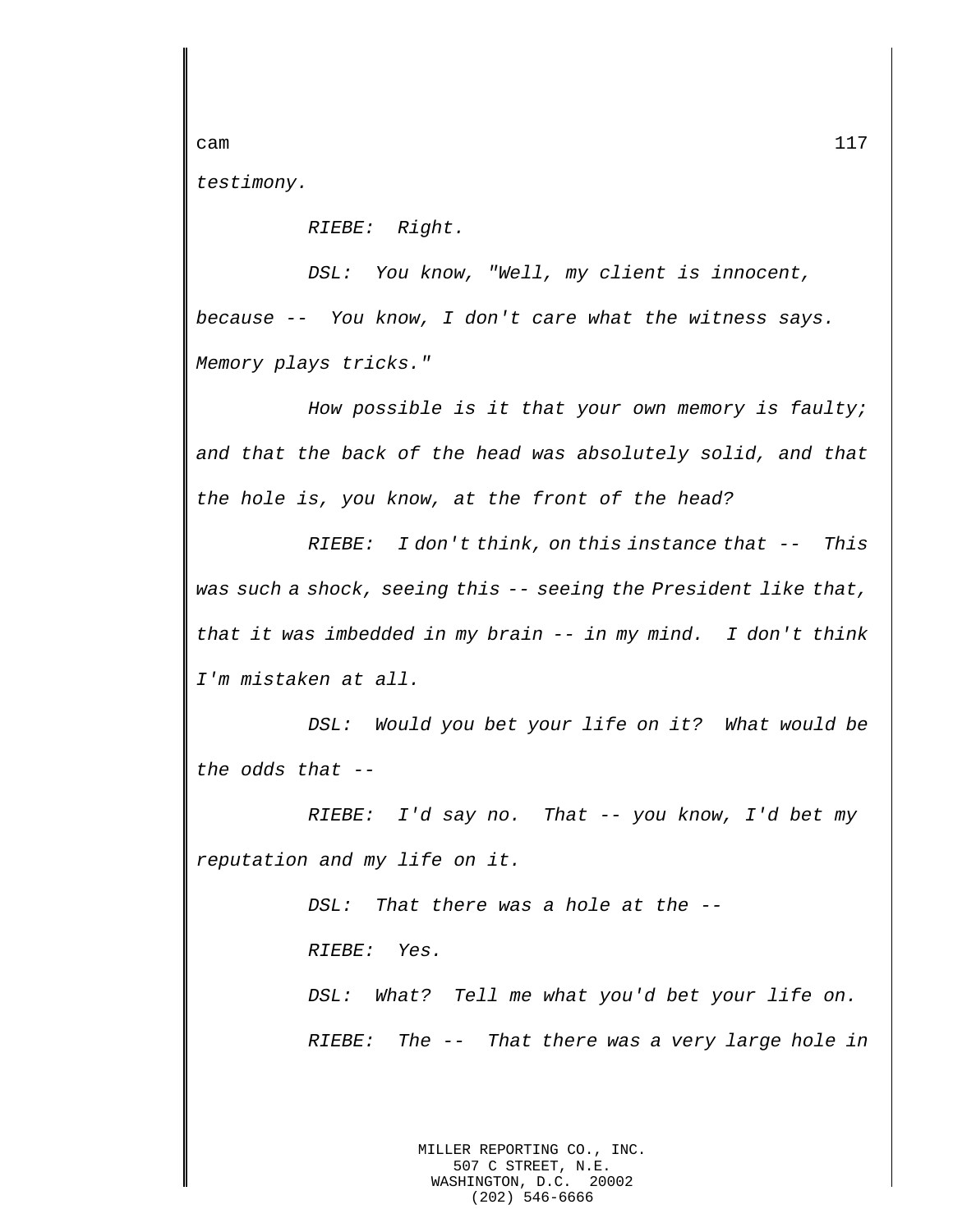*testimony.*

*RIEBE: Right.*

*DSL: You know, "Well, my client is innocent, because -- You know, I don't care what the witness says. Memory plays tricks."*

*How possible is it that your own memory is faulty; and that the back of the head was absolutely solid, and that the hole is, you know, at the front of the head?*

*RIEBE: I don't think, on this instance that -- This was such a shock, seeing this -- seeing the President like that, that it was imbedded in my brain -- in my mind. I don't think I'm mistaken at all.*

*DSL: Would you bet your life on it? What would be the odds that --*

*RIEBE: I'd say no. That -- you know, I'd bet my reputation and my life on it.*

*DSL: That there was a hole at the --*

*RIEBE: Yes.*

*DSL: What? Tell me what you'd bet your life on.*

*RIEBE: The -- That there was a very large hole in*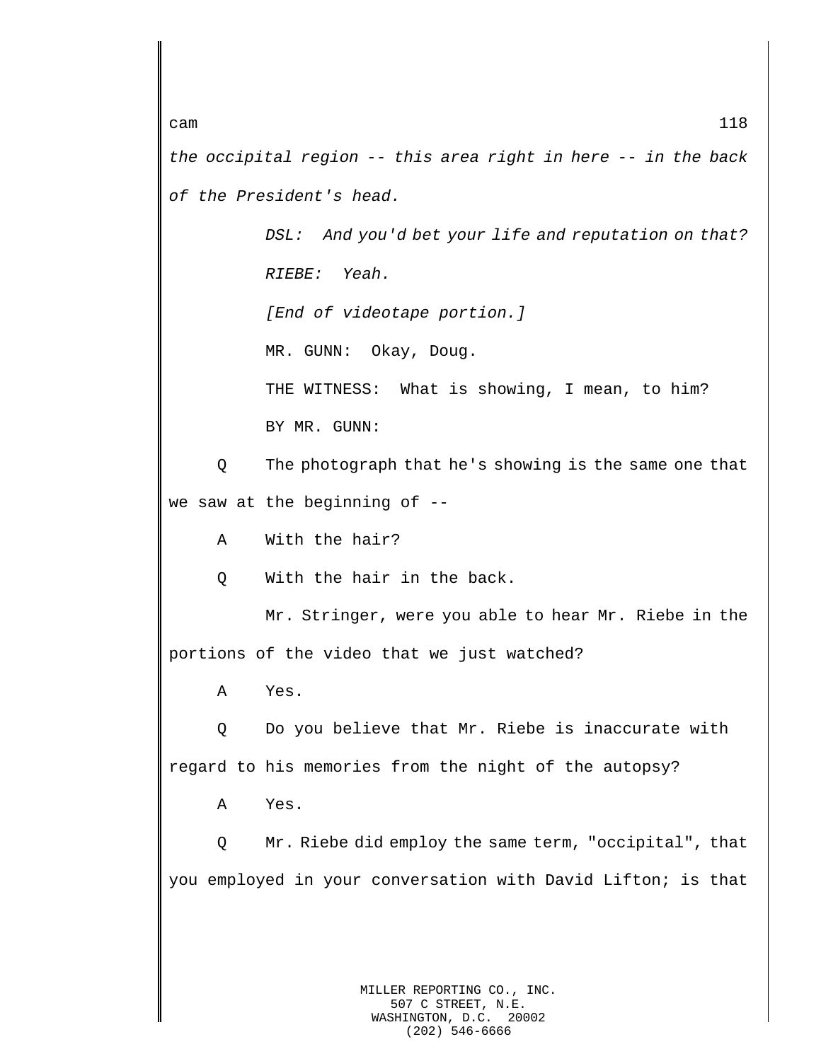*the occipital region -- this area right in here -- in the back of the President's head.*

*DSL: And you'd bet your life and reputation on that?*

*RIEBE: Yeah.*

*[End of videotape portion.]*

MR. GUNN: Okay, Doug.

THE WITNESS: What is showing, I mean, to him?

BY MR. GUNN:

Q The photograph that he's showing is the same one that we saw at the beginning of --

A With the hair?

Q With the hair in the back.

Mr. Stringer, were you able to hear Mr. Riebe in the portions of the video that we just watched?

A Yes.

Q Do you believe that Mr. Riebe is inaccurate with regard to his memories from the night of the autopsy?

A Yes.

Q Mr. Riebe did employ the same term, "occipital", that you employed in your conversation with David Lifton; is that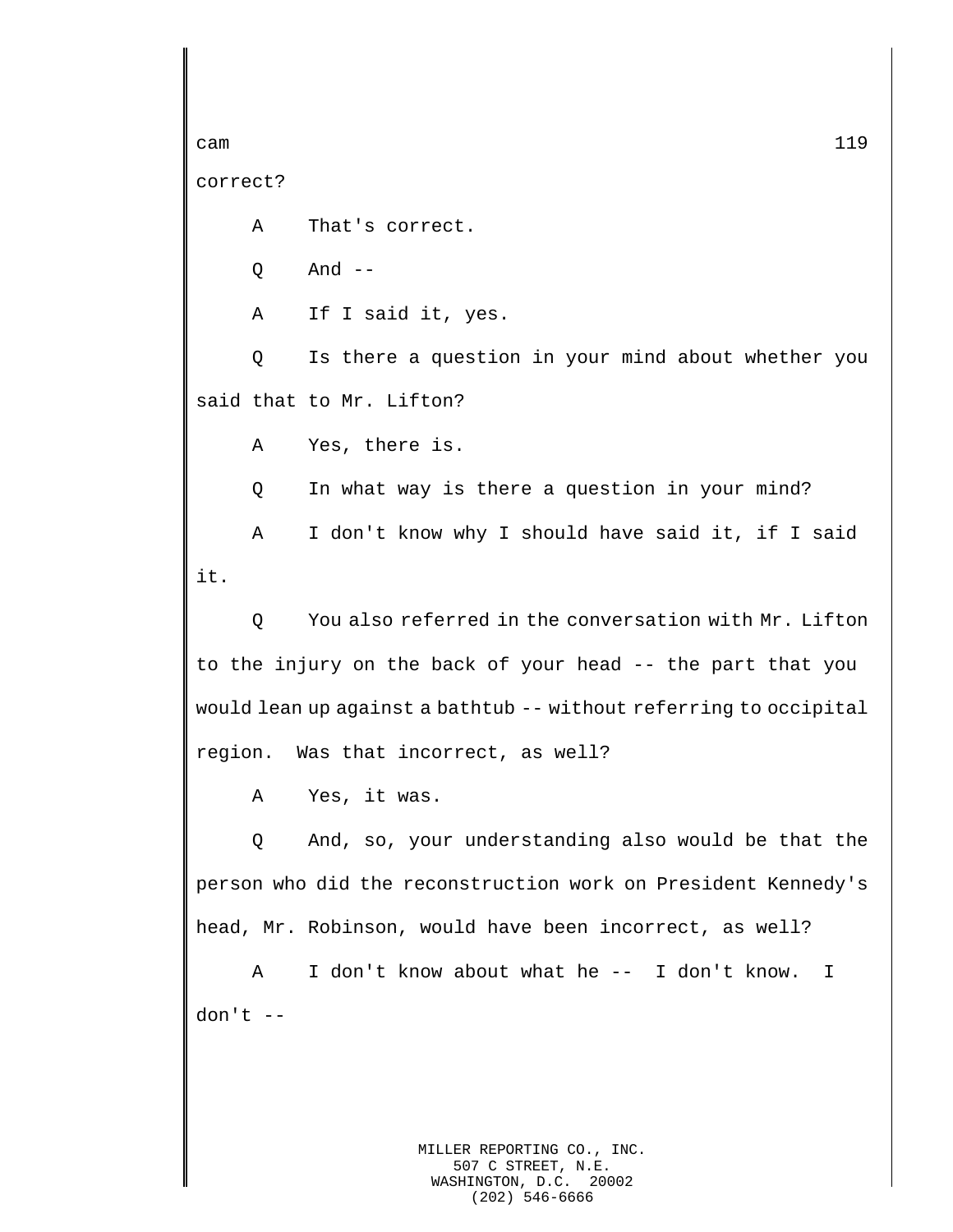correct?

A    That's correct.

Q    And --

A    If I said it, yes.

Q    Is there a question in your mind about whether you said that to Mr. Lifton?

A    Yes, there is.

Q    In what way is there a question in your mind?

A    I don't know why I should have said it, if I said it.

Q    You also referred in the conversation with Mr. Lifton to the injury on the back of your head -- the part that you would lean up against a bathtub -- without referring to occipital region.  Was that incorrect, as well?

A    Yes, it was.

Q    And, so, your understanding also would be that the person who did the reconstruction work on President Kennedy's head, Mr. Robinson, would have been incorrect, as well?

A    I don't know about what he --  I don't know.  I don't --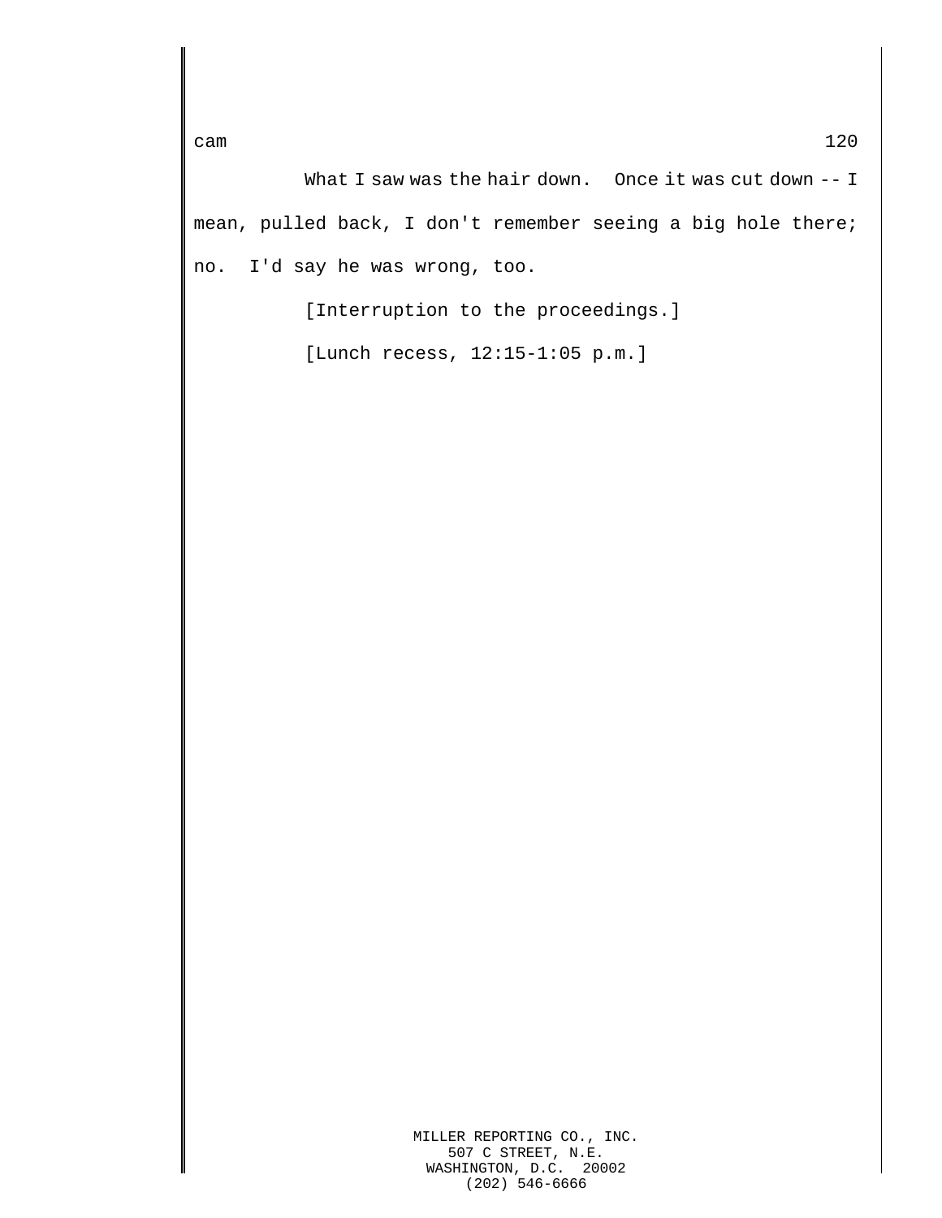What I saw was the hair down. Once it was cut down -- I mean, pulled back, I don't remember seeing a big hole there; no. I'd say he was wrong, too.

[Interruption to the proceedings.]

[Lunch recess, 12:15-1:05 p.m.]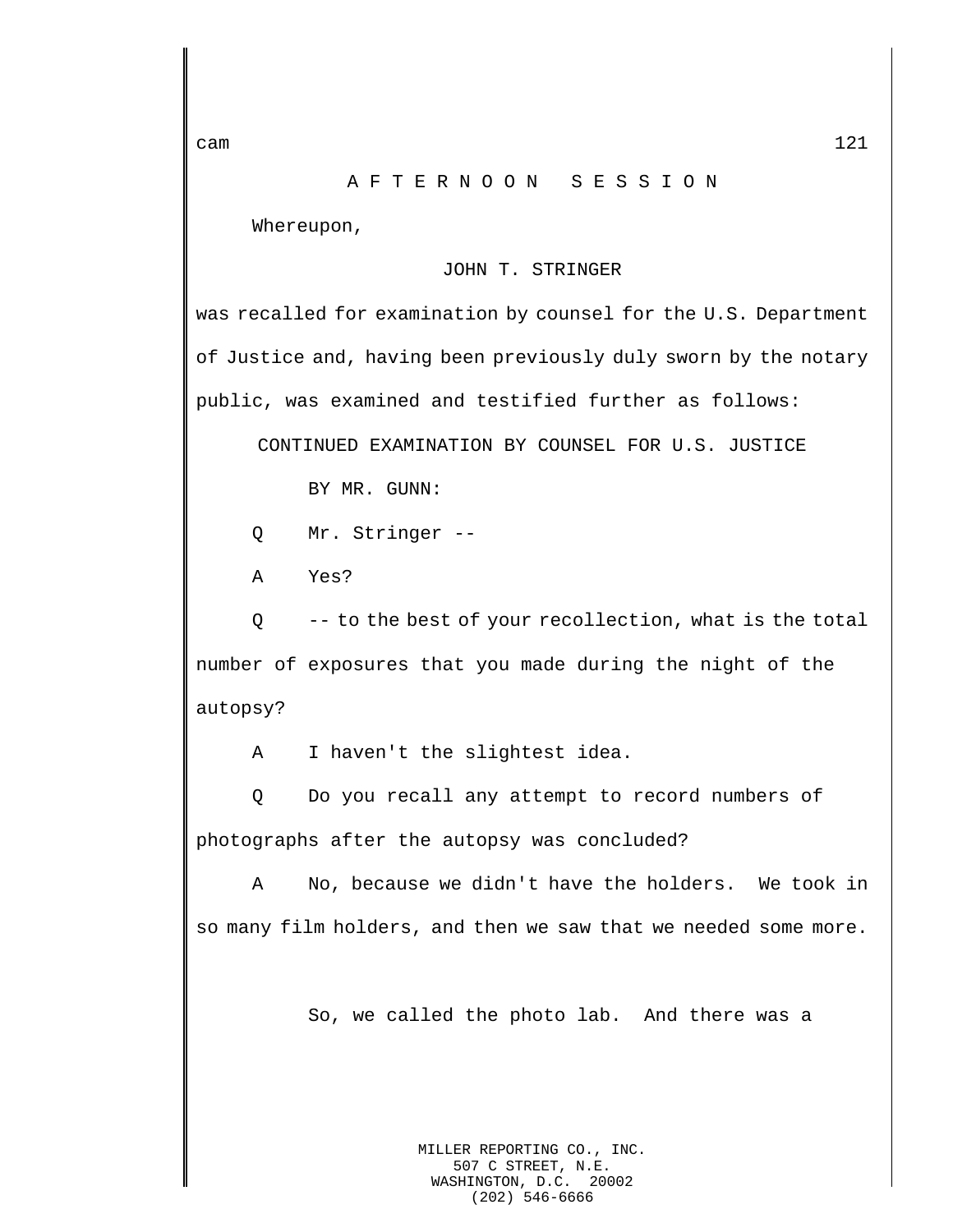A F T E R N O O N   S E S S I O N

Whereupon,

JOHN T. STRINGER

was recalled for examination by counsel for the U.S. Department of Justice and, having been previously duly sworn by the notary public, was examined and testified further as follows:

CONTINUED EXAMINATION BY COUNSEL FOR U.S. JUSTICE

BY MR. GUNN:

Q    Mr. Stringer --

A    Yes?

Q    -- to the best of your recollection, what is the total number of exposures that you made during the night of the autopsy?

A    I haven't the slightest idea.

Q    Do you recall any attempt to record numbers of photographs after the autopsy was concluded?

A    No, because we didn't have the holders.  We took in so many film holders, and then we saw that we needed some more.

So, we called the photo lab.  And there was a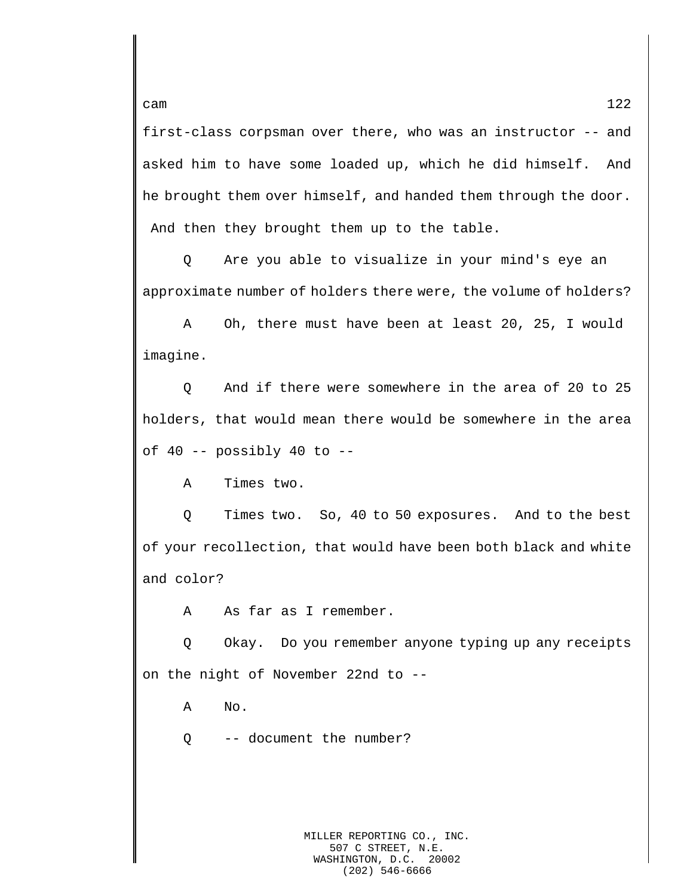first-class corpsman over there, who was an instructor -- and asked him to have some loaded up, which he did himself. And he brought them over himself, and handed them through the door. And then they brought them up to the table.

Q Are you able to visualize in your mind's eye an approximate number of holders there were, the volume of holders?

A Oh, there must have been at least 20, 25, I would imagine.

Q And if there were somewhere in the area of 20 to 25 holders, that would mean there would be somewhere in the area of 40 -- possibly 40 to --

A Times two.

Q Times two. So, 40 to 50 exposures. And to the best of your recollection, that would have been both black and white and color?

A As far as I remember.

Q Okay. Do you remember anyone typing up any receipts on the night of November 22nd to --

A No.

Q -- document the number?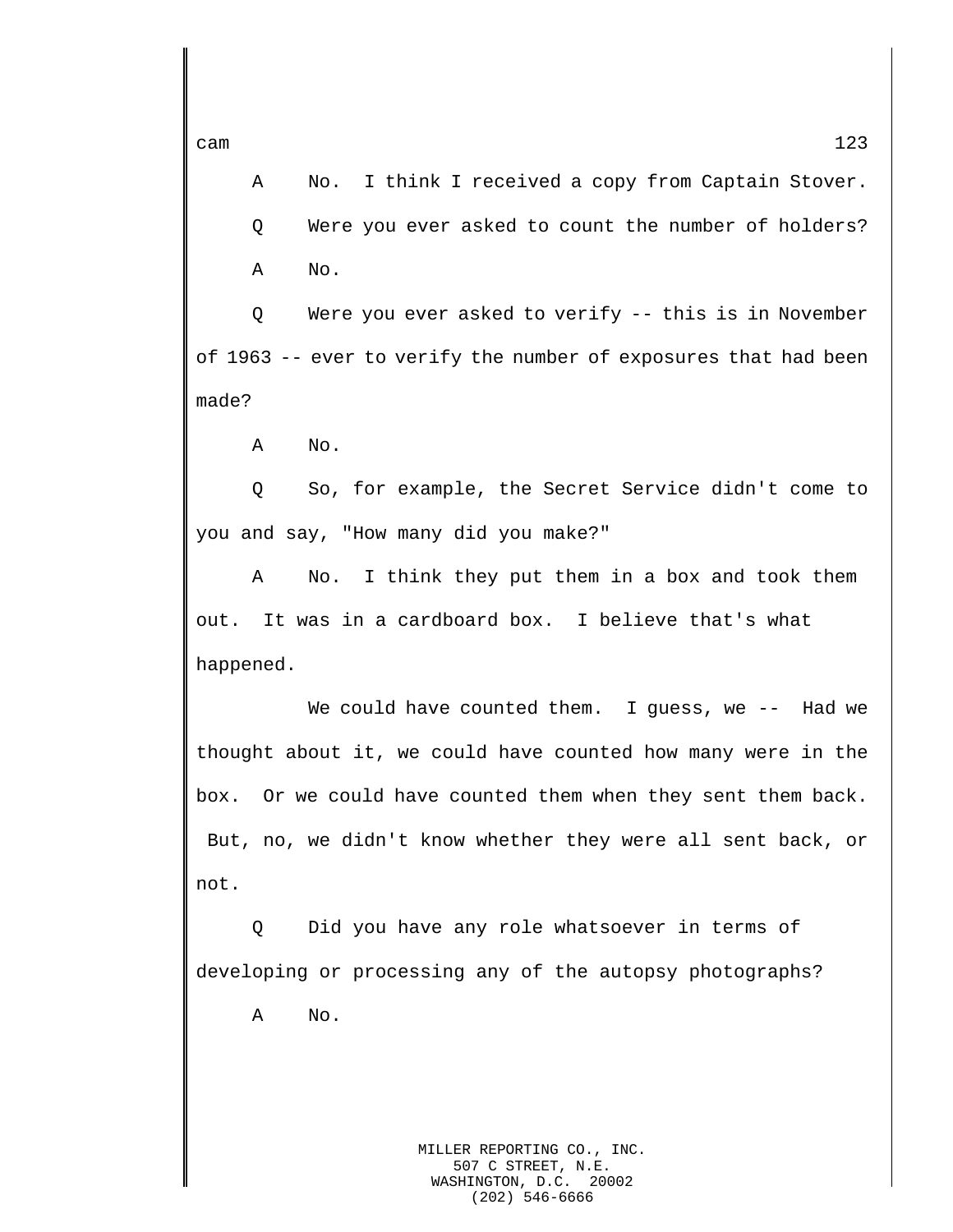A No. I think I received a copy from Captain Stover.

Q Were you ever asked to count the number of holders?

A No.

Q Were you ever asked to verify -- this is in November of 1963 -- ever to verify the number of exposures that had been made?

A No.

Q So, for example, the Secret Service didn't come to you and say, "How many did you make?"

A No. I think they put them in a box and took them out. It was in a cardboard box. I believe that's what happened.

We could have counted them. I guess, we -- Had we thought about it, we could have counted how many were in the box. Or we could have counted them when they sent them back. But, no, we didn't know whether they were all sent back, or not.

Q Did you have any role whatsoever in terms of developing or processing any of the autopsy photographs?

A No.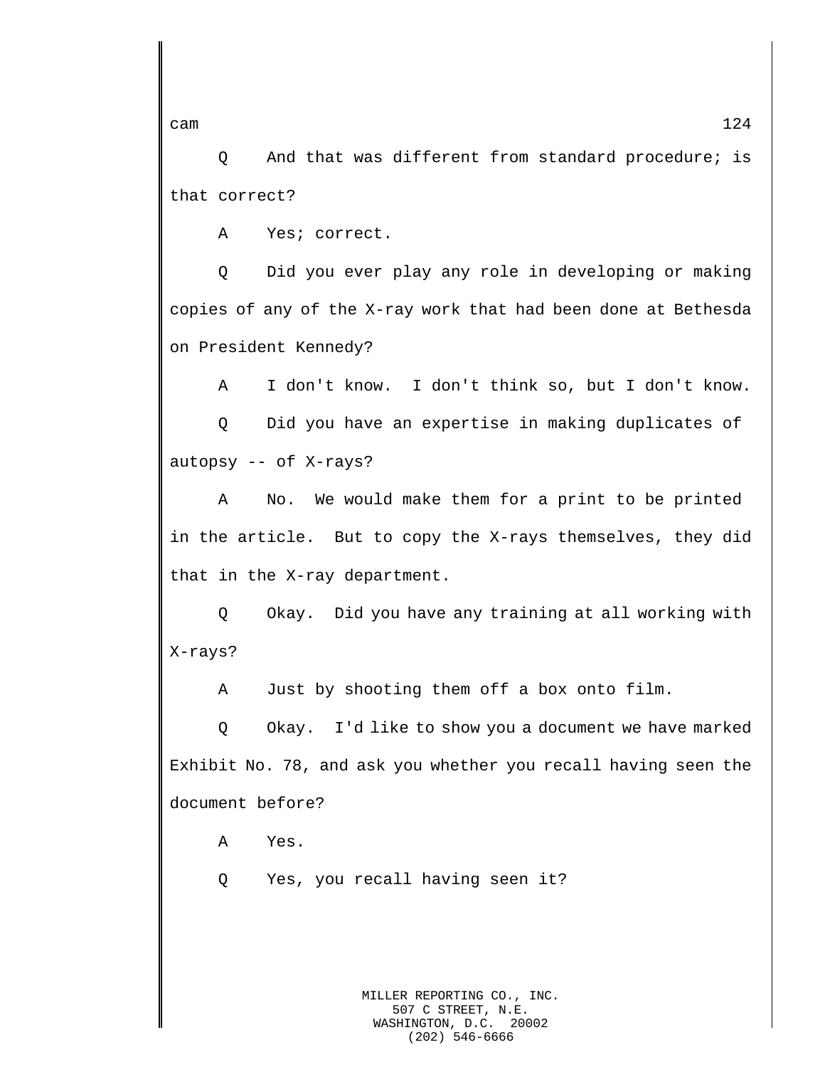Q    And that was different from standard procedure; is that correct?

A    Yes; correct.

Q    Did you ever play any role in developing or making copies of any of the X-ray work that had been done at Bethesda on President Kennedy?

A    I don't know.  I don't think so, but I don't know.

Q    Did you have an expertise in making duplicates of autopsy -- of X-rays?

A    No.  We would make them for a print to be printed in the article.  But to copy the X-rays themselves, they did that in the X-ray department.

Q    Okay.  Did you have any training at all working with X-rays?

A    Just by shooting them off a box onto film.

Q    Okay.  I'd like to show you a document we have marked Exhibit No. 78, and ask you whether you recall having seen the document before?

A    Yes.

Q    Yes, you recall having seen it?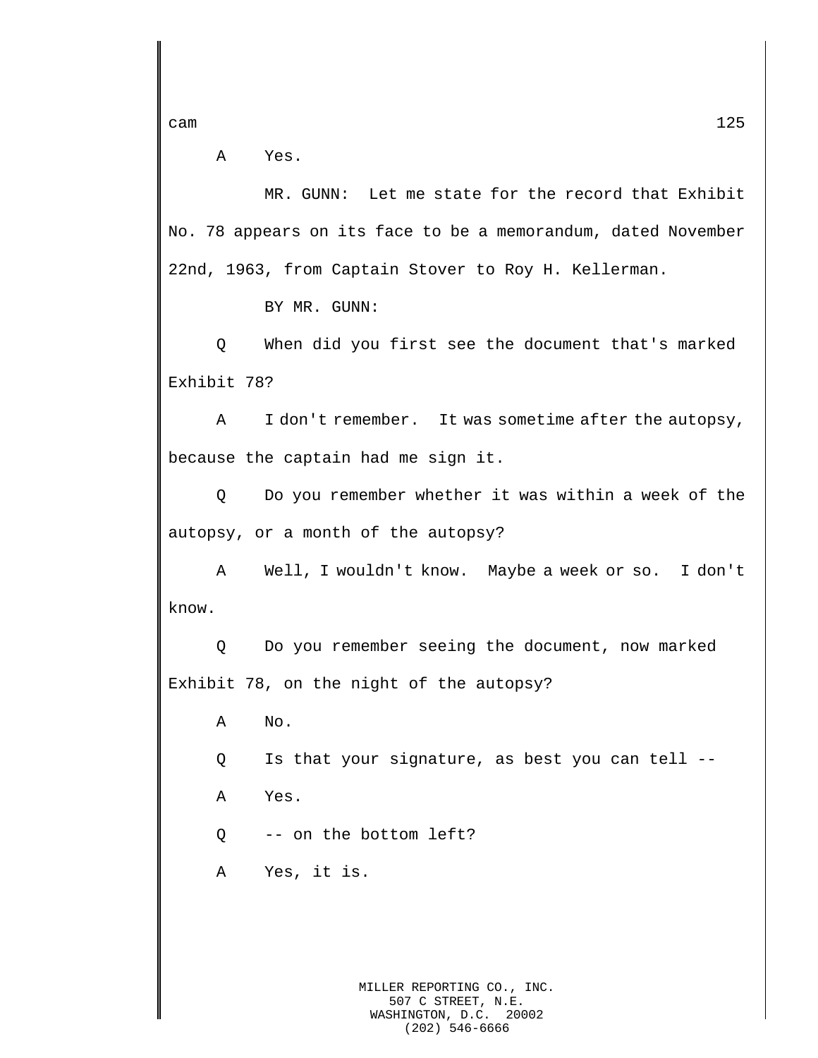A Yes.

MR. GUNN: Let me state for the record that Exhibit No. 78 appears on its face to be a memorandum, dated November 22nd, 1963, from Captain Stover to Roy H. Kellerman.

BY MR. GUNN:

Q When did you first see the document that's marked Exhibit 78?

A I don't remember. It was sometime after the autopsy, because the captain had me sign it.

Q Do you remember whether it was within a week of the autopsy, or a month of the autopsy?

A Well, I wouldn't know. Maybe a week or so. I don't know.

Q Do you remember seeing the document, now marked Exhibit 78, on the night of the autopsy?

A No.

Q Is that your signature, as best you can tell --

A Yes.

Q -- on the bottom left?

A Yes, it is.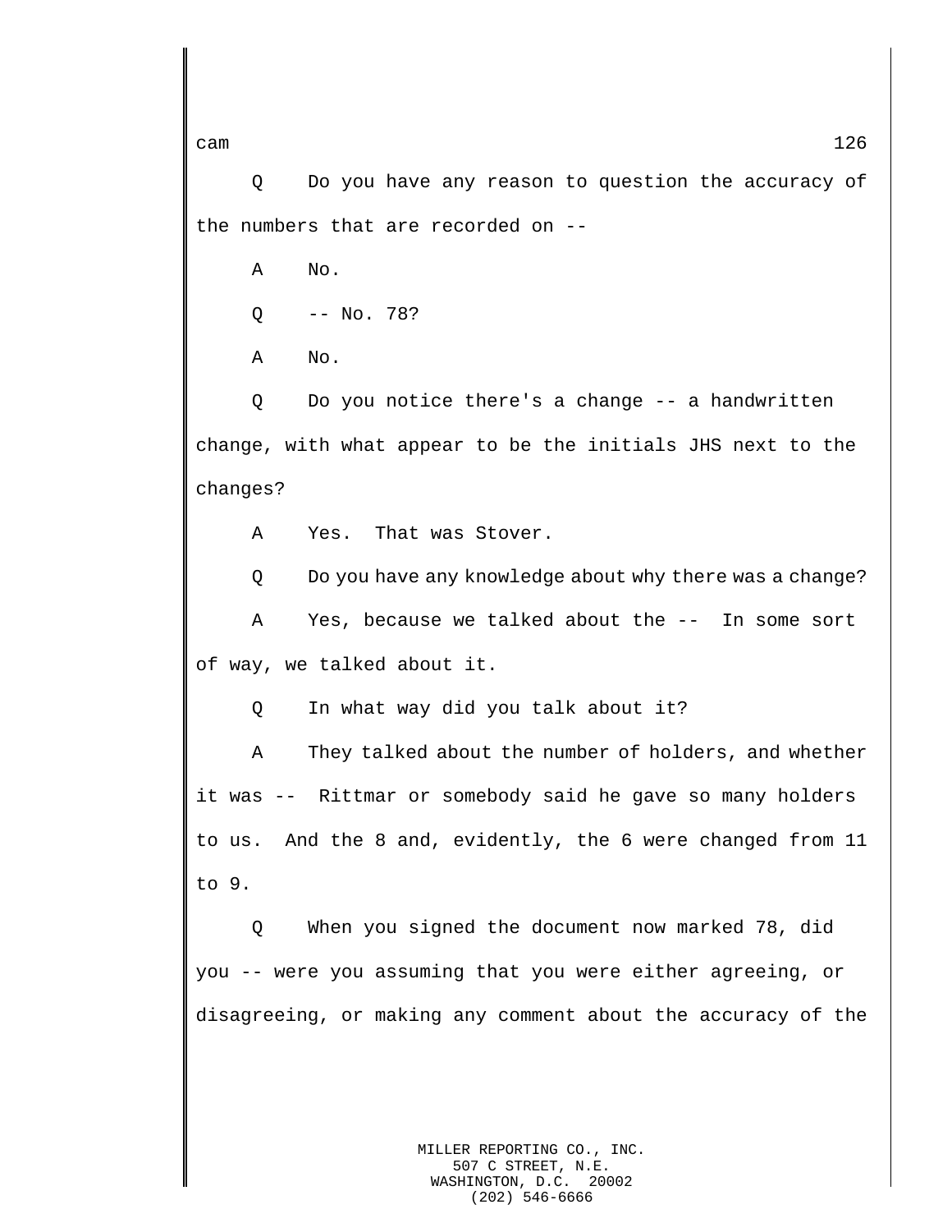Q Do you have any reason to question the accuracy of the numbers that are recorded on --

A No.

Q -- No. 78?

A No.

Q Do you notice there's a change -- a handwritten change, with what appear to be the initials JHS next to the changes?

A Yes. That was Stover.

Q Do you have any knowledge about why there was a change?

A Yes, because we talked about the -- In some sort of way, we talked about it.

Q In what way did you talk about it?

A They talked about the number of holders, and whether it was -- Rittmar or somebody said he gave so many holders to us. And the 8 and, evidently, the 6 were changed from 11 to 9.

Q When you signed the document now marked 78, did you -- were you assuming that you were either agreeing, or disagreeing, or making any comment about the accuracy of the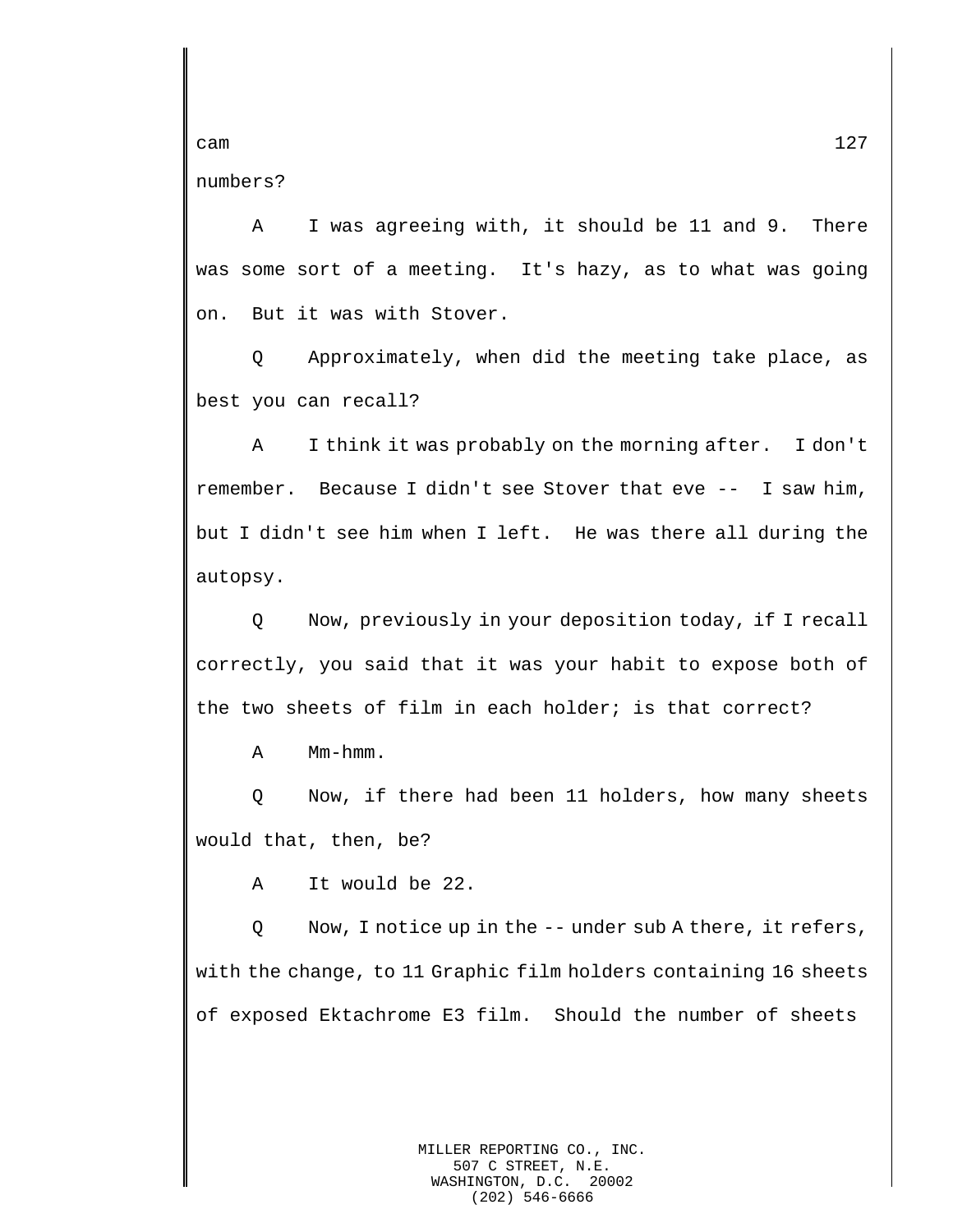numbers?

A I was agreeing with, it should be 11 and 9. There was some sort of a meeting. It's hazy, as to what was going on. But it was with Stover.

Q Approximately, when did the meeting take place, as best you can recall?

A I think it was probably on the morning after. I don't remember. Because I didn't see Stover that eve -- I saw him, but I didn't see him when I left. He was there all during the autopsy.

Q Now, previously in your deposition today, if I recall correctly, you said that it was your habit to expose both of the two sheets of film in each holder; is that correct?

A Mm-hmm.

Q Now, if there had been 11 holders, how many sheets would that, then, be?

A It would be 22.

Q Now, I notice up in the -- under sub A there, it refers, with the change, to 11 Graphic film holders containing 16 sheets of exposed Ektachrome E3 film. Should the number of sheets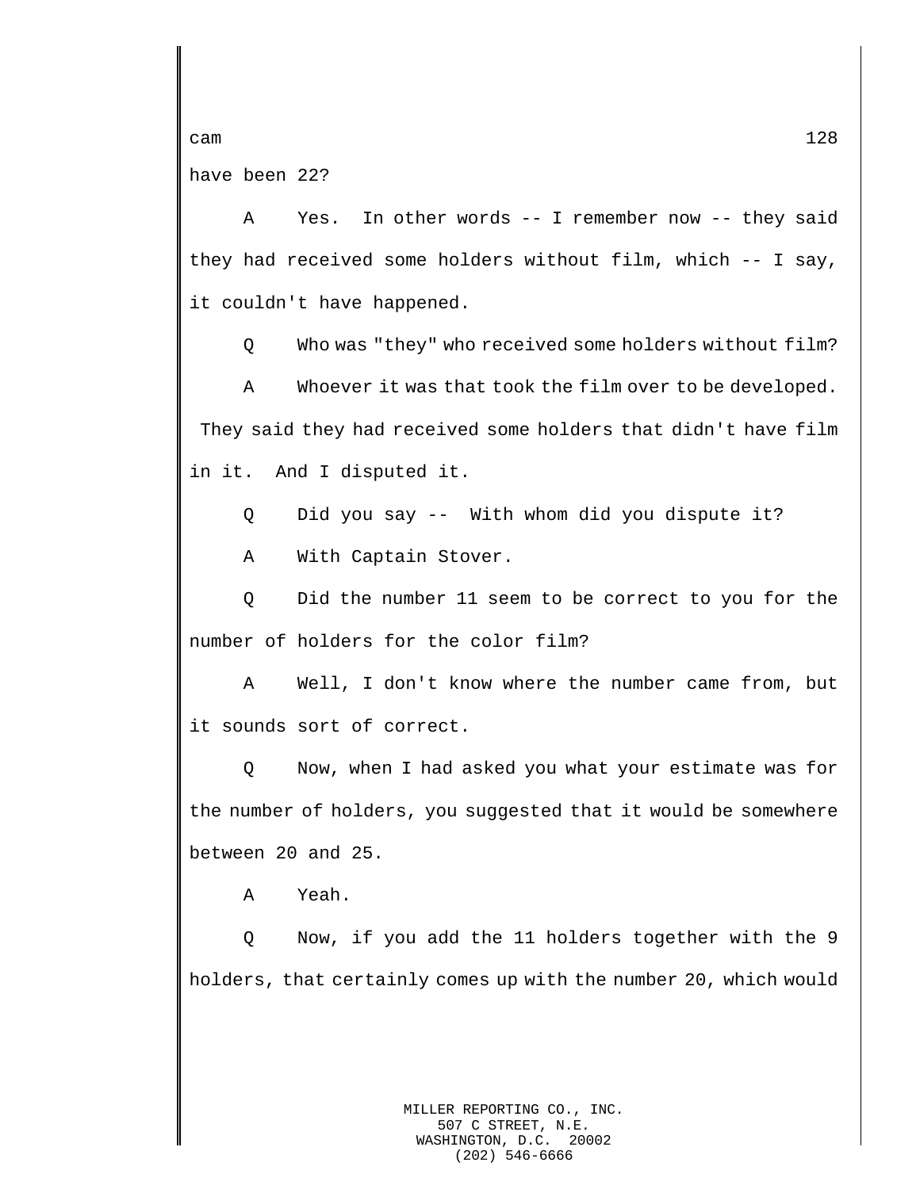have been 22?

A Yes. In other words -- I remember now -- they said they had received some holders without film, which -- I say, it couldn't have happened.

Q Who was "they" who received some holders without film?

A Whoever it was that took the film over to be developed. They said they had received some holders that didn't have film in it. And I disputed it.

Q Did you say -- With whom did you dispute it?

A With Captain Stover.

Q Did the number 11 seem to be correct to you for the number of holders for the color film?

A Well, I don't know where the number came from, but it sounds sort of correct.

Q Now, when I had asked you what your estimate was for the number of holders, you suggested that it would be somewhere between 20 and 25.

A Yeah.

Q Now, if you add the 11 holders together with the 9 holders, that certainly comes up with the number 20, which would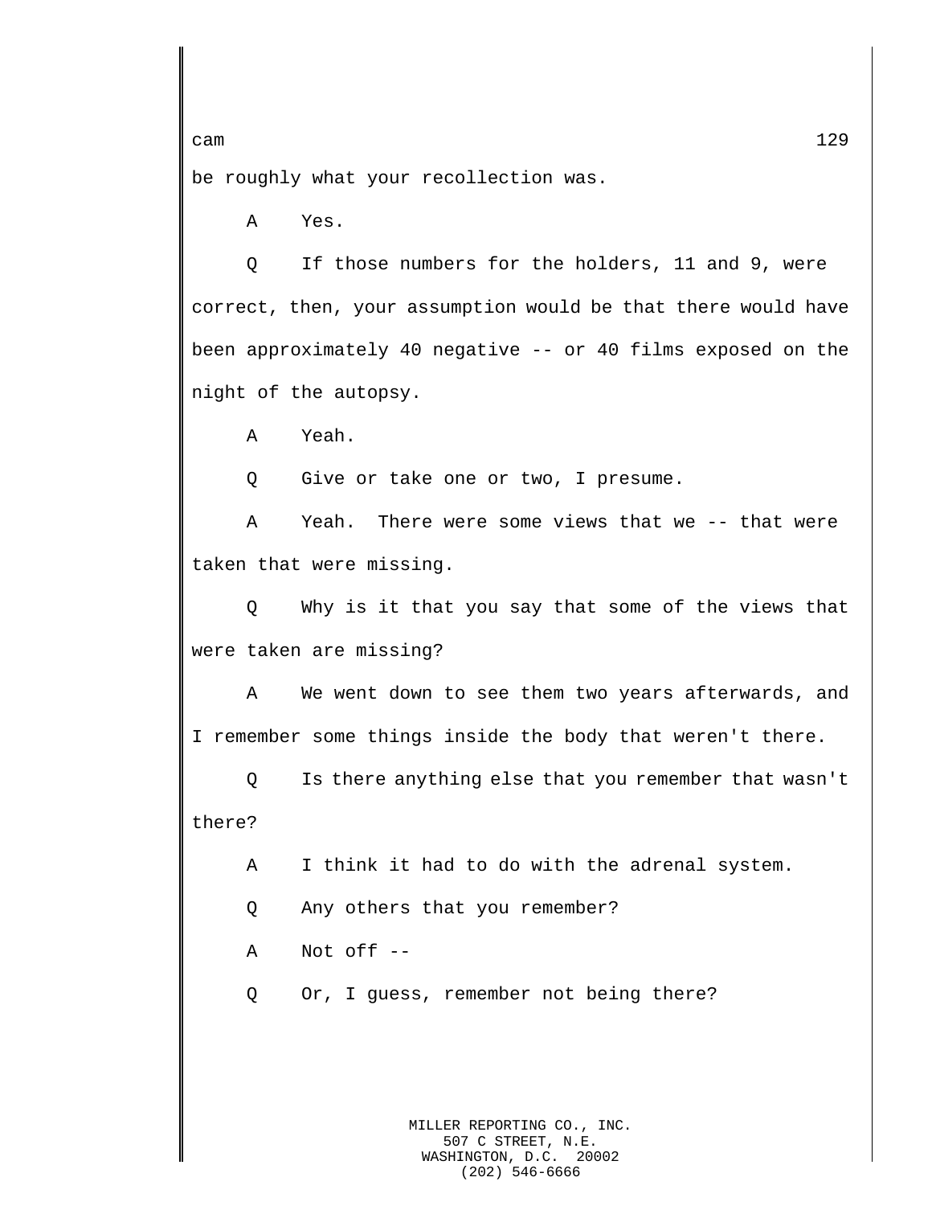be roughly what your recollection was.

A Yes.

Q If those numbers for the holders, 11 and 9, were correct, then, your assumption would be that there would have been approximately 40 negative -- or 40 films exposed on the night of the autopsy.

A Yeah.

Q Give or take one or two, I presume.

A Yeah. There were some views that we -- that were taken that were missing.

Q Why is it that you say that some of the views that were taken are missing?

A We went down to see them two years afterwards, and I remember some things inside the body that weren't there.

Q Is there anything else that you remember that wasn't there?

A I think it had to do with the adrenal system.

Q Any others that you remember?

A Not off --

Q Or, I guess, remember not being there?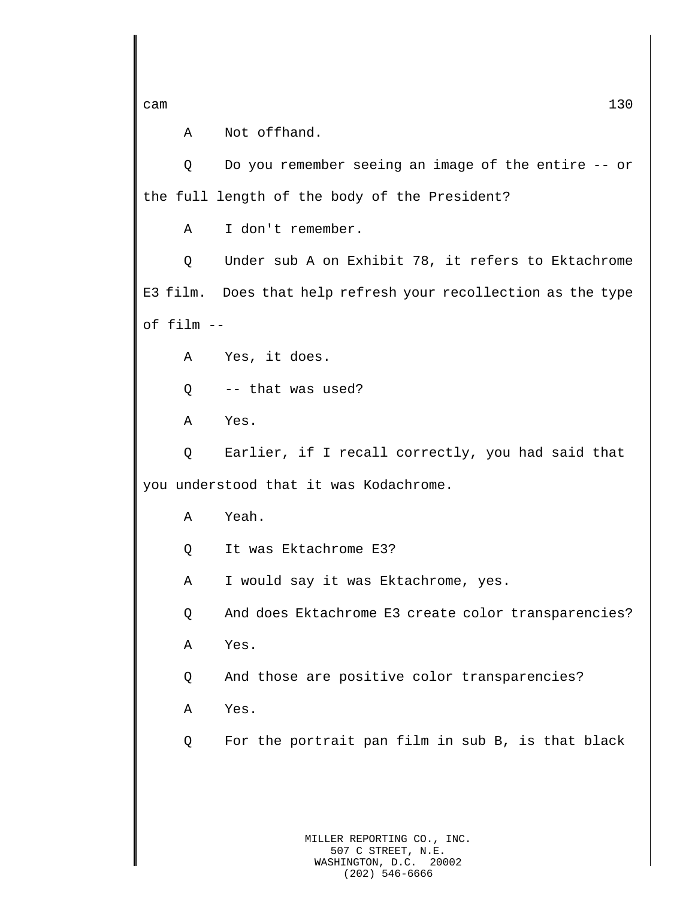A Not offhand.

Q Do you remember seeing an image of the entire -- or the full length of the body of the President?

A I don't remember.

Q Under sub A on Exhibit 78, it refers to Ektachrome E3 film. Does that help refresh your recollection as the type of film --

A Yes, it does.

Q -- that was used?

A Yes.

Q Earlier, if I recall correctly, you had said that you understood that it was Kodachrome.

A Yeah.

Q It was Ektachrome E3?

A I would say it was Ektachrome, yes.

Q And does Ektachrome E3 create color transparencies?

A Yes.

Q And those are positive color transparencies?

A Yes.

Q For the portrait pan film in sub B, is that black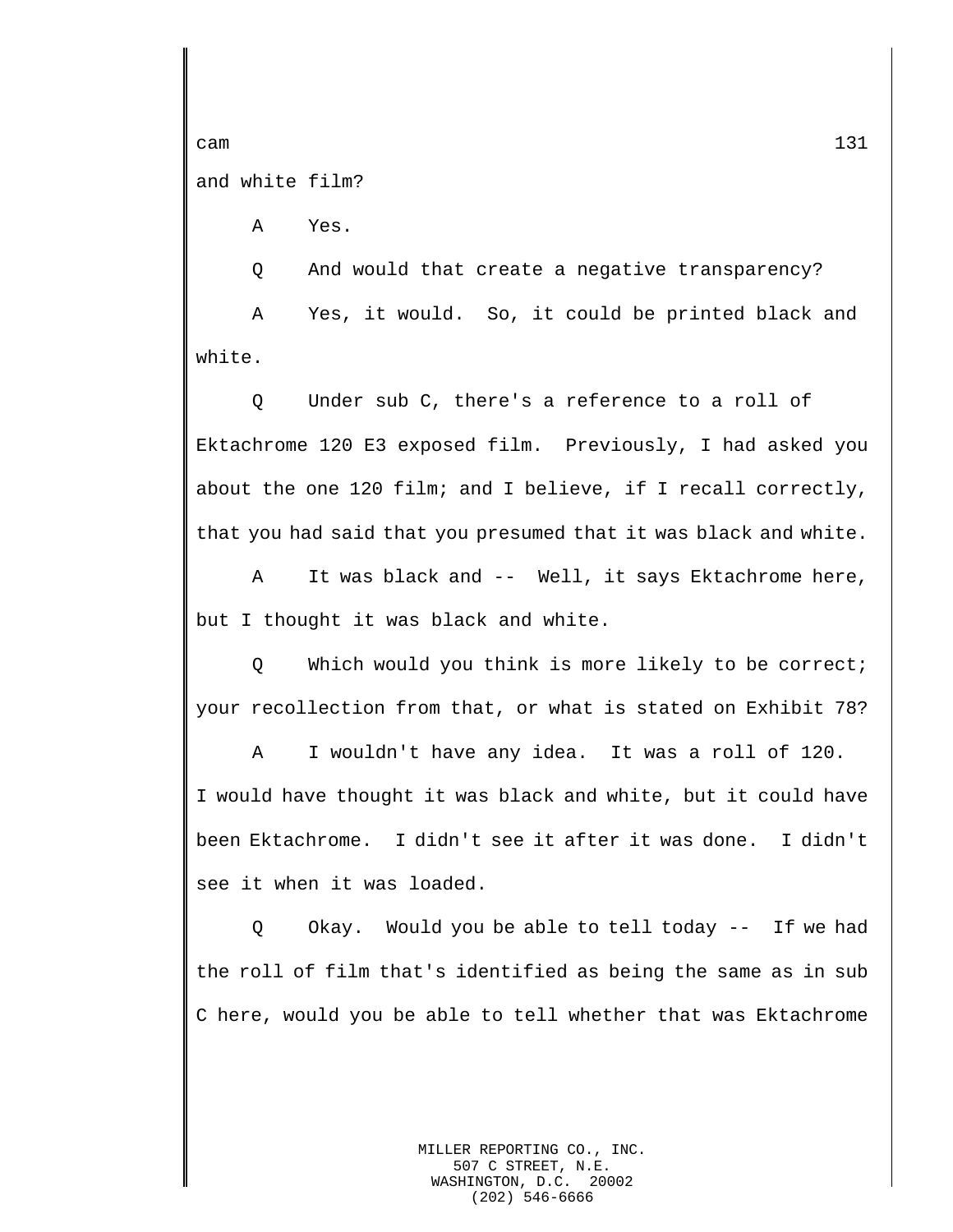and white film?

A Yes.

Q And would that create a negative transparency?

A Yes, it would. So, it could be printed black and white.

Q Under sub C, there's a reference to a roll of Ektachrome 120 E3 exposed film. Previously, I had asked you about the one 120 film; and I believe, if I recall correctly, that you had said that you presumed that it was black and white.

A It was black and -- Well, it says Ektachrome here, but I thought it was black and white.

Q Which would you think is more likely to be correct; your recollection from that, or what is stated on Exhibit 78?

A I wouldn't have any idea. It was a roll of 120. I would have thought it was black and white, but it could have been Ektachrome. I didn't see it after it was done. I didn't see it when it was loaded.

Q Okay. Would you be able to tell today -- If we had the roll of film that's identified as being the same as in sub C here, would you be able to tell whether that was Ektachrome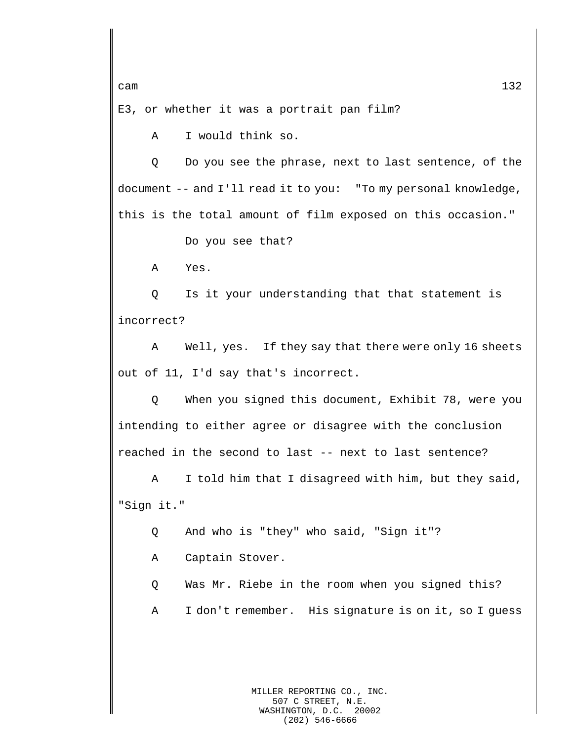E3, or whether it was a portrait pan film?

A I would think so.

Q Do you see the phrase, next to last sentence, of the document -- and I'll read it to you: "To my personal knowledge, this is the total amount of film exposed on this occasion."

Do you see that?

A Yes.

Q Is it your understanding that that statement is incorrect?

A Well, yes. If they say that there were only 16 sheets out of 11, I'd say that's incorrect.

Q When you signed this document, Exhibit 78, were you intending to either agree or disagree with the conclusion reached in the second to last -- next to last sentence?

A I told him that I disagreed with him, but they said, "Sign it."

Q And who is "they" who said, "Sign it"?

A Captain Stover.

Q Was Mr. Riebe in the room when you signed this?

A I don't remember. His signature is on it, so I guess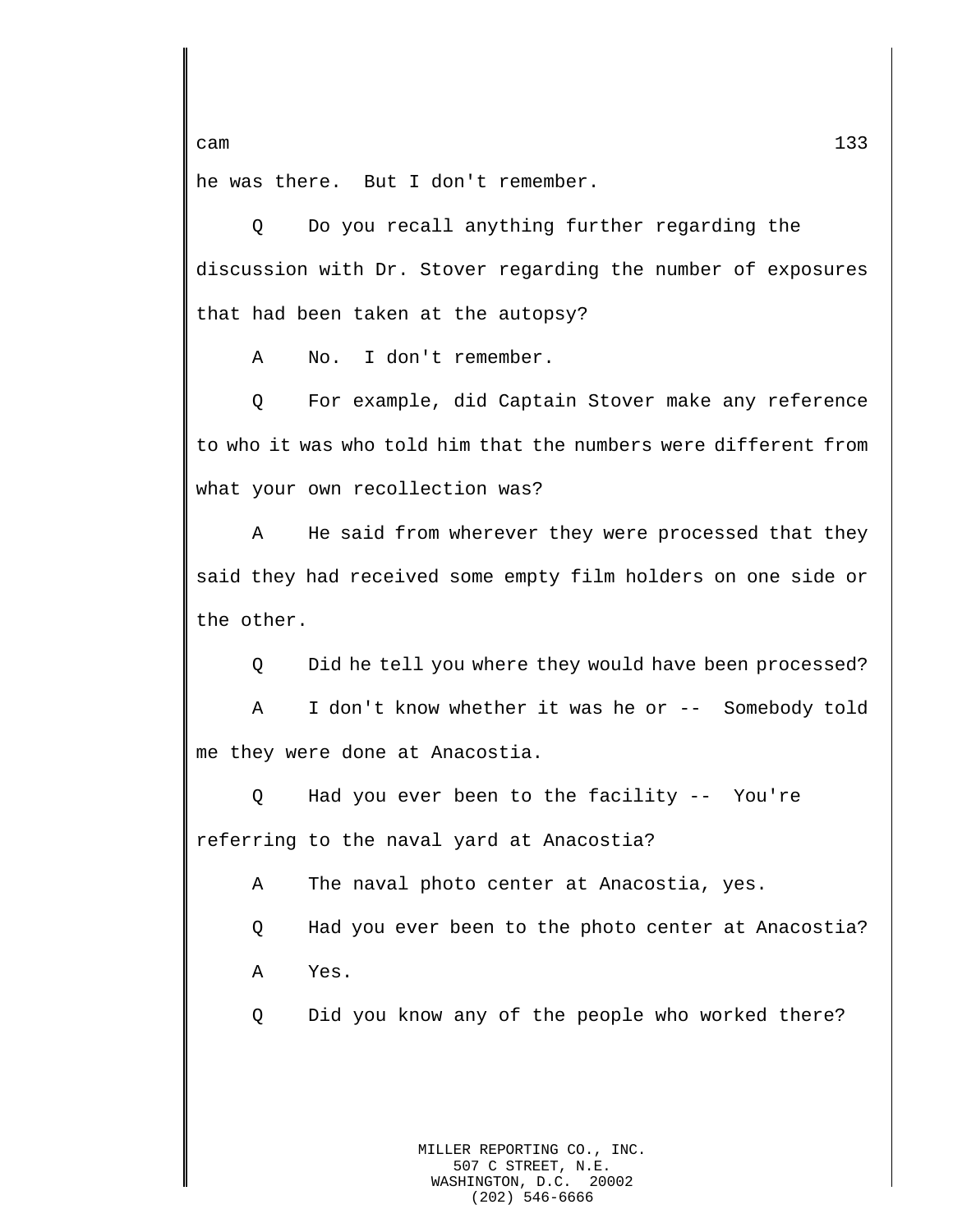he was there.  But I don't remember.

Q    Do you recall anything further regarding the discussion with Dr. Stover regarding the number of exposures that had been taken at the autopsy?

A    No.  I don't remember.

Q    For example, did Captain Stover make any reference to who it was who told him that the numbers were different from what your own recollection was?

A    He said from wherever they were processed that they said they had received some empty film holders on one side or the other.

Q    Did he tell you where they would have been processed?

A    I don't know whether it was he or --  Somebody told me they were done at Anacostia.

Q    Had you ever been to the facility --  You're referring to the naval yard at Anacostia?

A    The naval photo center at Anacostia, yes.

Q    Had you ever been to the photo center at Anacostia?

A    Yes.

Q    Did you know any of the people who worked there?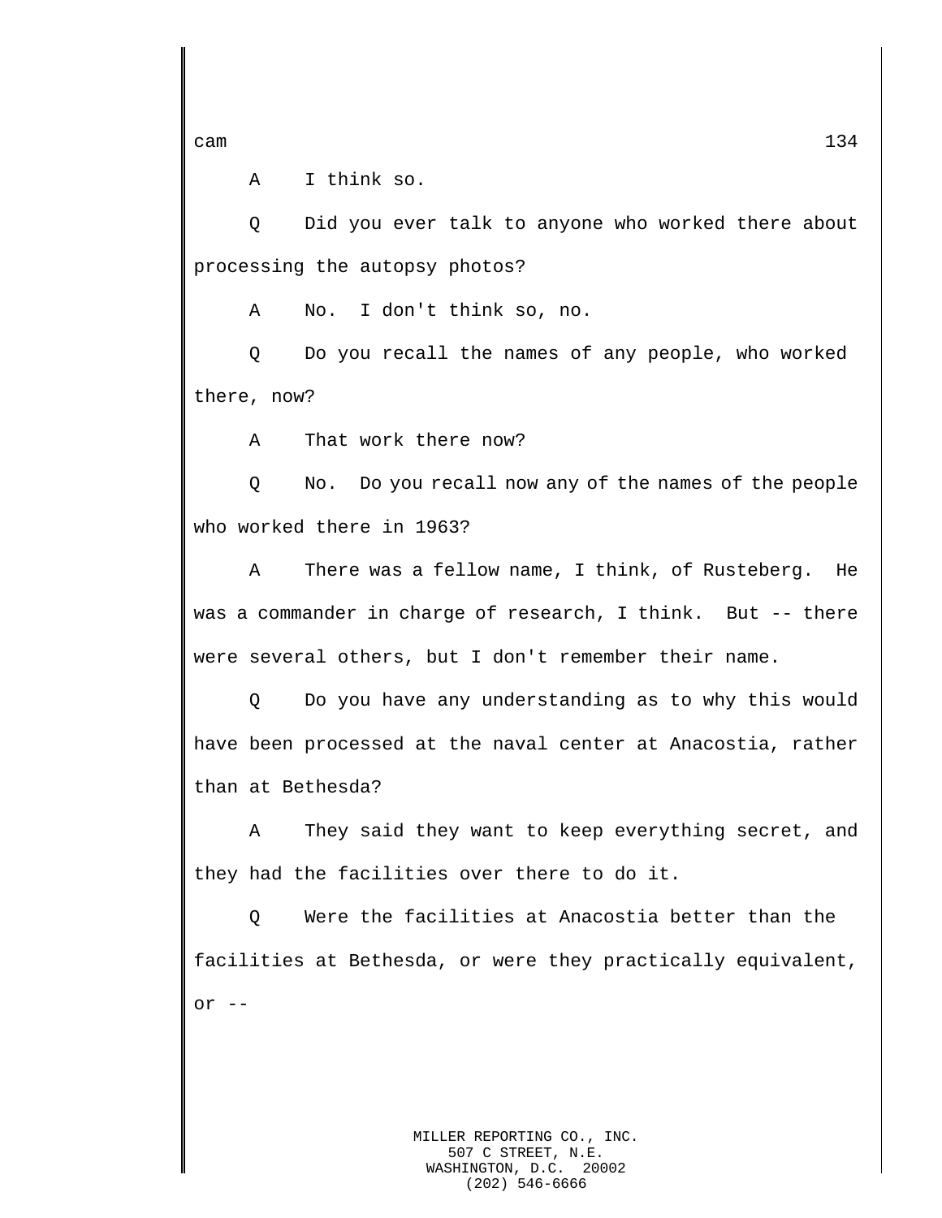A I think so.

Q Did you ever talk to anyone who worked there about processing the autopsy photos?

A No. I don't think so, no.

Q Do you recall the names of any people, who worked there, now?

A That work there now?

Q No. Do you recall now any of the names of the people who worked there in 1963?

A There was a fellow name, I think, of Rusteberg. He was a commander in charge of research, I think. But -- there were several others, but I don't remember their name.

Q Do you have any understanding as to why this would have been processed at the naval center at Anacostia, rather than at Bethesda?

A They said they want to keep everything secret, and they had the facilities over there to do it.

Q Were the facilities at Anacostia better than the facilities at Bethesda, or were they practically equivalent, or --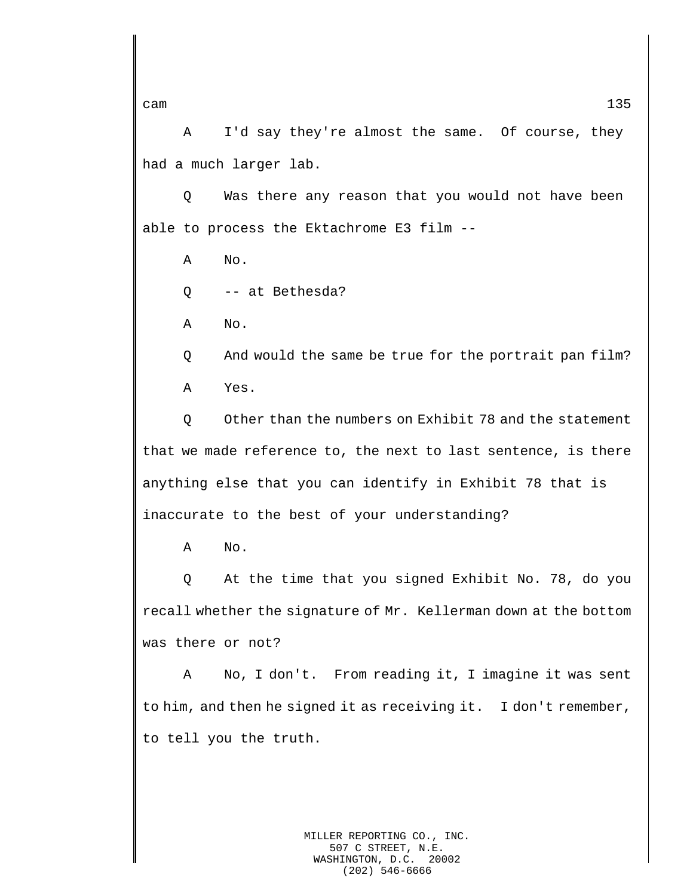A I'd say they're almost the same. Of course, they had a much larger lab.

Q Was there any reason that you would not have been able to process the Ektachrome E3 film --

A No.

Q -- at Bethesda?

A No.

Q And would the same be true for the portrait pan film?

A Yes.

Q Other than the numbers on Exhibit 78 and the statement that we made reference to, the next to last sentence, is there anything else that you can identify in Exhibit 78 that is inaccurate to the best of your understanding?

A No.

Q At the time that you signed Exhibit No. 78, do you recall whether the signature of Mr. Kellerman down at the bottom was there or not?

A No, I don't. From reading it, I imagine it was sent to him, and then he signed it as receiving it. I don't remember, to tell you the truth.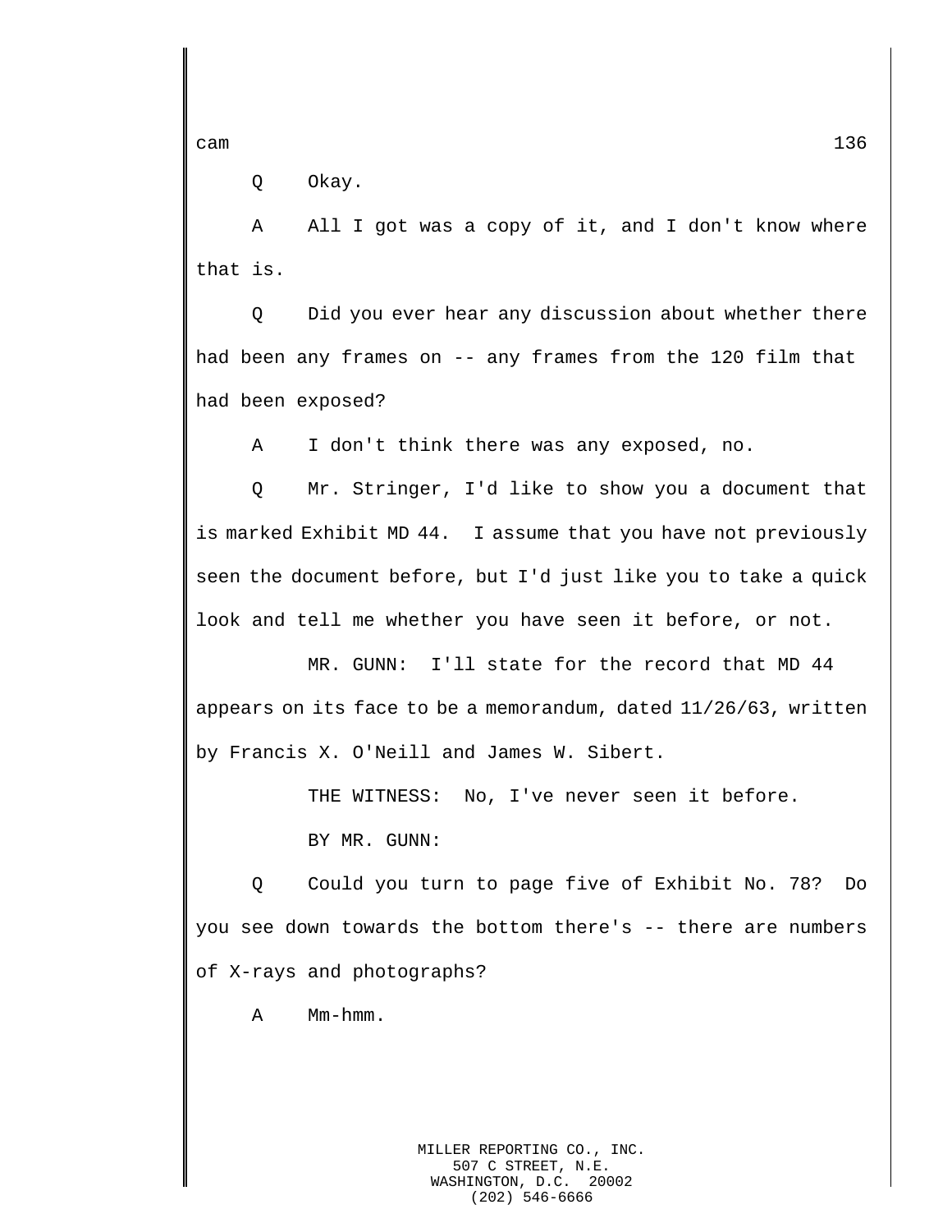Q Okay.

A All I got was a copy of it, and I don't know where that is.

Q Did you ever hear any discussion about whether there had been any frames on -- any frames from the 120 film that had been exposed?

A I don't think there was any exposed, no.

Q Mr. Stringer, I'd like to show you a document that is marked Exhibit MD 44. I assume that you have not previously seen the document before, but I'd just like you to take a quick look and tell me whether you have seen it before, or not.

MR. GUNN: I'll state for the record that MD 44 appears on its face to be a memorandum, dated 11/26/63, written by Francis X. O'Neill and James W. Sibert.

THE WITNESS: No, I've never seen it before.

BY MR. GUNN:

Q Could you turn to page five of Exhibit No. 78? Do you see down towards the bottom there's -- there are numbers of X-rays and photographs?

A Mm-hmm.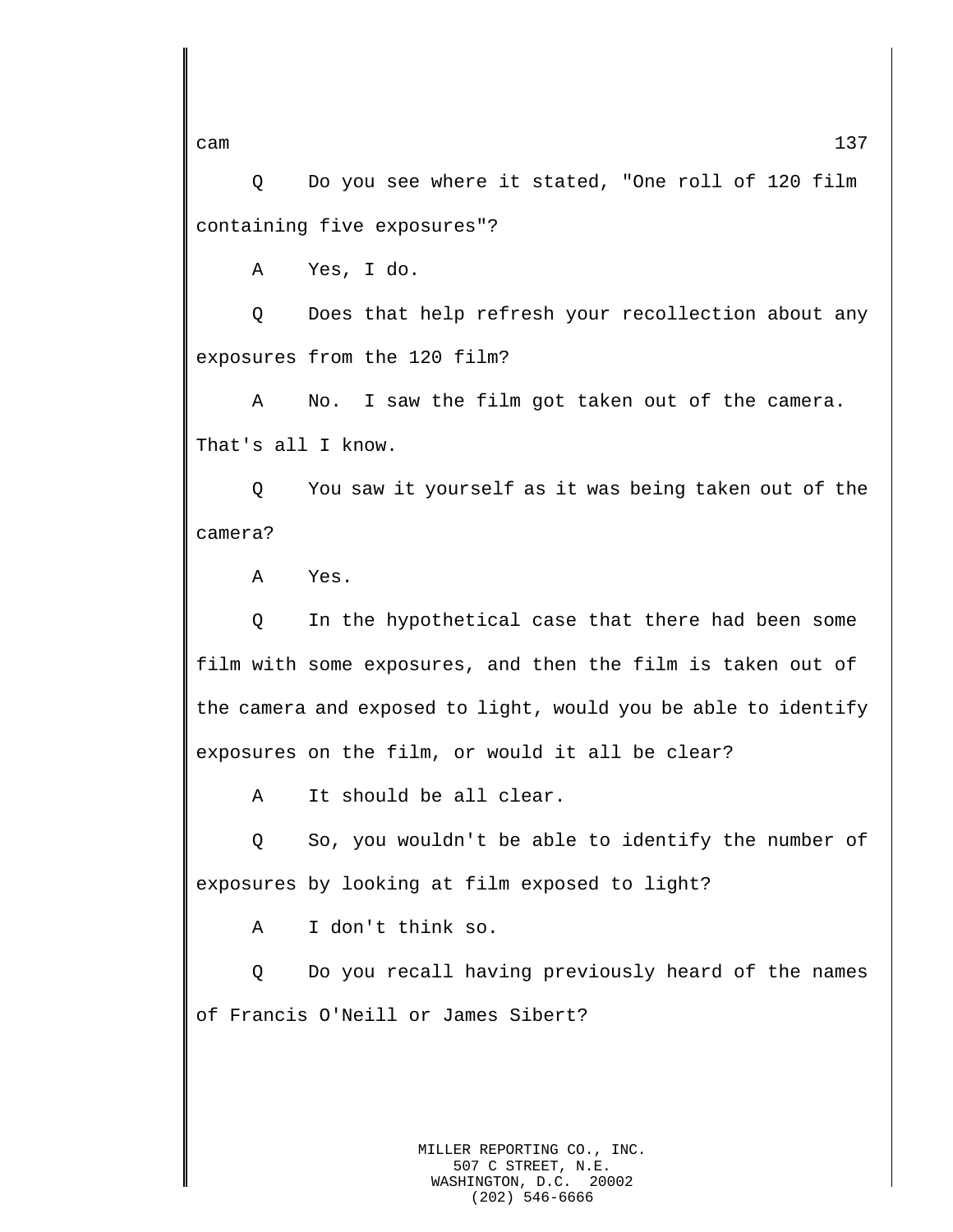Q Do you see where it stated, "One roll of 120 film containing five exposures"?

A Yes, I do.

Q Does that help refresh your recollection about any exposures from the 120 film?

A No. I saw the film got taken out of the camera. That's all I know.

Q You saw it yourself as it was being taken out of the camera?

A Yes.

Q In the hypothetical case that there had been some film with some exposures, and then the film is taken out of the camera and exposed to light, would you be able to identify exposures on the film, or would it all be clear?

A It should be all clear.

Q So, you wouldn't be able to identify the number of exposures by looking at film exposed to light?

A I don't think so.

Q Do you recall having previously heard of the names of Francis O'Neill or James Sibert?

MILLER REPORTING CO., INC.
507 C STREET, N.E.
WASHINGTON, D.C. 20002
(202) 546-6666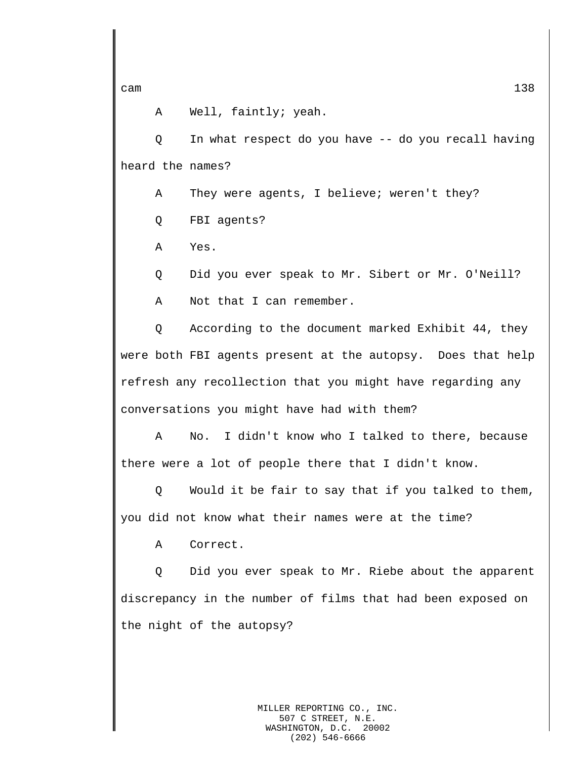A Well, faintly; yeah.

Q In what respect do you have -- do you recall having heard the names?

A They were agents, I believe; weren't they?

Q FBI agents?

A Yes.

Q Did you ever speak to Mr. Sibert or Mr. O'Neill?

A Not that I can remember.

Q According to the document marked Exhibit 44, they were both FBI agents present at the autopsy. Does that help refresh any recollection that you might have regarding any conversations you might have had with them?

A No. I didn't know who I talked to there, because there were a lot of people there that I didn't know.

Q Would it be fair to say that if you talked to them, you did not know what their names were at the time?

A Correct.

Q Did you ever speak to Mr. Riebe about the apparent discrepancy in the number of films that had been exposed on the night of the autopsy?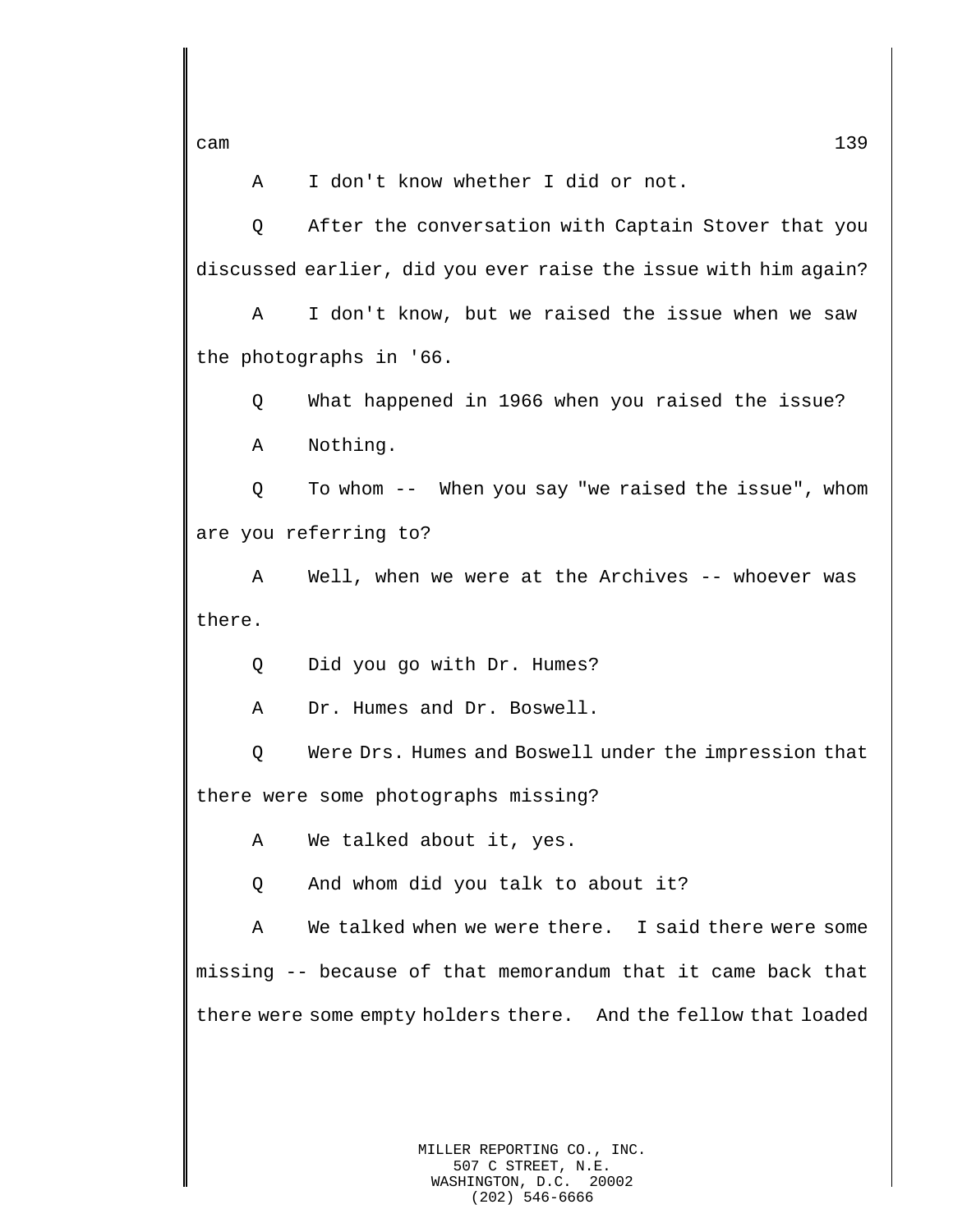A    I don't know whether I did or not.

Q    After the conversation with Captain Stover that you discussed earlier, did you ever raise the issue with him again?

A    I don't know, but we raised the issue when we saw the photographs in '66.

Q    What happened in 1966 when you raised the issue?

A    Nothing.

Q    To whom -- When you say "we raised the issue", whom are you referring to?

A    Well, when we were at the Archives -- whoever was there.

Q    Did you go with Dr. Humes?

A    Dr. Humes and Dr. Boswell.

Q    Were Drs. Humes and Boswell under the impression that there were some photographs missing?

A    We talked about it, yes.

Q    And whom did you talk to about it?

A    We talked when we were there. I said there were some missing -- because of that memorandum that it came back that there were some empty holders there. And the fellow that loaded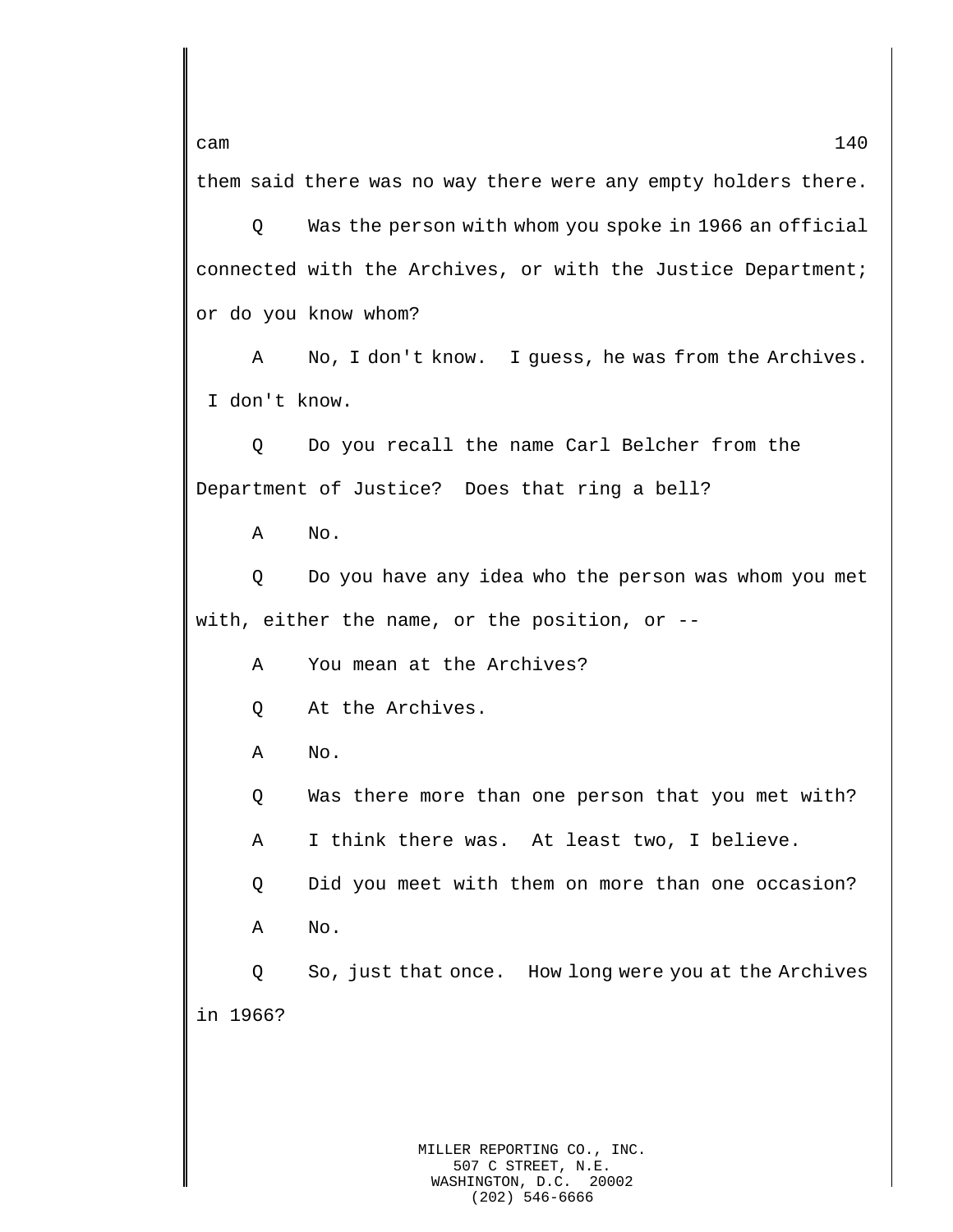them said there was no way there were any empty holders there.

Q Was the person with whom you spoke in 1966 an official connected with the Archives, or with the Justice Department; or do you know whom?

A No, I don't know. I guess, he was from the Archives. I don't know.

Q Do you recall the name Carl Belcher from the Department of Justice? Does that ring a bell?

A No.

Q Do you have any idea who the person was whom you met with, either the name, or the position, or --

A You mean at the Archives?

Q At the Archives.

A No.

Q Was there more than one person that you met with?

A I think there was. At least two, I believe.

Q Did you meet with them on more than one occasion?

A No.

Q So, just that once. How long were you at the Archives in 1966?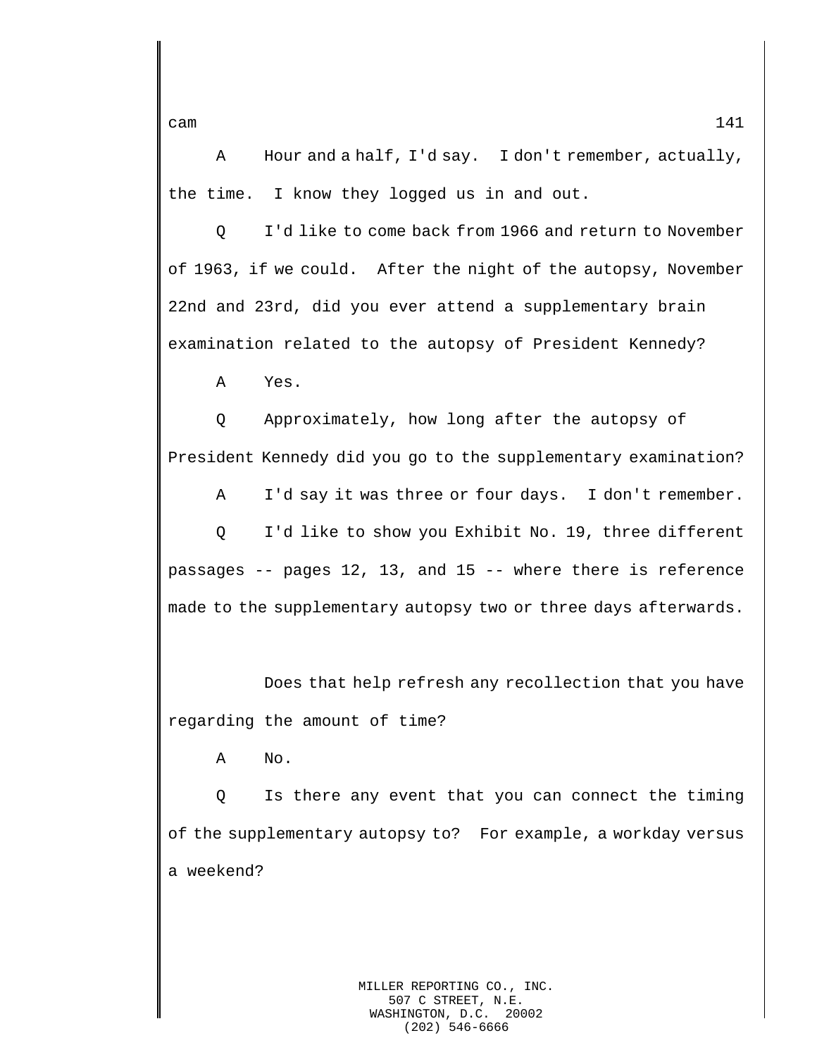A Hour and a half, I'd say. I don't remember, actually, the time. I know they logged us in and out.

Q I'd like to come back from 1966 and return to November of 1963, if we could. After the night of the autopsy, November 22nd and 23rd, did you ever attend a supplementary brain examination related to the autopsy of President Kennedy?

A Yes.

Q Approximately, how long after the autopsy of President Kennedy did you go to the supplementary examination?

A I'd say it was three or four days. I don't remember.

Q I'd like to show you Exhibit No. 19, three different passages -- pages 12, 13, and 15 -- where there is reference made to the supplementary autopsy two or three days afterwards.

Does that help refresh any recollection that you have regarding the amount of time?

A No.

Q Is there any event that you can connect the timing of the supplementary autopsy to? For example, a workday versus a weekend?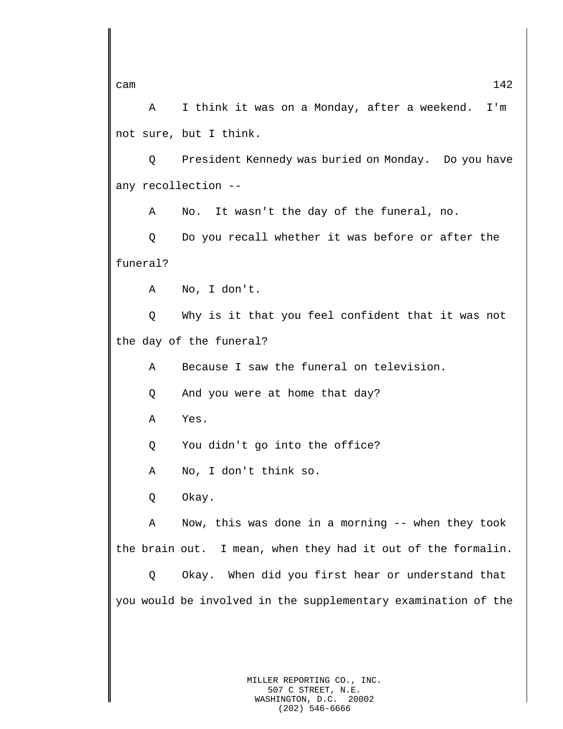A I think it was on a Monday, after a weekend. I'm not sure, but I think.

Q President Kennedy was buried on Monday. Do you have any recollection --

A No. It wasn't the day of the funeral, no.

Q Do you recall whether it was before or after the funeral?

A No, I don't.

Q Why is it that you feel confident that it was not the day of the funeral?

A Because I saw the funeral on television.

Q And you were at home that day?

A Yes.

Q You didn't go into the office?

A No, I don't think so.

Q Okay.

A Now, this was done in a morning -- when they took the brain out. I mean, when they had it out of the formalin.

Q Okay. When did you first hear or understand that you would be involved in the supplementary examination of the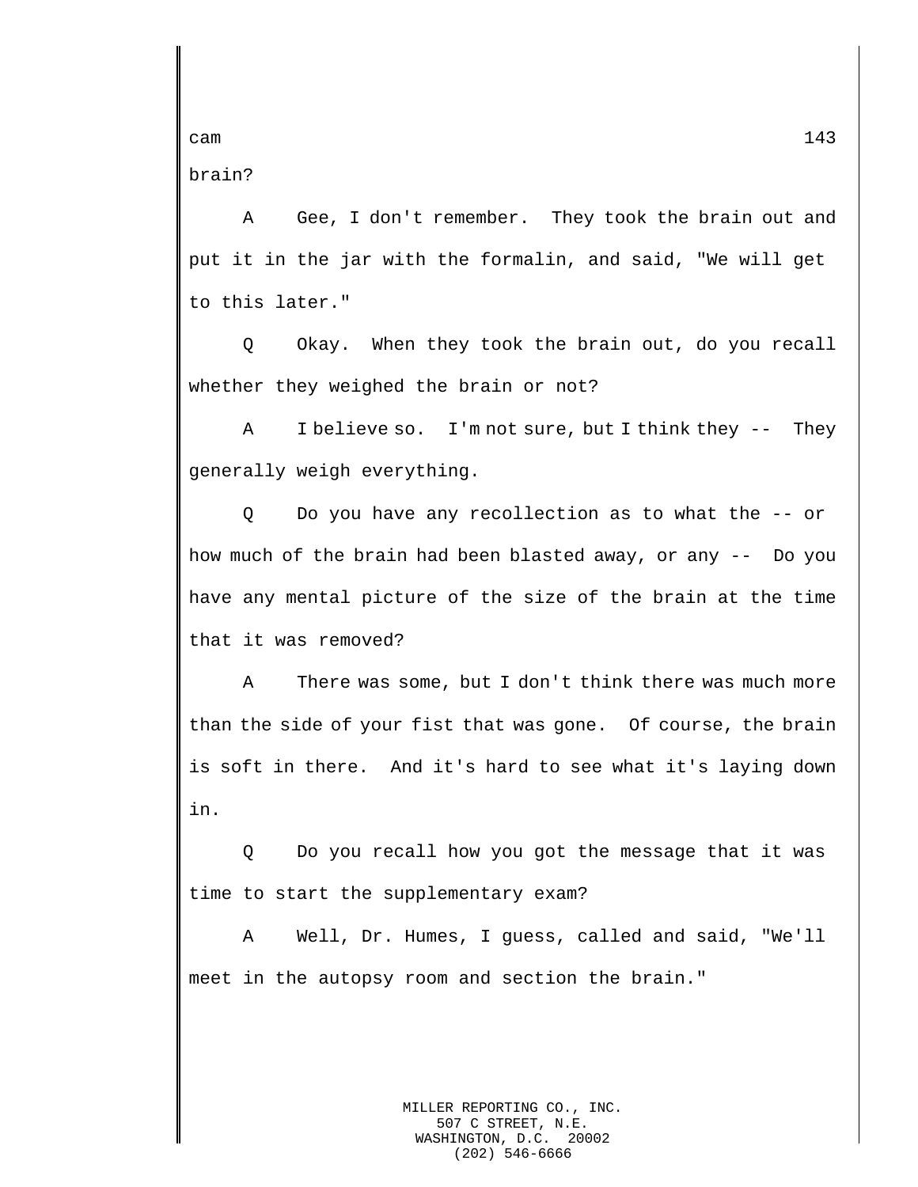brain?

A Gee, I don't remember. They took the brain out and put it in the jar with the formalin, and said, "We will get to this later."

Q Okay. When they took the brain out, do you recall whether they weighed the brain or not?

A I believe so. I'm not sure, but I think they -- They generally weigh everything.

Q Do you have any recollection as to what the -- or how much of the brain had been blasted away, or any -- Do you have any mental picture of the size of the brain at the time that it was removed?

A There was some, but I don't think there was much more than the side of your fist that was gone. Of course, the brain is soft in there. And it's hard to see what it's laying down in.

Q Do you recall how you got the message that it was time to start the supplementary exam?

A Well, Dr. Humes, I guess, called and said, "We'll meet in the autopsy room and section the brain."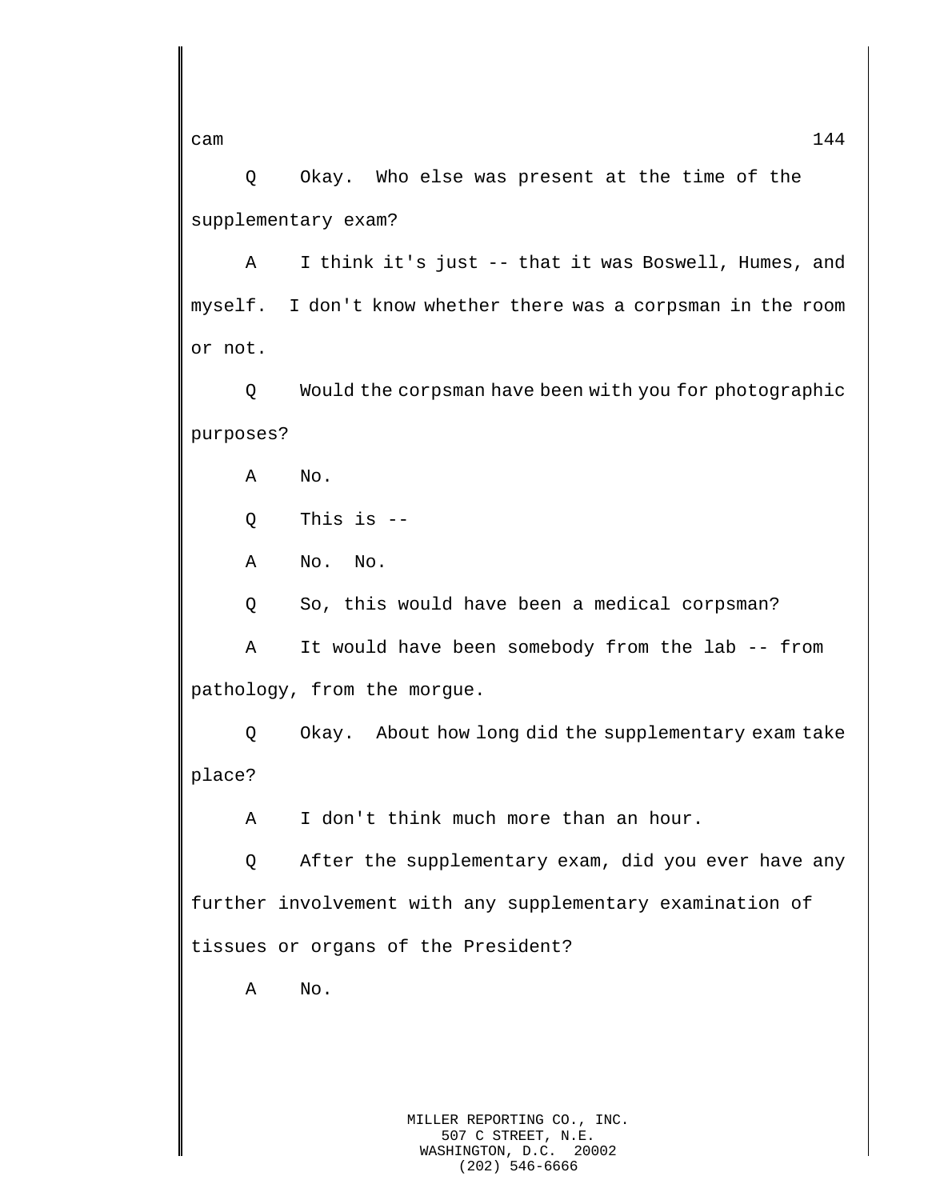Q Okay. Who else was present at the time of the supplementary exam?

A I think it's just -- that it was Boswell, Humes, and myself. I don't know whether there was a corpsman in the room or not.

Q Would the corpsman have been with you for photographic purposes?

A No.

Q This is --

A No. No.

Q So, this would have been a medical corpsman?

A It would have been somebody from the lab -- from pathology, from the morgue.

Q Okay. About how long did the supplementary exam take place?

A I don't think much more than an hour.

Q After the supplementary exam, did you ever have any further involvement with any supplementary examination of tissues or organs of the President?

A No.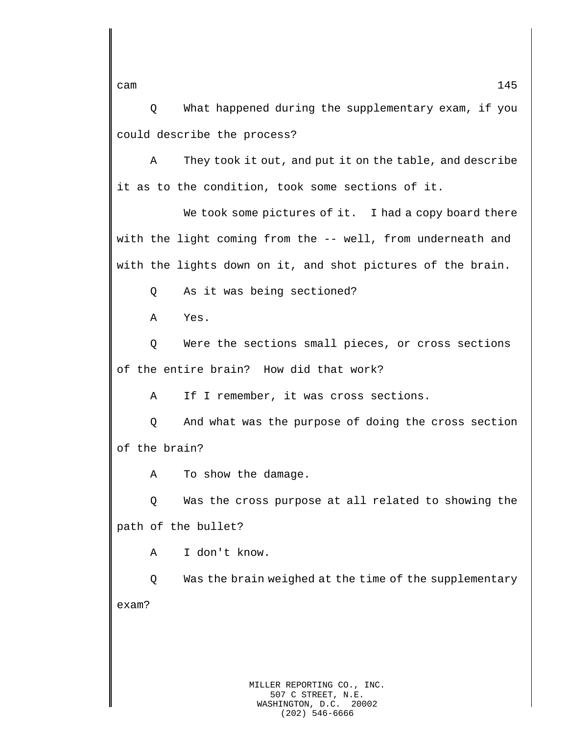Q What happened during the supplementary exam, if you could describe the process?

A They took it out, and put it on the table, and describe it as to the condition, took some sections of it.

We took some pictures of it. I had a copy board there with the light coming from the -- well, from underneath and with the lights down on it, and shot pictures of the brain.

Q As it was being sectioned?

A Yes.

Q Were the sections small pieces, or cross sections of the entire brain? How did that work?

A If I remember, it was cross sections.

Q And what was the purpose of doing the cross section of the brain?

A To show the damage.

Q Was the cross purpose at all related to showing the path of the bullet?

A I don't know.

Q Was the brain weighed at the time of the supplementary exam?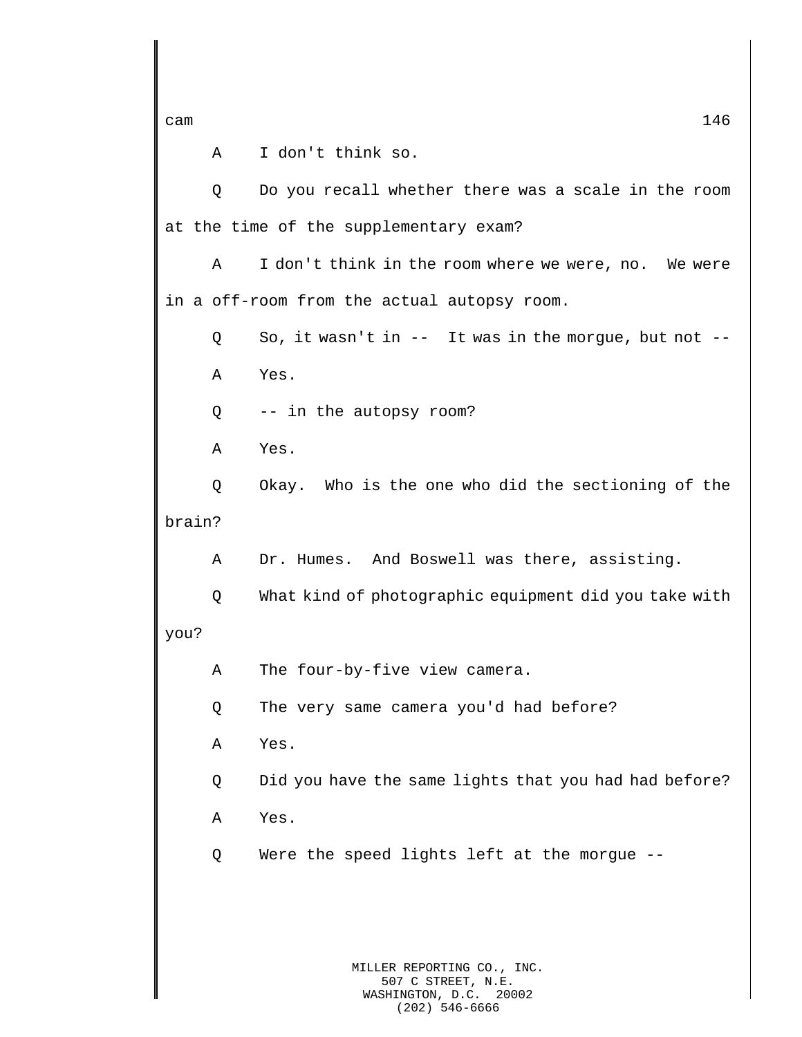A I don't think so.

Q Do you recall whether there was a scale in the room at the time of the supplementary exam?

A I don't think in the room where we were, no. We were in a off-room from the actual autopsy room.

Q So, it wasn't in -- It was in the morgue, but not --

A Yes.

Q -- in the autopsy room?

A Yes.

Q Okay. Who is the one who did the sectioning of the brain?

A Dr. Humes. And Boswell was there, assisting.

Q What kind of photographic equipment did you take with you?

A The four-by-five view camera.

Q The very same camera you'd had before?

A Yes.

Q Did you have the same lights that you had had before?

A Yes.

Q Were the speed lights left at the morgue --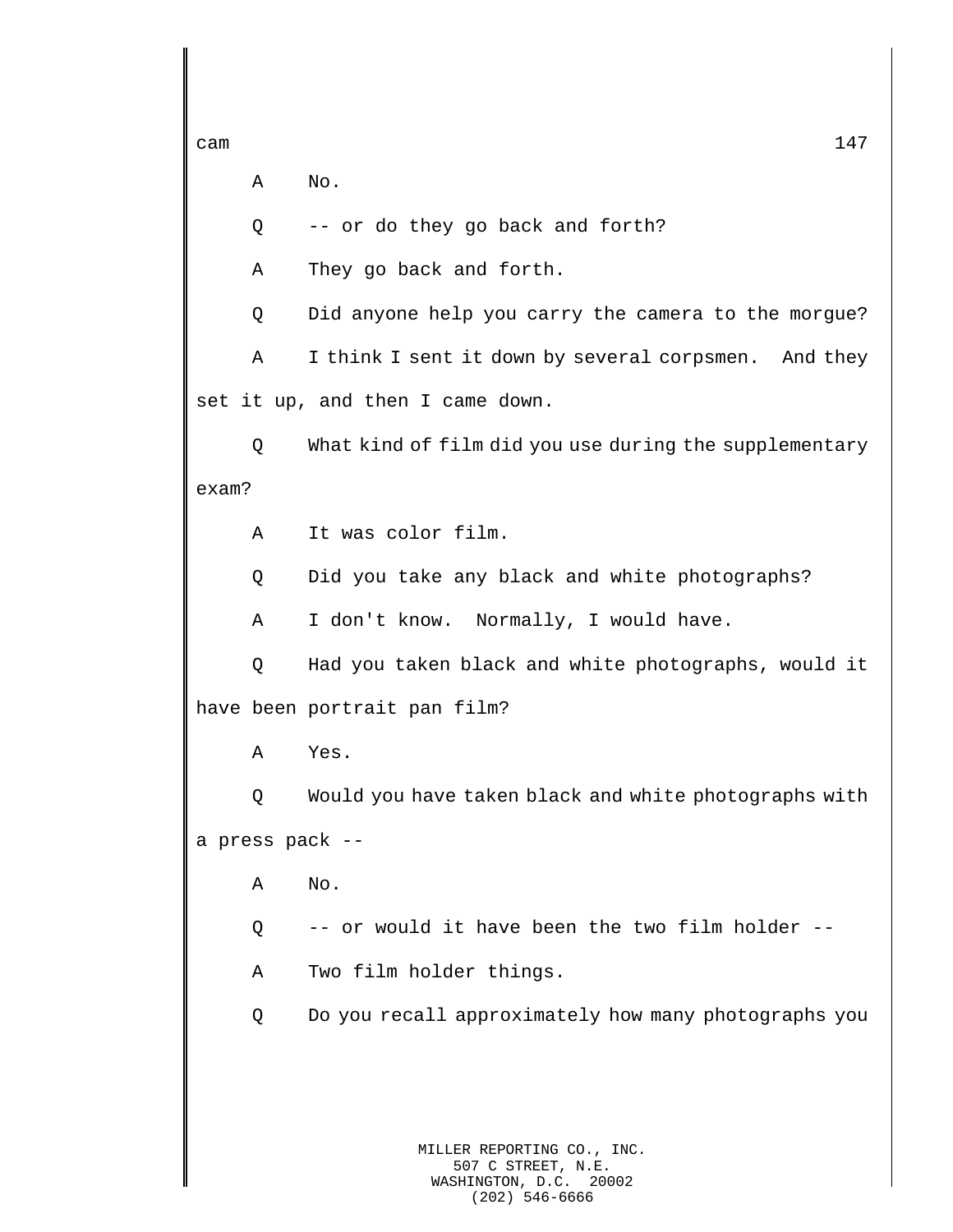A No.

Q -- or do they go back and forth?

A They go back and forth.

Q Did anyone help you carry the camera to the morgue?

A I think I sent it down by several corpsmen. And they set it up, and then I came down.

Q What kind of film did you use during the supplementary exam?

A It was color film.

Q Did you take any black and white photographs?

A I don't know. Normally, I would have.

Q Had you taken black and white photographs, would it have been portrait pan film?

A Yes.

Q Would you have taken black and white photographs with a press pack --

A No.

Q -- or would it have been the two film holder --

A Two film holder things.

Q Do you recall approximately how many photographs you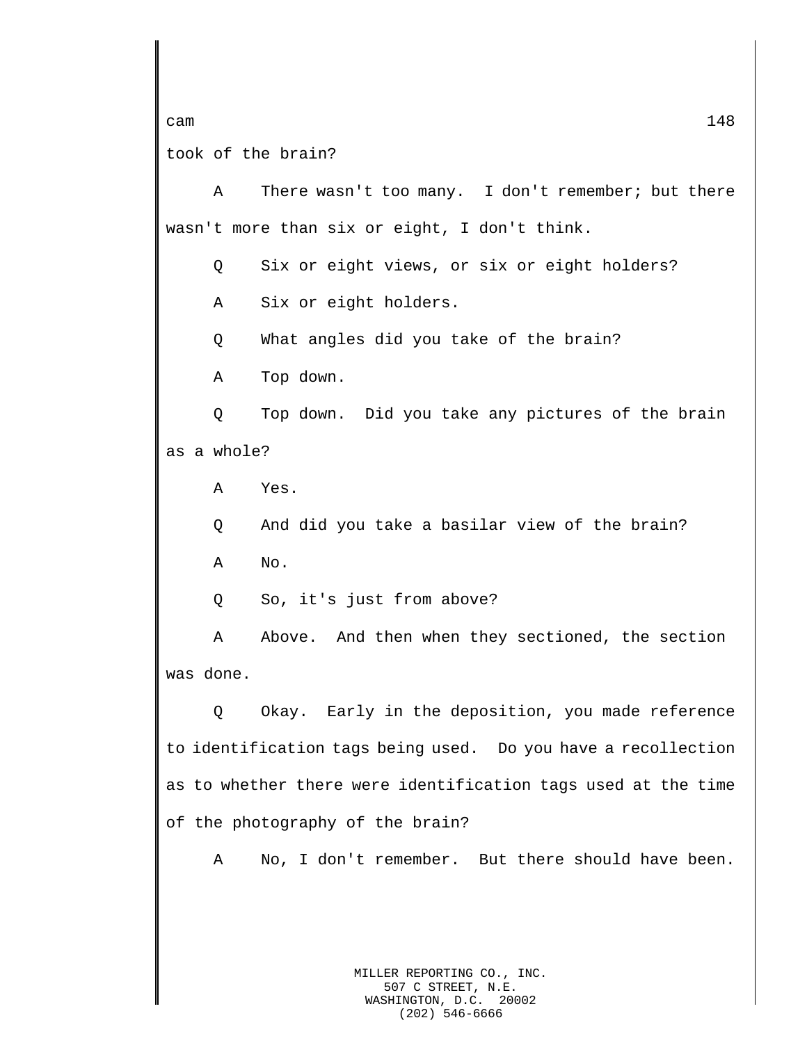took of the brain?

A There wasn't too many. I don't remember; but there wasn't more than six or eight, I don't think.

Q Six or eight views, or six or eight holders?

A Six or eight holders.

Q What angles did you take of the brain?

A Top down.

Q Top down. Did you take any pictures of the brain as a whole?

A Yes.

Q And did you take a basilar view of the brain?

A No.

Q So, it's just from above?

A Above. And then when they sectioned, the section was done.

Q Okay. Early in the deposition, you made reference to identification tags being used. Do you have a recollection as to whether there were identification tags used at the time of the photography of the brain?

A No, I don't remember. But there should have been.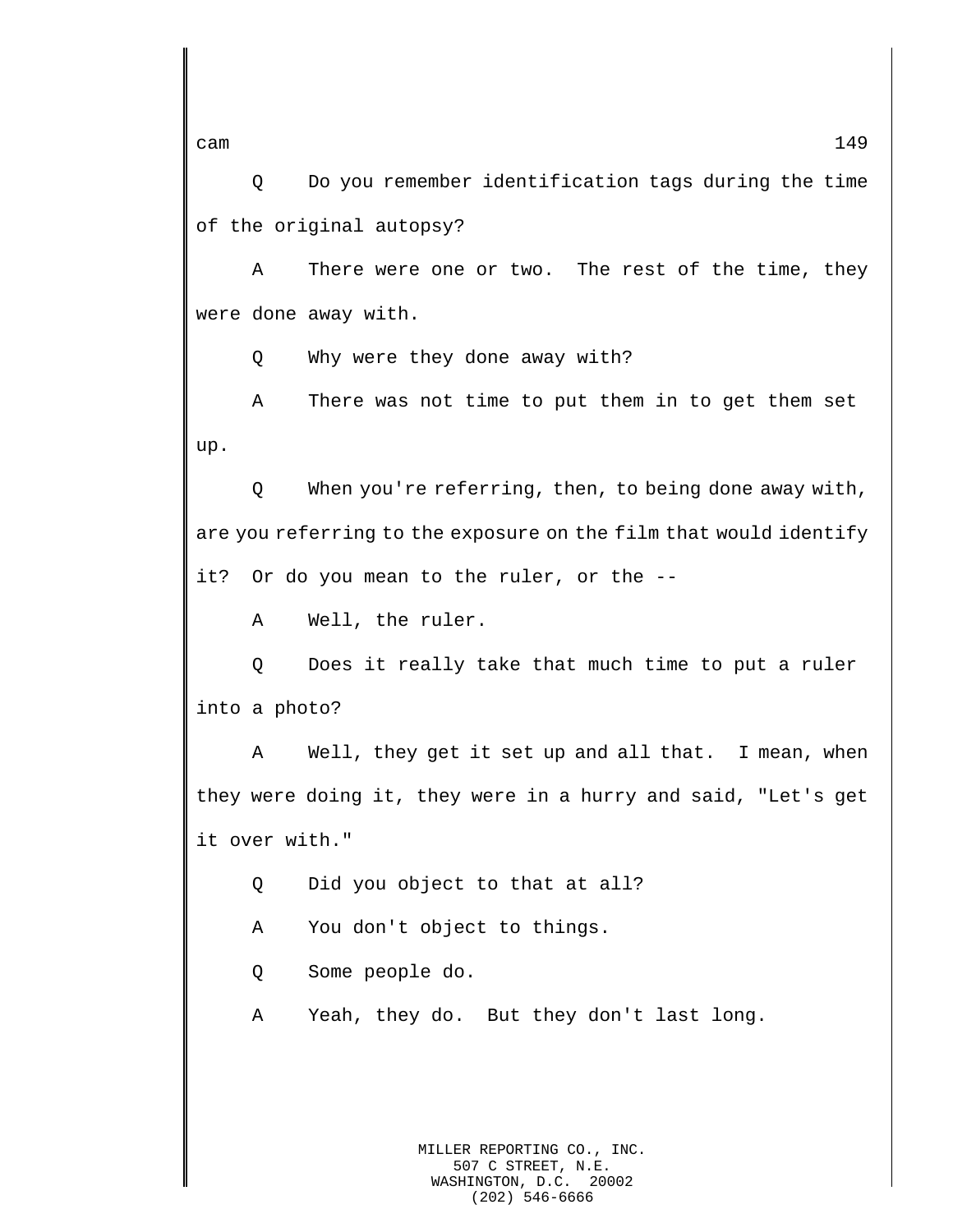Q Do you remember identification tags during the time of the original autopsy?

A There were one or two. The rest of the time, they were done away with.

Q Why were they done away with?

A There was not time to put them in to get them set up.

Q When you're referring, then, to being done away with, are you referring to the exposure on the film that would identify it? Or do you mean to the ruler, or the --

A Well, the ruler.

Q Does it really take that much time to put a ruler into a photo?

A Well, they get it set up and all that. I mean, when they were doing it, they were in a hurry and said, "Let's get it over with."

Q Did you object to that at all?

A You don't object to things.

Q Some people do.

A Yeah, they do. But they don't last long.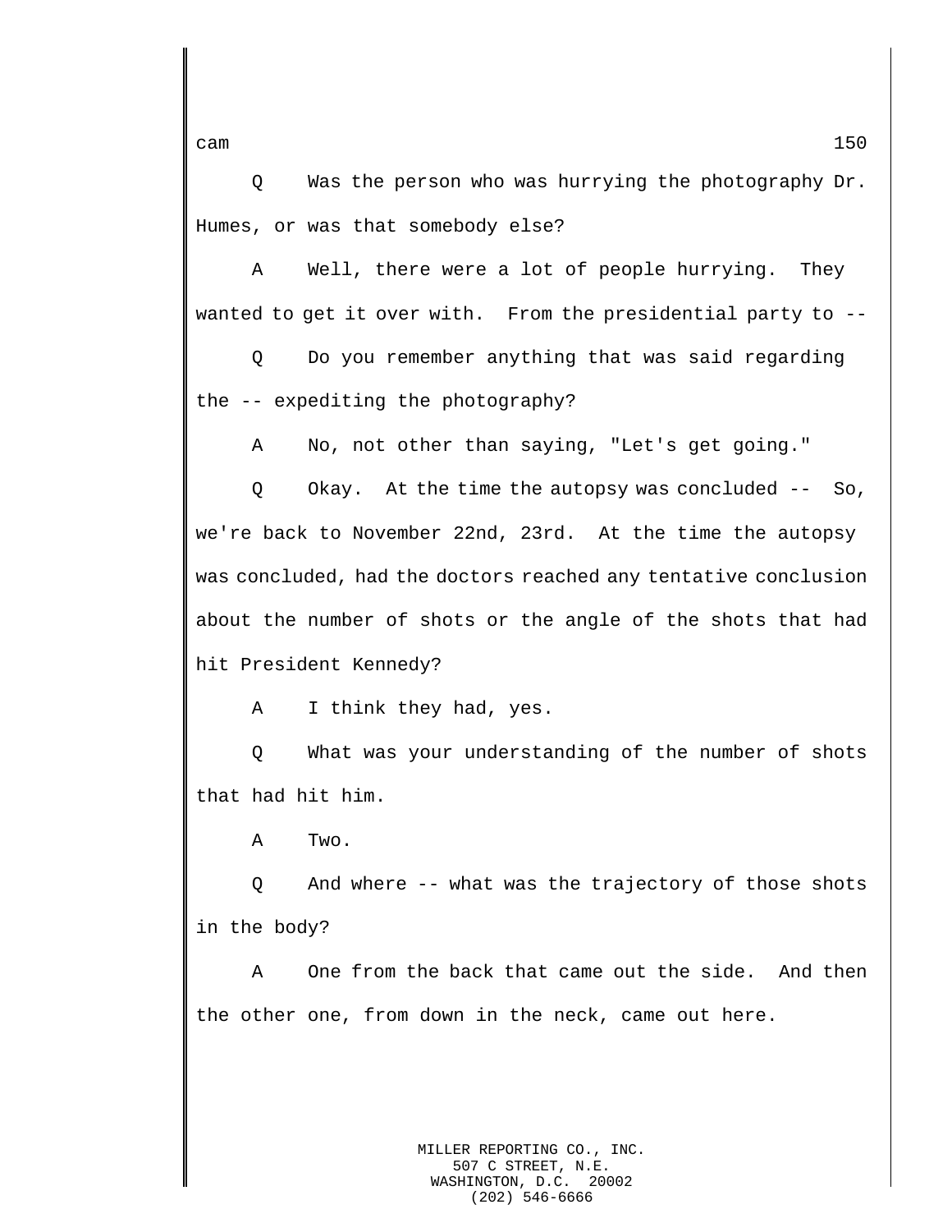Q Was the person who was hurrying the photography Dr. Humes, or was that somebody else?

A Well, there were a lot of people hurrying. They wanted to get it over with. From the presidential party to --

Q Do you remember anything that was said regarding the -- expediting the photography?

A No, not other than saying, "Let's get going."

Q Okay. At the time the autopsy was concluded -- So, we're back to November 22nd, 23rd. At the time the autopsy was concluded, had the doctors reached any tentative conclusion about the number of shots or the angle of the shots that had hit President Kennedy?

A I think they had, yes.

Q What was your understanding of the number of shots that had hit him.

A Two.

Q And where -- what was the trajectory of those shots in the body?

A One from the back that came out the side. And then the other one, from down in the neck, came out here.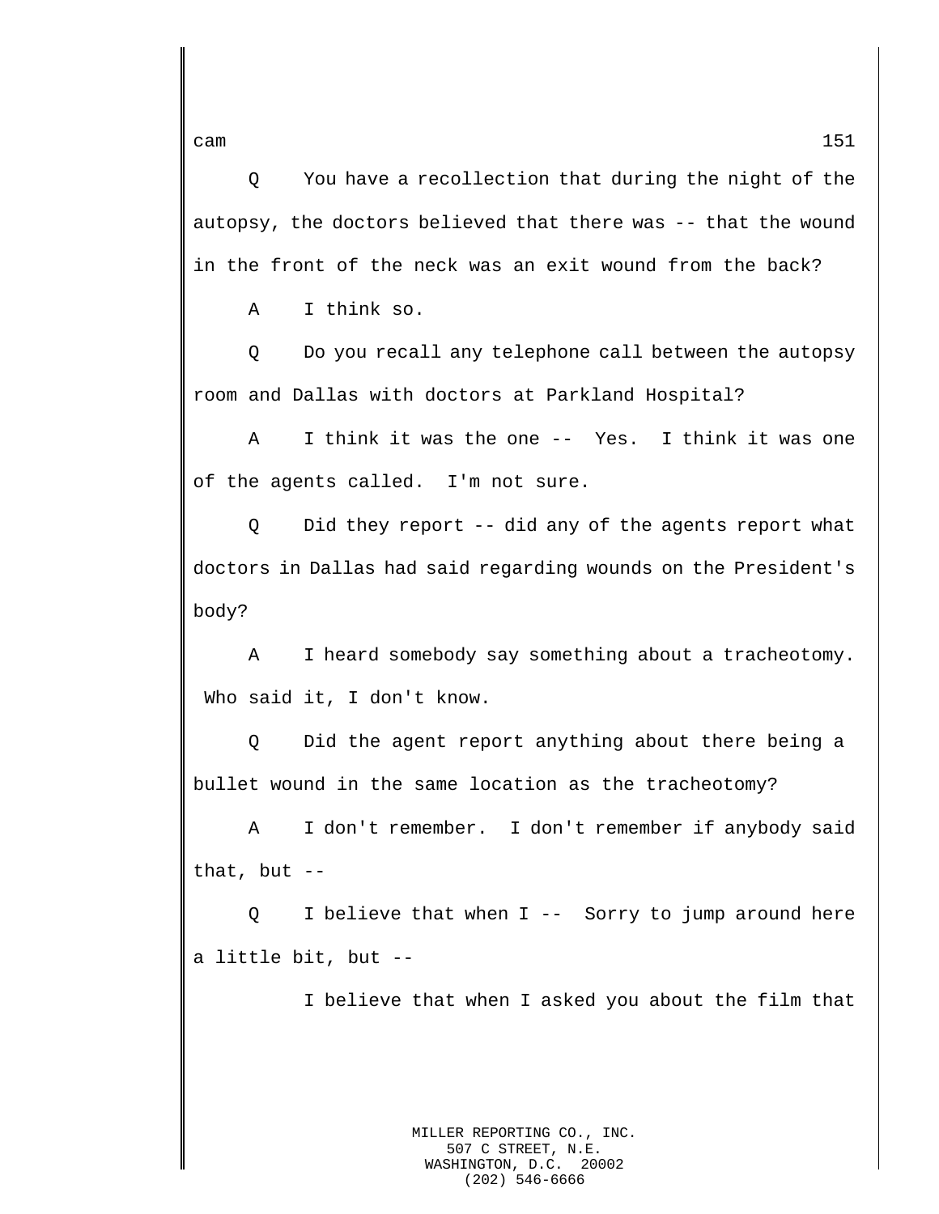Q You have a recollection that during the night of the autopsy, the doctors believed that there was -- that the wound in the front of the neck was an exit wound from the back?

A I think so.

Q Do you recall any telephone call between the autopsy room and Dallas with doctors at Parkland Hospital?

A I think it was the one -- Yes. I think it was one of the agents called. I'm not sure.

Q Did they report -- did any of the agents report what doctors in Dallas had said regarding wounds on the President's body?

A I heard somebody say something about a tracheotomy. Who said it, I don't know.

Q Did the agent report anything about there being a bullet wound in the same location as the tracheotomy?

A I don't remember. I don't remember if anybody said that, but --

Q I believe that when I -- Sorry to jump around here a little bit, but --

I believe that when I asked you about the film that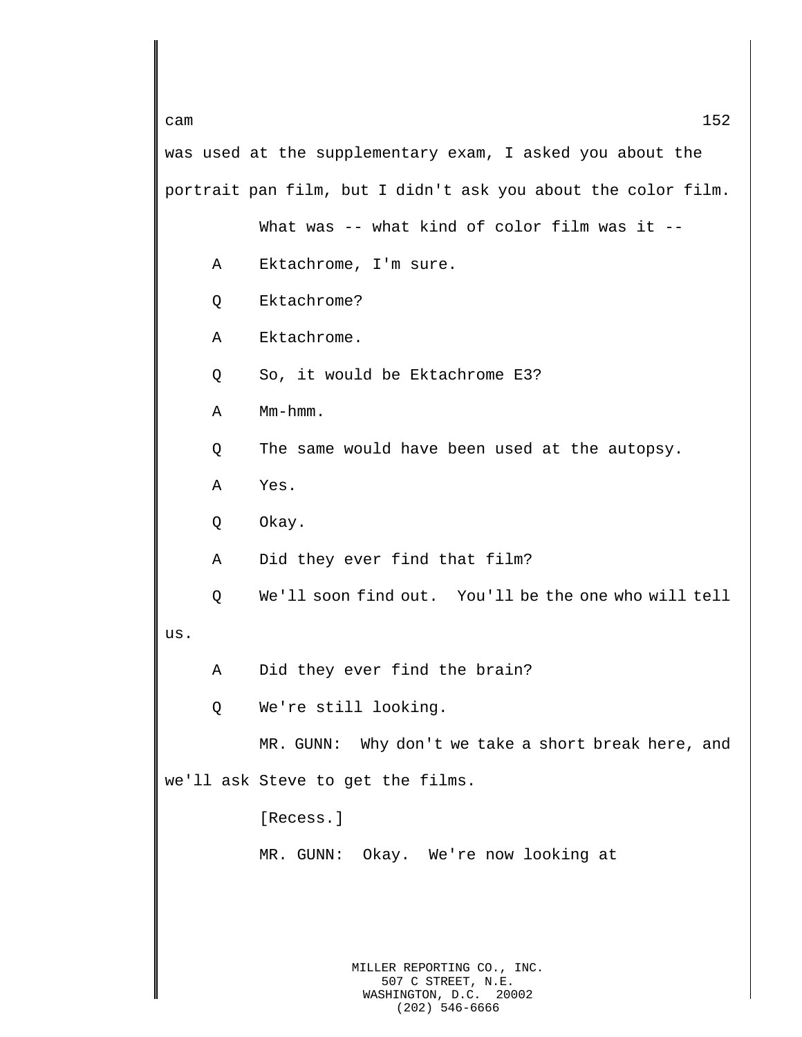was used at the supplementary exam, I asked you about the portrait pan film, but I didn't ask you about the color film.

What was -- what kind of color film was it --

A Ektachrome, I'm sure.

Q Ektachrome?

A Ektachrome.

Q So, it would be Ektachrome E3?

A Mm-hmm.

Q The same would have been used at the autopsy.

A Yes.

Q Okay.

A Did they ever find that film?

Q We'll soon find out. You'll be the one who will tell us.

A Did they ever find the brain?

Q We're still looking.

MR. GUNN: Why don't we take a short break here, and we'll ask Steve to get the films.

[Recess.]

MR. GUNN: Okay. We're now looking at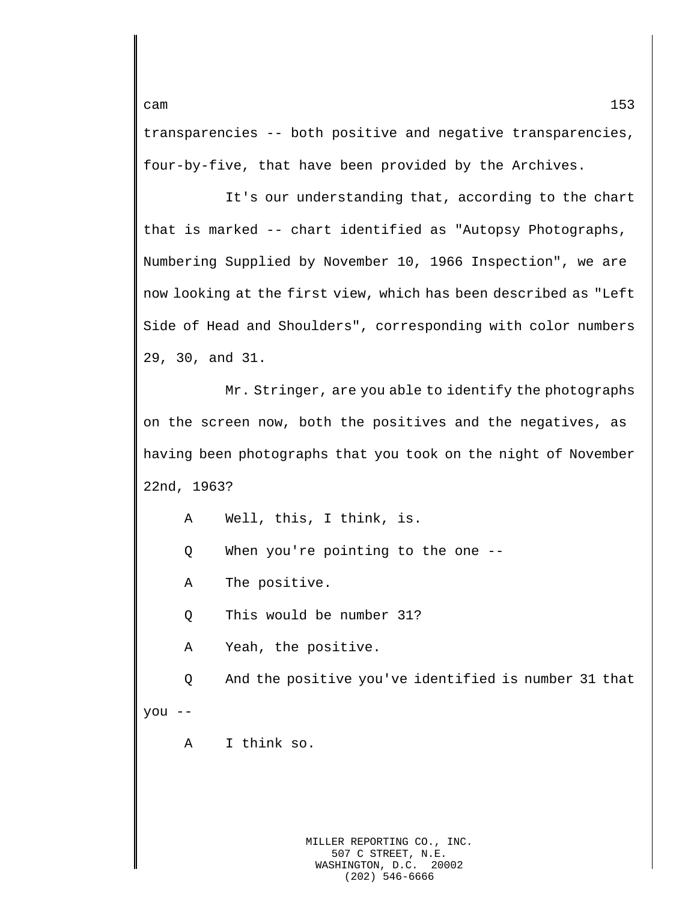transparencies -- both positive and negative transparencies, four-by-five, that have been provided by the Archives.

It's our understanding that, according to the chart that is marked -- chart identified as "Autopsy Photographs, Numbering Supplied by November 10, 1966 Inspection", we are now looking at the first view, which has been described as "Left Side of Head and Shoulders", corresponding with color numbers 29, 30, and 31.

Mr. Stringer, are you able to identify the photographs on the screen now, both the positives and the negatives, as having been photographs that you took on the night of November 22nd, 1963?

A Well, this, I think, is.

Q When you're pointing to the one --

A The positive.

Q This would be number 31?

A Yeah, the positive.

Q And the positive you've identified is number 31 that you --

A I think so.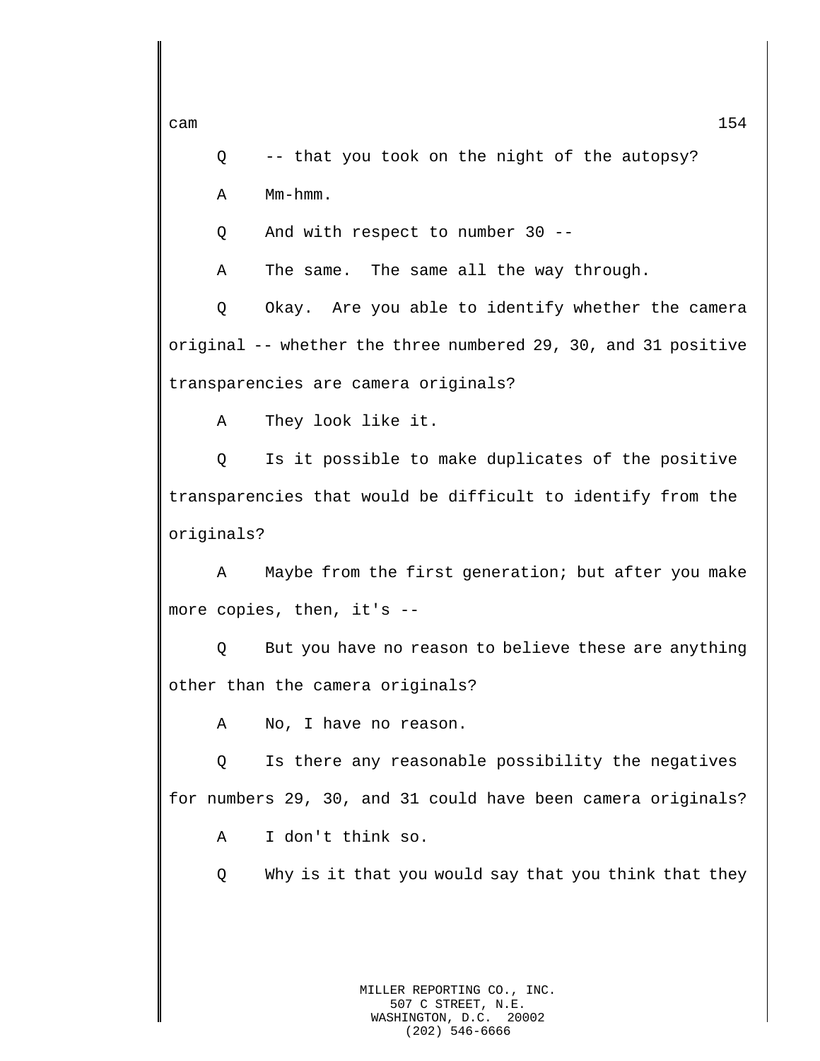Q -- that you took on the night of the autopsy?

A Mm-hmm.

Q And with respect to number 30 --

A The same. The same all the way through.

Q Okay. Are you able to identify whether the camera original -- whether the three numbered 29, 30, and 31 positive transparencies are camera originals?

A They look like it.

Q Is it possible to make duplicates of the positive transparencies that would be difficult to identify from the originals?

A Maybe from the first generation; but after you make more copies, then, it's --

Q But you have no reason to believe these are anything other than the camera originals?

A No, I have no reason.

Q Is there any reasonable possibility the negatives for numbers 29, 30, and 31 could have been camera originals?

A I don't think so.

Q Why is it that you would say that you think that they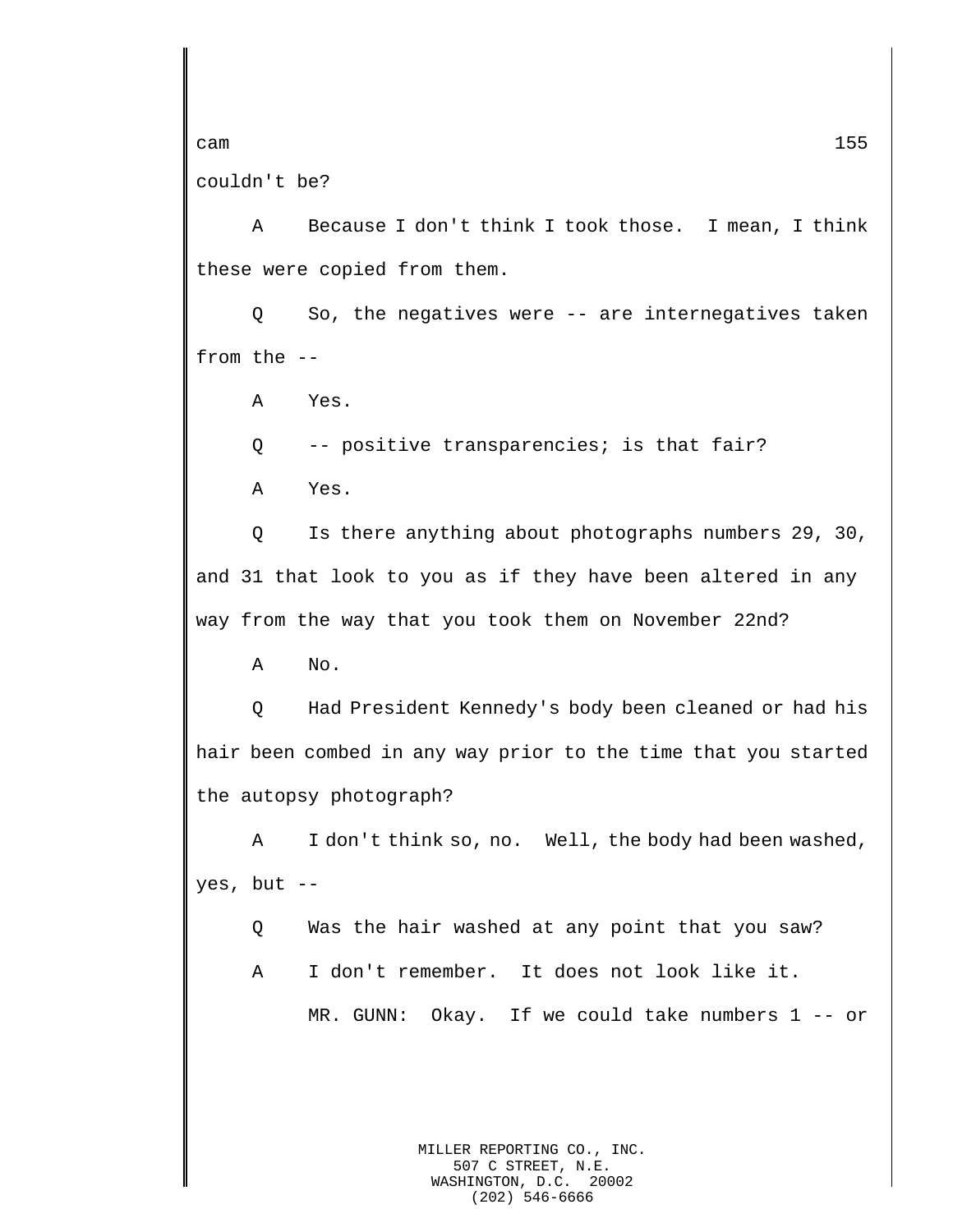couldn't be?

A Because I don't think I took those. I mean, I think these were copied from them.

Q So, the negatives were -- are internegatives taken from the --

A Yes.

Q -- positive transparencies; is that fair?

A Yes.

Q Is there anything about photographs numbers 29, 30, and 31 that look to you as if they have been altered in any way from the way that you took them on November 22nd?

A No.

Q Had President Kennedy's body been cleaned or had his hair been combed in any way prior to the time that you started the autopsy photograph?

A I don't think so, no. Well, the body had been washed, yes, but --

Q Was the hair washed at any point that you saw?

A I don't remember. It does not look like it.

MR. GUNN: Okay. If we could take numbers 1 -- or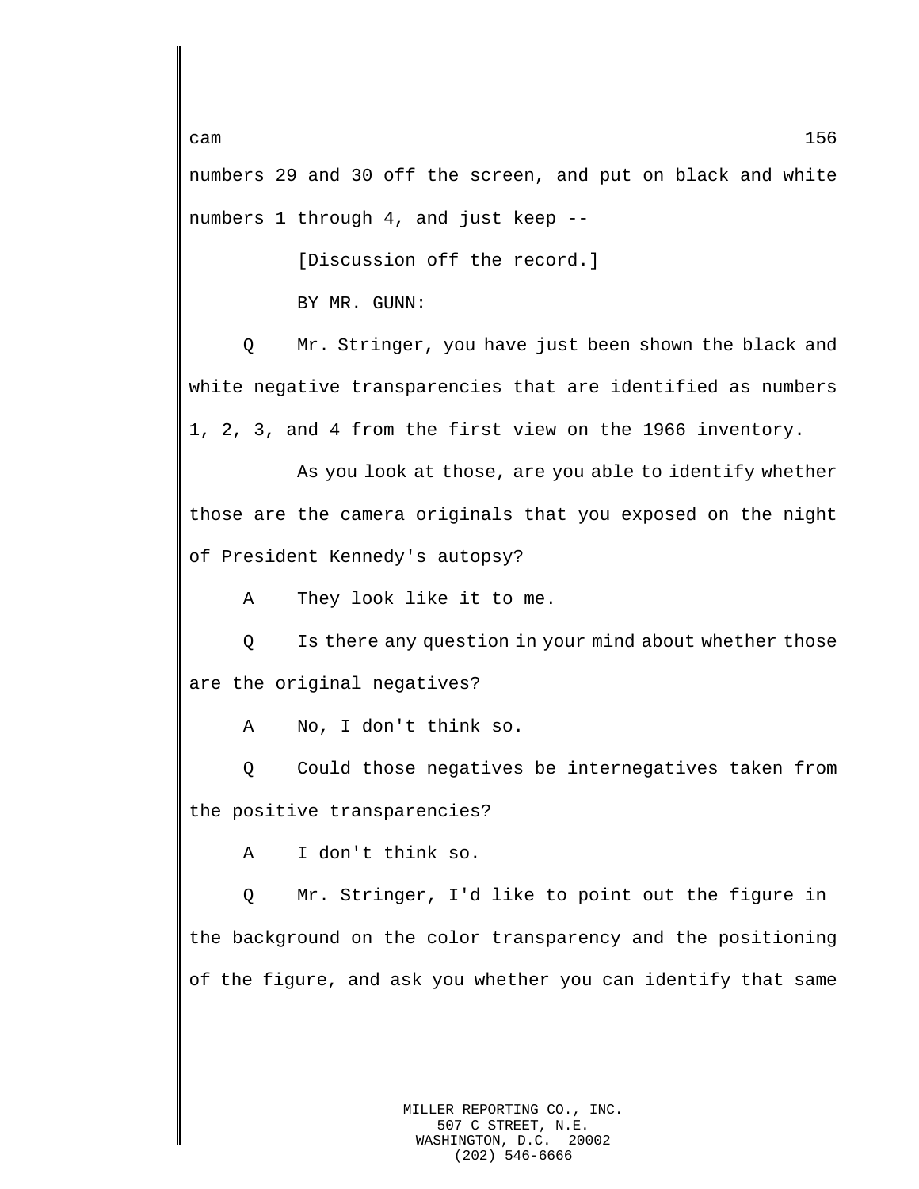numbers 29 and 30 off the screen, and put on black and white numbers 1 through 4, and just keep --

[Discussion off the record.]

BY MR. GUNN:

Q Mr. Stringer, you have just been shown the black and white negative transparencies that are identified as numbers 1, 2, 3, and 4 from the first view on the 1966 inventory.

As you look at those, are you able to identify whether those are the camera originals that you exposed on the night of President Kennedy's autopsy?

A They look like it to me.

Q Is there any question in your mind about whether those are the original negatives?

A No, I don't think so.

Q Could those negatives be internegatives taken from the positive transparencies?

A I don't think so.

Q Mr. Stringer, I'd like to point out the figure in the background on the color transparency and the positioning of the figure, and ask you whether you can identify that same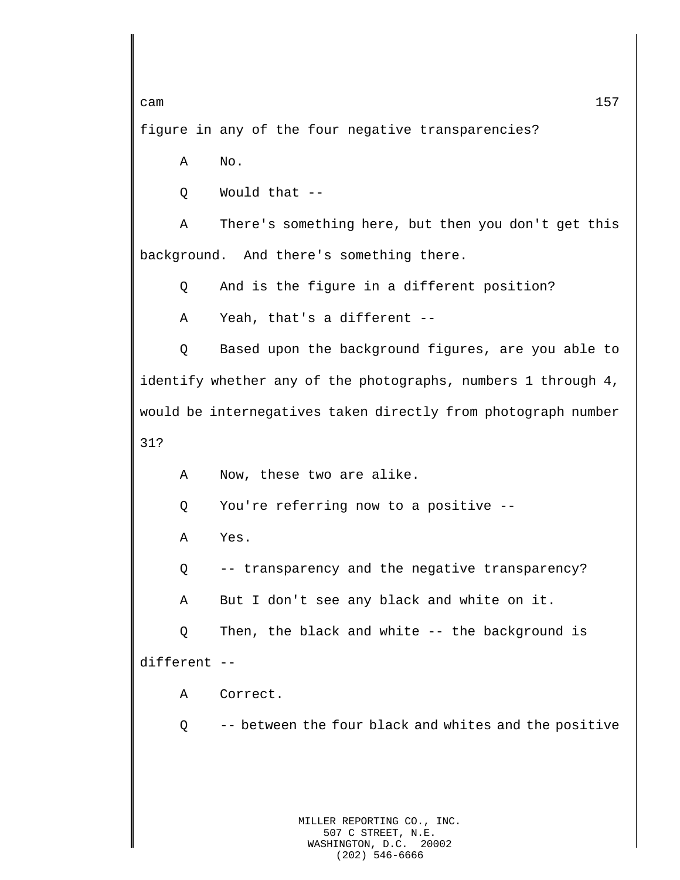figure in any of the four negative transparencies?

A No.

Q Would that --

A There's something here, but then you don't get this background. And there's something there.

Q And is the figure in a different position?

A Yeah, that's a different --

Q Based upon the background figures, are you able to identify whether any of the photographs, numbers 1 through 4, would be internegatives taken directly from photograph number 31?

A Now, these two are alike.

Q You're referring now to a positive --

A Yes.

Q -- transparency and the negative transparency?

A But I don't see any black and white on it.

Q Then, the black and white -- the background is different --

A Correct.

Q -- between the four black and whites and the positive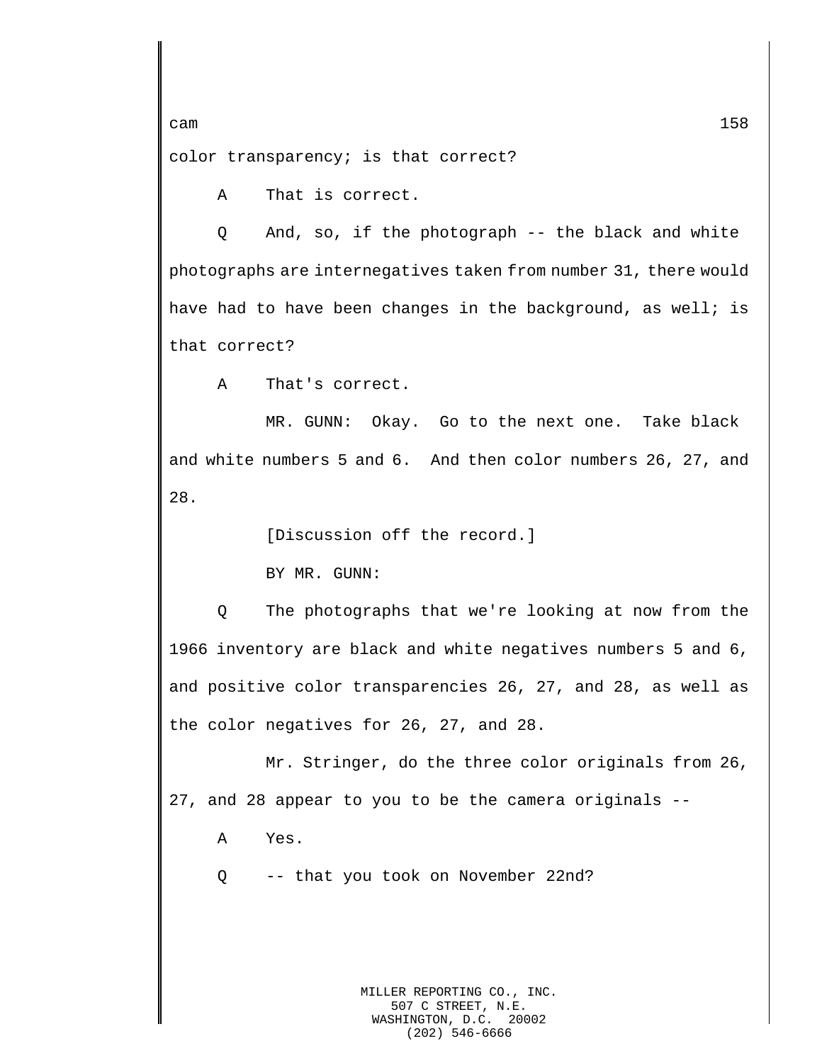color transparency; is that correct?

A That is correct.

Q And, so, if the photograph -- the black and white photographs are internegatives taken from number 31, there would have had to have been changes in the background, as well; is that correct?

A That's correct.

MR. GUNN: Okay. Go to the next one. Take black and white numbers 5 and 6. And then color numbers 26, 27, and 28.

[Discussion off the record.]

BY MR. GUNN:

Q The photographs that we're looking at now from the 1966 inventory are black and white negatives numbers 5 and 6, and positive color transparencies 26, 27, and 28, as well as the color negatives for 26, 27, and 28.

Mr. Stringer, do the three color originals from 26, 27, and 28 appear to you to be the camera originals --

A Yes.

Q -- that you took on November 22nd?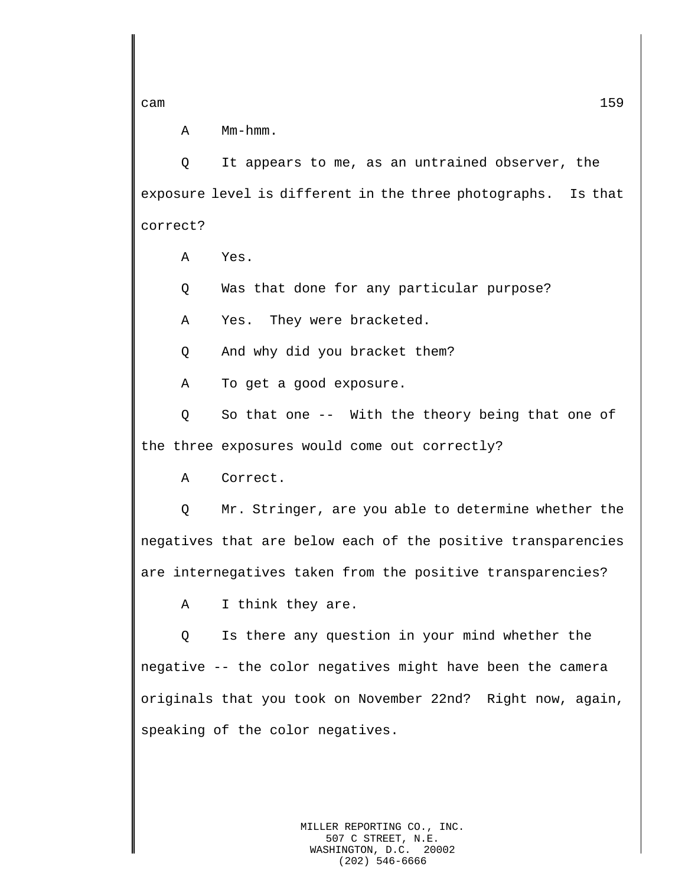A Mm-hmm.

Q It appears to me, as an untrained observer, the exposure level is different in the three photographs. Is that correct?

A Yes.

Q Was that done for any particular purpose?

A Yes. They were bracketed.

Q And why did you bracket them?

A To get a good exposure.

Q So that one -- With the theory being that one of the three exposures would come out correctly?

A Correct.

Q Mr. Stringer, are you able to determine whether the negatives that are below each of the positive transparencies are internegatives taken from the positive transparencies?

A I think they are.

Q Is there any question in your mind whether the negative -- the color negatives might have been the camera originals that you took on November 22nd? Right now, again, speaking of the color negatives.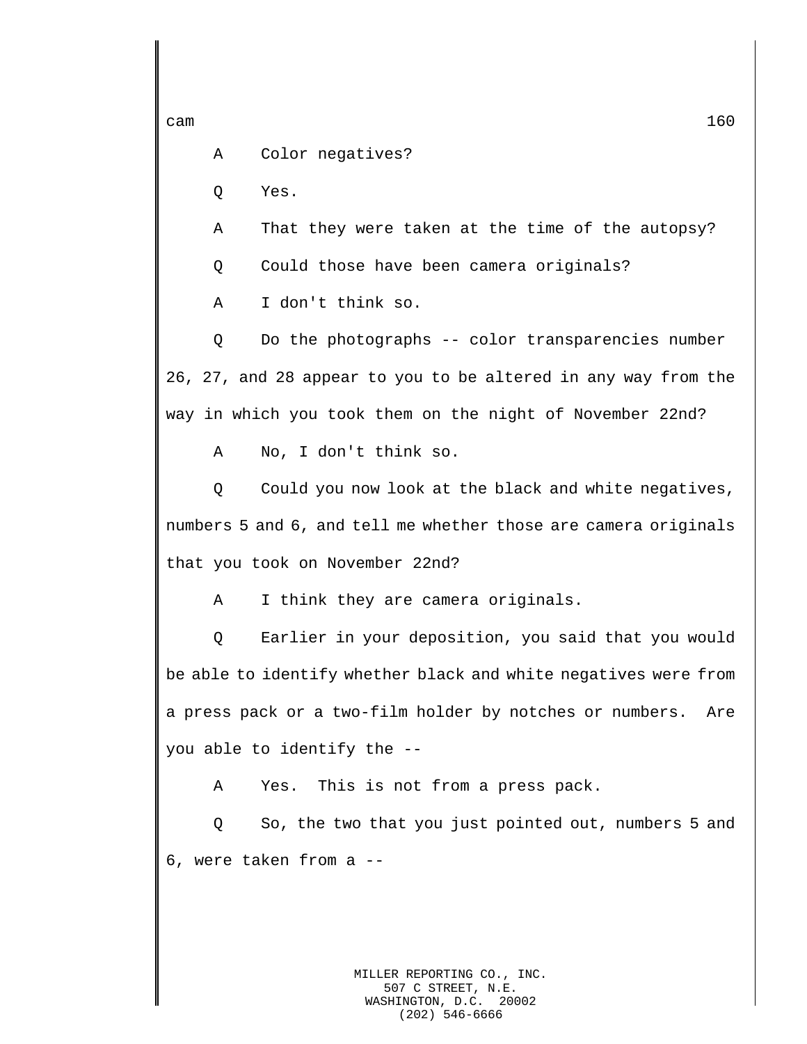A Color negatives?

Q Yes.

A That they were taken at the time of the autopsy?

Q Could those have been camera originals?

A I don't think so.

Q Do the photographs -- color transparencies number 26, 27, and 28 appear to you to be altered in any way from the way in which you took them on the night of November 22nd?

A No, I don't think so.

Q Could you now look at the black and white negatives, numbers 5 and 6, and tell me whether those are camera originals that you took on November 22nd?

A I think they are camera originals.

Q Earlier in your deposition, you said that you would be able to identify whether black and white negatives were from a press pack or a two-film holder by notches or numbers. Are you able to identify the --

A Yes. This is not from a press pack.

Q So, the two that you just pointed out, numbers 5 and 6, were taken from a --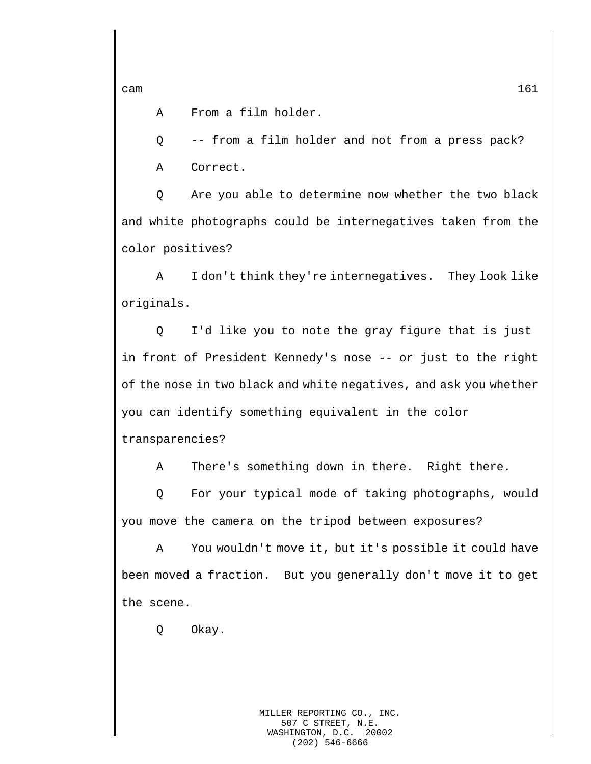A From a film holder.

Q -- from a film holder and not from a press pack?

A Correct.

Q Are you able to determine now whether the two black and white photographs could be internegatives taken from the color positives?

A I don't think they're internegatives. They look like originals.

Q I'd like you to note the gray figure that is just in front of President Kennedy's nose -- or just to the right of the nose in two black and white negatives, and ask you whether you can identify something equivalent in the color transparencies?

A There's something down in there. Right there.

Q For your typical mode of taking photographs, would you move the camera on the tripod between exposures?

A You wouldn't move it, but it's possible it could have been moved a fraction. But you generally don't move it to get the scene.

Q Okay.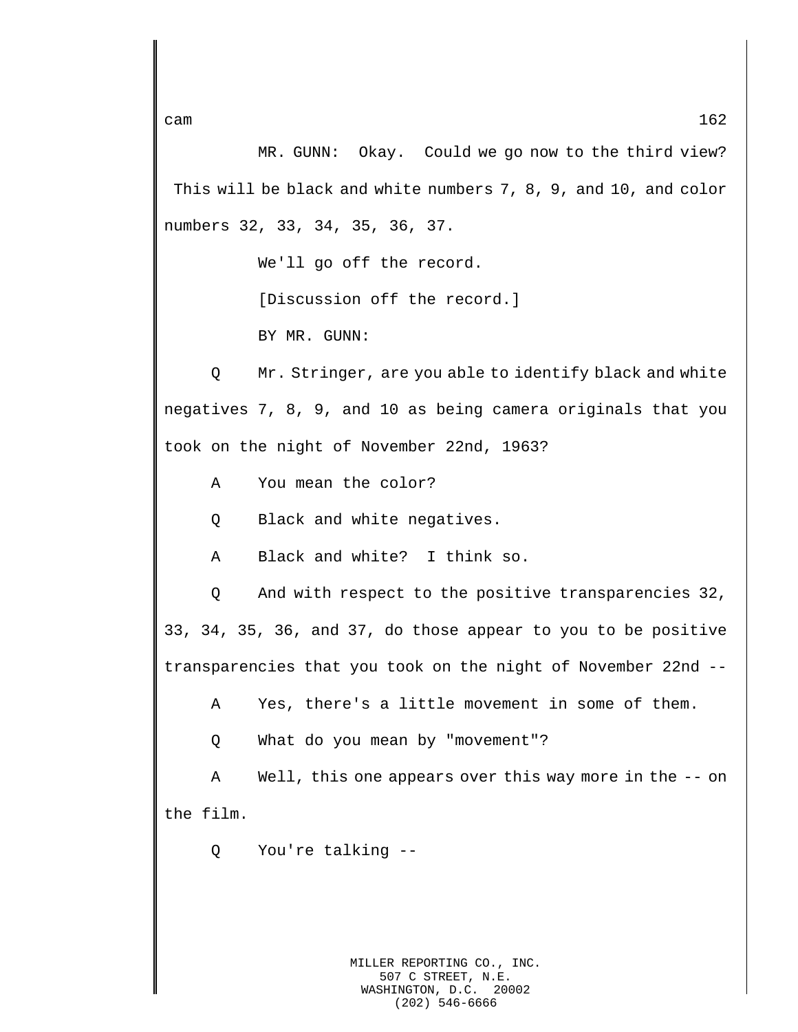MR. GUNN: Okay. Could we go now to the third view? This will be black and white numbers 7, 8, 9, and 10, and color numbers 32, 33, 34, 35, 36, 37.

We'll go off the record.

[Discussion off the record.]

BY MR. GUNN:

Q Mr. Stringer, are you able to identify black and white negatives 7, 8, 9, and 10 as being camera originals that you took on the night of November 22nd, 1963?

A You mean the color?

Q Black and white negatives.

A Black and white? I think so.

Q And with respect to the positive transparencies 32, 33, 34, 35, 36, and 37, do those appear to you to be positive transparencies that you took on the night of November 22nd --

A Yes, there's a little movement in some of them.

Q What do you mean by "movement"?

A Well, this one appears over this way more in the -- on the film.

Q You're talking --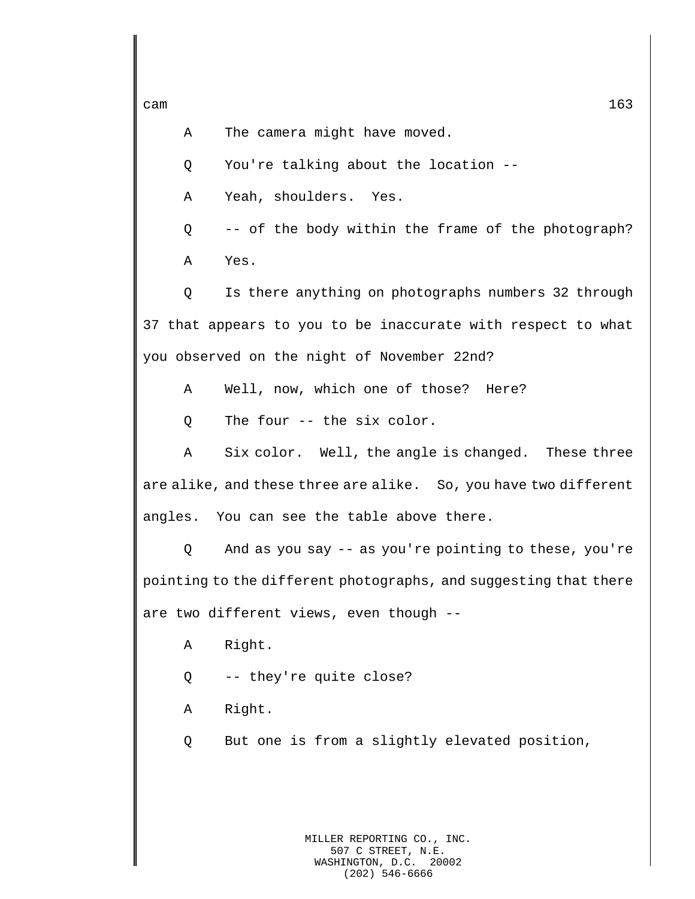A The camera might have moved.

Q You're talking about the location --

A Yeah, shoulders. Yes.

Q -- of the body within the frame of the photograph?

A Yes.

Q Is there anything on photographs numbers 32 through 37 that appears to you to be inaccurate with respect to what you observed on the night of November 22nd?

A Well, now, which one of those? Here?

Q The four -- the six color.

A Six color. Well, the angle is changed. These three are alike, and these three are alike. So, you have two different angles. You can see the table above there.

Q And as you say -- as you're pointing to these, you're pointing to the different photographs, and suggesting that there are two different views, even though --

A Right.

Q -- they're quite close?

A Right.

Q But one is from a slightly elevated position,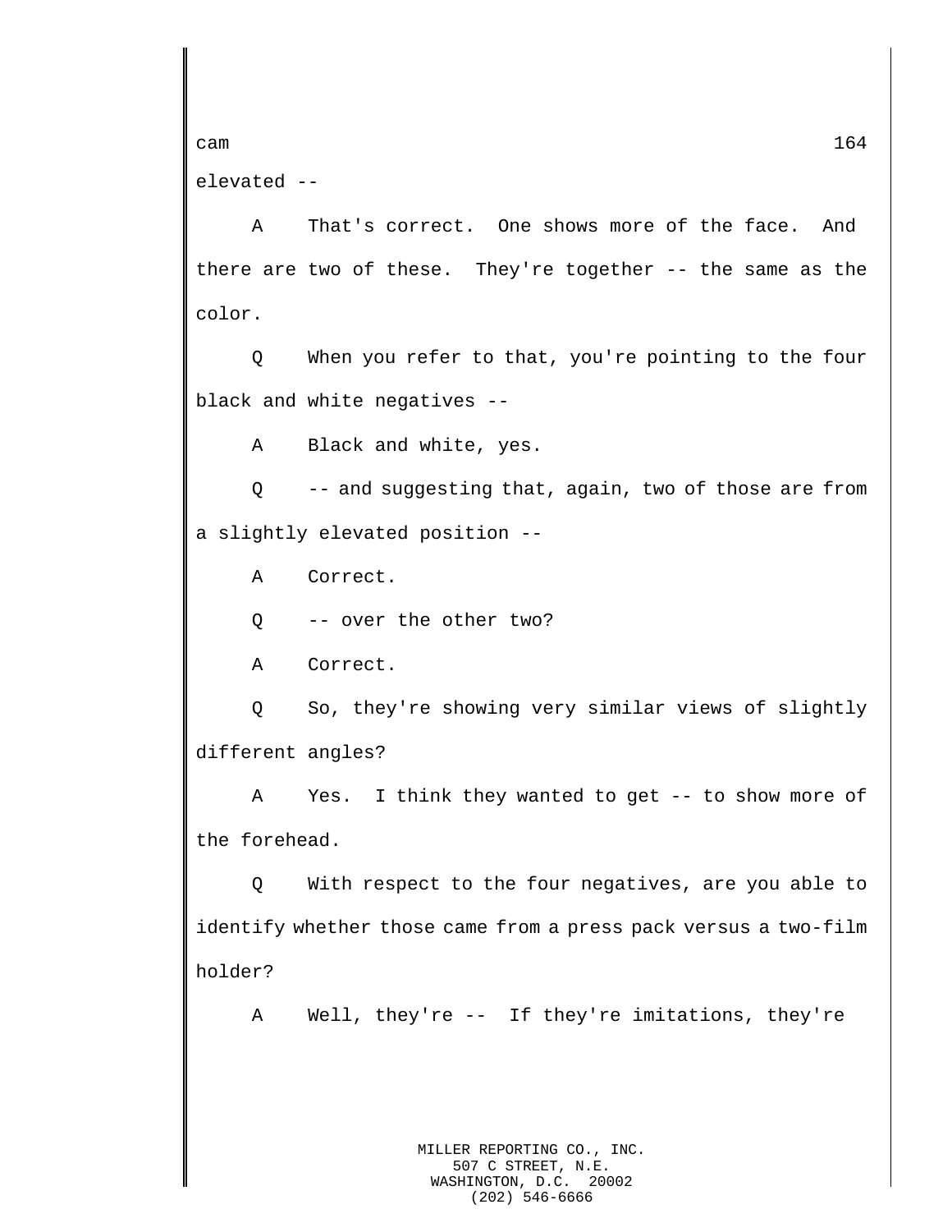elevated --

A That's correct. One shows more of the face. And there are two of these. They're together -- the same as the color.

Q When you refer to that, you're pointing to the four black and white negatives --

A Black and white, yes.

Q -- and suggesting that, again, two of those are from a slightly elevated position --

A Correct.

Q -- over the other two?

A Correct.

Q So, they're showing very similar views of slightly different angles?

A Yes. I think they wanted to get -- to show more of the forehead.

Q With respect to the four negatives, are you able to identify whether those came from a press pack versus a two-film holder?

A Well, they're -- If they're imitations, they're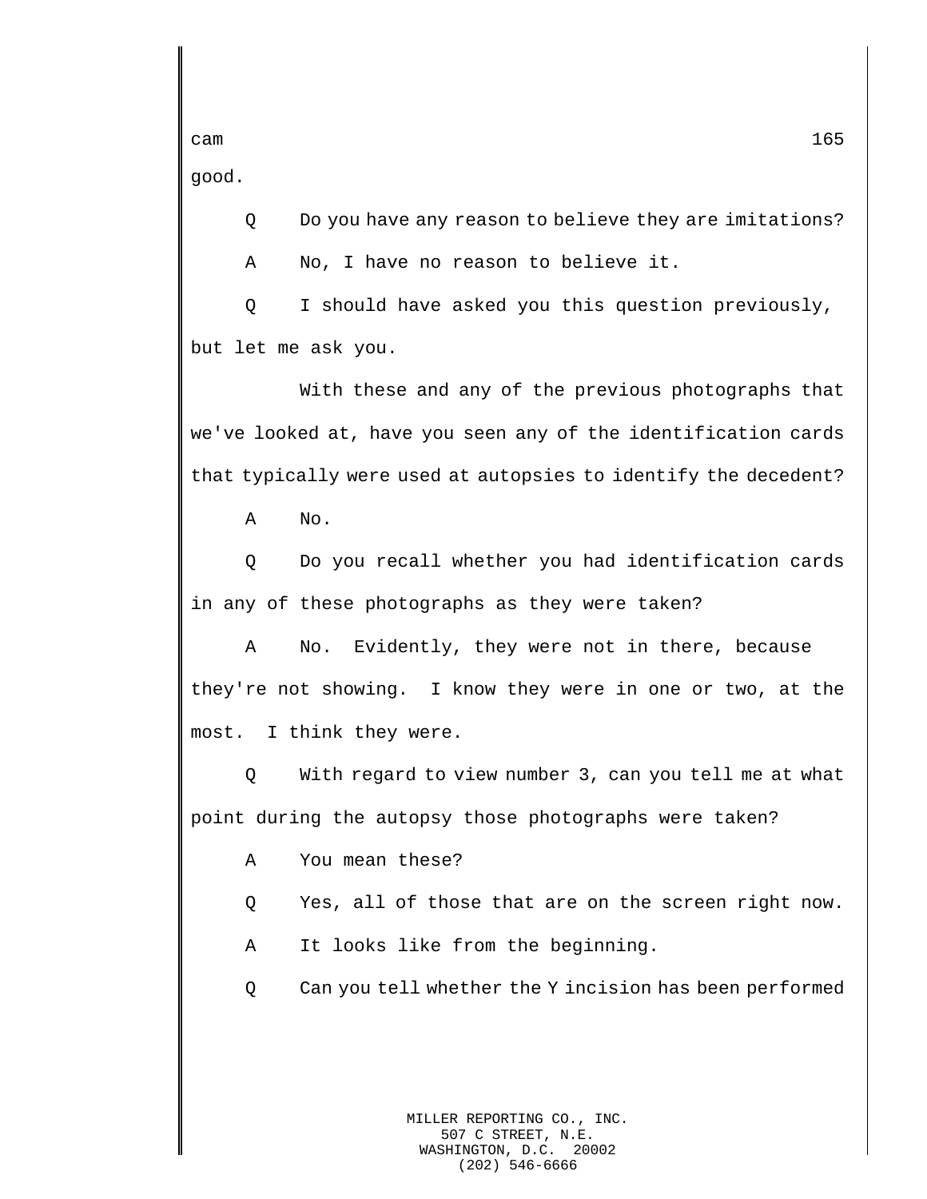good.

Q Do you have any reason to believe they are imitations?

A No, I have no reason to believe it.

Q I should have asked you this question previously, but let me ask you.

With these and any of the previous photographs that we've looked at, have you seen any of the identification cards that typically were used at autopsies to identify the decedent?

A No.

Q Do you recall whether you had identification cards in any of these photographs as they were taken?

A No. Evidently, they were not in there, because they're not showing. I know they were in one or two, at the most. I think they were.

Q With regard to view number 3, can you tell me at what point during the autopsy those photographs were taken?

A You mean these?

Q Yes, all of those that are on the screen right now.

A It looks like from the beginning.

Q Can you tell whether the Y incision has been performed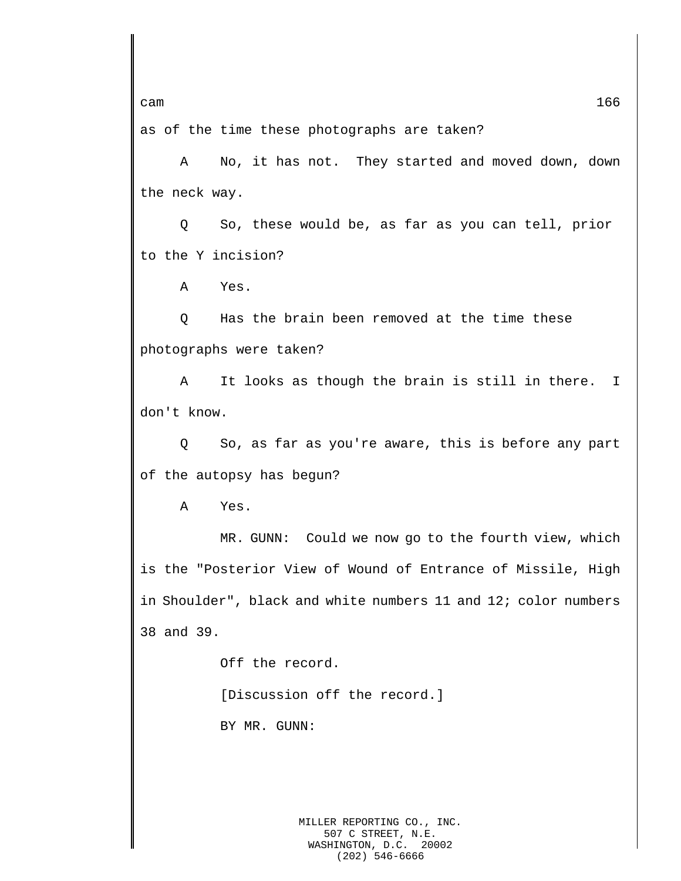as of the time these photographs are taken?

A No, it has not. They started and moved down, down the neck way.

Q So, these would be, as far as you can tell, prior to the Y incision?

A Yes.

Q Has the brain been removed at the time these photographs were taken?

A It looks as though the brain is still in there. I don't know.

Q So, as far as you're aware, this is before any part of the autopsy has begun?

A Yes.

MR. GUNN: Could we now go to the fourth view, which is the "Posterior View of Wound of Entrance of Missile, High in Shoulder", black and white numbers 11 and 12; color numbers 38 and 39.

Off the record.

[Discussion off the record.]

BY MR. GUNN: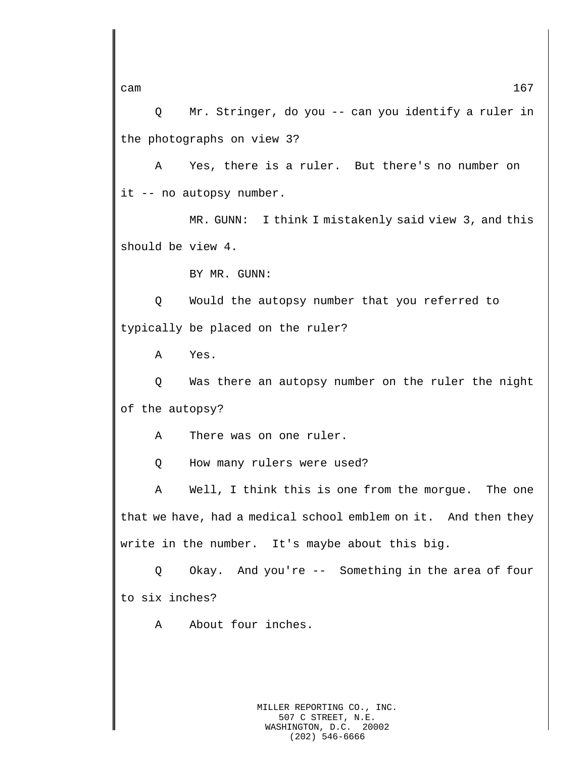Q Mr. Stringer, do you -- can you identify a ruler in the photographs on view 3?

A Yes, there is a ruler. But there's no number on it -- no autopsy number.

MR. GUNN: I think I mistakenly said view 3, and this should be view 4.

BY MR. GUNN:

Q Would the autopsy number that you referred to typically be placed on the ruler?

A Yes.

Q Was there an autopsy number on the ruler the night of the autopsy?

A There was on one ruler.

Q How many rulers were used?

A Well, I think this is one from the morgue. The one that we have, had a medical school emblem on it. And then they write in the number. It's maybe about this big.

Q Okay. And you're -- Something in the area of four to six inches?

A About four inches.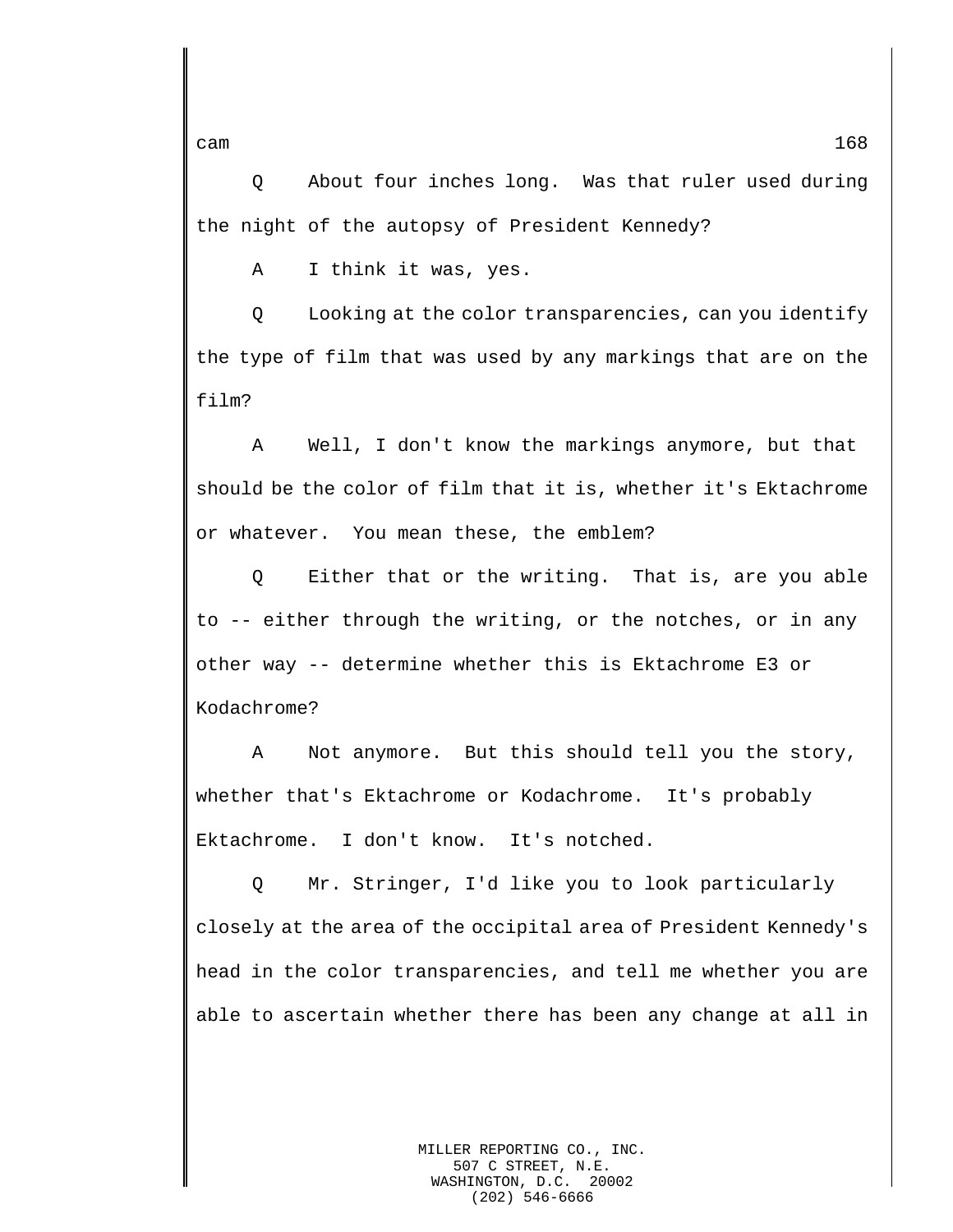Q About four inches long. Was that ruler used during the night of the autopsy of President Kennedy?

A I think it was, yes.

Q Looking at the color transparencies, can you identify the type of film that was used by any markings that are on the film?

A Well, I don't know the markings anymore, but that should be the color of film that it is, whether it's Ektachrome or whatever. You mean these, the emblem?

Q Either that or the writing. That is, are you able to -- either through the writing, or the notches, or in any other way -- determine whether this is Ektachrome E3 or Kodachrome?

A Not anymore. But this should tell you the story, whether that's Ektachrome or Kodachrome. It's probably Ektachrome. I don't know. It's notched.

Q Mr. Stringer, I'd like you to look particularly closely at the area of the occipital area of President Kennedy's head in the color transparencies, and tell me whether you are able to ascertain whether there has been any change at all in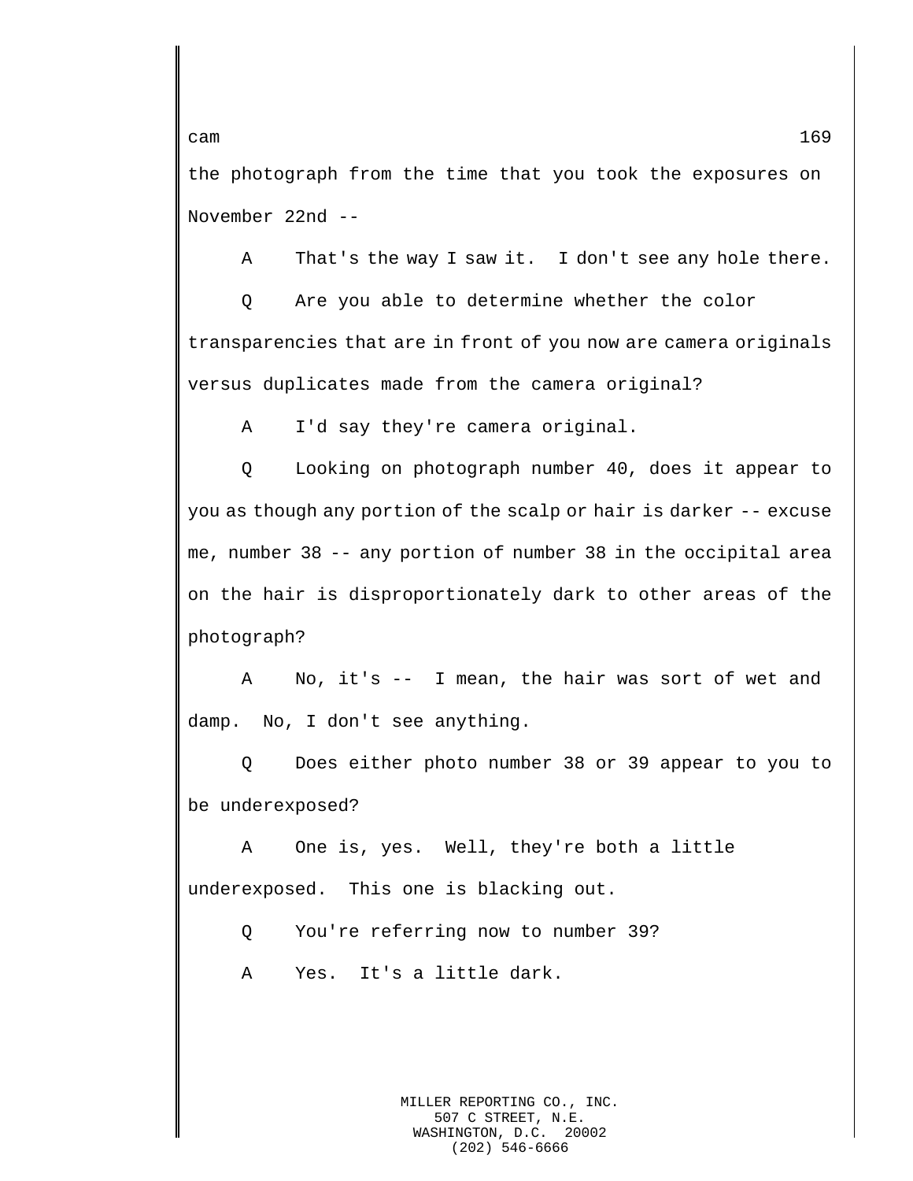the photograph from the time that you took the exposures on November 22nd --

A That's the way I saw it. I don't see any hole there.

Q Are you able to determine whether the color transparencies that are in front of you now are camera originals versus duplicates made from the camera original?

A I'd say they're camera original.

Q Looking on photograph number 40, does it appear to you as though any portion of the scalp or hair is darker -- excuse me, number 38 -- any portion of number 38 in the occipital area on the hair is disproportionately dark to other areas of the photograph?

A No, it's -- I mean, the hair was sort of wet and damp. No, I don't see anything.

Q Does either photo number 38 or 39 appear to you to be underexposed?

A One is, yes. Well, they're both a little underexposed. This one is blacking out.

Q You're referring now to number 39?

A Yes. It's a little dark.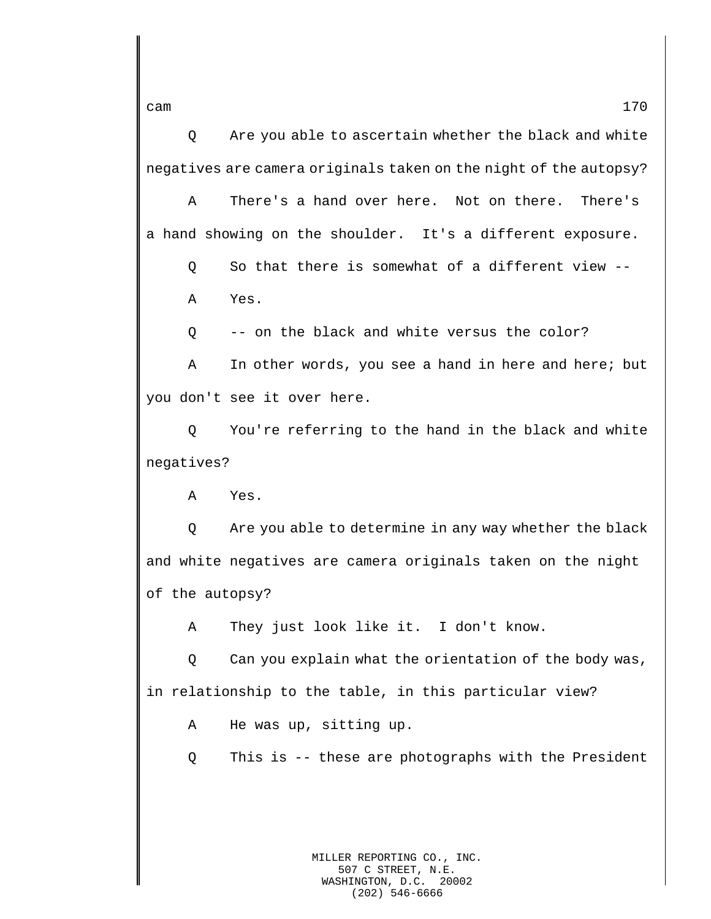Q Are you able to ascertain whether the black and white negatives are camera originals taken on the night of the autopsy?

A There's a hand over here. Not on there. There's a hand showing on the shoulder. It's a different exposure.

Q So that there is somewhat of a different view --

A Yes.

Q -- on the black and white versus the color?

A In other words, you see a hand in here and here; but you don't see it over here.

Q You're referring to the hand in the black and white negatives?

A Yes.

Q Are you able to determine in any way whether the black and white negatives are camera originals taken on the night of the autopsy?

A They just look like it. I don't know.

Q Can you explain what the orientation of the body was, in relationship to the table, in this particular view?

A He was up, sitting up.

Q This is -- these are photographs with the President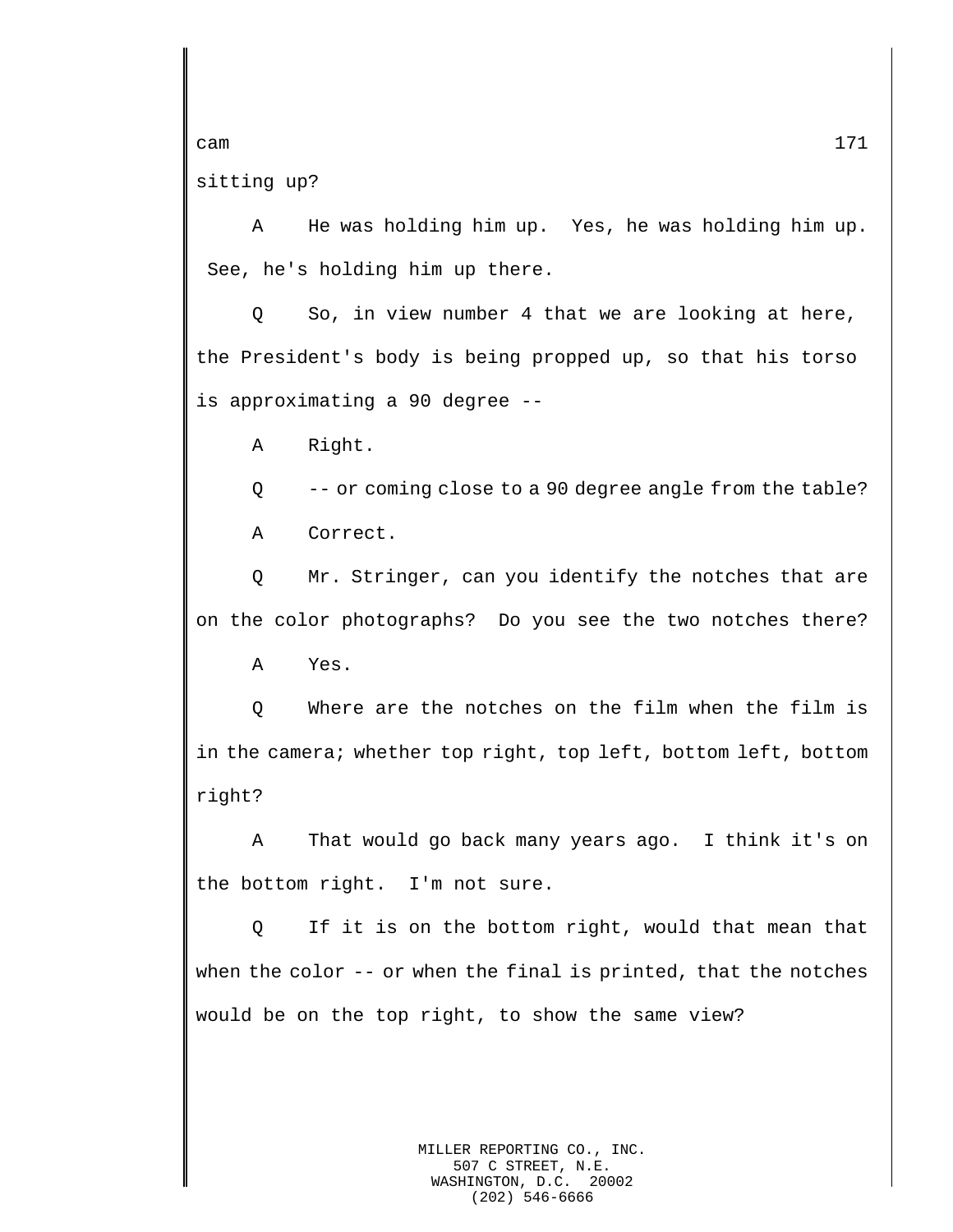sitting up?

A He was holding him up. Yes, he was holding him up. See, he's holding him up there.

Q So, in view number 4 that we are looking at here, the President's body is being propped up, so that his torso is approximating a 90 degree --

A Right.

Q -- or coming close to a 90 degree angle from the table?

A Correct.

Q Mr. Stringer, can you identify the notches that are on the color photographs? Do you see the two notches there?

A Yes.

Q Where are the notches on the film when the film is in the camera; whether top right, top left, bottom left, bottom right?

A That would go back many years ago. I think it's on the bottom right. I'm not sure.

Q If it is on the bottom right, would that mean that when the color -- or when the final is printed, that the notches would be on the top right, to show the same view?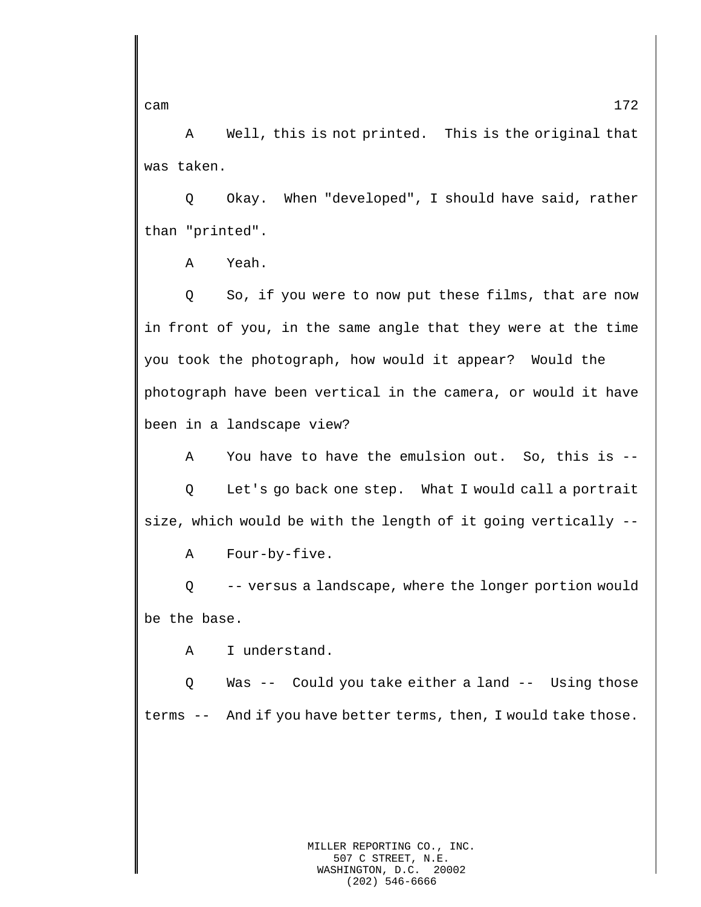A Well, this is not printed. This is the original that was taken.

Q Okay. When "developed", I should have said, rather than "printed".

A Yeah.

Q So, if you were to now put these films, that are now in front of you, in the same angle that they were at the time you took the photograph, how would it appear? Would the photograph have been vertical in the camera, or would it have been in a landscape view?

A You have to have the emulsion out. So, this is --

Q Let's go back one step. What I would call a portrait size, which would be with the length of it going vertically --

A Four-by-five.

Q -- versus a landscape, where the longer portion would be the base.

A I understand.

Q Was -- Could you take either a land -- Using those terms -- And if you have better terms, then, I would take those.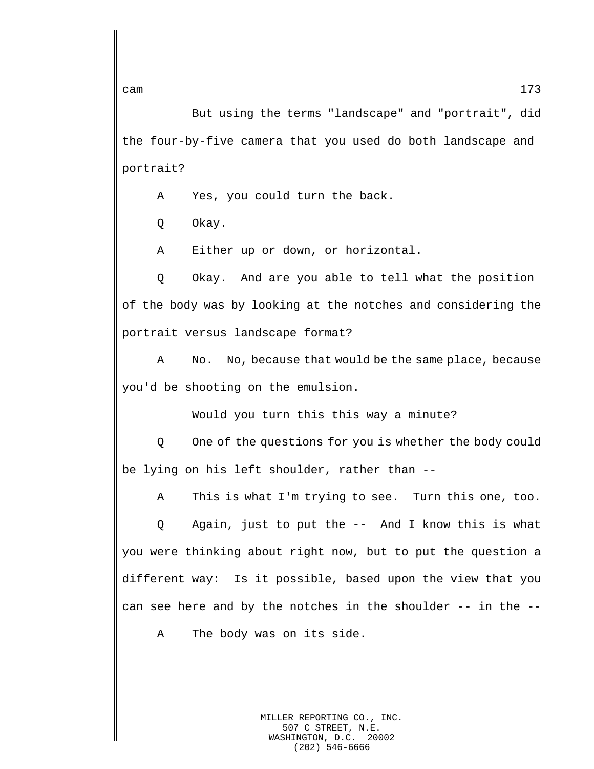But using the terms "landscape" and "portrait", did the four-by-five camera that you used do both landscape and portrait?

A Yes, you could turn the back.

Q Okay.

A Either up or down, or horizontal.

Q Okay. And are you able to tell what the position of the body was by looking at the notches and considering the portrait versus landscape format?

A No. No, because that would be the same place, because you'd be shooting on the emulsion.

Would you turn this this way a minute?

Q One of the questions for you is whether the body could be lying on his left shoulder, rather than --

A This is what I'm trying to see. Turn this one, too.

Q Again, just to put the -- And I know this is what you were thinking about right now, but to put the question a different way: Is it possible, based upon the view that you can see here and by the notches in the shoulder -- in the --

A The body was on its side.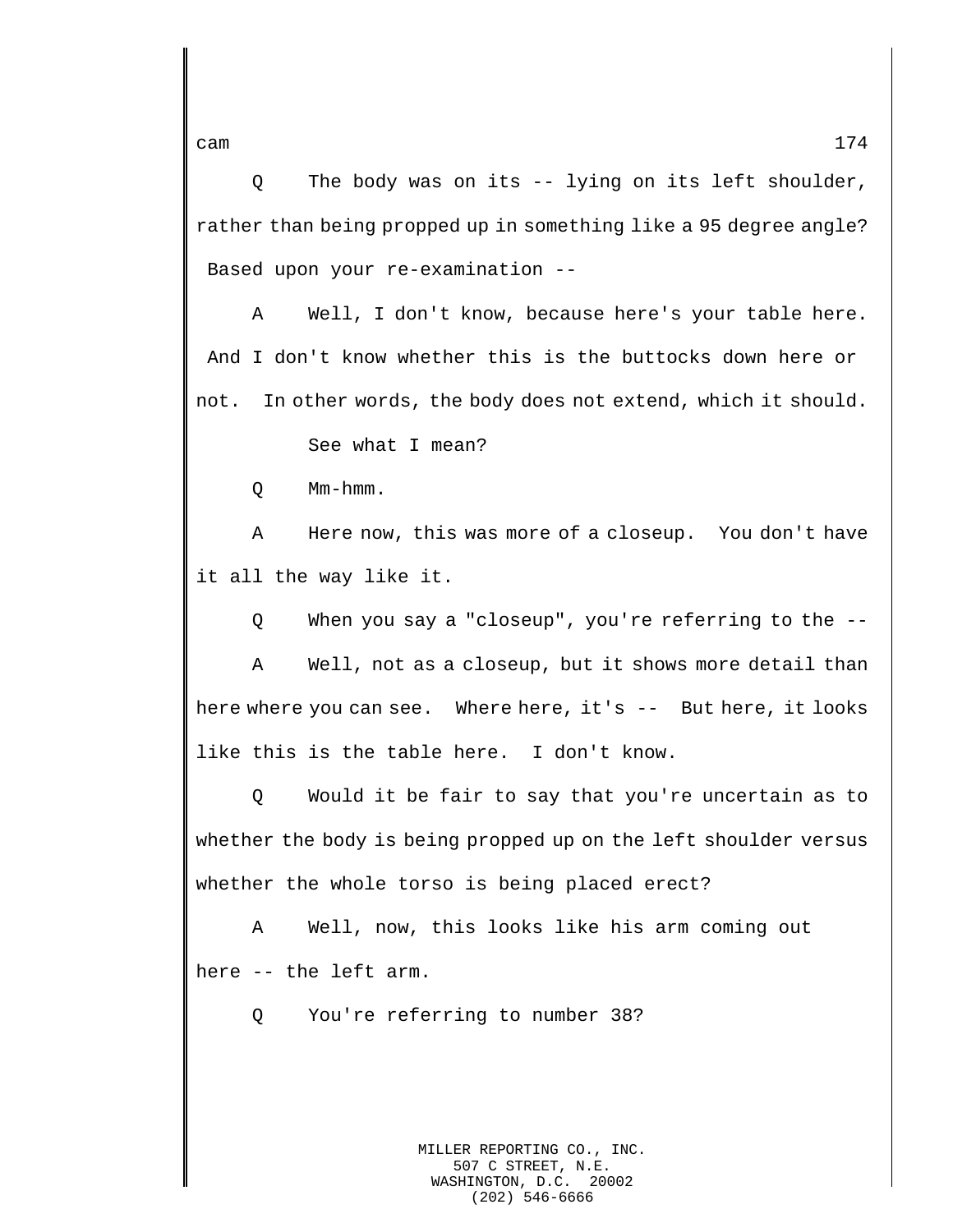Q The body was on its -- lying on its left shoulder, rather than being propped up in something like a 95 degree angle? Based upon your re-examination --

A Well, I don't know, because here's your table here. And I don't know whether this is the buttocks down here or not. In other words, the body does not extend, which it should.

See what I mean?

Q Mm-hmm.

A Here now, this was more of a closeup. You don't have it all the way like it.

Q When you say a "closeup", you're referring to the --

A Well, not as a closeup, but it shows more detail than here where you can see. Where here, it's -- But here, it looks like this is the table here. I don't know.

Q Would it be fair to say that you're uncertain as to whether the body is being propped up on the left shoulder versus whether the whole torso is being placed erect?

A Well, now, this looks like his arm coming out here -- the left arm.

Q You're referring to number 38?

MILLER REPORTING CO., INC.
507 C STREET, N.E.
WASHINGTON, D.C. 20002
(202) 546-6666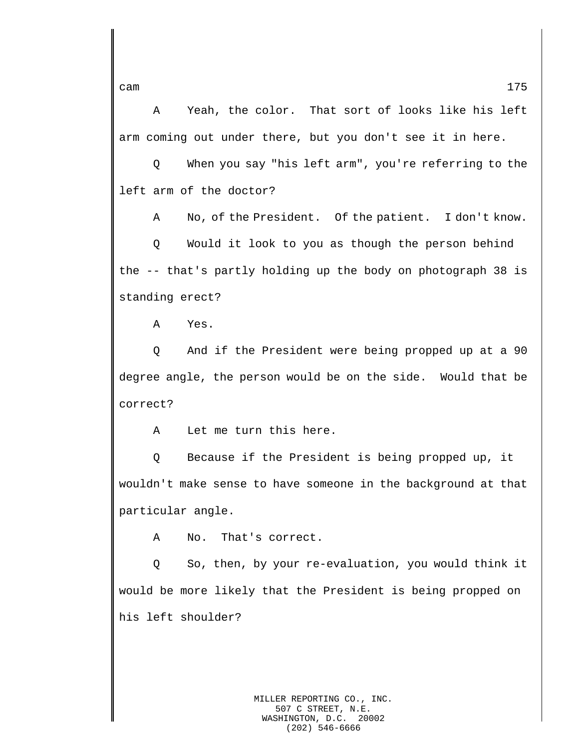A Yeah, the color. That sort of looks like his left arm coming out under there, but you don't see it in here.

Q When you say "his left arm", you're referring to the left arm of the doctor?

A No, of the President. Of the patient. I don't know.

Q Would it look to you as though the person behind the -- that's partly holding up the body on photograph 38 is standing erect?

A Yes.

Q And if the President were being propped up at a 90 degree angle, the person would be on the side. Would that be correct?

A Let me turn this here.

Q Because if the President is being propped up, it wouldn't make sense to have someone in the background at that particular angle.

A No. That's correct.

Q So, then, by your re-evaluation, you would think it would be more likely that the President is being propped on his left shoulder?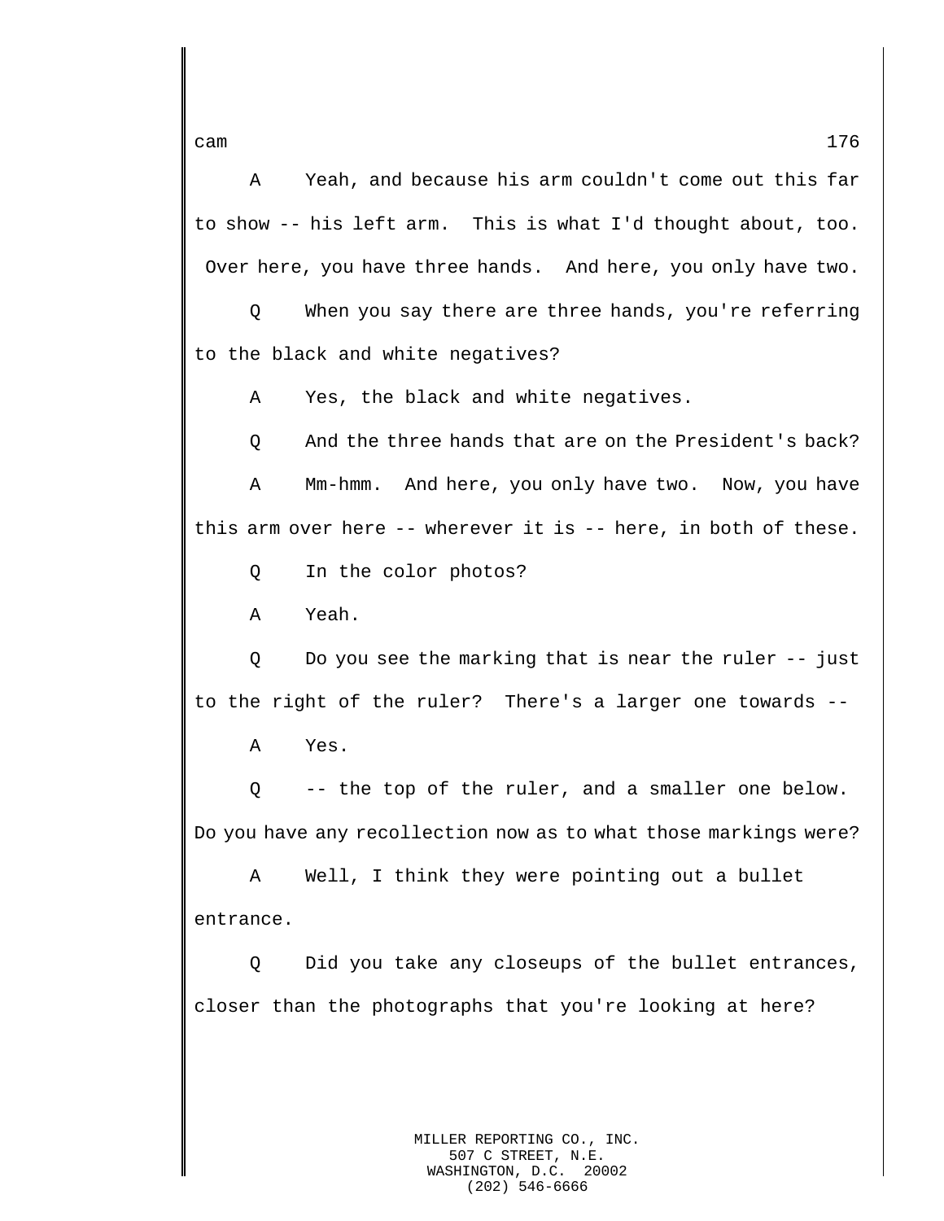A Yeah, and because his arm couldn't come out this far to show -- his left arm. This is what I'd thought about, too. Over here, you have three hands. And here, you only have two.

Q When you say there are three hands, you're referring to the black and white negatives?

A Yes, the black and white negatives.

Q And the three hands that are on the President's back?

A Mm-hmm. And here, you only have two. Now, you have this arm over here -- wherever it is -- here, in both of these.

Q In the color photos?

A Yeah.

Q Do you see the marking that is near the ruler -- just to the right of the ruler? There's a larger one towards --

A Yes.

Q -- the top of the ruler, and a smaller one below. Do you have any recollection now as to what those markings were?

A Well, I think they were pointing out a bullet entrance.

Q Did you take any closeups of the bullet entrances, closer than the photographs that you're looking at here?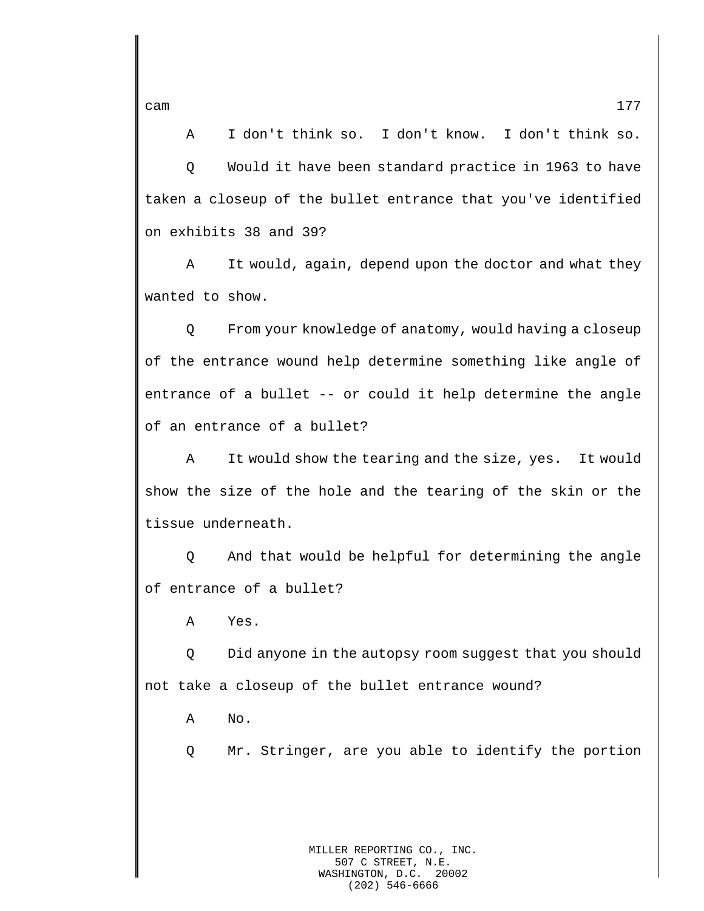A I don't think so. I don't know. I don't think so.

Q Would it have been standard practice in 1963 to have taken a closeup of the bullet entrance that you've identified on exhibits 38 and 39?

A It would, again, depend upon the doctor and what they wanted to show.

Q From your knowledge of anatomy, would having a closeup of the entrance wound help determine something like angle of entrance of a bullet -- or could it help determine the angle of an entrance of a bullet?

A It would show the tearing and the size, yes. It would show the size of the hole and the tearing of the skin or the tissue underneath.

Q And that would be helpful for determining the angle of entrance of a bullet?

A Yes.

Q Did anyone in the autopsy room suggest that you should not take a closeup of the bullet entrance wound?

A No.

Q Mr. Stringer, are you able to identify the portion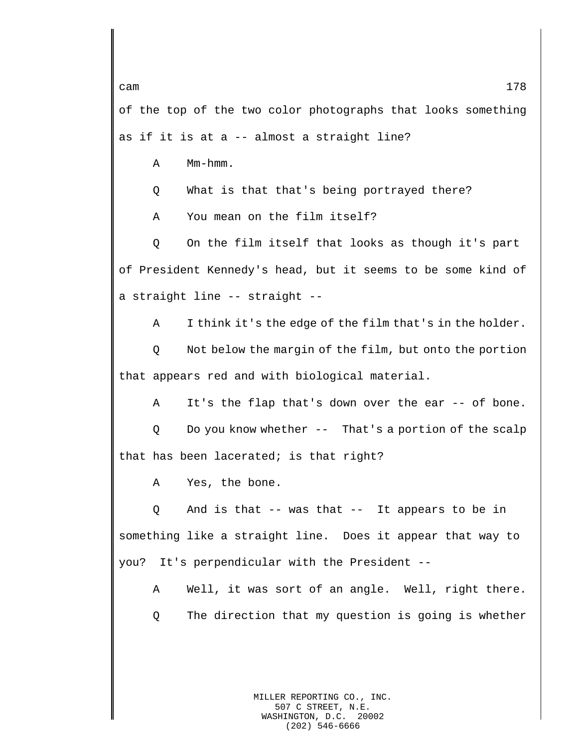of the top of the two color photographs that looks something as if it is at a -- almost a straight line?

A Mm-hmm.

Q What is that that's being portrayed there?

A You mean on the film itself?

Q On the film itself that looks as though it's part of President Kennedy's head, but it seems to be some kind of a straight line -- straight --

A I think it's the edge of the film that's in the holder.

Q Not below the margin of the film, but onto the portion that appears red and with biological material.

A It's the flap that's down over the ear -- of bone.

Q Do you know whether -- That's a portion of the scalp that has been lacerated; is that right?

A Yes, the bone.

Q And is that -- was that -- It appears to be in something like a straight line. Does it appear that way to you? It's perpendicular with the President --

A Well, it was sort of an angle. Well, right there.

Q The direction that my question is going is whether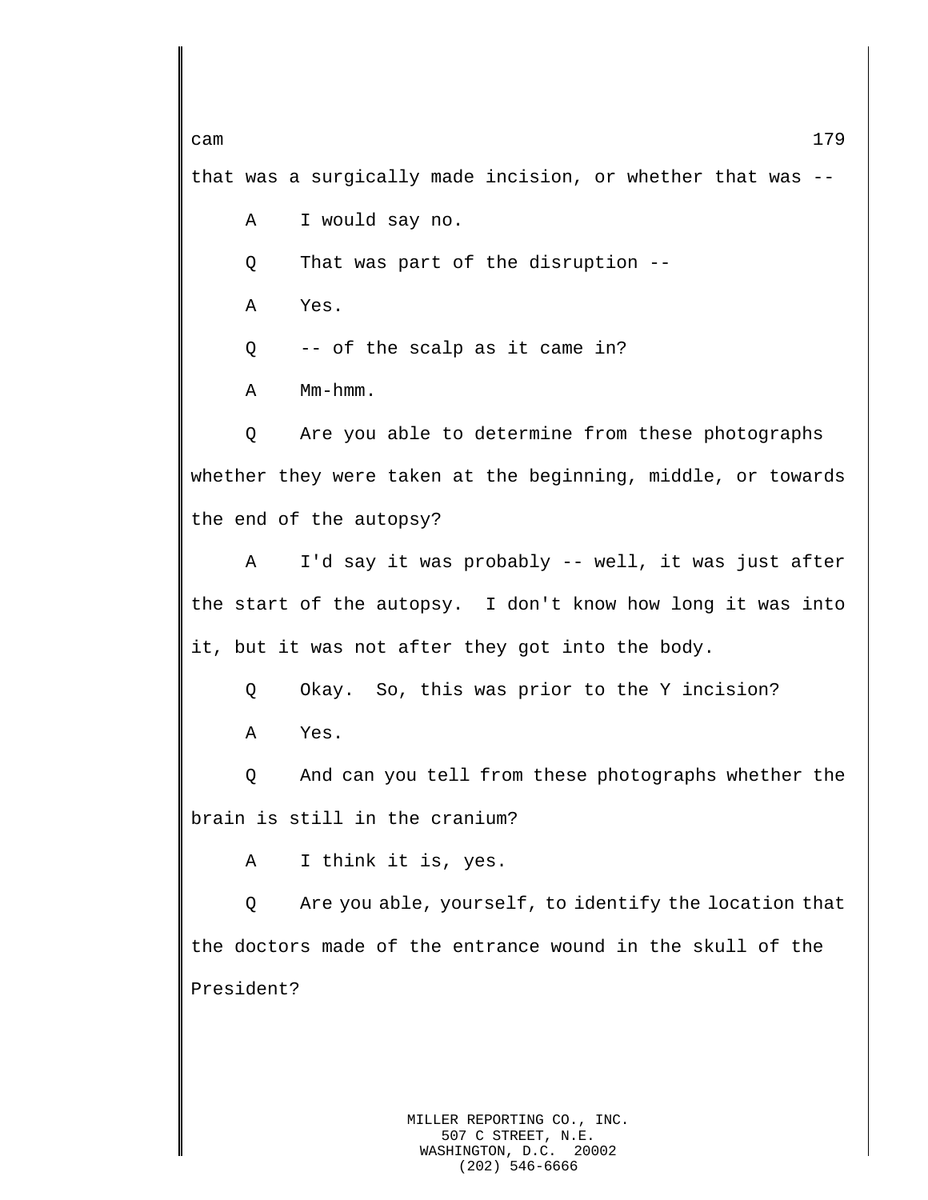that was a surgically made incision, or whether that was --

A I would say no.

Q That was part of the disruption --

A Yes.

Q -- of the scalp as it came in?

A Mm-hmm.

Q Are you able to determine from these photographs whether they were taken at the beginning, middle, or towards the end of the autopsy?

A I'd say it was probably -- well, it was just after the start of the autopsy. I don't know how long it was into it, but it was not after they got into the body.

Q Okay. So, this was prior to the Y incision?

A Yes.

Q And can you tell from these photographs whether the brain is still in the cranium?

A I think it is, yes.

Q Are you able, yourself, to identify the location that the doctors made of the entrance wound in the skull of the President?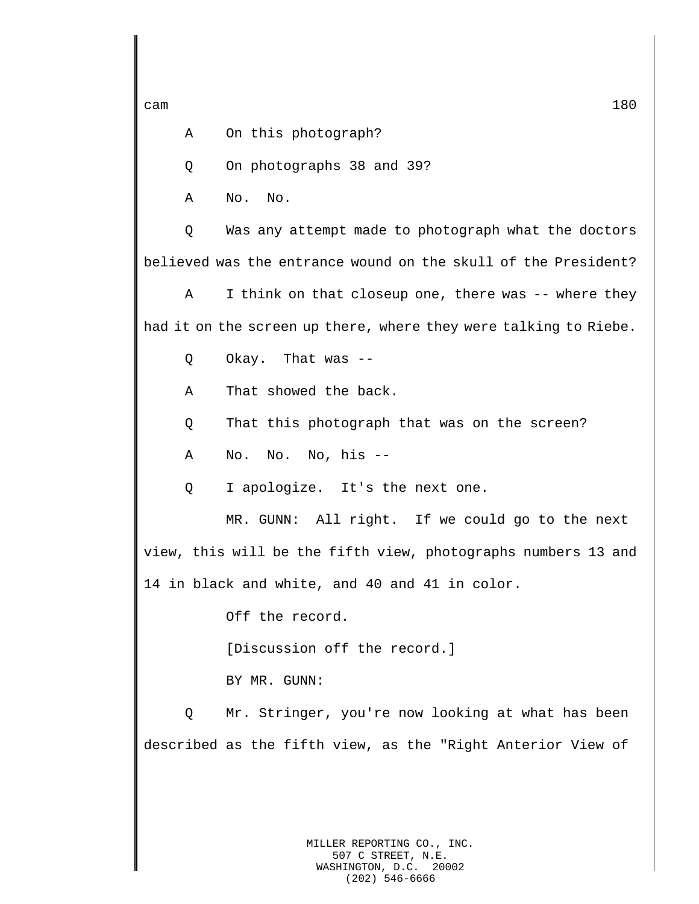A On this photograph?

Q On photographs 38 and 39?

A No. No.

Q Was any attempt made to photograph what the doctors believed was the entrance wound on the skull of the President?

A I think on that closeup one, there was -- where they had it on the screen up there, where they were talking to Riebe.

Q Okay. That was --

A That showed the back.

Q That this photograph that was on the screen?

A No. No. No, his --

Q I apologize. It's the next one.

MR. GUNN: All right. If we could go to the next view, this will be the fifth view, photographs numbers 13 and 14 in black and white, and 40 and 41 in color.

Off the record.

[Discussion off the record.]

BY MR. GUNN:

Q Mr. Stringer, you're now looking at what has been described as the fifth view, as the "Right Anterior View of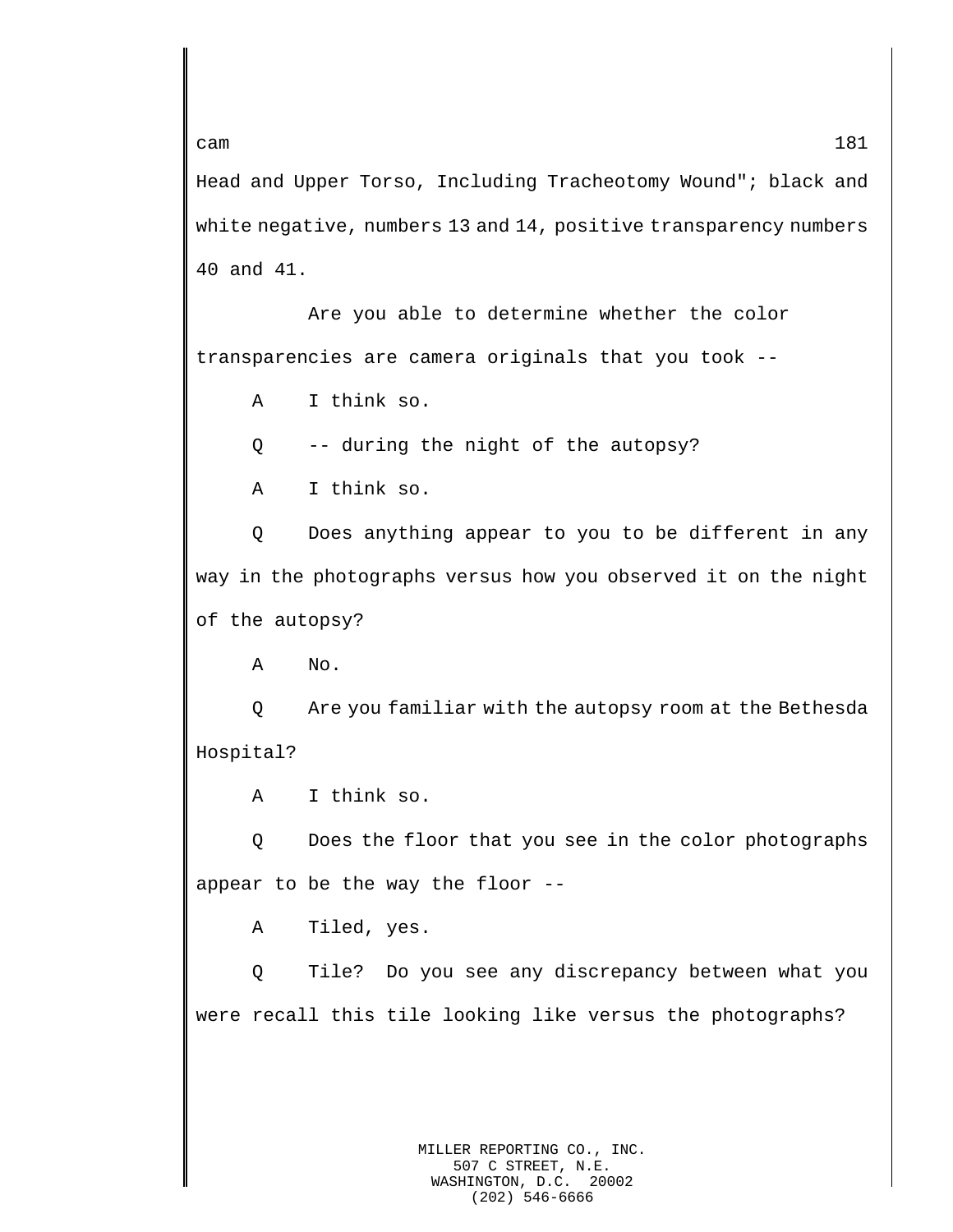Head and Upper Torso, Including Tracheotomy Wound"; black and white negative, numbers 13 and 14, positive transparency numbers 40 and 41.

Are you able to determine whether the color transparencies are camera originals that you took --

A I think so.

Q -- during the night of the autopsy?

A I think so.

Q Does anything appear to you to be different in any way in the photographs versus how you observed it on the night of the autopsy?

A No.

Q Are you familiar with the autopsy room at the Bethesda Hospital?

A I think so.

Q Does the floor that you see in the color photographs appear to be the way the floor --

A Tiled, yes.

Q Tile? Do you see any discrepancy between what you were recall this tile looking like versus the photographs?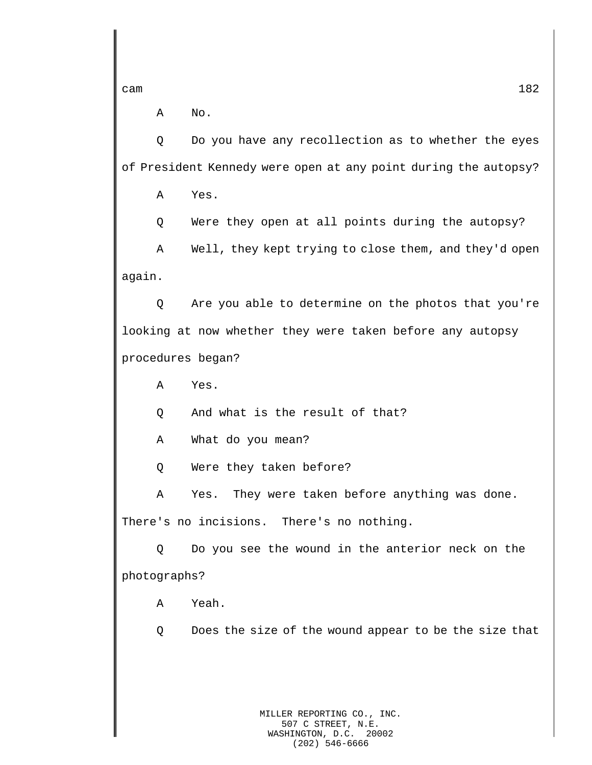A No.

Q Do you have any recollection as to whether the eyes of President Kennedy were open at any point during the autopsy?

A Yes.

Q Were they open at all points during the autopsy?

A Well, they kept trying to close them, and they'd open again.

Q Are you able to determine on the photos that you're looking at now whether they were taken before any autopsy procedures began?

A Yes.

Q And what is the result of that?

A What do you mean?

Q Were they taken before?

A Yes. They were taken before anything was done. There's no incisions. There's no nothing.

Q Do you see the wound in the anterior neck on the photographs?

A Yeah.

Q Does the size of the wound appear to be the size that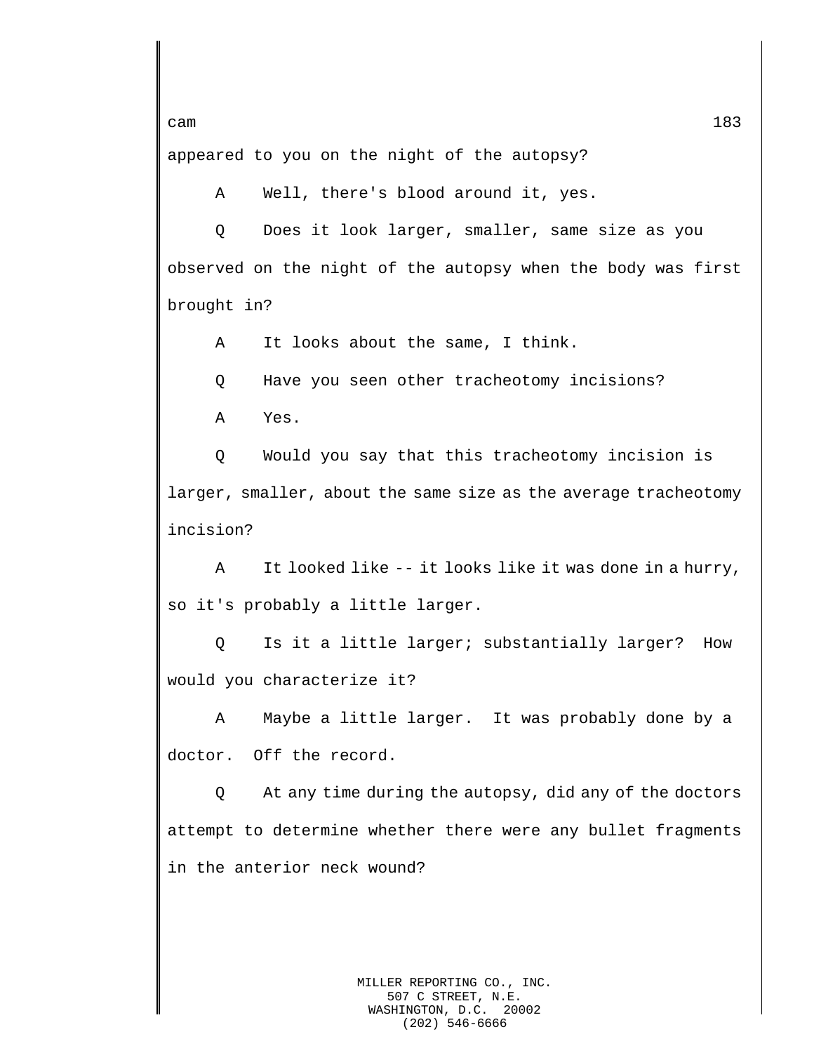appeared to you on the night of the autopsy?

A Well, there's blood around it, yes.

Q Does it look larger, smaller, same size as you observed on the night of the autopsy when the body was first brought in?

A It looks about the same, I think.

Q Have you seen other tracheotomy incisions?

A Yes.

Q Would you say that this tracheotomy incision is larger, smaller, about the same size as the average tracheotomy incision?

A It looked like -- it looks like it was done in a hurry, so it's probably a little larger.

Q Is it a little larger; substantially larger? How would you characterize it?

A Maybe a little larger. It was probably done by a doctor. Off the record.

Q At any time during the autopsy, did any of the doctors attempt to determine whether there were any bullet fragments in the anterior neck wound?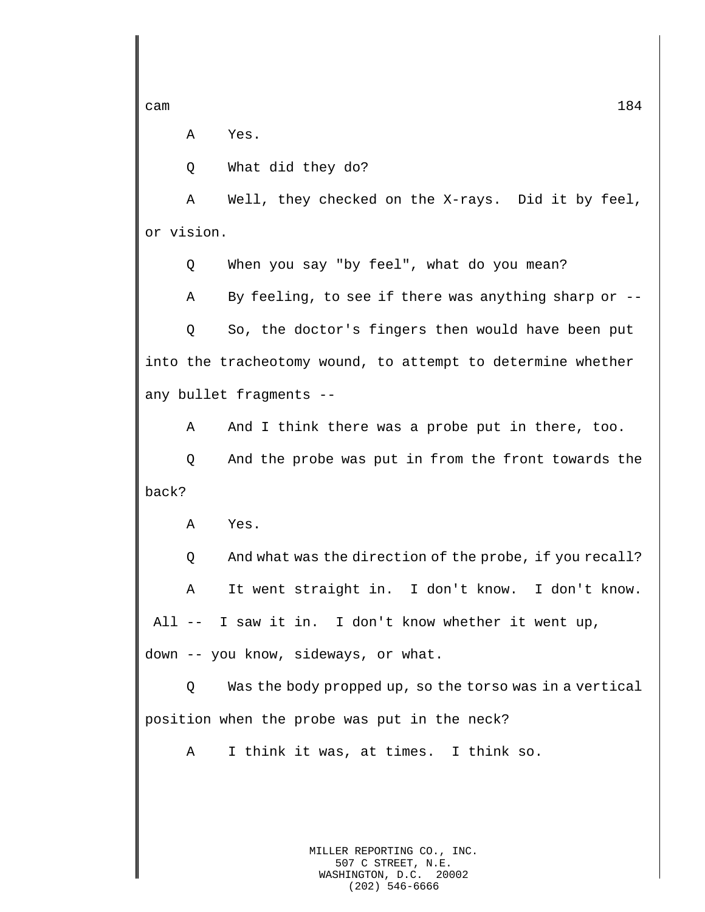A    Yes.

Q    What did they do?

A    Well, they checked on the X-rays.  Did it by feel, or vision.

Q    When you say "by feel", what do you mean?

A    By feeling, to see if there was anything sharp or --

Q    So, the doctor's fingers then would have been put into the tracheotomy wound, to attempt to determine whether any bullet fragments --

A    And I think there was a probe put in there, too.

Q    And the probe was put in from the front towards the back?

A    Yes.

Q    And what was the direction of the probe, if you recall?

A    It went straight in.  I don't know.  I don't know.  All --  I saw it in.  I don't know whether it went up, down -- you know, sideways, or what.

Q    Was the body propped up, so the torso was in a vertical position when the probe was put in the neck?

A    I think it was, at times.  I think so.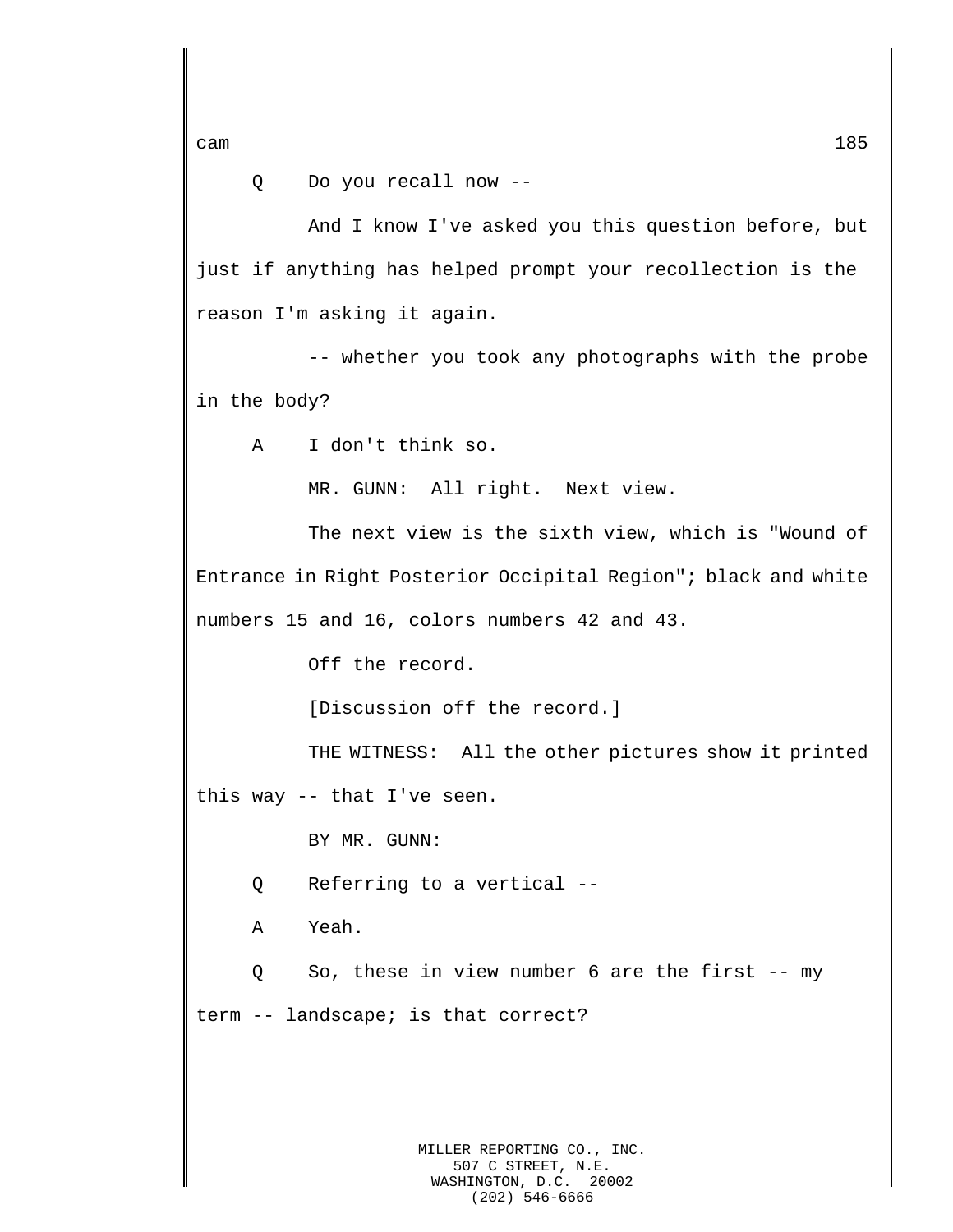Q Do you recall now --

And I know I've asked you this question before, but just if anything has helped prompt your recollection is the reason I'm asking it again.

-- whether you took any photographs with the probe in the body?

A I don't think so.

MR. GUNN: All right. Next view.

The next view is the sixth view, which is "Wound of Entrance in Right Posterior Occipital Region"; black and white numbers 15 and 16, colors numbers 42 and 43.

Off the record.

[Discussion off the record.]

THE WITNESS: All the other pictures show it printed this way -- that I've seen.

BY MR. GUNN:

Q Referring to a vertical --

A Yeah.

Q So, these in view number 6 are the first -- my term -- landscape; is that correct?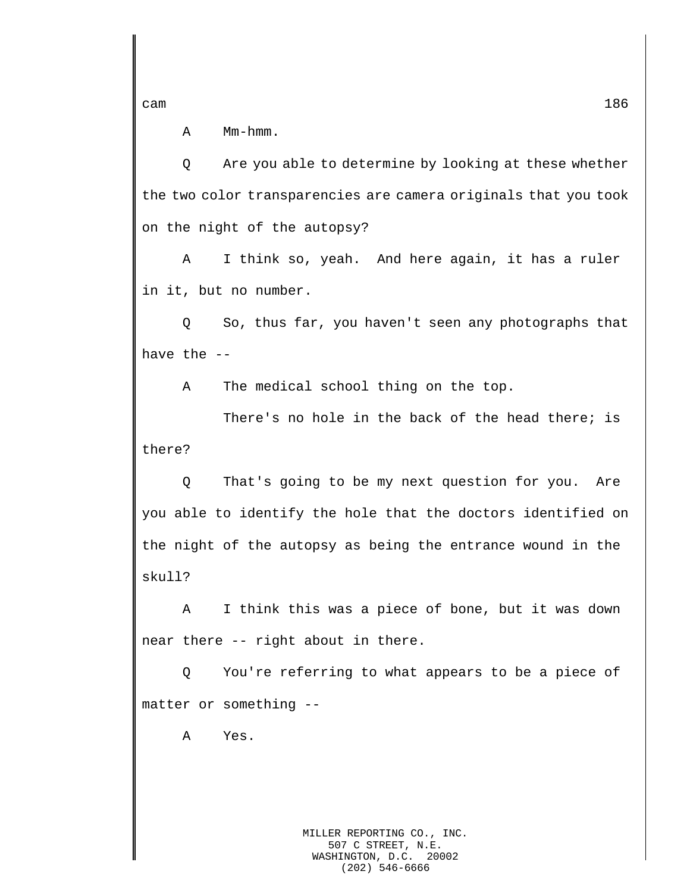A Mm-hmm.

Q Are you able to determine by looking at these whether the two color transparencies are camera originals that you took on the night of the autopsy?

A I think so, yeah. And here again, it has a ruler in it, but no number.

Q So, thus far, you haven't seen any photographs that have the --

A The medical school thing on the top.

There's no hole in the back of the head there; is there?

Q That's going to be my next question for you. Are you able to identify the hole that the doctors identified on the night of the autopsy as being the entrance wound in the skull?

A I think this was a piece of bone, but it was down near there -- right about in there.

Q You're referring to what appears to be a piece of matter or something --

A Yes.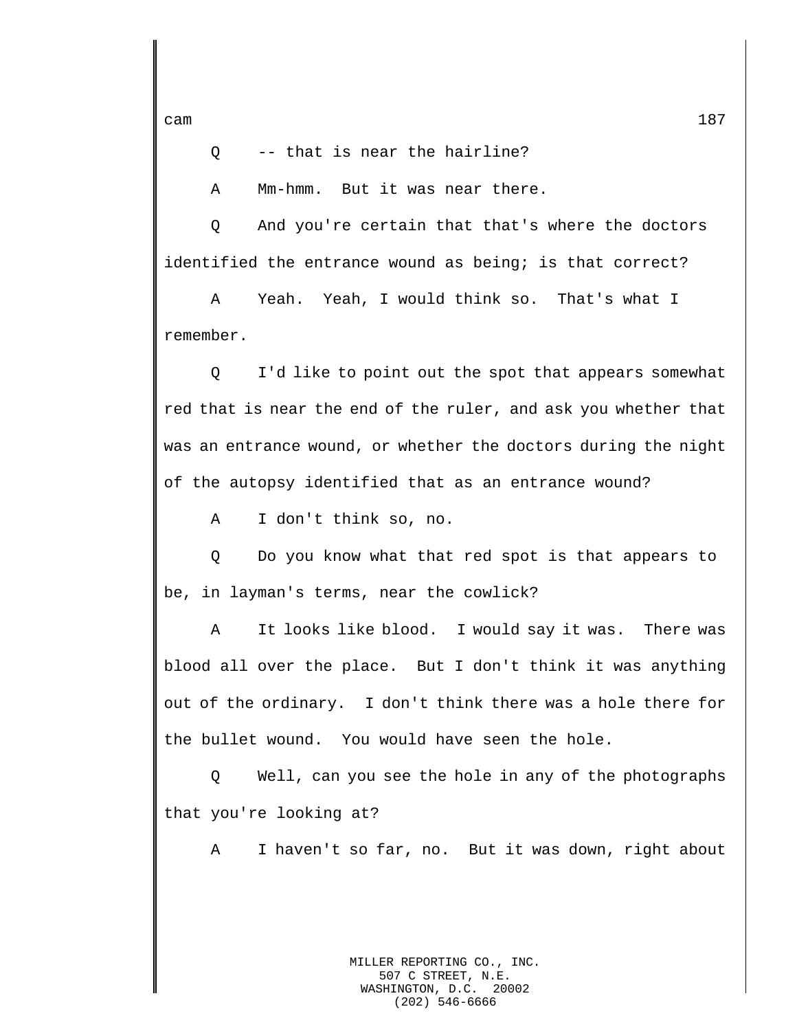Q -- that is near the hairline?

A Mm-hmm. But it was near there.

Q And you're certain that that's where the doctors identified the entrance wound as being; is that correct?

A Yeah. Yeah, I would think so. That's what I remember.

Q I'd like to point out the spot that appears somewhat red that is near the end of the ruler, and ask you whether that was an entrance wound, or whether the doctors during the night of the autopsy identified that as an entrance wound?

A I don't think so, no.

Q Do you know what that red spot is that appears to be, in layman's terms, near the cowlick?

A It looks like blood. I would say it was. There was blood all over the place. But I don't think it was anything out of the ordinary. I don't think there was a hole there for the bullet wound. You would have seen the hole.

Q Well, can you see the hole in any of the photographs that you're looking at?

A I haven't so far, no. But it was down, right about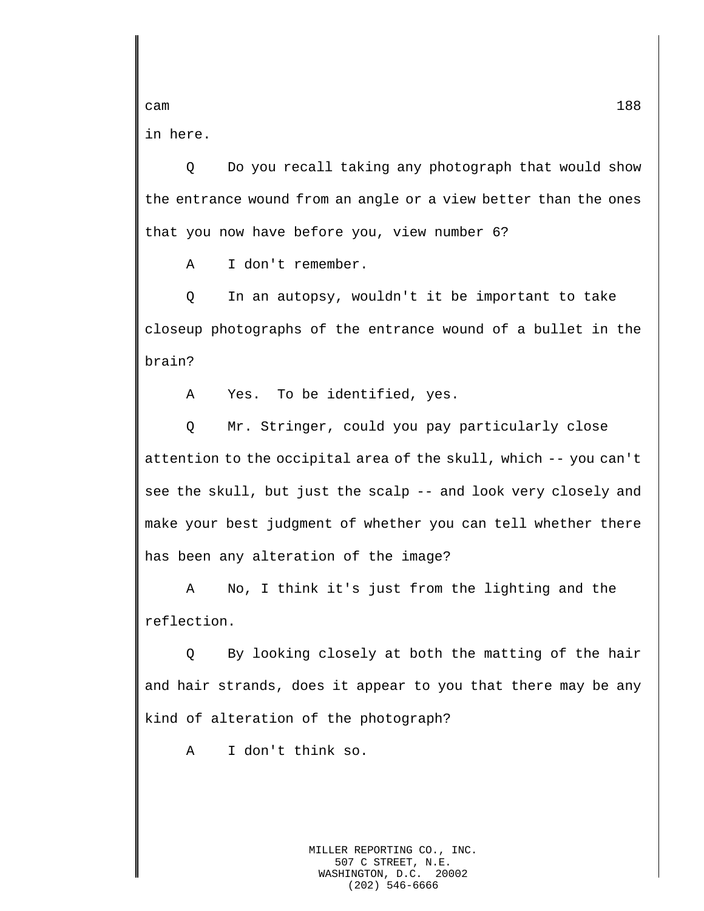in here.

Q Do you recall taking any photograph that would show the entrance wound from an angle or a view better than the ones that you now have before you, view number 6?

A I don't remember.

Q In an autopsy, wouldn't it be important to take closeup photographs of the entrance wound of a bullet in the brain?

A Yes. To be identified, yes.

Q Mr. Stringer, could you pay particularly close attention to the occipital area of the skull, which -- you can't see the skull, but just the scalp -- and look very closely and make your best judgment of whether you can tell whether there has been any alteration of the image?

A No, I think it's just from the lighting and the reflection.

Q By looking closely at both the matting of the hair and hair strands, does it appear to you that there may be any kind of alteration of the photograph?

A I don't think so.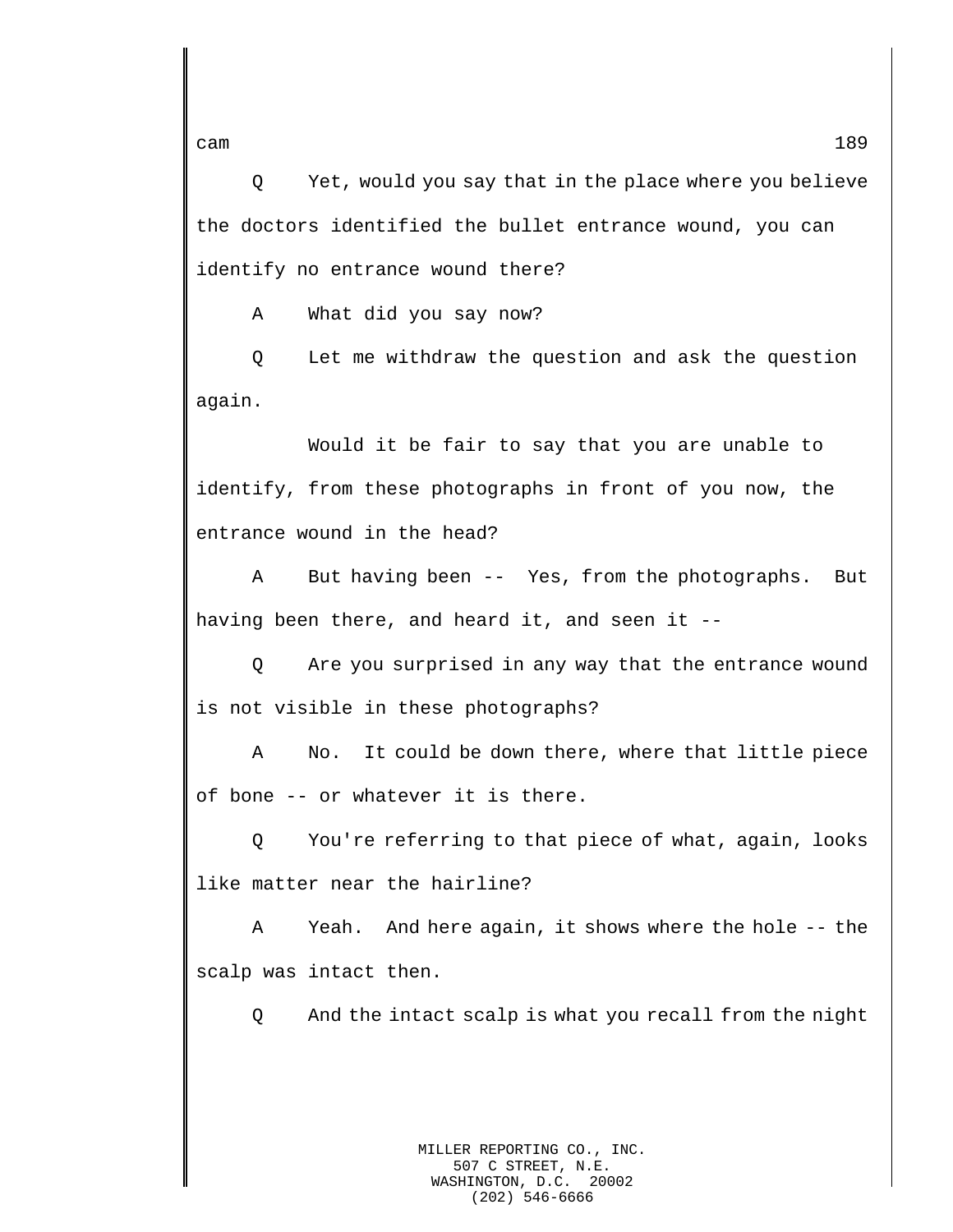Q Yet, would you say that in the place where you believe the doctors identified the bullet entrance wound, you can identify no entrance wound there?

A What did you say now?

Q Let me withdraw the question and ask the question again.

Would it be fair to say that you are unable to identify, from these photographs in front of you now, the entrance wound in the head?

A But having been -- Yes, from the photographs. But having been there, and heard it, and seen it --

Q Are you surprised in any way that the entrance wound is not visible in these photographs?

A No. It could be down there, where that little piece of bone -- or whatever it is there.

Q You're referring to that piece of what, again, looks like matter near the hairline?

A Yeah. And here again, it shows where the hole -- the scalp was intact then.

Q And the intact scalp is what you recall from the night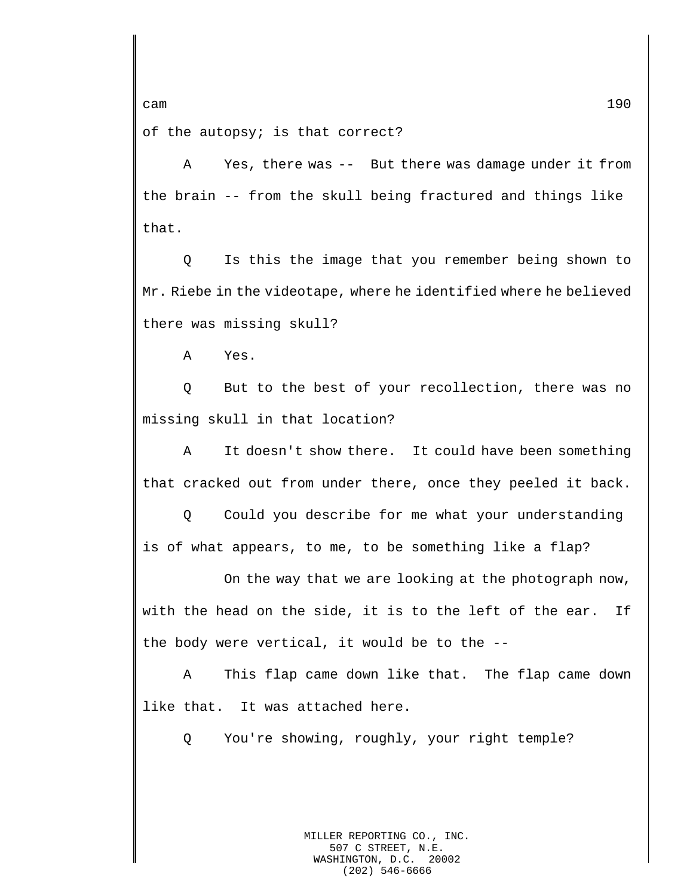of the autopsy; is that correct?

A Yes, there was -- But there was damage under it from the brain -- from the skull being fractured and things like that.

Q Is this the image that you remember being shown to Mr. Riebe in the videotape, where he identified where he believed there was missing skull?

A Yes.

Q But to the best of your recollection, there was no missing skull in that location?

A It doesn't show there. It could have been something that cracked out from under there, once they peeled it back.

Q Could you describe for me what your understanding is of what appears, to me, to be something like a flap?

On the way that we are looking at the photograph now, with the head on the side, it is to the left of the ear. If the body were vertical, it would be to the --

A This flap came down like that. The flap came down like that. It was attached here.

Q You're showing, roughly, your right temple?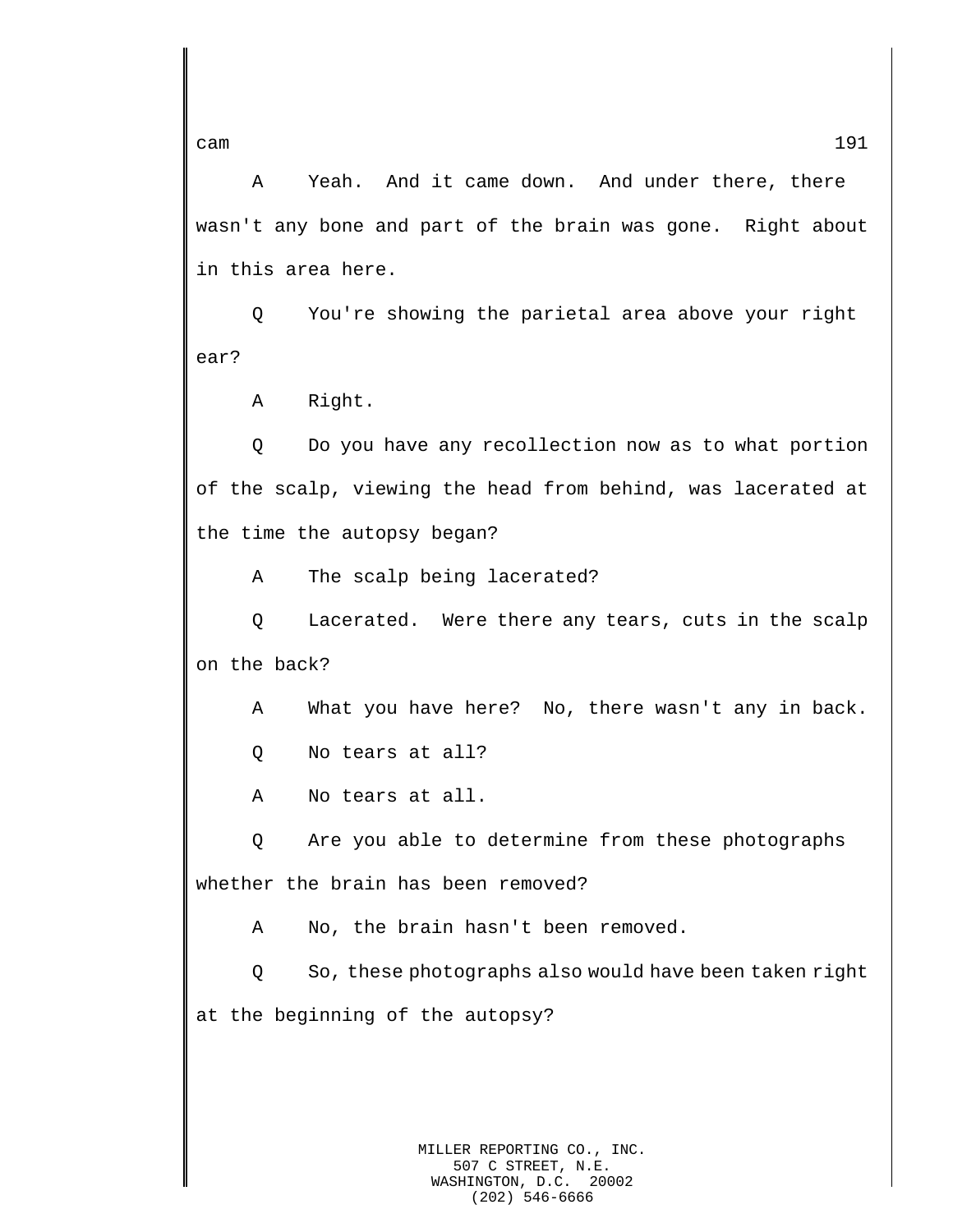A Yeah. And it came down. And under there, there wasn't any bone and part of the brain was gone. Right about in this area here.

Q You're showing the parietal area above your right ear?

A Right.

Q Do you have any recollection now as to what portion of the scalp, viewing the head from behind, was lacerated at the time the autopsy began?

A The scalp being lacerated?

Q Lacerated. Were there any tears, cuts in the scalp on the back?

A What you have here? No, there wasn't any in back.

Q No tears at all?

A No tears at all.

Q Are you able to determine from these photographs whether the brain has been removed?

A No, the brain hasn't been removed.

Q So, these photographs also would have been taken right at the beginning of the autopsy?

MILLER REPORTING CO., INC.
507 C STREET, N.E.
WASHINGTON, D.C. 20002
(202) 546-6666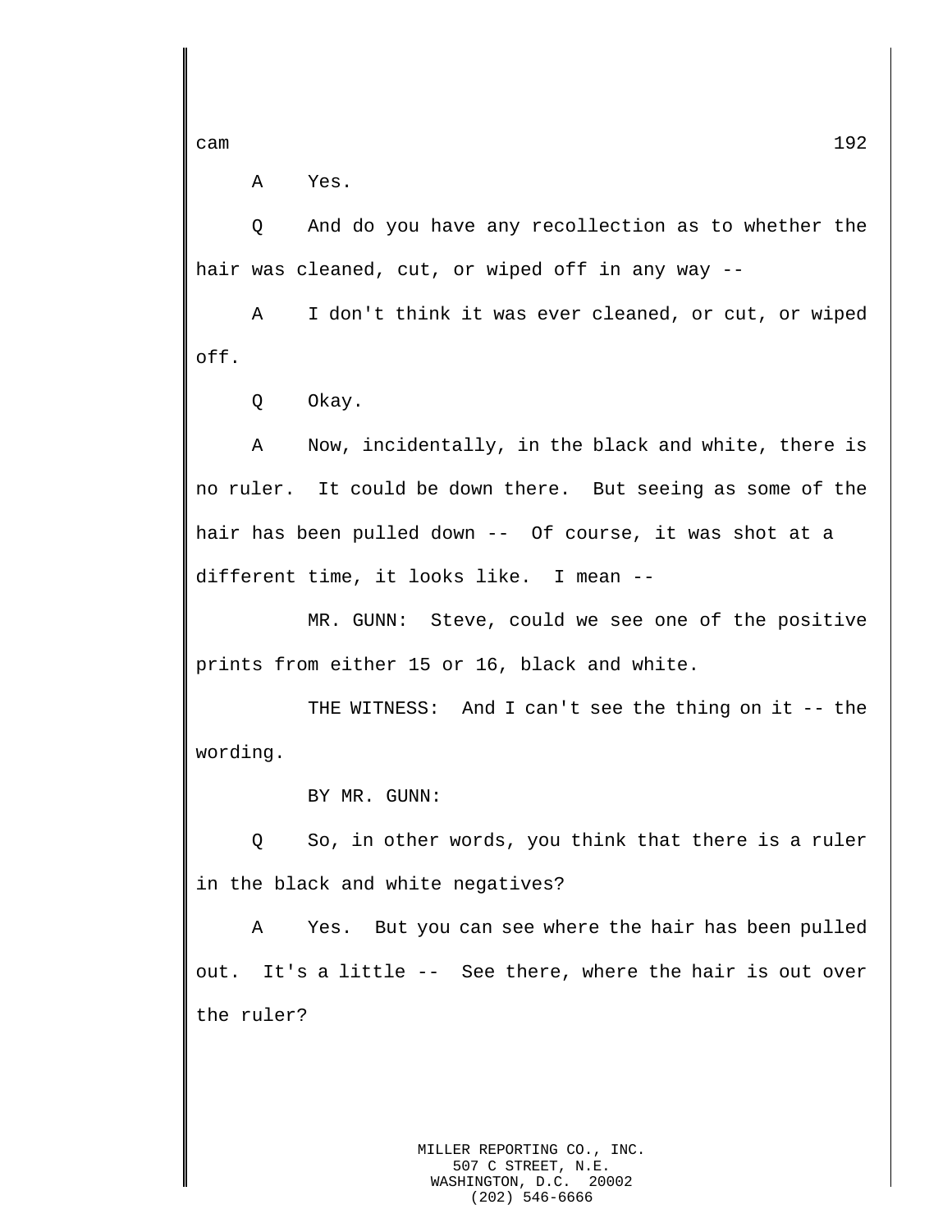A Yes.

Q And do you have any recollection as to whether the hair was cleaned, cut, or wiped off in any way --

A I don't think it was ever cleaned, or cut, or wiped off.

Q Okay.

A Now, incidentally, in the black and white, there is no ruler. It could be down there. But seeing as some of the hair has been pulled down -- Of course, it was shot at a different time, it looks like. I mean --

MR. GUNN: Steve, could we see one of the positive prints from either 15 or 16, black and white.

THE WITNESS: And I can't see the thing on it -- the wording.

BY MR. GUNN:

Q So, in other words, you think that there is a ruler in the black and white negatives?

A Yes. But you can see where the hair has been pulled out. It's a little -- See there, where the hair is out over the ruler?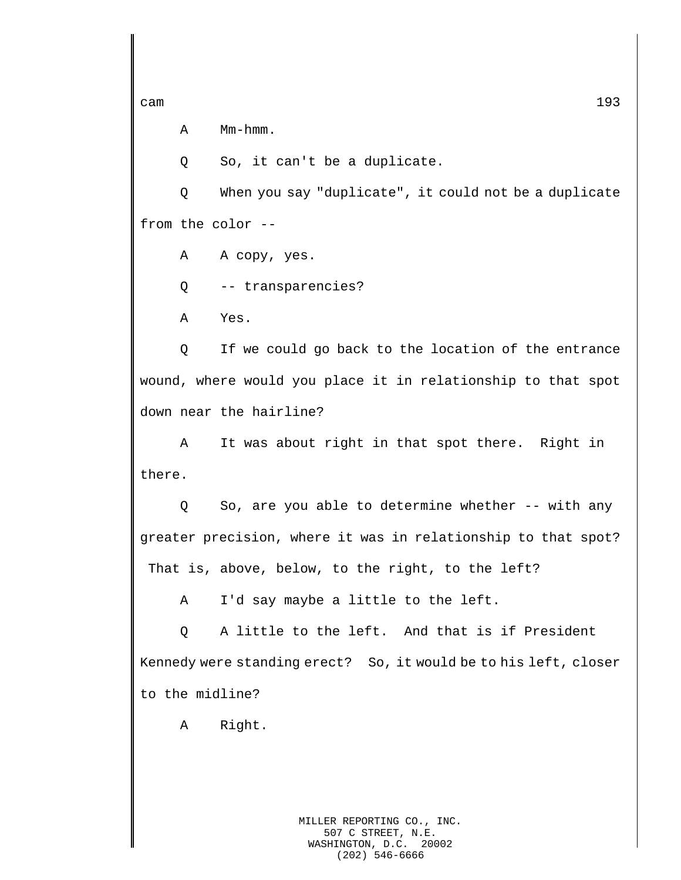A Mm-hmm.

Q So, it can't be a duplicate.

Q When you say "duplicate", it could not be a duplicate from the color --

A A copy, yes.

Q -- transparencies?

A Yes.

Q If we could go back to the location of the entrance wound, where would you place it in relationship to that spot down near the hairline?

A It was about right in that spot there. Right in there.

Q So, are you able to determine whether -- with any greater precision, where it was in relationship to that spot? That is, above, below, to the right, to the left?

A I'd say maybe a little to the left.

Q A little to the left. And that is if President Kennedy were standing erect? So, it would be to his left, closer to the midline?

A Right.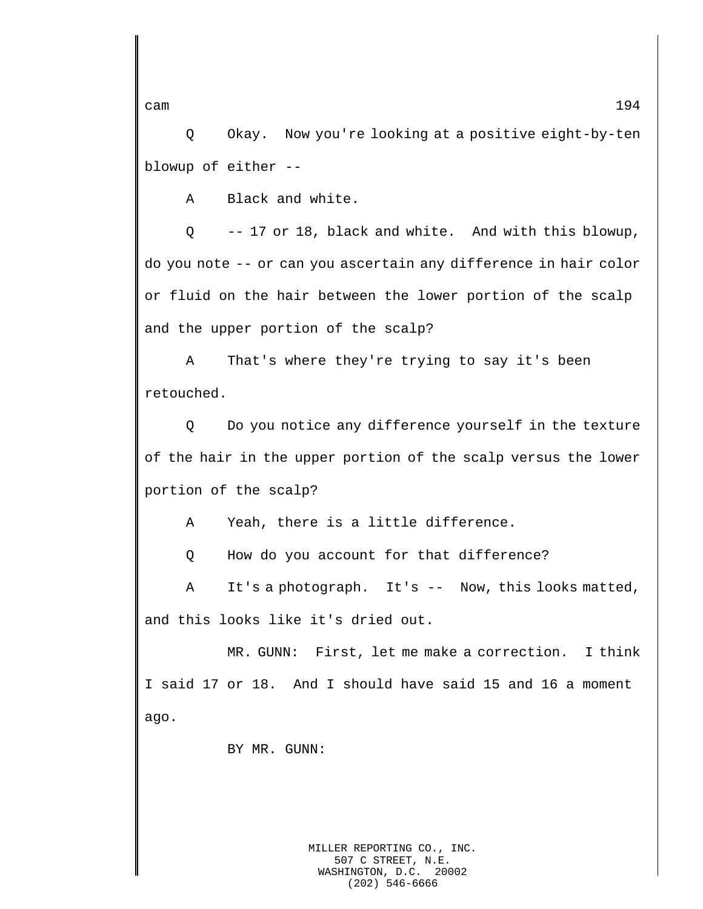Q Okay. Now you're looking at a positive eight-by-ten blowup of either --

A Black and white.

Q -- 17 or 18, black and white. And with this blowup, do you note -- or can you ascertain any difference in hair color or fluid on the hair between the lower portion of the scalp and the upper portion of the scalp?

A That's where they're trying to say it's been retouched.

Q Do you notice any difference yourself in the texture of the hair in the upper portion of the scalp versus the lower portion of the scalp?

A Yeah, there is a little difference.

Q How do you account for that difference?

A It's a photograph. It's -- Now, this looks matted, and this looks like it's dried out.

MR. GUNN: First, let me make a correction. I think I said 17 or 18. And I should have said 15 and 16 a moment ago.

BY MR. GUNN: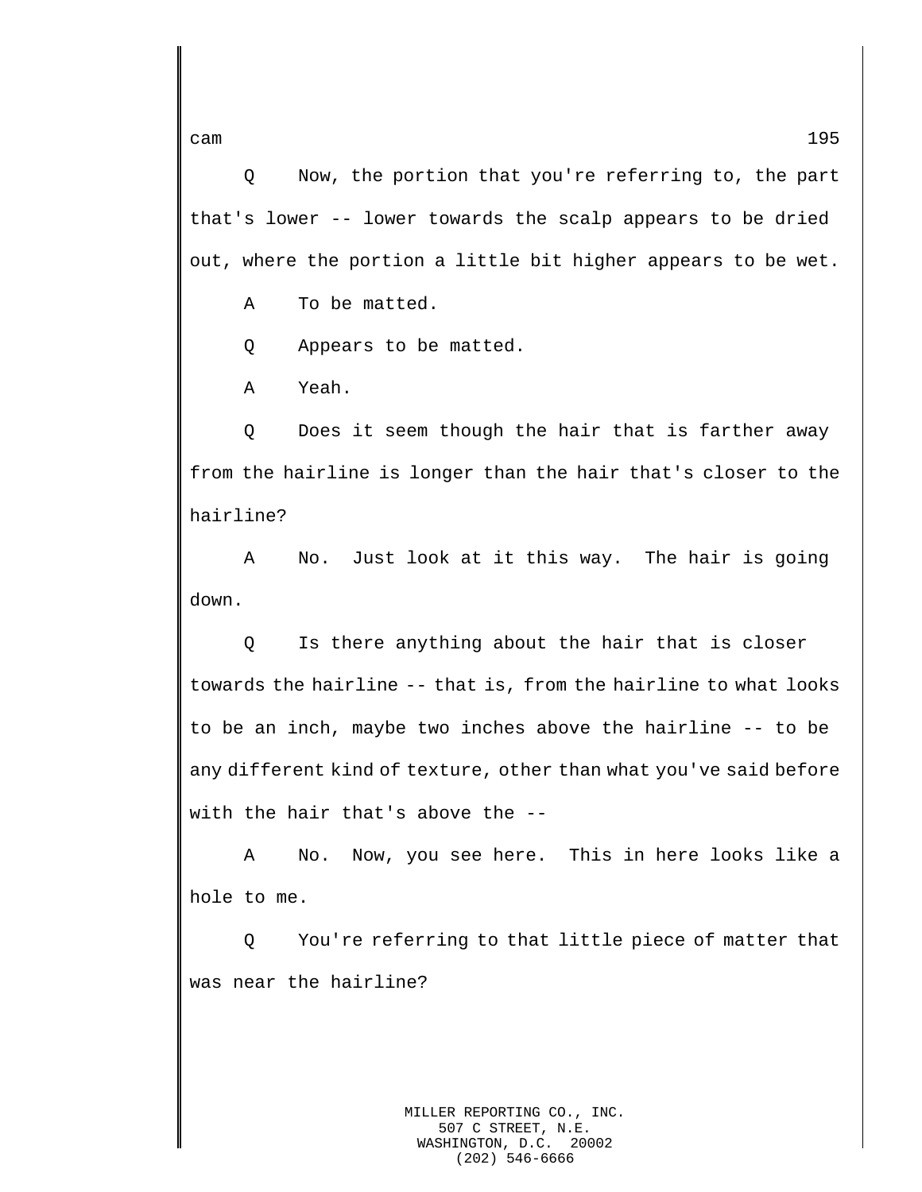Q Now, the portion that you're referring to, the part that's lower -- lower towards the scalp appears to be dried out, where the portion a little bit higher appears to be wet.

A To be matted.

Q Appears to be matted.

A Yeah.

Q Does it seem though the hair that is farther away from the hairline is longer than the hair that's closer to the hairline?

A No. Just look at it this way. The hair is going down.

Q Is there anything about the hair that is closer towards the hairline -- that is, from the hairline to what looks to be an inch, maybe two inches above the hairline -- to be any different kind of texture, other than what you've said before with the hair that's above the --

A No. Now, you see here. This in here looks like a hole to me.

Q You're referring to that little piece of matter that was near the hairline?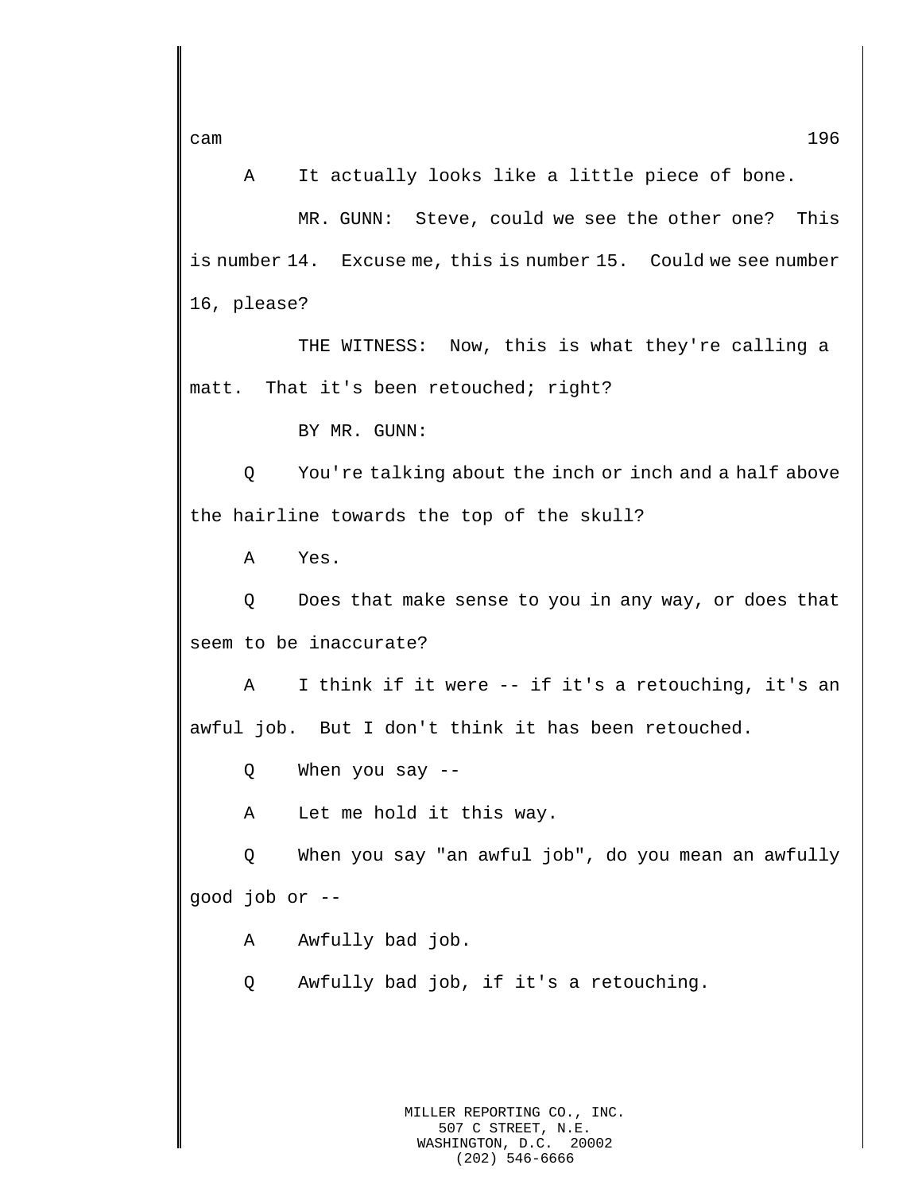A It actually looks like a little piece of bone.

MR. GUNN: Steve, could we see the other one? This is number 14. Excuse me, this is number 15. Could we see number 16, please?

THE WITNESS: Now, this is what they're calling a matt. That it's been retouched; right?

BY MR. GUNN:

Q You're talking about the inch or inch and a half above the hairline towards the top of the skull?

A Yes.

Q Does that make sense to you in any way, or does that seem to be inaccurate?

A I think if it were -- if it's a retouching, it's an awful job. But I don't think it has been retouched.

Q When you say --

A Let me hold it this way.

Q When you say "an awful job", do you mean an awfully good job or --

A Awfully bad job.

Q Awfully bad job, if it's a retouching.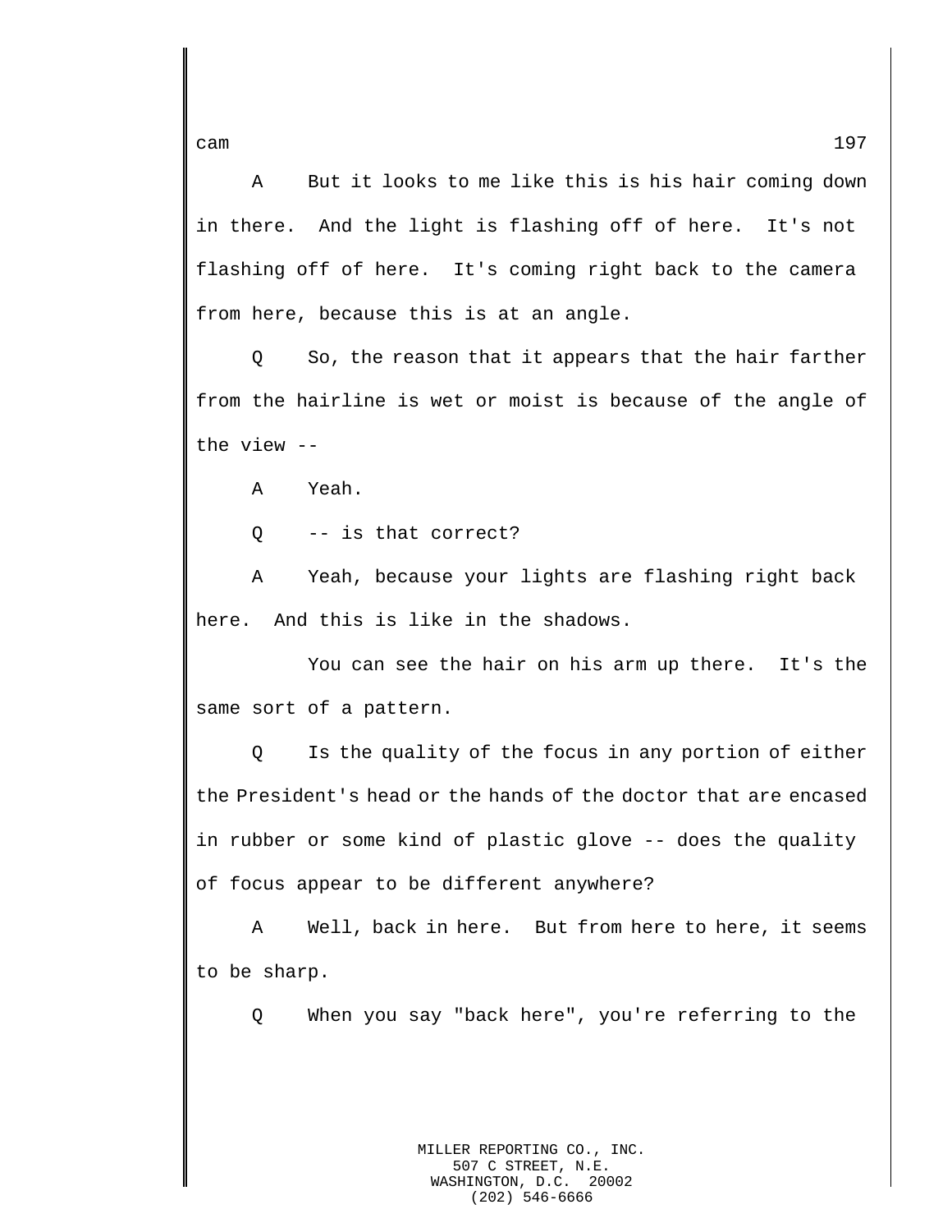A    But it looks to me like this is his hair coming down in there.  And the light is flashing off of here.  It's not flashing off of here.  It's coming right back to the camera from here, because this is at an angle.

Q    So, the reason that it appears that the hair farther from the hairline is wet or moist is because of the angle of the view --

A    Yeah.

Q    -- is that correct?

A    Yeah, because your lights are flashing right back here.  And this is like in the shadows.

You can see the hair on his arm up there.  It's the same sort of a pattern.

Q    Is the quality of the focus in any portion of either the President's head or the hands of the doctor that are encased in rubber or some kind of plastic glove -- does the quality of focus appear to be different anywhere?

A    Well, back in here.  But from here to here, it seems to be sharp.

Q    When you say "back here", you're referring to the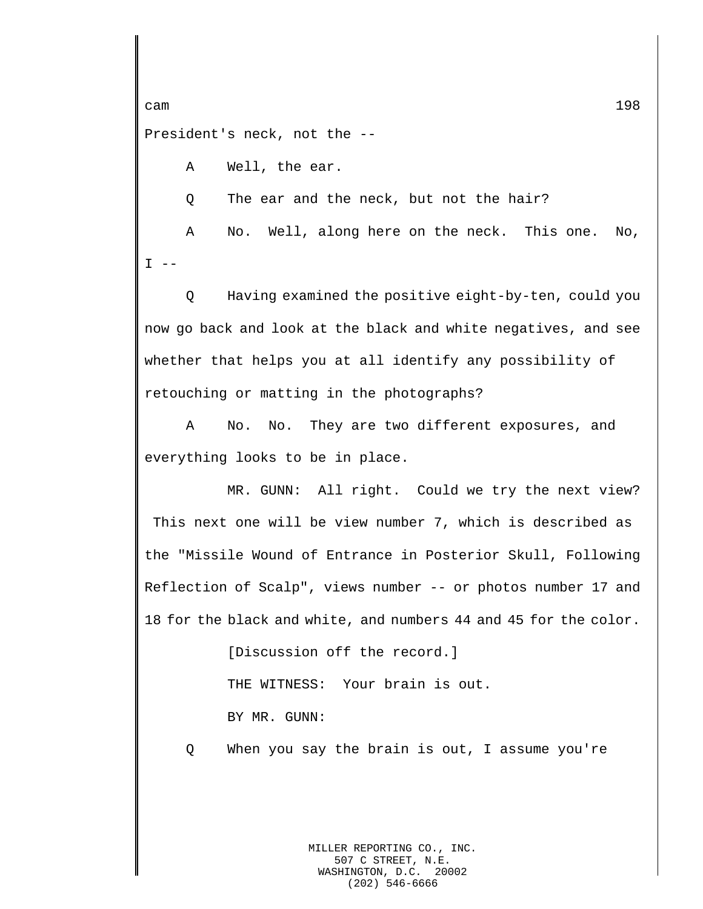President's neck, not the --

A Well, the ear.

Q The ear and the neck, but not the hair?

A No. Well, along here on the neck. This one. No, I --

Q Having examined the positive eight-by-ten, could you now go back and look at the black and white negatives, and see whether that helps you at all identify any possibility of retouching or matting in the photographs?

A No. No. They are two different exposures, and everything looks to be in place.

MR. GUNN: All right. Could we try the next view? This next one will be view number 7, which is described as the "Missile Wound of Entrance in Posterior Skull, Following Reflection of Scalp", views number -- or photos number 17 and 18 for the black and white, and numbers 44 and 45 for the color.

[Discussion off the record.]

THE WITNESS: Your brain is out.

BY MR. GUNN:

Q When you say the brain is out, I assume you're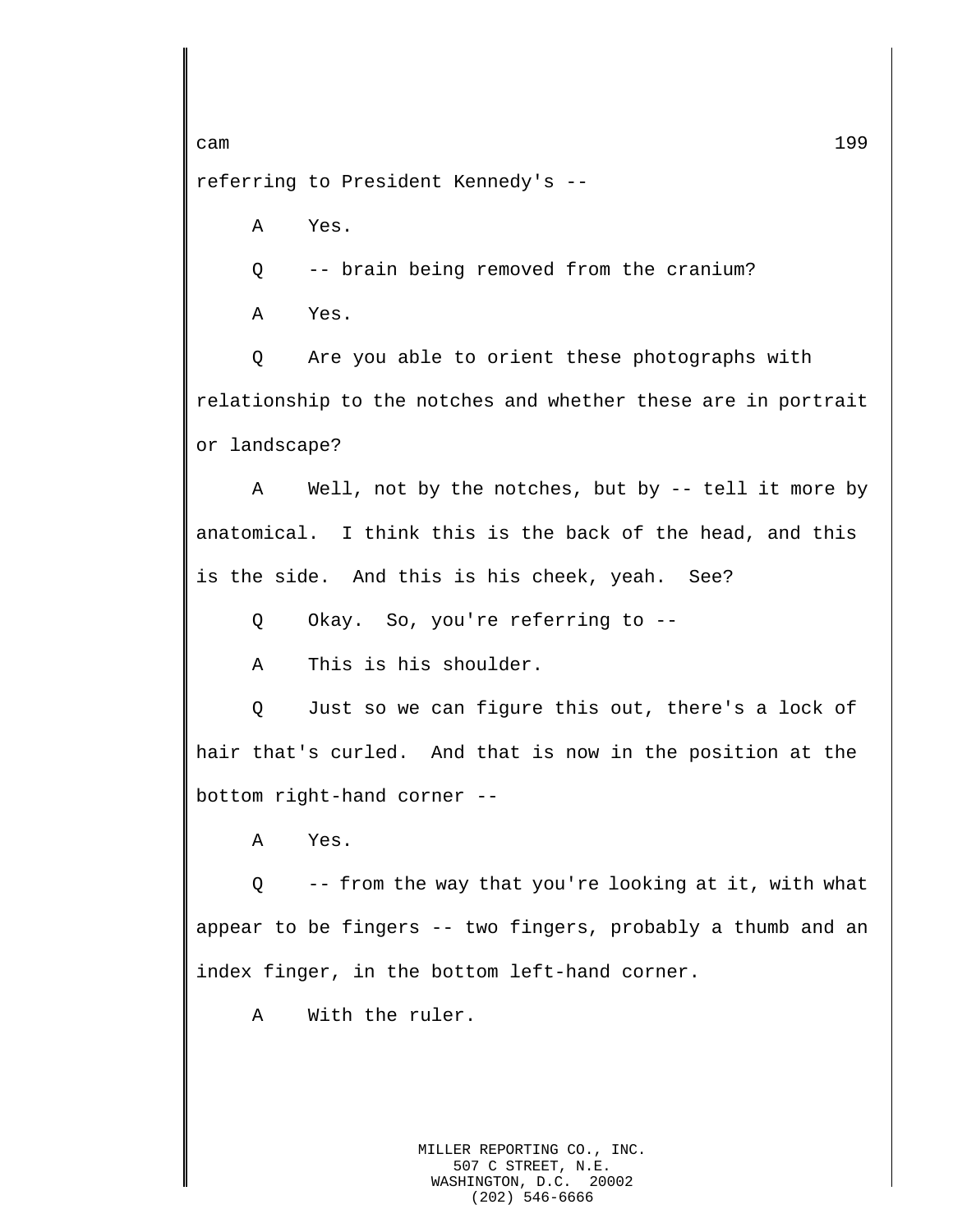referring to President Kennedy's --

A Yes.

Q -- brain being removed from the cranium?

A Yes.

Q Are you able to orient these photographs with relationship to the notches and whether these are in portrait or landscape?

A Well, not by the notches, but by -- tell it more by anatomical. I think this is the back of the head, and this is the side. And this is his cheek, yeah. See?

Q Okay. So, you're referring to --

A This is his shoulder.

Q Just so we can figure this out, there's a lock of hair that's curled. And that is now in the position at the bottom right-hand corner --

A Yes.

Q -- from the way that you're looking at it, with what appear to be fingers -- two fingers, probably a thumb and an index finger, in the bottom left-hand corner.

A With the ruler.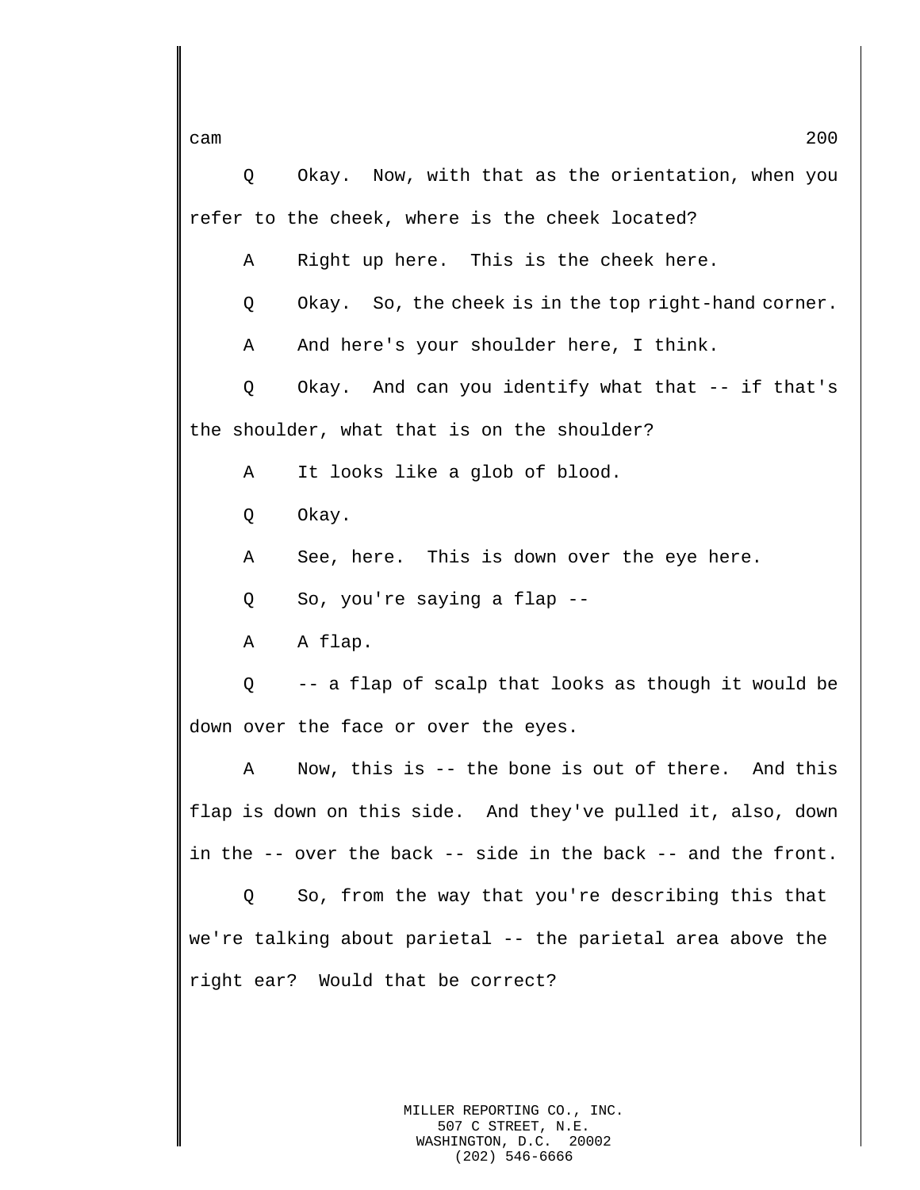Q Okay. Now, with that as the orientation, when you refer to the cheek, where is the cheek located?

A Right up here. This is the cheek here.

Q Okay. So, the cheek is in the top right-hand corner.

A And here's your shoulder here, I think.

Q Okay. And can you identify what that -- if that's the shoulder, what that is on the shoulder?

A It looks like a glob of blood.

Q Okay.

A See, here. This is down over the eye here.

Q So, you're saying a flap --

A A flap.

Q -- a flap of scalp that looks as though it would be down over the face or over the eyes.

A Now, this is -- the bone is out of there. And this flap is down on this side. And they've pulled it, also, down in the -- over the back -- side in the back -- and the front.

Q So, from the way that you're describing this that we're talking about parietal -- the parietal area above the right ear? Would that be correct?

MILLER REPORTING CO., INC.
507 C STREET, N.E.
WASHINGTON, D.C. 20002
(202) 546-6666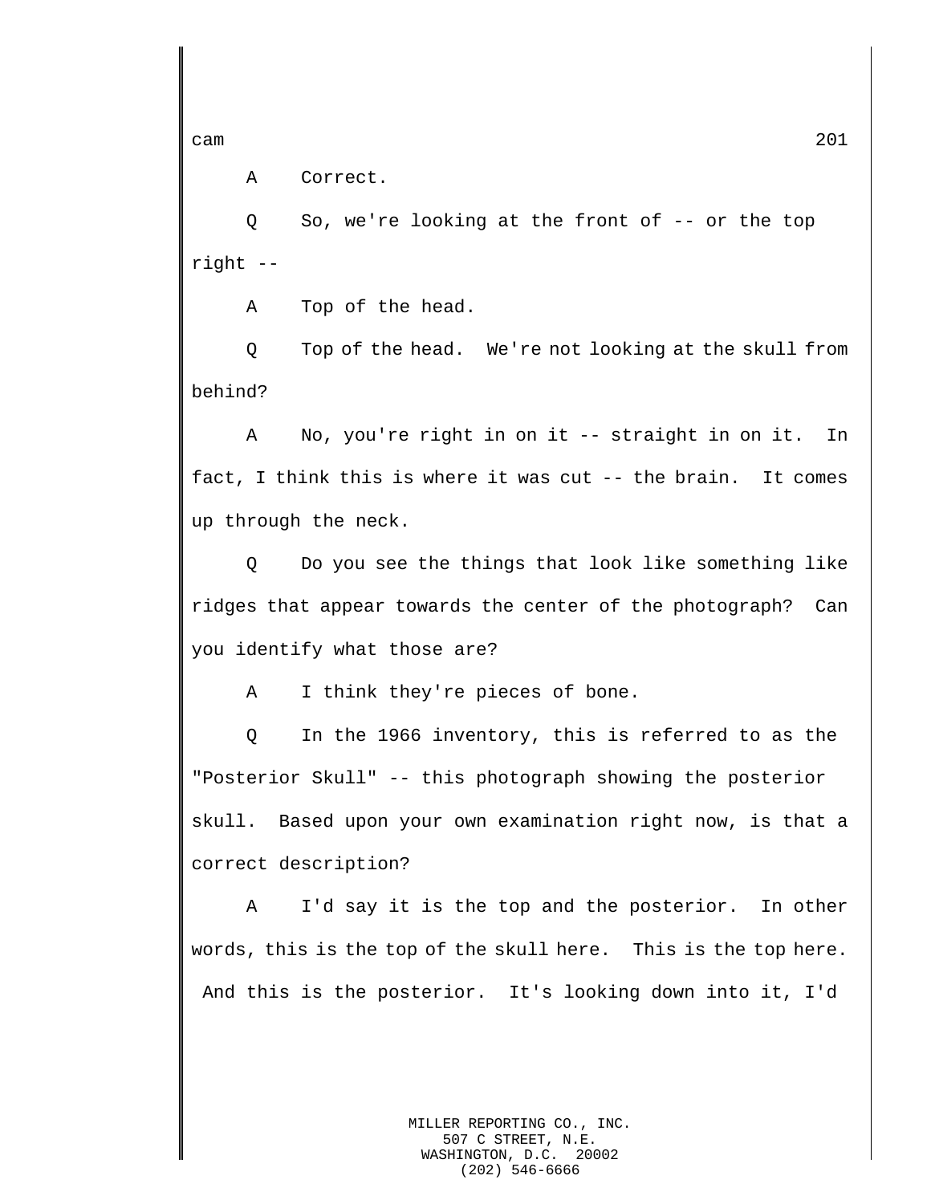A    Correct.

Q    So, we're looking at the front of -- or the top right --

A    Top of the head.

Q    Top of the head. We're not looking at the skull from behind?

A    No, you're right in on it -- straight in on it. In fact, I think this is where it was cut -- the brain. It comes up through the neck.

Q    Do you see the things that look like something like ridges that appear towards the center of the photograph? Can you identify what those are?

A    I think they're pieces of bone.

Q    In the 1966 inventory, this is referred to as the "Posterior Skull" -- this photograph showing the posterior skull. Based upon your own examination right now, is that a correct description?

A    I'd say it is the top and the posterior. In other words, this is the top of the skull here. This is the top here. And this is the posterior. It's looking down into it, I'd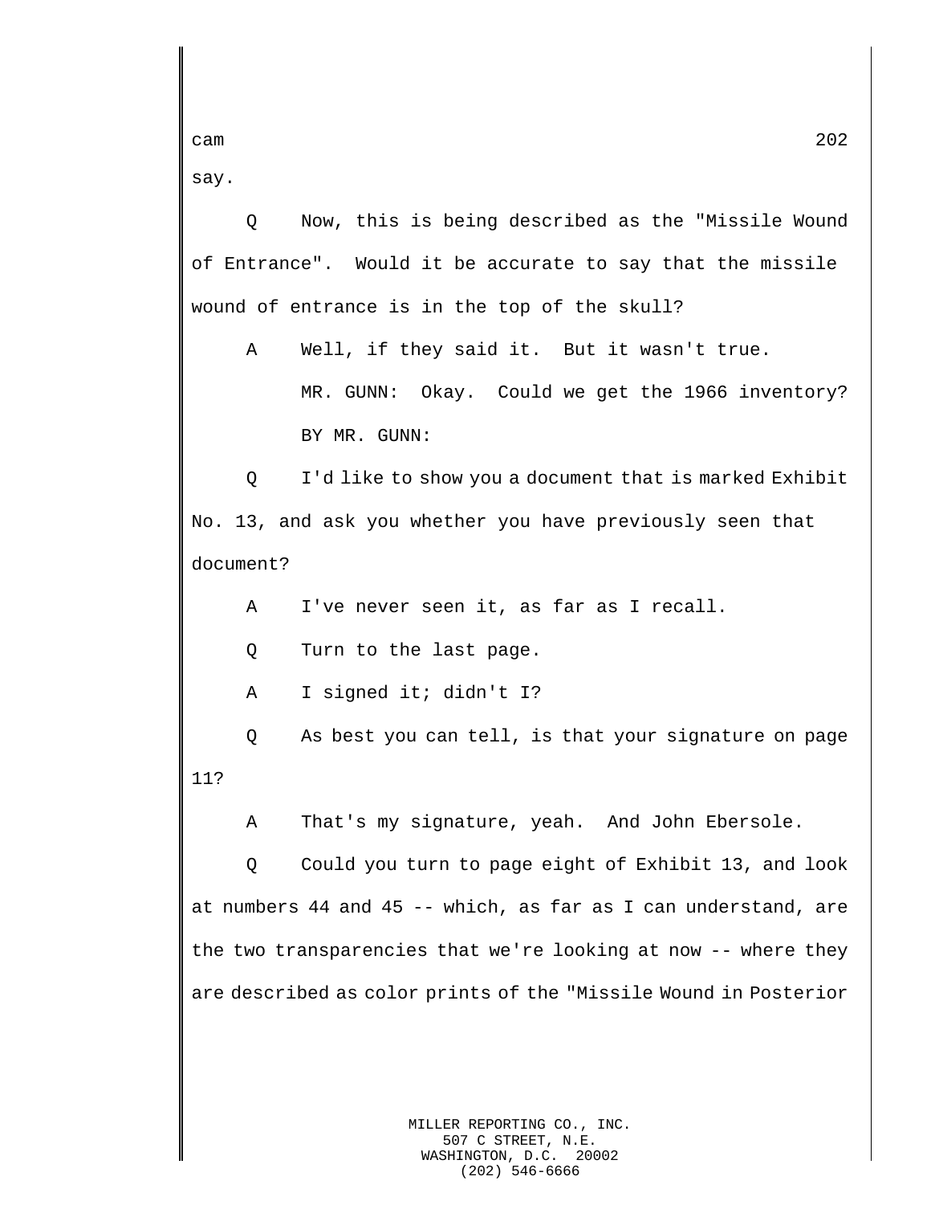say.

Q Now, this is being described as the "Missile Wound of Entrance". Would it be accurate to say that the missile wound of entrance is in the top of the skull?

A Well, if they said it. But it wasn't true.

MR. GUNN: Okay. Could we get the 1966 inventory?

BY MR. GUNN:

Q I'd like to show you a document that is marked Exhibit No. 13, and ask you whether you have previously seen that document?

A I've never seen it, as far as I recall.

Q Turn to the last page.

A I signed it; didn't I?

Q As best you can tell, is that your signature on page 11?

A That's my signature, yeah. And John Ebersole.

Q Could you turn to page eight of Exhibit 13, and look at numbers 44 and 45 -- which, as far as I can understand, are the two transparencies that we're looking at now -- where they are described as color prints of the "Missile Wound in Posterior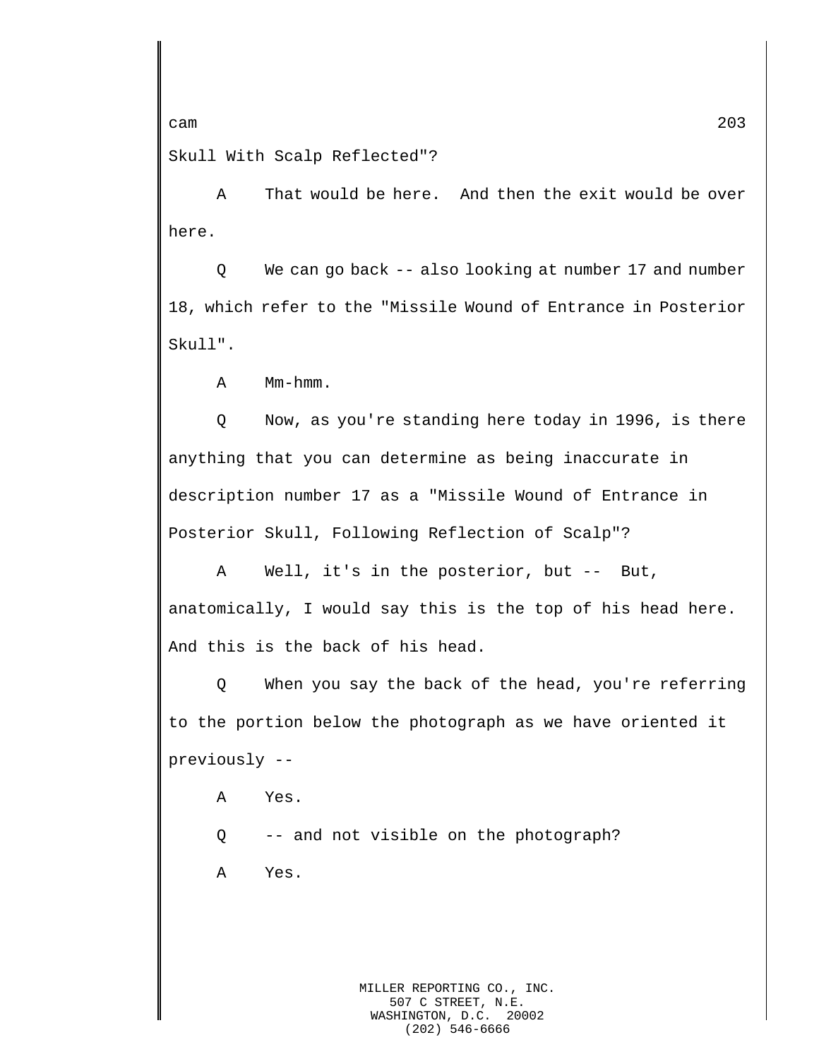Skull With Scalp Reflected"?

A That would be here. And then the exit would be over here.

Q We can go back -- also looking at number 17 and number 18, which refer to the "Missile Wound of Entrance in Posterior Skull".

A Mm-hmm.

Q Now, as you're standing here today in 1996, is there anything that you can determine as being inaccurate in description number 17 as a "Missile Wound of Entrance in Posterior Skull, Following Reflection of Scalp"?

A Well, it's in the posterior, but -- But, anatomically, I would say this is the top of his head here. And this is the back of his head.

Q When you say the back of the head, you're referring to the portion below the photograph as we have oriented it previously --

A Yes.

Q -- and not visible on the photograph?

A Yes.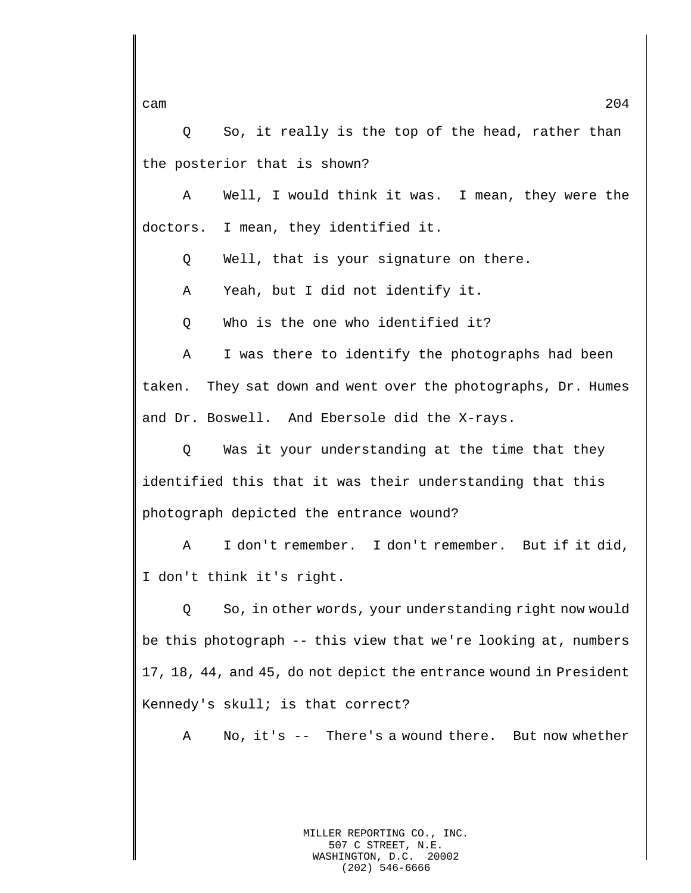Q    So, it really is the top of the head, rather than the posterior that is shown?

A    Well, I would think it was.  I mean, they were the doctors.  I mean, they identified it.

Q    Well, that is your signature on there.

A    Yeah, but I did not identify it.

Q    Who is the one who identified it?

A    I was there to identify the photographs had been taken.  They sat down and went over the photographs, Dr. Humes and Dr. Boswell.  And Ebersole did the X-rays.

Q    Was it your understanding at the time that they identified this that it was their understanding that this photograph depicted the entrance wound?

A    I don't remember.  I don't remember.  But if it did, I don't think it's right.

Q    So, in other words, your understanding right now would be this photograph -- this view that we're looking at, numbers 17, 18, 44, and 45, do not depict the entrance wound in President Kennedy's skull; is that correct?

A    No, it's --  There's a wound there.  But now whether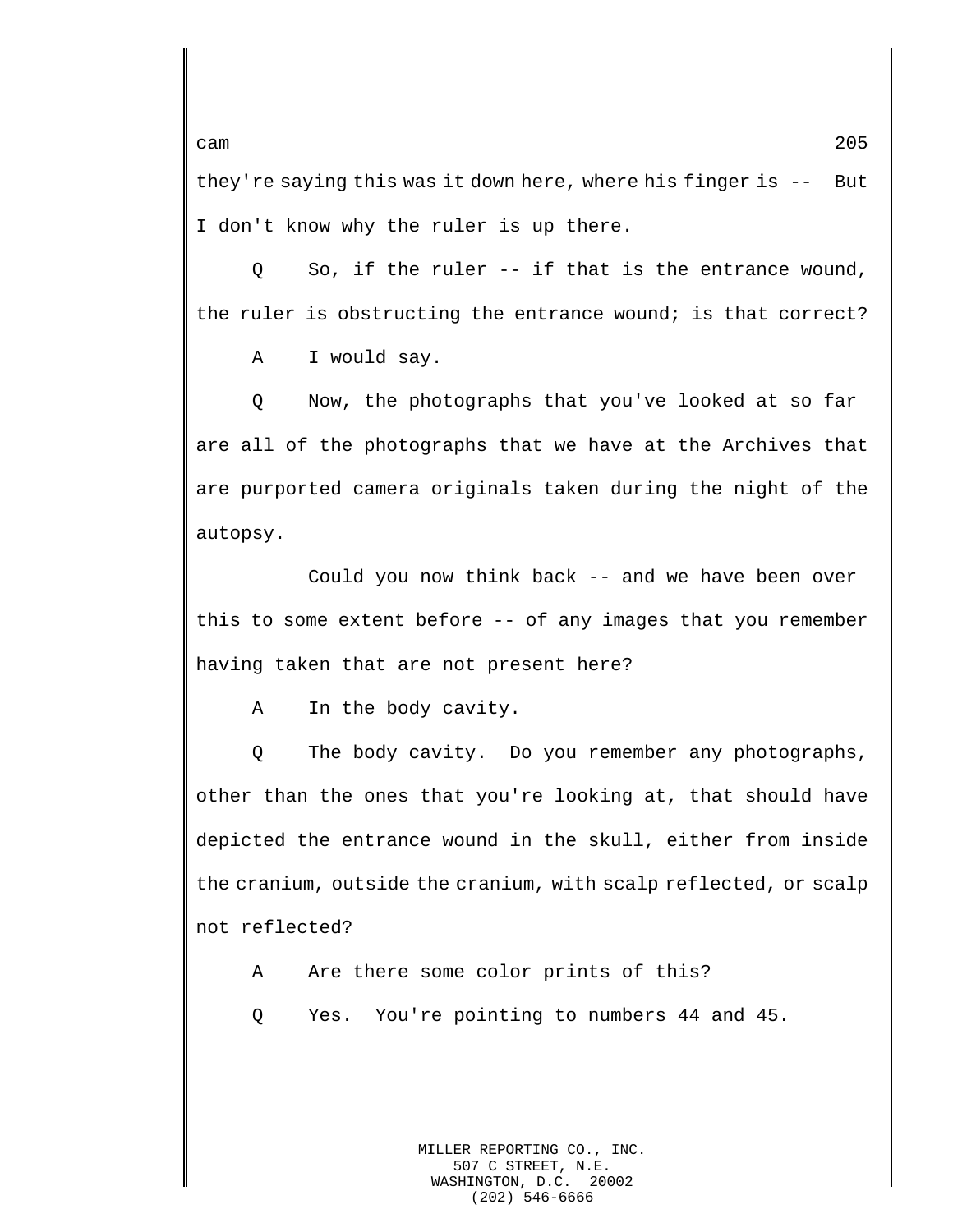they're saying this was it down here, where his finger is -- But I don't know why the ruler is up there.

Q So, if the ruler -- if that is the entrance wound, the ruler is obstructing the entrance wound; is that correct?

A I would say.

Q Now, the photographs that you've looked at so far are all of the photographs that we have at the Archives that are purported camera originals taken during the night of the autopsy.

Could you now think back -- and we have been over this to some extent before -- of any images that you remember having taken that are not present here?

A In the body cavity.

Q The body cavity. Do you remember any photographs, other than the ones that you're looking at, that should have depicted the entrance wound in the skull, either from inside the cranium, outside the cranium, with scalp reflected, or scalp not reflected?

A Are there some color prints of this?

Q Yes. You're pointing to numbers 44 and 45.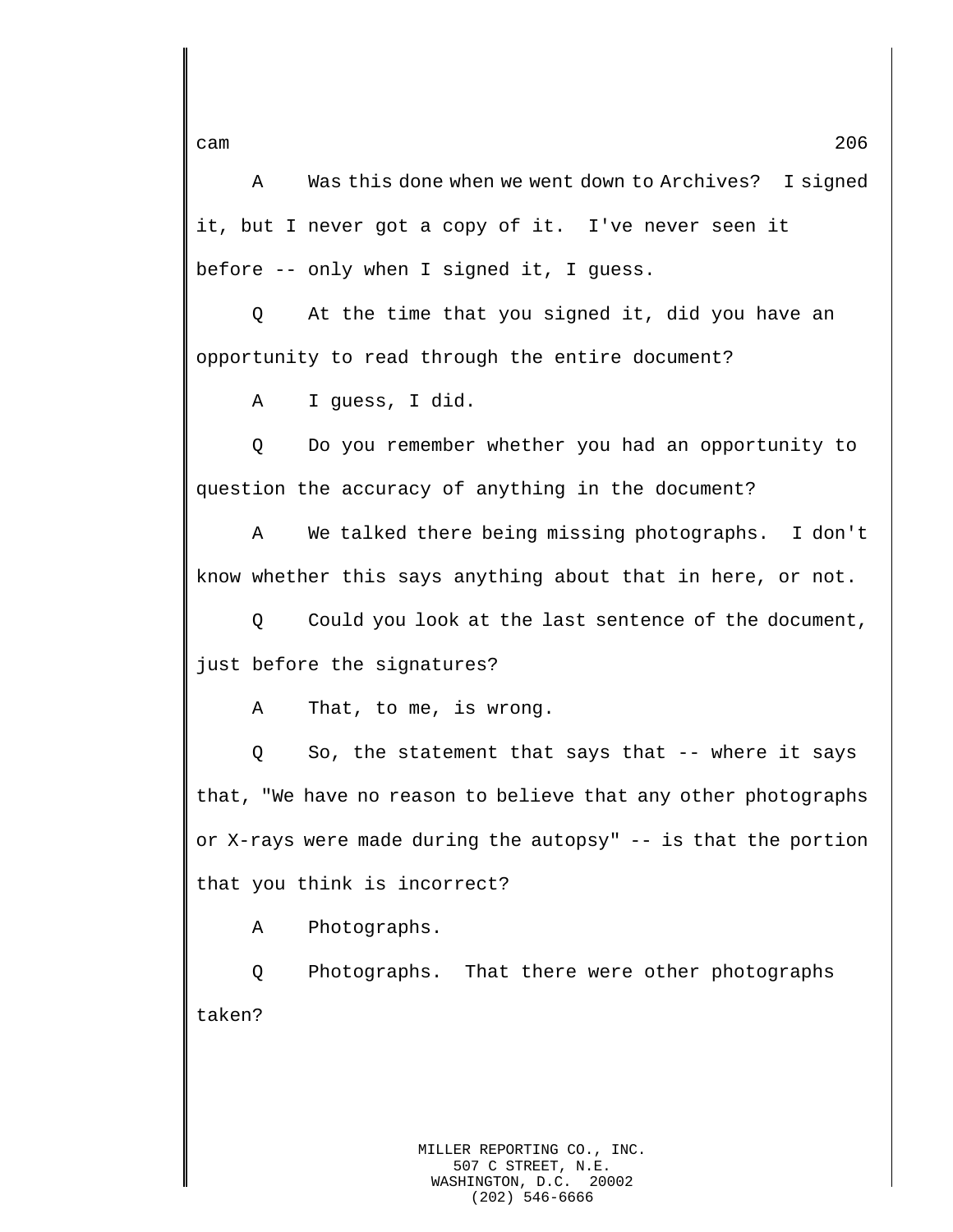A Was this done when we went down to Archives? I signed it, but I never got a copy of it. I've never seen it before -- only when I signed it, I guess.

Q At the time that you signed it, did you have an opportunity to read through the entire document?

A I guess, I did.

Q Do you remember whether you had an opportunity to question the accuracy of anything in the document?

A We talked there being missing photographs. I don't know whether this says anything about that in here, or not.

Q Could you look at the last sentence of the document, just before the signatures?

A That, to me, is wrong.

Q So, the statement that says that -- where it says that, "We have no reason to believe that any other photographs or X-rays were made during the autopsy" -- is that the portion that you think is incorrect?

A Photographs.

Q Photographs. That there were other photographs taken?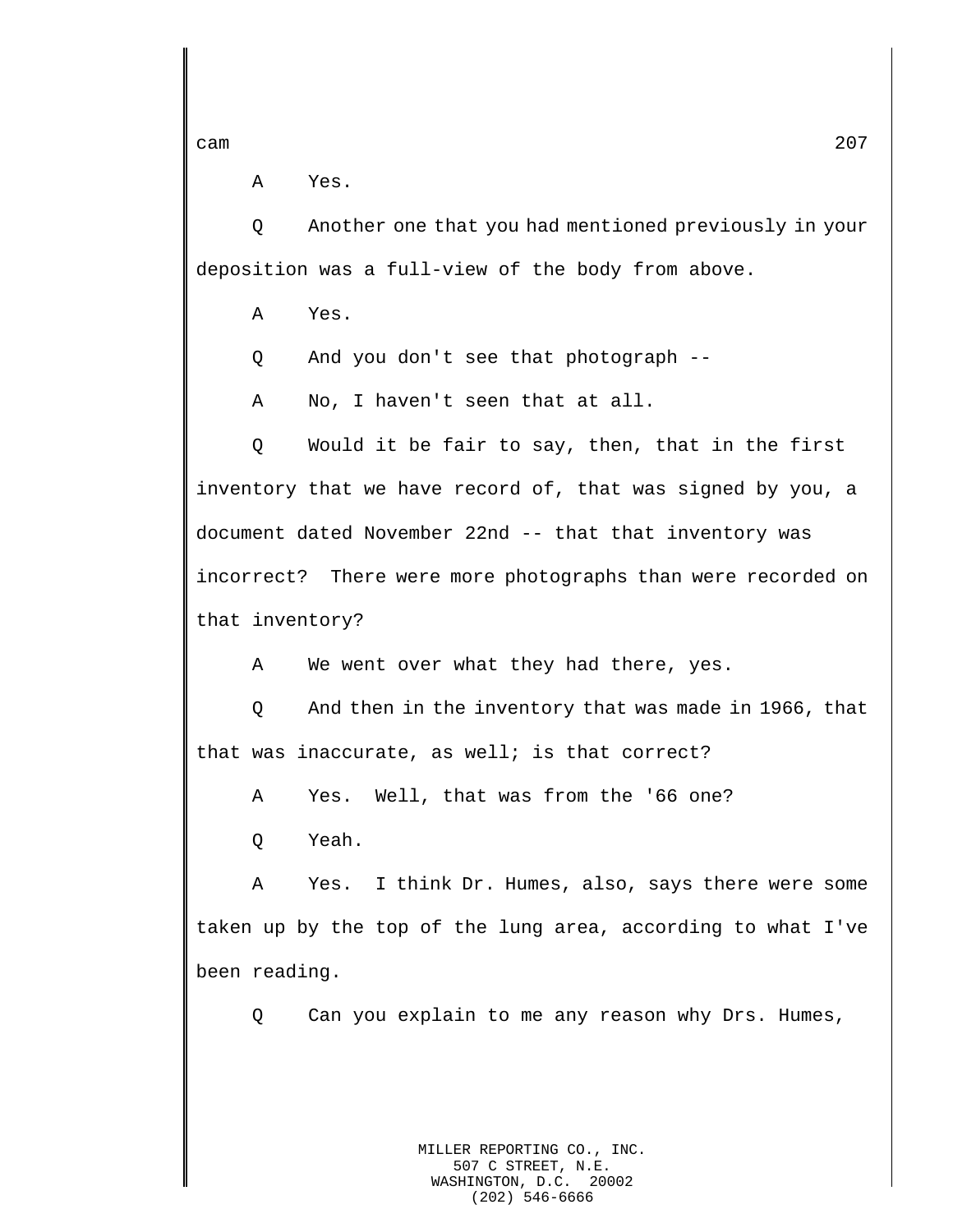A Yes.

Q Another one that you had mentioned previously in your deposition was a full-view of the body from above.

A Yes.

Q And you don't see that photograph --

A No, I haven't seen that at all.

Q Would it be fair to say, then, that in the first inventory that we have record of, that was signed by you, a document dated November 22nd -- that that inventory was incorrect? There were more photographs than were recorded on that inventory?

A We went over what they had there, yes.

Q And then in the inventory that was made in 1966, that that was inaccurate, as well; is that correct?

A Yes. Well, that was from the '66 one?

Q Yeah.

A Yes. I think Dr. Humes, also, says there were some taken up by the top of the lung area, according to what I've been reading.

Q Can you explain to me any reason why Drs. Humes,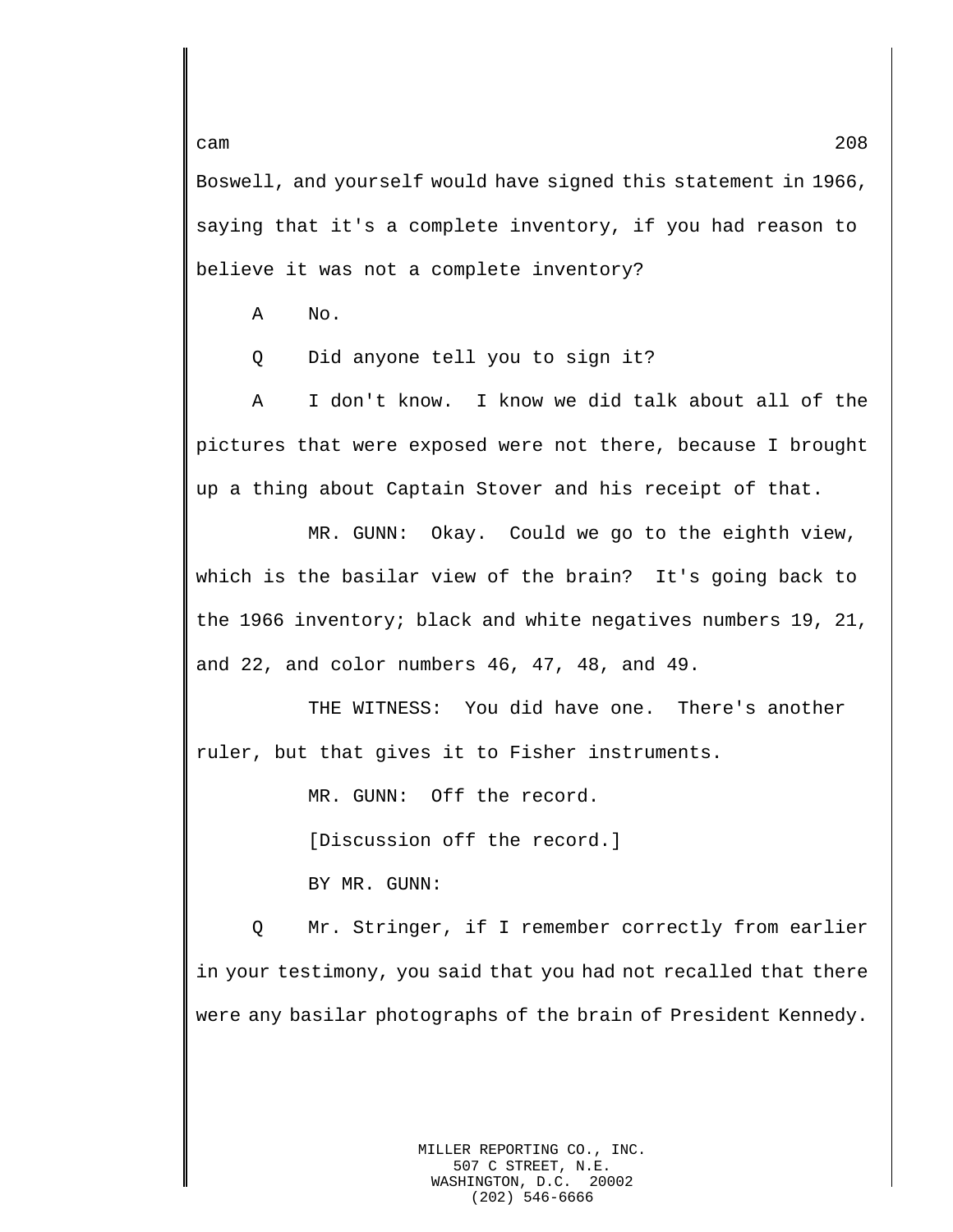Boswell, and yourself would have signed this statement in 1966, saying that it's a complete inventory, if you had reason to believe it was not a complete inventory?

A No.

Q Did anyone tell you to sign it?

A I don't know. I know we did talk about all of the pictures that were exposed were not there, because I brought up a thing about Captain Stover and his receipt of that.

MR. GUNN: Okay. Could we go to the eighth view, which is the basilar view of the brain? It's going back to the 1966 inventory; black and white negatives numbers 19, 21, and 22, and color numbers 46, 47, 48, and 49.

THE WITNESS: You did have one. There's another ruler, but that gives it to Fisher instruments.

MR. GUNN: Off the record.

[Discussion off the record.]

BY MR. GUNN:

Q Mr. Stringer, if I remember correctly from earlier in your testimony, you said that you had not recalled that there were any basilar photographs of the brain of President Kennedy.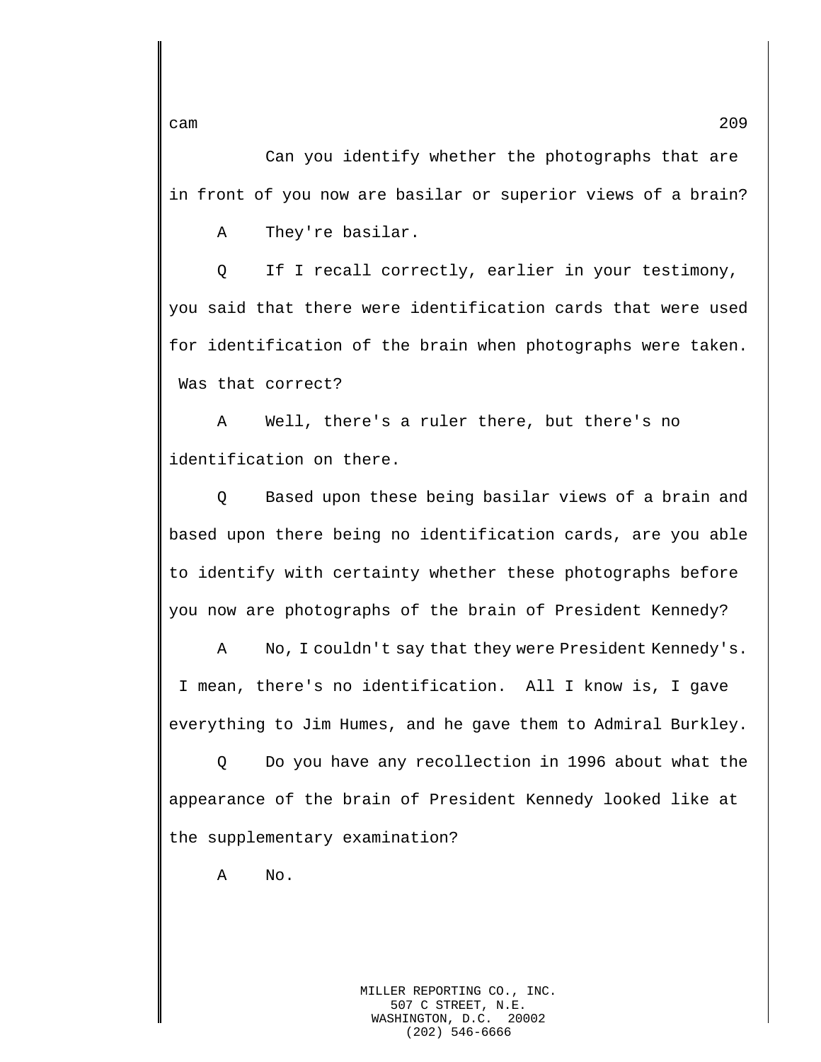Can you identify whether the photographs that are in front of you now are basilar or superior views of a brain?

A They're basilar.

Q If I recall correctly, earlier in your testimony, you said that there were identification cards that were used for identification of the brain when photographs were taken. Was that correct?

A Well, there's a ruler there, but there's no identification on there.

Q Based upon these being basilar views of a brain and based upon there being no identification cards, are you able to identify with certainty whether these photographs before you now are photographs of the brain of President Kennedy?

A No, I couldn't say that they were President Kennedy's. I mean, there's no identification. All I know is, I gave everything to Jim Humes, and he gave them to Admiral Burkley.

Q Do you have any recollection in 1996 about what the appearance of the brain of President Kennedy looked like at the supplementary examination?

A No.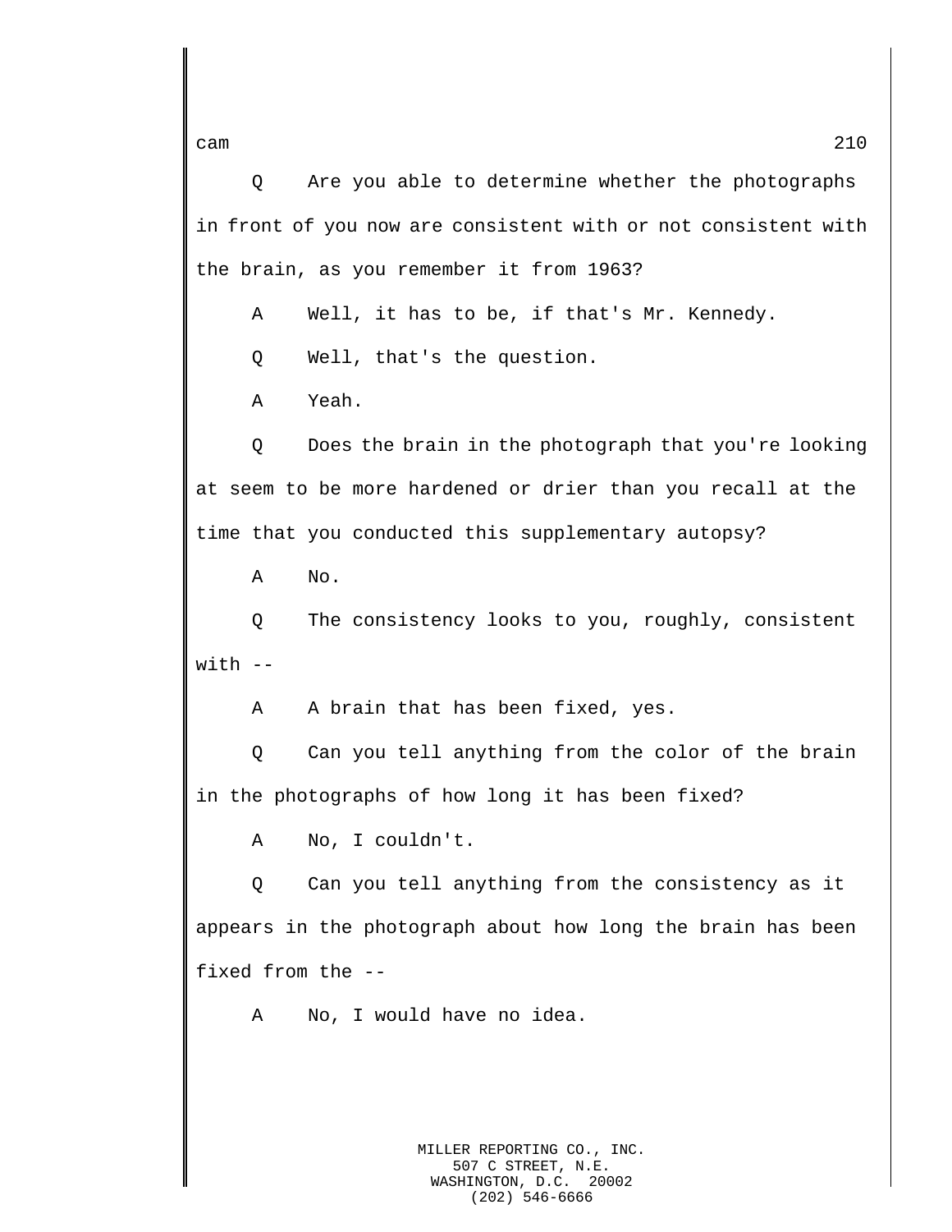Q Are you able to determine whether the photographs in front of you now are consistent with or not consistent with the brain, as you remember it from 1963?

A Well, it has to be, if that's Mr. Kennedy.

Q Well, that's the question.

A Yeah.

Q Does the brain in the photograph that you're looking at seem to be more hardened or drier than you recall at the time that you conducted this supplementary autopsy?

A No.

Q The consistency looks to you, roughly, consistent with --

A A brain that has been fixed, yes.

Q Can you tell anything from the color of the brain in the photographs of how long it has been fixed?

A No, I couldn't.

Q Can you tell anything from the consistency as it appears in the photograph about how long the brain has been fixed from the --

A No, I would have no idea.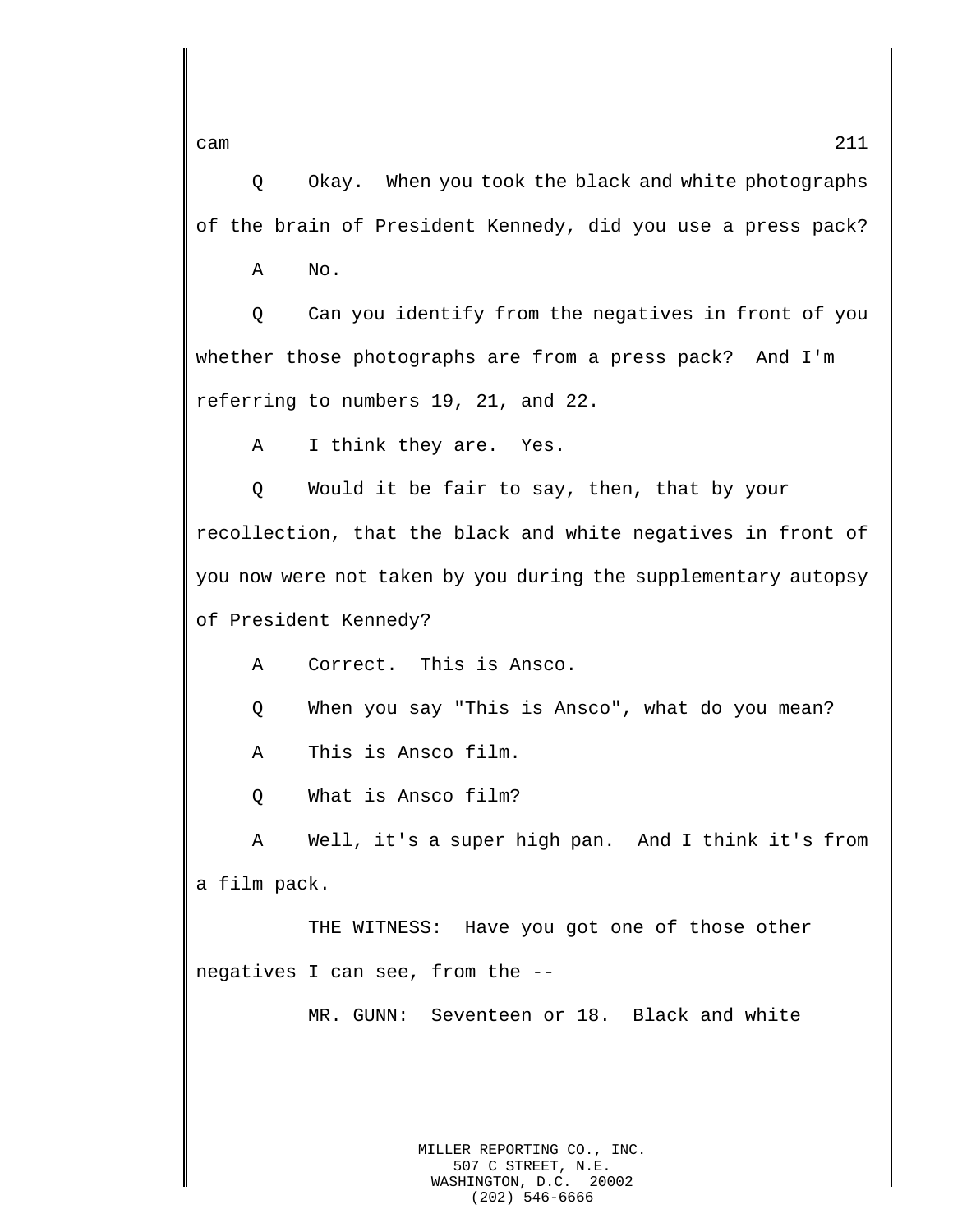Q Okay. When you took the black and white photographs of the brain of President Kennedy, did you use a press pack?

A No.

Q Can you identify from the negatives in front of you whether those photographs are from a press pack? And I'm referring to numbers 19, 21, and 22.

A I think they are. Yes.

Q Would it be fair to say, then, that by your recollection, that the black and white negatives in front of you now were not taken by you during the supplementary autopsy of President Kennedy?

A Correct. This is Ansco.

Q When you say "This is Ansco", what do you mean?

A This is Ansco film.

Q What is Ansco film?

A Well, it's a super high pan. And I think it's from a film pack.

THE WITNESS: Have you got one of those other negatives I can see, from the --

MR. GUNN: Seventeen or 18. Black and white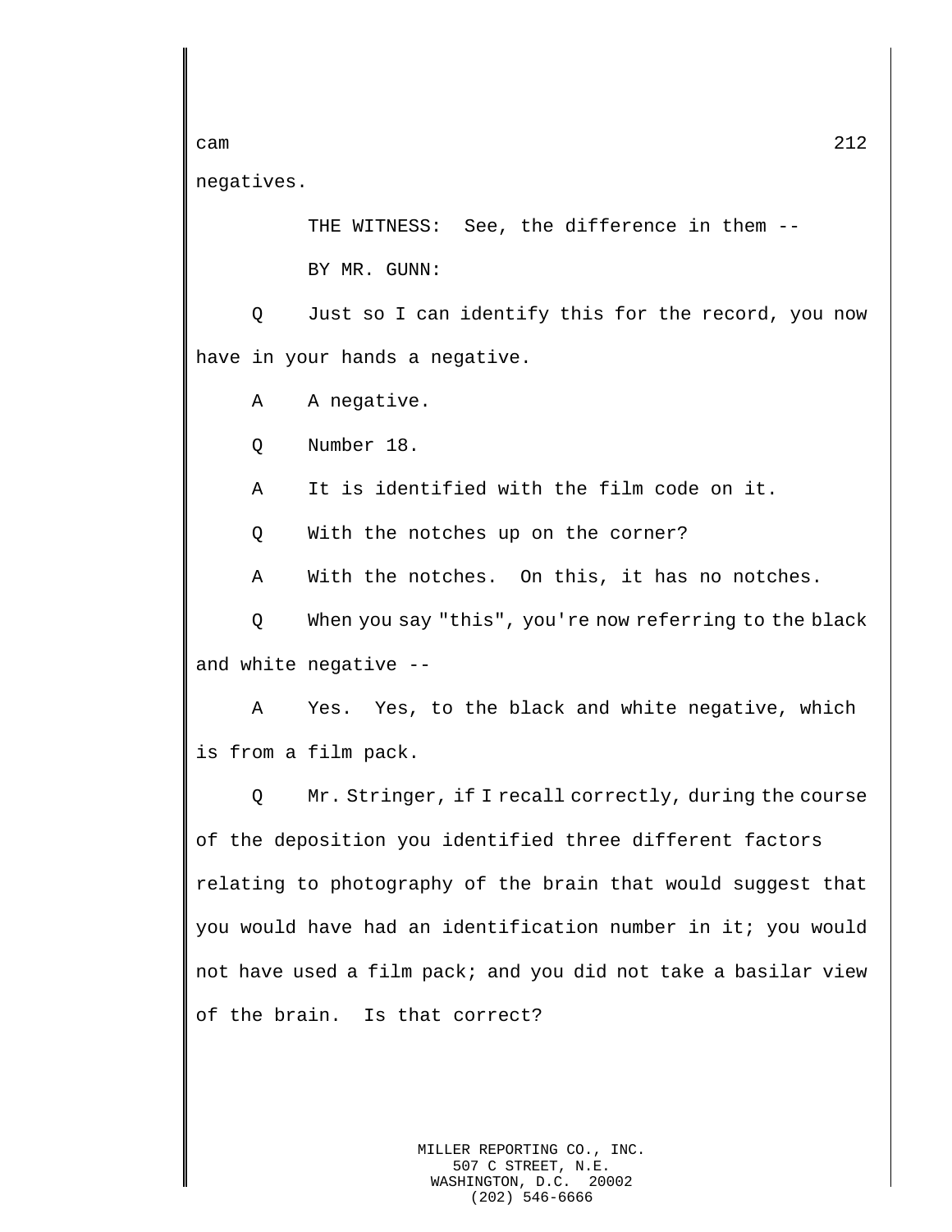negatives.

THE WITNESS: See, the difference in them --

BY MR. GUNN:

Q Just so I can identify this for the record, you now have in your hands a negative.

A A negative.

Q Number 18.

A It is identified with the film code on it.

Q With the notches up on the corner?

A With the notches. On this, it has no notches.

Q When you say "this", you're now referring to the black and white negative --

A Yes. Yes, to the black and white negative, which is from a film pack.

Q Mr. Stringer, if I recall correctly, during the course of the deposition you identified three different factors relating to photography of the brain that would suggest that you would have had an identification number in it; you would not have used a film pack; and you did not take a basilar view of the brain. Is that correct?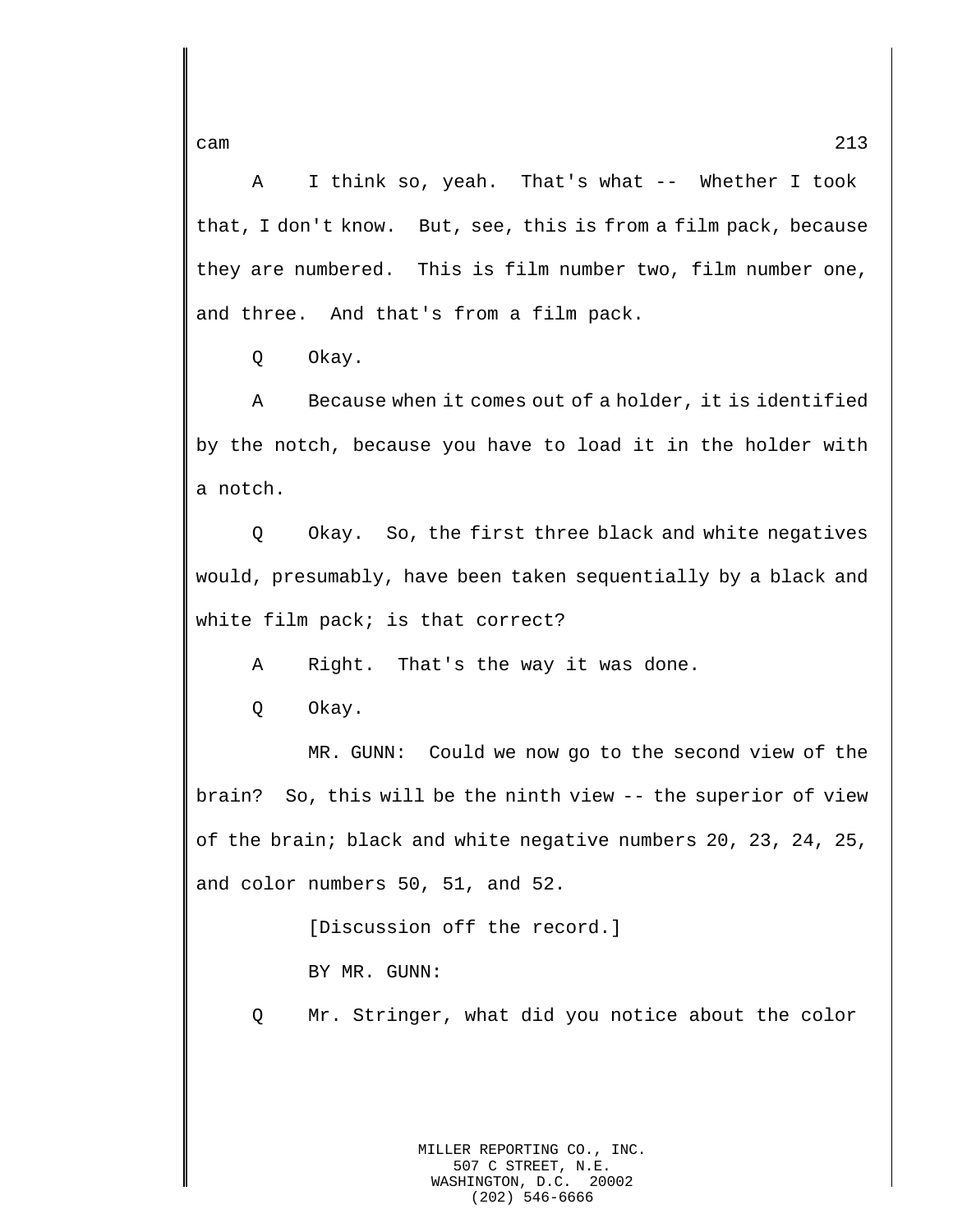A I think so, yeah. That's what -- Whether I took that, I don't know. But, see, this is from a film pack, because they are numbered. This is film number two, film number one, and three. And that's from a film pack.

Q Okay.

A Because when it comes out of a holder, it is identified by the notch, because you have to load it in the holder with a notch.

Q Okay. So, the first three black and white negatives would, presumably, have been taken sequentially by a black and white film pack; is that correct?

A Right. That's the way it was done.

Q Okay.

MR. GUNN: Could we now go to the second view of the brain? So, this will be the ninth view -- the superior of view of the brain; black and white negative numbers 20, 23, 24, 25, and color numbers 50, 51, and 52.

[Discussion off the record.]

BY MR. GUNN:

Q Mr. Stringer, what did you notice about the color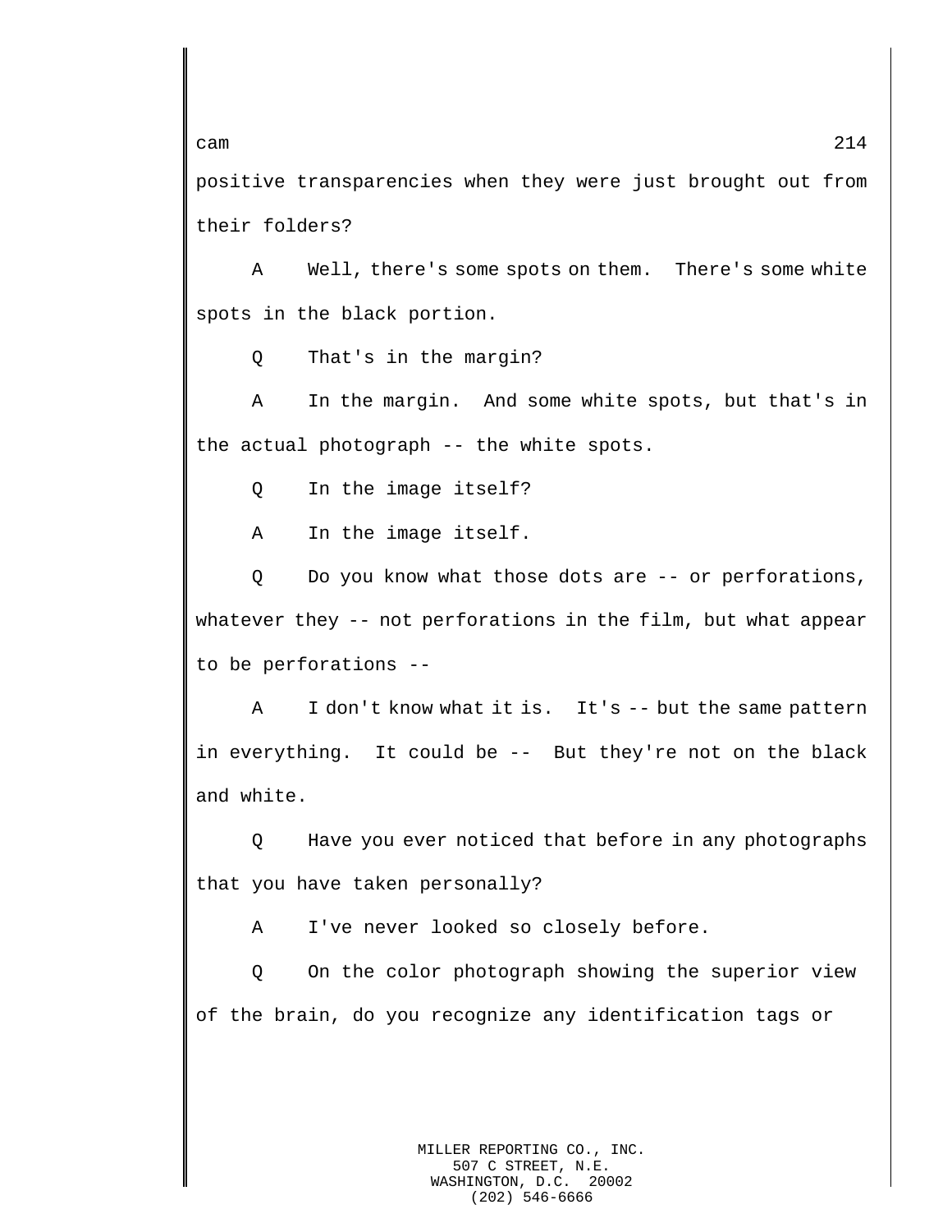positive transparencies when they were just brought out from their folders?

A Well, there's some spots on them. There's some white spots in the black portion.

Q That's in the margin?

A In the margin. And some white spots, but that's in the actual photograph -- the white spots.

Q In the image itself?

A In the image itself.

Q Do you know what those dots are -- or perforations, whatever they -- not perforations in the film, but what appear to be perforations --

A I don't know what it is. It's -- but the same pattern in everything. It could be -- But they're not on the black and white.

Q Have you ever noticed that before in any photographs that you have taken personally?

A I've never looked so closely before.

Q On the color photograph showing the superior view of the brain, do you recognize any identification tags or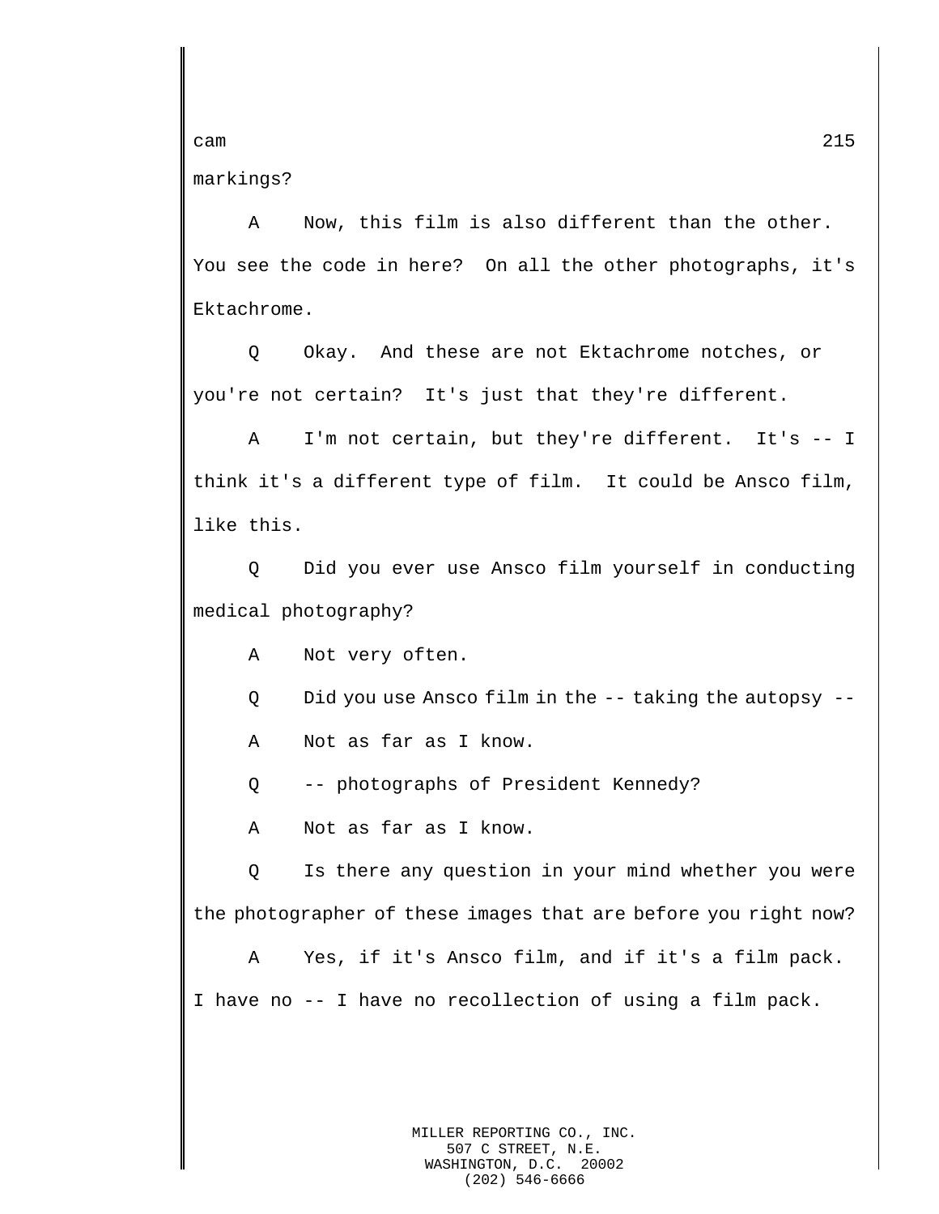markings?

A    Now, this film is also different than the other. You see the code in here? On all the other photographs, it's Ektachrome.

Q    Okay. And these are not Ektachrome notches, or you're not certain? It's just that they're different.

A    I'm not certain, but they're different. It's -- I think it's a different type of film. It could be Ansco film, like this.

Q    Did you ever use Ansco film yourself in conducting medical photography?

A    Not very often.

Q    Did you use Ansco film in the -- taking the autopsy --

A    Not as far as I know.

Q    -- photographs of President Kennedy?

A    Not as far as I know.

Q    Is there any question in your mind whether you were the photographer of these images that are before you right now?

A    Yes, if it's Ansco film, and if it's a film pack. I have no -- I have no recollection of using a film pack.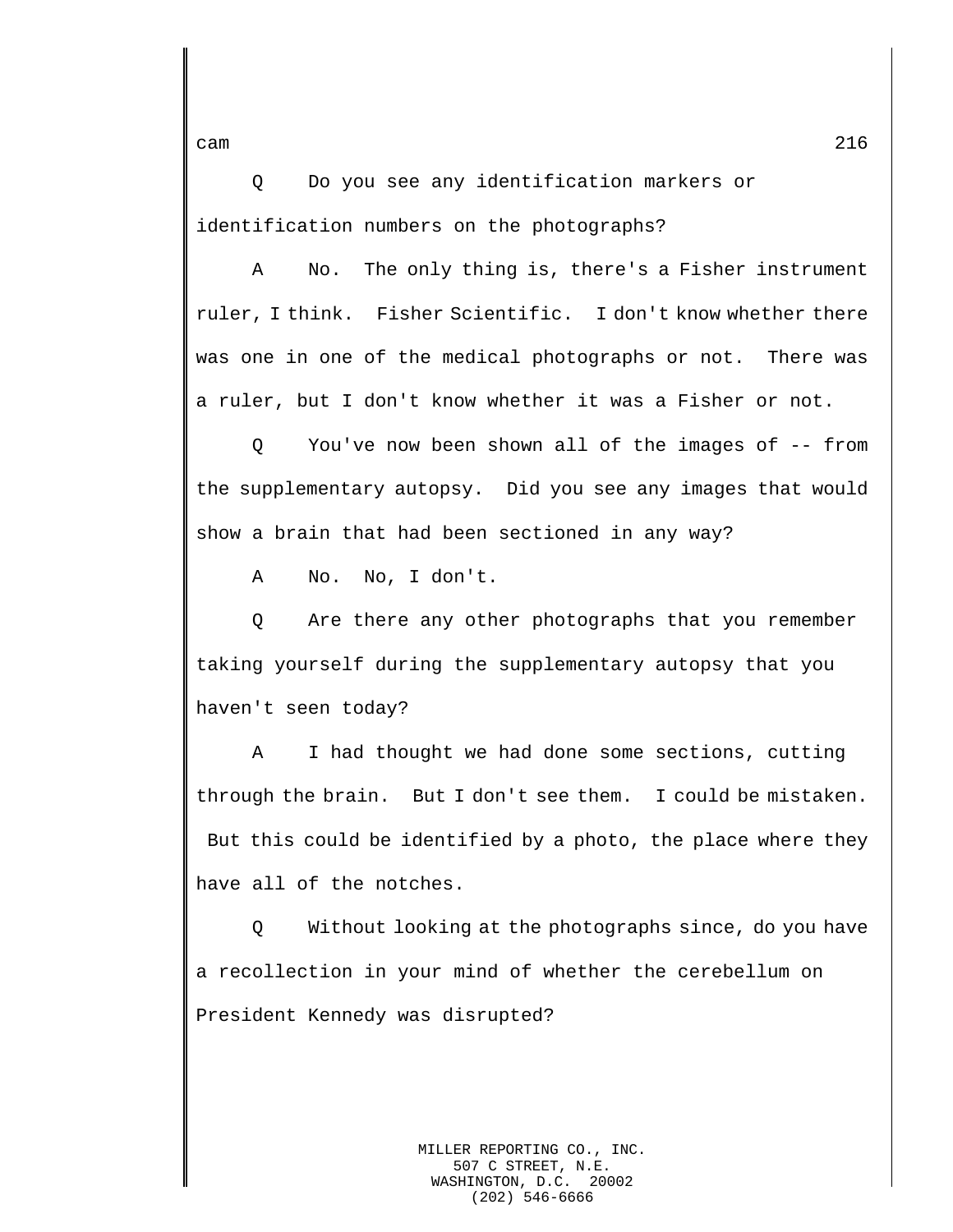Q Do you see any identification markers or identification numbers on the photographs?

A No. The only thing is, there's a Fisher instrument ruler, I think. Fisher Scientific. I don't know whether there was one in one of the medical photographs or not. There was a ruler, but I don't know whether it was a Fisher or not.

Q You've now been shown all of the images of -- from the supplementary autopsy. Did you see any images that would show a brain that had been sectioned in any way?

A No. No, I don't.

Q Are there any other photographs that you remember taking yourself during the supplementary autopsy that you haven't seen today?

A I had thought we had done some sections, cutting through the brain. But I don't see them. I could be mistaken. But this could be identified by a photo, the place where they have all of the notches.

Q Without looking at the photographs since, do you have a recollection in your mind of whether the cerebellum on President Kennedy was disrupted?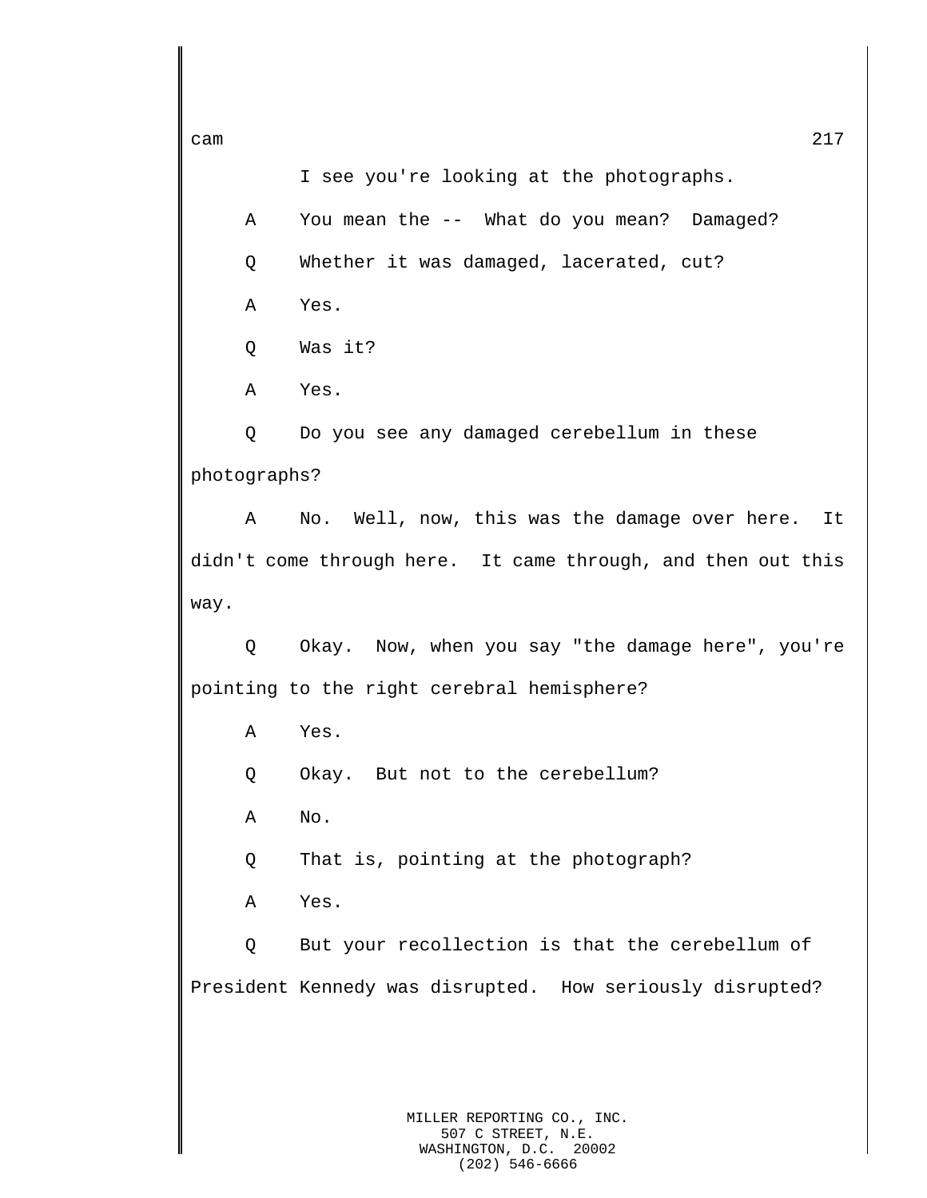I see you're looking at the photographs.

A You mean the -- What do you mean? Damaged?

Q Whether it was damaged, lacerated, cut?

A Yes.

Q Was it?

A Yes.

Q Do you see any damaged cerebellum in these photographs?

A No. Well, now, this was the damage over here. It didn't come through here. It came through, and then out this way.

Q Okay. Now, when you say "the damage here", you're pointing to the right cerebral hemisphere?

A Yes.

Q Okay. But not to the cerebellum?

A No.

Q That is, pointing at the photograph?

A Yes.

Q But your recollection is that the cerebellum of President Kennedy was disrupted. How seriously disrupted?

MILLER REPORTING CO., INC.
507 C STREET, N.E.
WASHINGTON, D.C. 20002
(202) 546-6666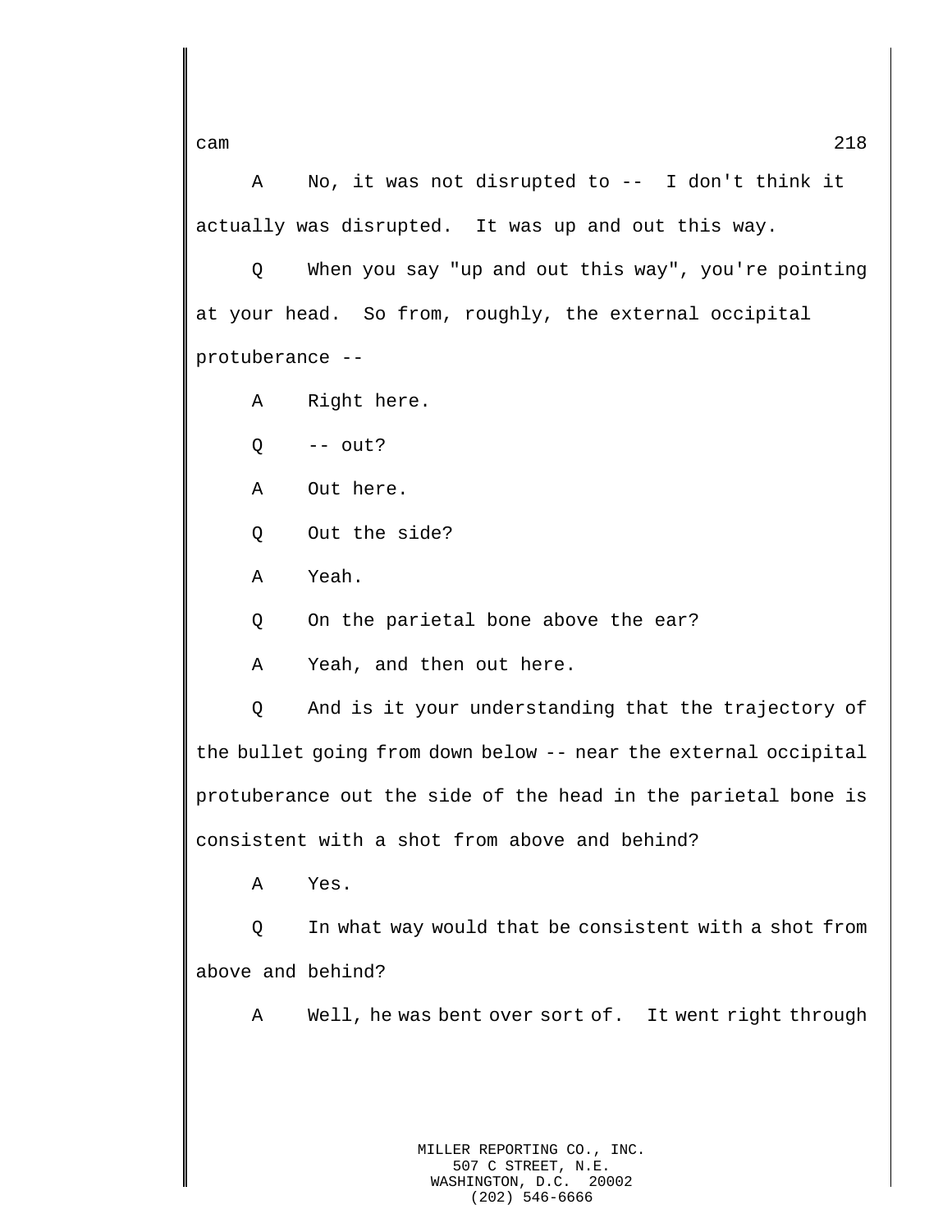A    No, it was not disrupted to --  I don't think it actually was disrupted.  It was up and out this way.

Q    When you say "up and out this way", you're pointing at your head.  So from, roughly, the external occipital protuberance --

A    Right here.

Q    -- out?

A    Out here.

Q    Out the side?

A    Yeah.

Q    On the parietal bone above the ear?

A    Yeah, and then out here.

Q    And is it your understanding that the trajectory of the bullet going from down below -- near the external occipital protuberance out the side of the head in the parietal bone is consistent with a shot from above and behind?

A    Yes.

Q    In what way would that be consistent with a shot from above and behind?

A    Well, he was bent over sort of.  It went right through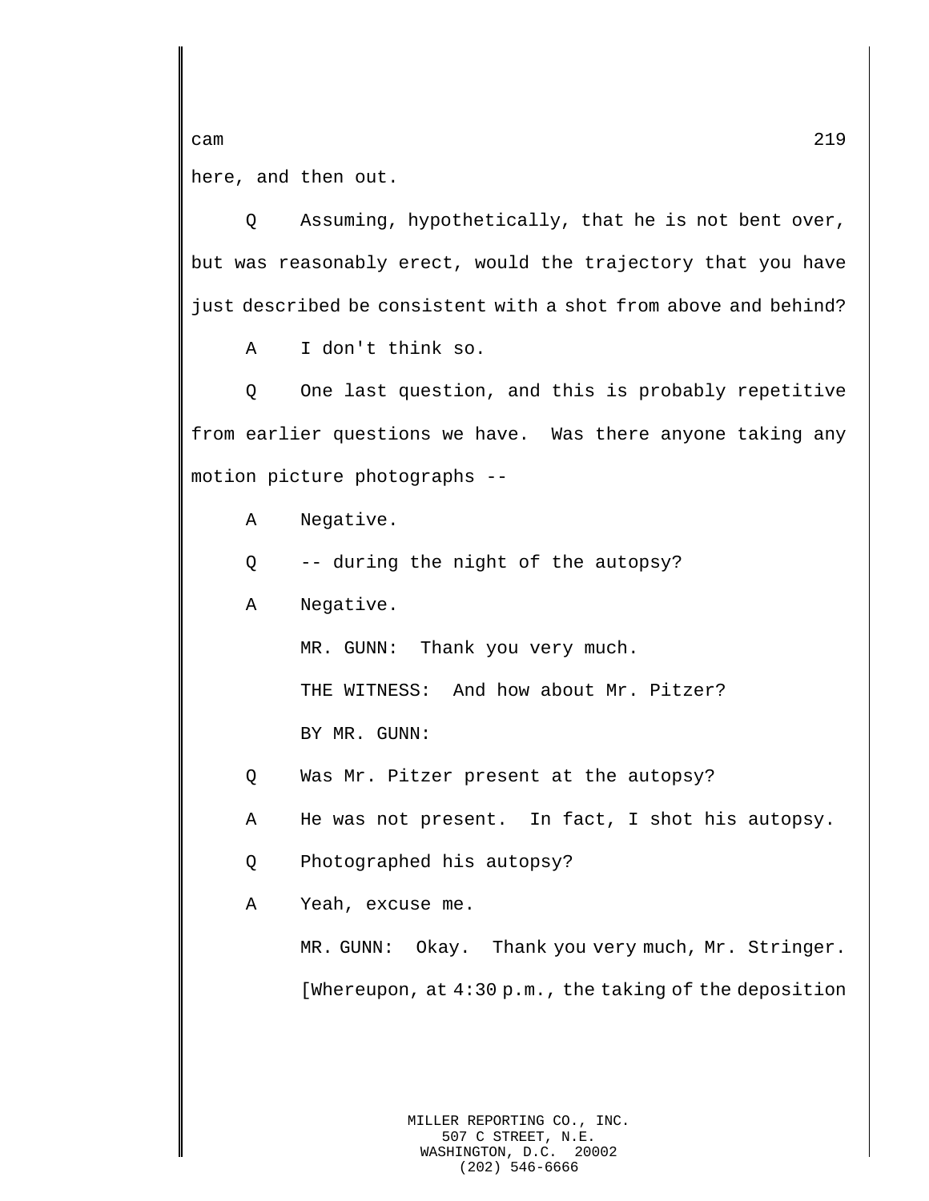here, and then out.

Q Assuming, hypothetically, that he is not bent over, but was reasonably erect, would the trajectory that you have just described be consistent with a shot from above and behind?

A I don't think so.

Q One last question, and this is probably repetitive from earlier questions we have. Was there anyone taking any motion picture photographs --

A Negative.

Q -- during the night of the autopsy?

A Negative.

MR. GUNN: Thank you very much.

THE WITNESS: And how about Mr. Pitzer?

BY MR. GUNN:

Q Was Mr. Pitzer present at the autopsy?

A He was not present. In fact, I shot his autopsy.

Q Photographed his autopsy?

A Yeah, excuse me.

MR. GUNN: Okay. Thank you very much, Mr. Stringer.

[Whereupon, at 4:30 p.m., the taking of the deposition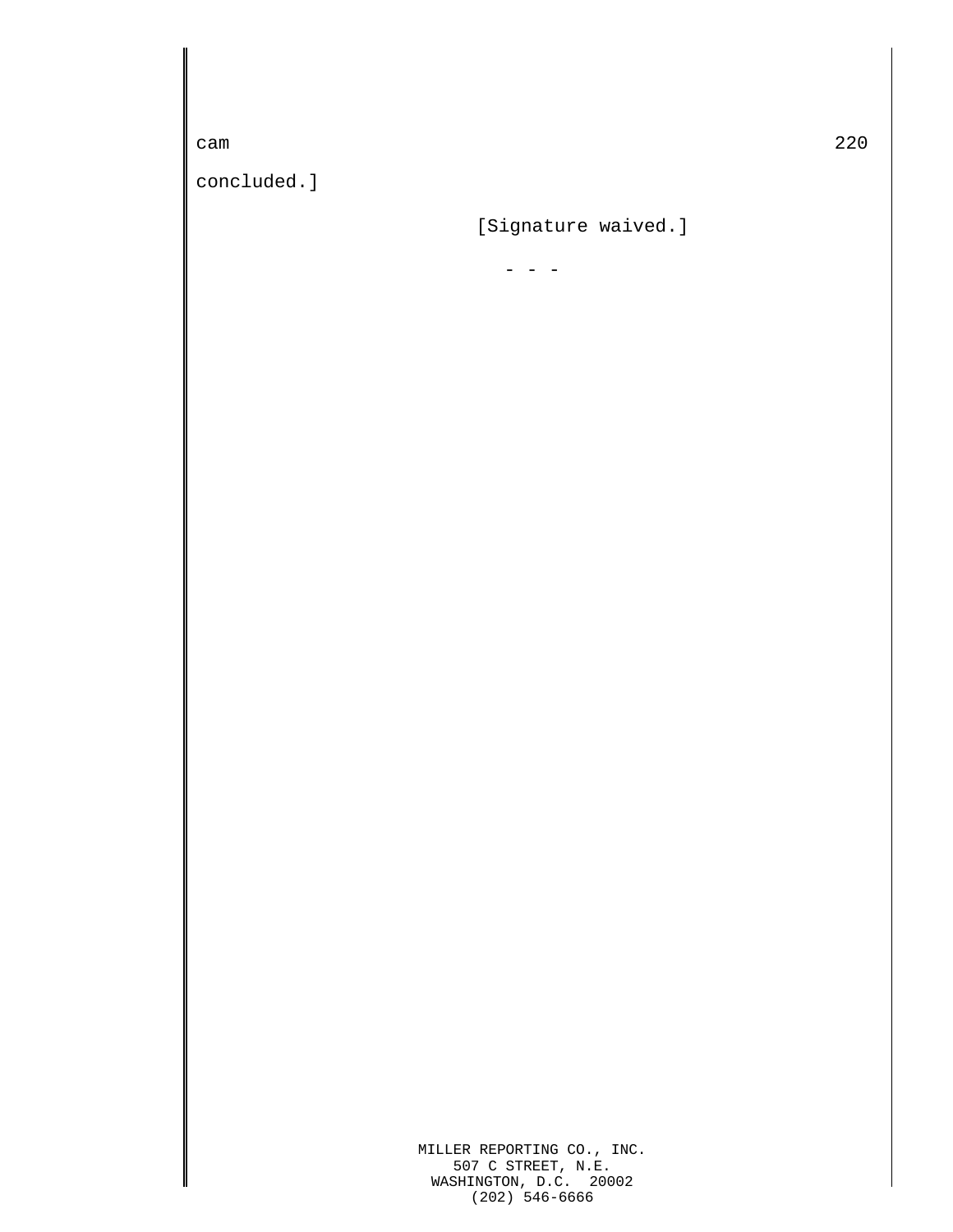cam

concluded.]

[Signature waived.]

- - -